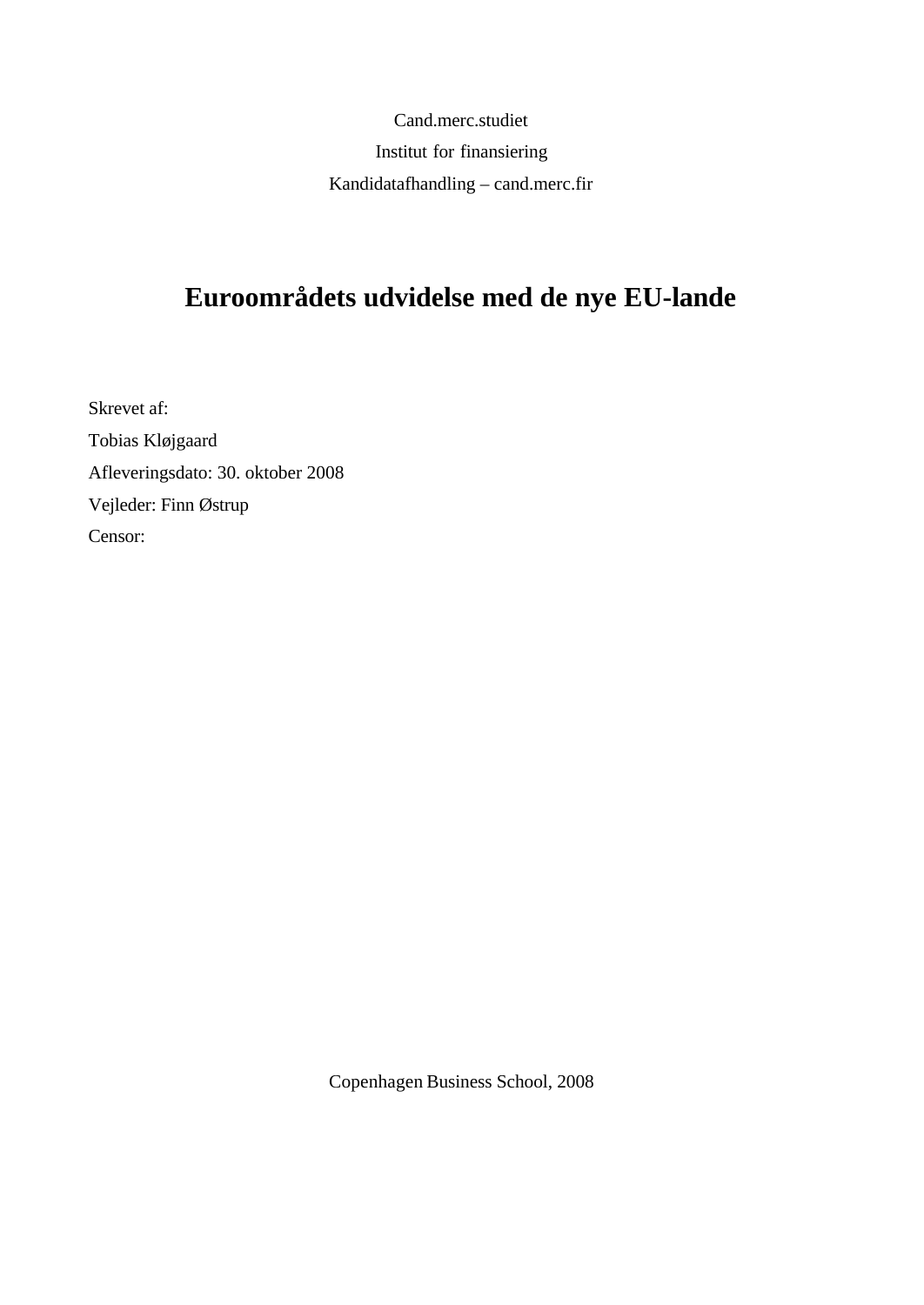Cand.merc.studiet

Institut for finansiering

Kandidatafhandling – cand.merc.fir

# Euroområdets udvidelse med de nye EU-lande

Skrevet af:

Tobias Kløjgaard

Afleveringsdato: 30. oktober 2008

Vejleder: Finn Østrup

Censor:

Copenhagen Business School, 2008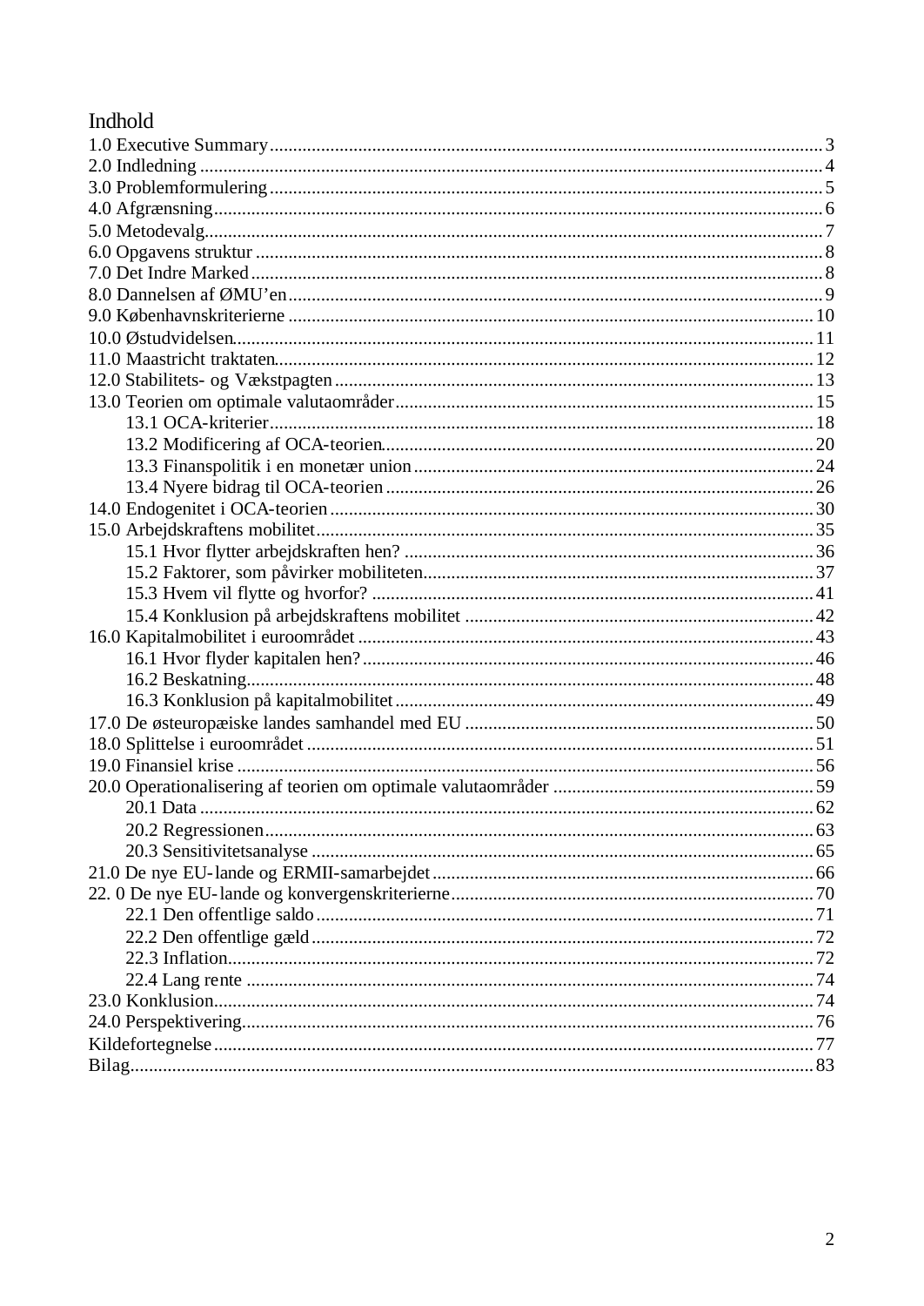# Indhold

1.0 Executive Summary ... 3
2.0 Indledning ... 4
3.0 Problemformulering ... 5
4.0 Afgrænsning ... 6
5.0 Metodevalg ... 7
6.0 Opgavens struktur ... 8
7.0 Det Indre Marked ... 8
8.0 Dannelsen af ØMU'en ... 9
9.0 Københavnskriterierne ... 10
10.0 Østudvidelsen ... 11
11.0 Maastricht traktaten ... 12
12.0 Stabilitets- og Vækstpagten ... 13
13.0 Teorien om optimale valutaområder ... 15
    13.1 OCA-kriterier ... 18
    13.2 Modificering af OCA-teorien ... 20
    13.3 Finanspolitik i en monetær union ... 24
    13.4 Nyere bidrag til OCA-teorien ... 26
14.0 Endogenitet i OCA-teorien ... 30
15.0 Arbejdskraftens mobilitet ... 35
    15.1 Hvor flytter arbejdskraften hen? ... 36
    15.2 Faktorer, som påvirker mobiliteten ... 37
    15.3 Hvem vil flytte og hvorfor? ... 41
    15.4 Konklusion på arbejdskraftens mobilitet ... 42
16.0 Kapitalmobilitet i euroområdet ... 43
    16.1 Hvor flyder kapitalen hen? ... 46
    16.2 Beskatning ... 48
    16.3 Konklusion på kapitalmobilitet ... 49
17.0 De østeuropæiske landes samhandel med EU ... 50
18.0 Splittelse i euroområdet ... 51
19.0 Finansiel krise ... 56
20.0 Operationalisering af teorien om optimale valutaområder ... 59
    20.1 Data ... 62
    20.2 Regressionen ... 63
    20.3 Sensitivitetsanalyse ... 65
21.0 De nye EU-lande og ERMII-samarbejdet ... 66
22. 0 De nye EU-lande og konvergenskriterierne ... 70
    22.1 Den offentlige saldo ... 71
    22.2 Den offentlige gæld ... 72
    22.3 Inflation ... 72
    22.4 Lang rente ... 74
23.0 Konklusion ... 74
24.0 Perspektivering ... 76
Kildefortegnelse ... 77
Bilag ... 83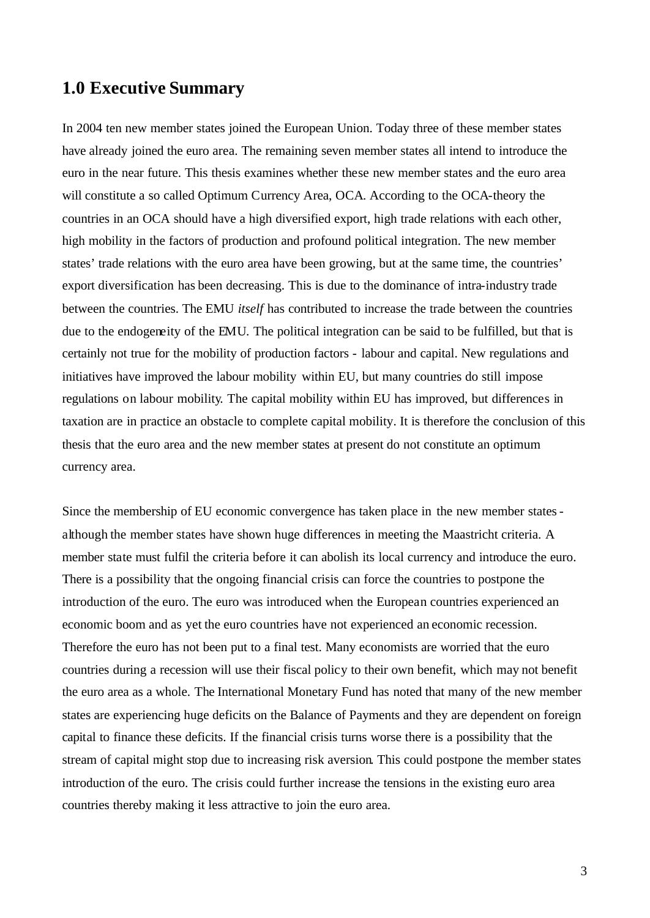## 1.0 Executive Summary

In 2004 ten new member states joined the European Union. Today three of these member states have already joined the euro area. The remaining seven member states all intend to introduce the euro in the near future. This thesis examines whether these new member states and the euro area will constitute a so called Optimum Currency Area, OCA. According to the OCA-theory the countries in an OCA should have a high diversified export, high trade relations with each other, high mobility in the factors of production and profound political integration. The new member states' trade relations with the euro area have been growing, but at the same time, the countries' export diversification has been decreasing. This is due to the dominance of intra-industry trade between the countries. The EMU *itself* has contributed to increase the trade between the countries due to the endogeneity of the EMU. The political integration can be said to be fulfilled, but that is certainly not true for the mobility of production factors - labour and capital. New regulations and initiatives have improved the labour mobility within EU, but many countries do still impose regulations on labour mobility. The capital mobility within EU has improved, but differences in taxation are in practice an obstacle to complete capital mobility. It is therefore the conclusion of this thesis that the euro area and the new member states at present do not constitute an optimum currency area.

Since the membership of EU economic convergence has taken place in the new member states - although the member states have shown huge differences in meeting the Maastricht criteria. A member state must fulfil the criteria before it can abolish its local currency and introduce the euro. There is a possibility that the ongoing financial crisis can force the countries to postpone the introduction of the euro. The euro was introduced when the European countries experienced an economic boom and as yet the euro countries have not experienced an economic recession. Therefore the euro has not been put to a final test. Many economists are worried that the euro countries during a recession will use their fiscal policy to their own benefit, which may not benefit the euro area as a whole. The International Monetary Fund has noted that many of the new member states are experiencing huge deficits on the Balance of Payments and they are dependent on foreign capital to finance these deficits. If the financial crisis turns worse there is a possibility that the stream of capital might stop due to increasing risk aversion. This could postpone the member states introduction of the euro. The crisis could further increase the tensions in the existing euro area countries thereby making it less attractive to join the euro area.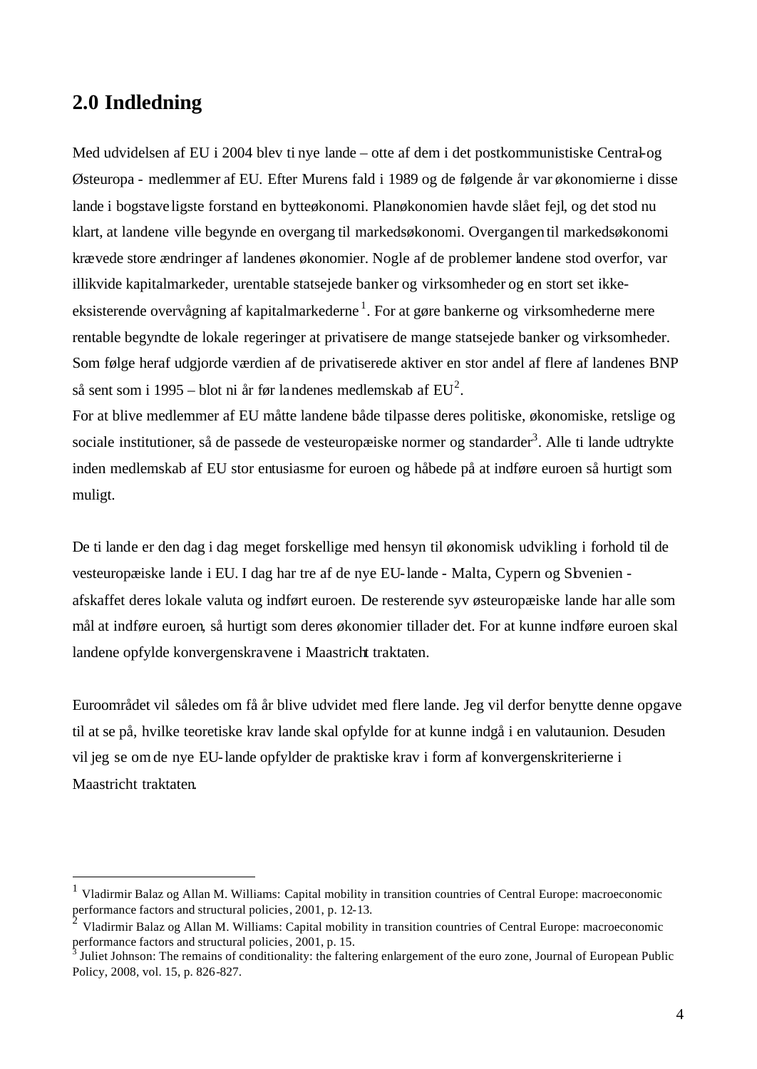## 2.0 Indledning

Med udvidelsen af EU i 2004 blev ti nye lande – otte af dem i det postkommunistiske Central-og Østeuropa - medlemmer af EU. Efter Murens fald i 1989 og de følgende år var økonomierne i disse lande i bogstaveligste forstand en bytteøkonomi. Planøkonomien havde slået fejl, og det stod nu klart, at landene ville begynde en overgang til markedsøkonomi. Overgangen til markedsøkonomi krævede store ændringer af landenes økonomier. Nogle af de problemer landene stod overfor, var illikvide kapitalmarkeder, urentable statsejede banker og virksomheder og en stort set ikke-eksisterende overvågning af kapitalmarkederne [1]. For at gøre bankerne og virksomhederne mere rentable begyndte de lokale regeringer at privatisere de mange statsejede banker og virksomheder. Som følge heraf udgjorde værdien af de privatiserede aktiver en stor andel af flere af landenes BNP så sent som i 1995 – blot ni år før landenes medlemskab af EU[2].
For at blive medlemmer af EU måtte landene både tilpasse deres politiske, økonomiske, retslige og sociale institutioner, så de passede de vesteuropæiske normer og standarder[3]. Alle ti lande udtrykte inden medlemskab af EU stor entusiasme for euroen og håbede på at indføre euroen så hurtigt som muligt.

De ti lande er den dag i dag meget forskellige med hensyn til økonomisk udvikling i forhold til de vesteuropæiske lande i EU. I dag har tre af de nye EU-lande - Malta, Cypern og Slovenien - afskaffet deres lokale valuta og indført euroen. De resterende syv østeuropæiske lande har alle som mål at indføre euroen, så hurtigt som deres økonomier tillader det. For at kunne indføre euroen skal landene opfylde konvergenskravene i Maastricht traktaten.

Euroområdet vil således om få år blive udvidet med flere lande. Jeg vil derfor benytte denne opgave til at se på, hvilke teoretiske krav lande skal opfylde for at kunne indgå i en valutaunion. Desuden vil jeg se om de nye EU-lande opfylder de praktiske krav i form af konvergenskriterierne i Maastricht traktaten.

---

[1] Vladirmir Balaz og Allan M. Williams: Capital mobility in transition countries of Central Europe: macroeconomic performance factors and structural policies, 2001, p. 12-13.
[2] Vladirmir Balaz og Allan M. Williams: Capital mobility in transition countries of Central Europe: macroeconomic performance factors and structural policies, 2001, p. 15.
[3] Juliet Johnson: The remains of conditionality: the faltering enlargement of the euro zone, Journal of European Public Policy, 2008, vol. 15, p. 826-827.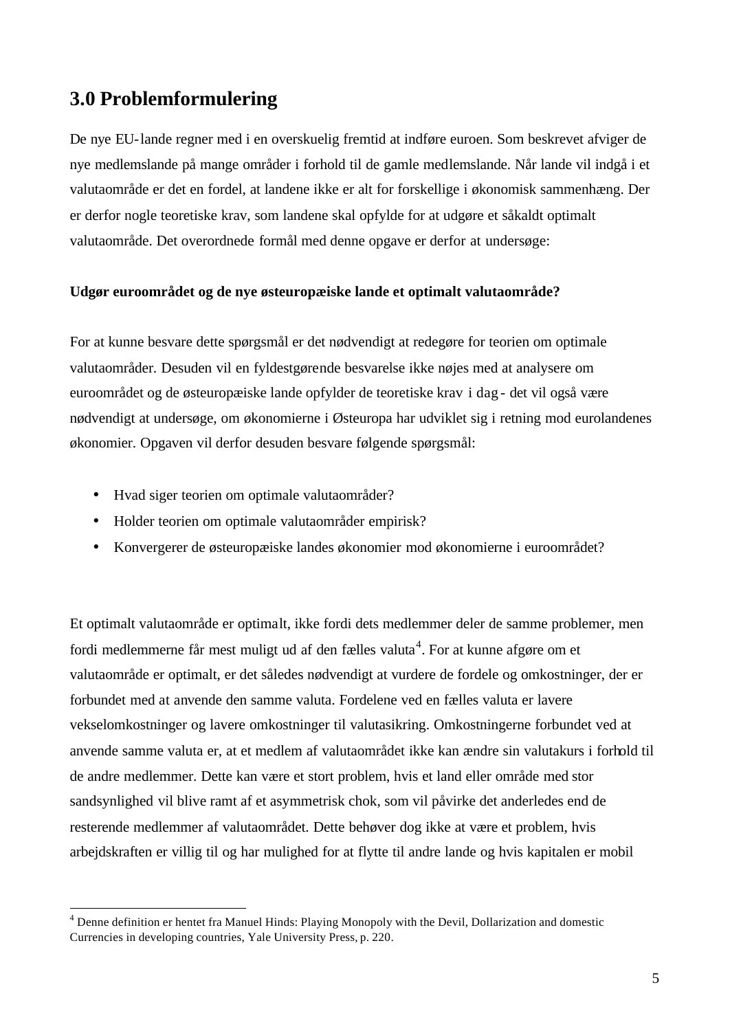## 3.0 Problemformulering

De nye EU-lande regner med i en overskuelig fremtid at indføre euroen. Som beskrevet afviger de nye medlemslande på mange områder i forhold til de gamle medlemslande. Når lande vil indgå i et valutaområde er det en fordel, at landene ikke er alt for forskellige i økonomisk sammenhæng. Der er derfor nogle teoretiske krav, som landene skal opfylde for at udgøre et såkaldt optimalt valutaområde. Det overordnede formål med denne opgave er derfor at undersøge:

**Udgør euroområdet og de nye østeuropæiske lande et optimalt valutaområde?**

For at kunne besvare dette spørgsmål er det nødvendigt at redegøre for teorien om optimale valutaområder. Desuden vil en fyldestgørende besvarelse ikke nøjes med at analysere om euroområdet og de østeuropæiske lande opfylder de teoretiske krav i dag - det vil også være nødvendigt at undersøge, om økonomierne i Østeuropa har udviklet sig i retning mod eurolandenes økonomier. Opgaven vil derfor desuden besvare følgende spørgsmål:

- Hvad siger teorien om optimale valutaområder?
- Holder teorien om optimale valutaområder empirisk?
- Konvergerer de østeuropæiske landes økonomier mod økonomierne i euroområdet?

Et optimalt valutaområde er optimalt, ikke fordi dets medlemmer deler de samme problemer, men fordi medlemmerne får mest muligt ud af den fælles valuta[4]. For at kunne afgøre om et valutaområde er optimalt, er det således nødvendigt at vurdere de fordele og omkostninger, der er forbundet med at anvende den samme valuta. Fordelene ved en fælles valuta er lavere vekselomkostninger og lavere omkostninger til valutasikring. Omkostningerne forbundet ved at anvende samme valuta er, at et medlem af valutaområdet ikke kan ændre sin valutakurs i forhold til de andre medlemmer. Dette kan være et stort problem, hvis et land eller område med stor sandsynlighed vil blive ramt af et asymmetrisk chok, som vil påvirke det anderledes end de resterende medlemmer af valutaområdet. Dette behøver dog ikke at være et problem, hvis arbejdskraften er villig til og har mulighed for at flytte til andre lande og hvis kapitalen er mobil

---

[4] Denne definition er hentet fra Manuel Hinds: Playing Monopoly with the Devil, Dollarization and domestic Currencies in developing countries, Yale University Press, p. 220.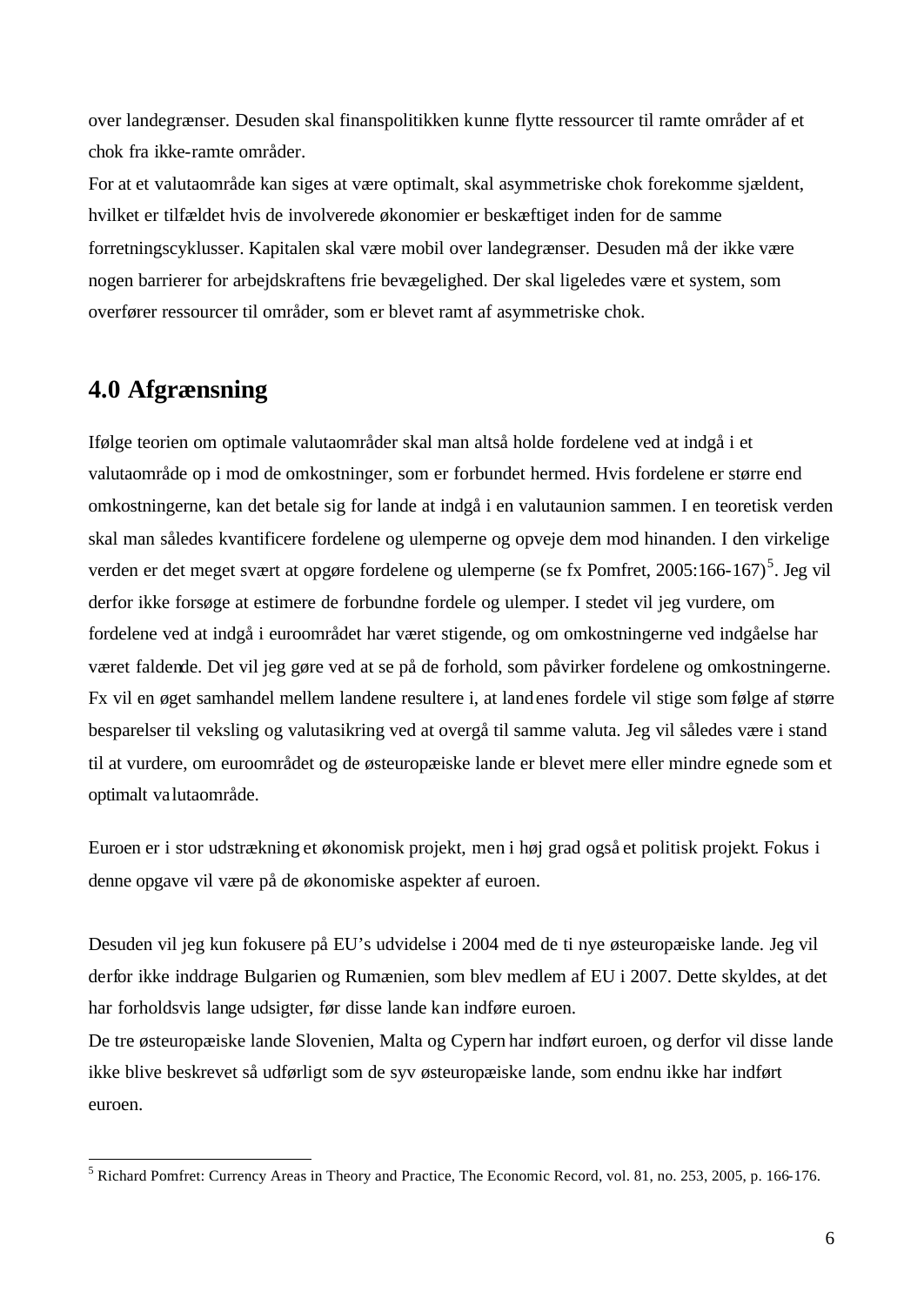over landegrænser. Desuden skal finanspolitikken kunne flytte ressourcer til ramte områder af et chok fra ikke-ramte områder.

For at et valutaområde kan siges at være optimalt, skal asymmetriske chok forekomme sjældent, hvilket er tilfældet hvis de involverede økonomier er beskæftiget inden for de samme forretningscyklusser. Kapitalen skal være mobil over landegrænser. Desuden må der ikke være nogen barrierer for arbejdskraftens frie bevægelighed. Der skal ligeledes være et system, som overfører ressourcer til områder, som er blevet ramt af asymmetriske chok.

## 4.0 Afgrænsning

Ifølge teorien om optimale valutaområder skal man altså holde fordelene ved at indgå i et valutaområde op i mod de omkostninger, som er forbundet hermed. Hvis fordelene er større end omkostningerne, kan det betale sig for lande at indgå i en valutaunion sammen. I en teoretisk verden skal man således kvantificere fordelene og ulemperne og opveje dem mod hinanden. I den virkelige verden er det meget svært at opgøre fordelene og ulemperne (se fx Pomfret, 2005:166-167)[5]. Jeg vil derfor ikke forsøge at estimere de forbundne fordele og ulemper. I stedet vil jeg vurdere, om fordelene ved at indgå i euroområdet har været stigende, og om omkostningerne ved indgåelse har været faldende. Det vil jeg gøre ved at se på de forhold, som påvirker fordelene og omkostningerne. Fx vil en øget samhandel mellem landene resultere i, at landenes fordele vil stige som følge af større besparelser til veksling og valutasikring ved at overgå til samme valuta. Jeg vil således være i stand til at vurdere, om euroområdet og de østeuropæiske lande er blevet mere eller mindre egnede som et optimalt valutaområde.

Euroen er i stor udstrækning et økonomisk projekt, men i høj grad også et politisk projekt. Fokus i denne opgave vil være på de økonomiske aspekter af euroen.

Desuden vil jeg kun fokusere på EU's udvidelse i 2004 med de ti nye østeuropæiske lande. Jeg vil derfor ikke inddrage Bulgarien og Rumænien, som blev medlem af EU i 2007. Dette skyldes, at det har forholdsvis lange udsigter, før disse lande kan indføre euroen.

De tre østeuropæiske lande Slovenien, Malta og Cypern har indført euroen, og derfor vil disse lande ikke blive beskrevet så udførligt som de syv østeuropæiske lande, som endnu ikke har indført euroen.

---

[5] Richard Pomfret: Currency Areas in Theory and Practice, The Economic Record, vol. 81, no. 253, 2005, p. 166-176.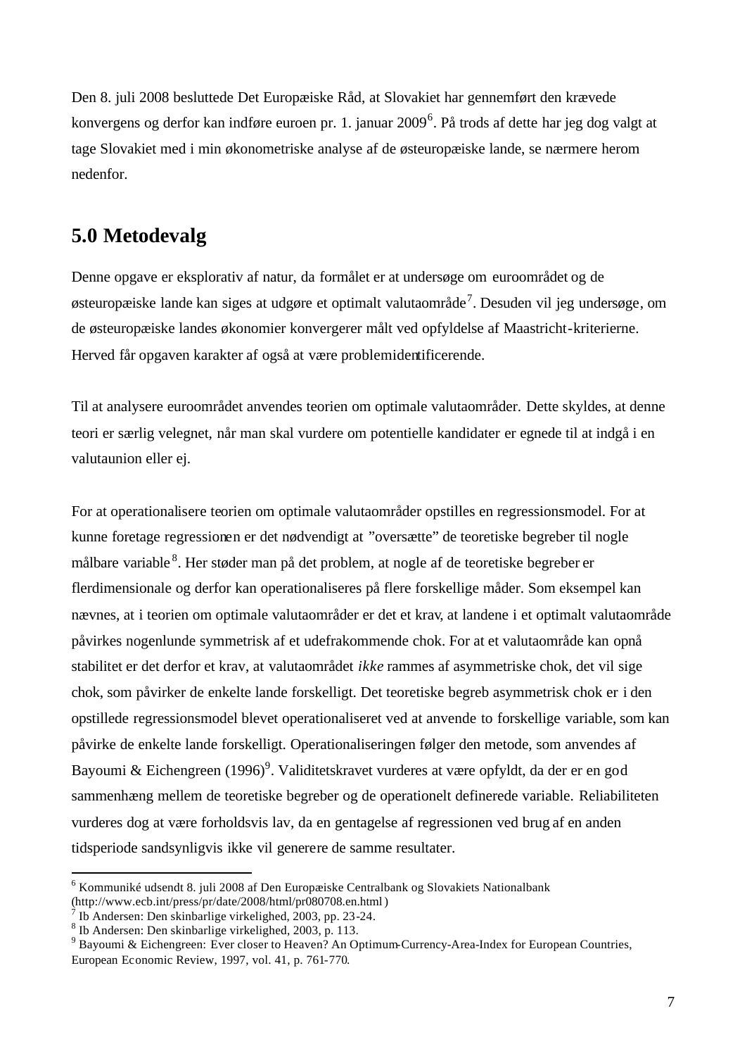Den 8. juli 2008 besluttede Det Europæiske Råd, at Slovakiet har gennemført den krævede konvergens og derfor kan indføre euroen pr. 1. januar 2009[6]. På trods af dette har jeg dog valgt at tage Slovakiet med i min økonometriske analyse af de østeuropæiske lande, se nærmere herom nedenfor.

## 5.0 Metodevalg

Denne opgave er eksplorativ af natur, da formålet er at undersøge om euroområdet og de østeuropæiske lande kan siges at udgøre et optimalt valutaområde[7]. Desuden vil jeg undersøge, om de østeuropæiske landes økonomier konvergerer målt ved opfyldelse af Maastricht-kriterierne. Herved får opgaven karakter af også at være problemidentificerende.

Til at analysere euroområdet anvendes teorien om optimale valutaområder. Dette skyldes, at denne teori er særlig velegnet, når man skal vurdere om potentielle kandidater er egnede til at indgå i en valutaunion eller ej.

For at operationalisere teorien om optimale valutaområder opstilles en regressionsmodel. For at kunne foretage regressionen er det nødvendigt at "oversætte" de teoretiske begreber til nogle målbare variable[8]. Her støder man på det problem, at nogle af de teoretiske begreber er flerdimensionale og derfor kan operationaliseres på flere forskellige måder. Som eksempel kan nævnes, at i teorien om optimale valutaområder er det et krav, at landene i et optimalt valutaområde påvirkes nogenlunde symmetrisk af et udefrakommende chok. For at et valutaområde kan opnå stabilitet er det derfor et krav, at valutaområdet *ikke* rammes af asymmetriske chok, det vil sige chok, som påvirker de enkelte lande forskelligt. Det teoretiske begreb asymmetrisk chok er i den opstillede regressionsmodel blevet operationaliseret ved at anvende to forskellige variable, som kan påvirke de enkelte lande forskelligt. Operationaliseringen følger den metode, som anvendes af Bayoumi & Eichengreen (1996)[9]. Validitetskravet vurderes at være opfyldt, da der er en god sammenhæng mellem de teoretiske begreber og de operationelt definerede variable. Reliabiliteten vurderes dog at være forholdsvis lav, da en gentagelse af regressionen ved brug af en anden tidsperiode sandsynligvis ikke vil generere de samme resultater.

---

[6] Kommuniké udsendt 8. juli 2008 af Den Europæiske Centralbank og Slovakiets Nationalbank (http://www.ecb.int/press/pr/date/2008/html/pr080708.en.html)

[7] Ib Andersen: Den skinbarlige virkelighed, 2003, pp. 23-24.

[8] Ib Andersen: Den skinbarlige virkelighed, 2003, p. 113.

[9] Bayoumi & Eichengreen: Ever closer to Heaven? An Optimum-Currency-Area-Index for European Countries, European Economic Review, 1997, vol. 41, p. 761-770.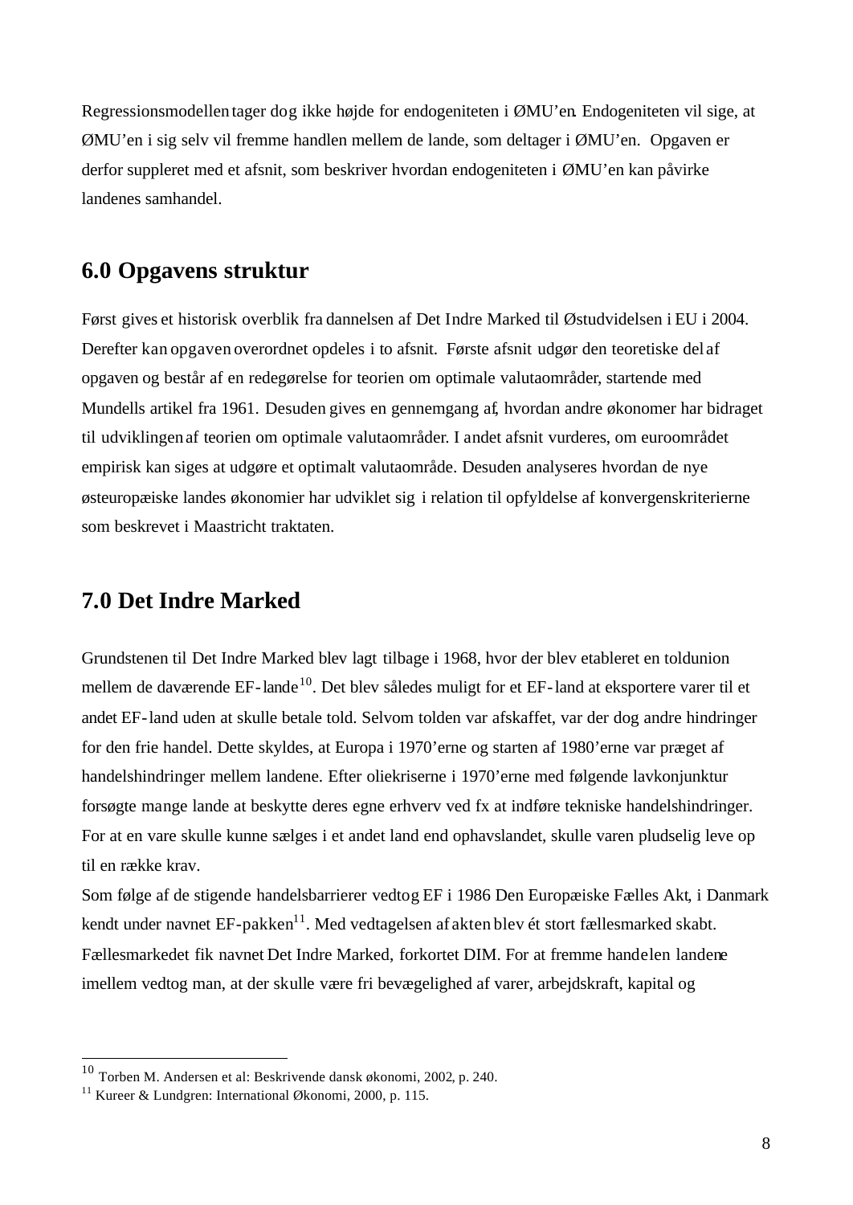Regressionsmodellen tager dog ikke højde for endogeniteten i ØMU'en. Endogeniteten vil sige, at ØMU'en i sig selv vil fremme handlen mellem de lande, som deltager i ØMU'en. Opgaven er derfor suppleret med et afsnit, som beskriver hvordan endogeniteten i ØMU'en kan påvirke landenes samhandel.

## 6.0 Opgavens struktur

Først gives et historisk overblik fra dannelsen af Det Indre Marked til Østudvidelsen i EU i 2004. Derefter kan opgaven overordnet opdeles i to afsnit. Første afsnit udgør den teoretiske del af opgaven og består af en redegørelse for teorien om optimale valutaområder, startende med Mundells artikel fra 1961. Desuden gives en gennemgang af, hvordan andre økonomer har bidraget til udviklingen af teorien om optimale valutaområder. I andet afsnit vurderes, om euroområdet empirisk kan siges at udgøre et optimalt valutaområde. Desuden analyseres hvordan de nye østeuropæiske landes økonomier har udviklet sig i relation til opfyldelse af konvergenskriterierne som beskrevet i Maastricht traktaten.

## 7.0 Det Indre Marked

Grundstenen til Det Indre Marked blev lagt tilbage i 1968, hvor der blev etableret en toldunion mellem de daværende EF-lande[10]. Det blev således muligt for et EF-land at eksportere varer til et andet EF-land uden at skulle betale told. Selvom tolden var afskaffet, var der dog andre hindringer for den frie handel. Dette skyldes, at Europa i 1970'erne og starten af 1980'erne var præget af handelshindringer mellem landene. Efter oliekriserne i 1970'erne med følgende lavkonjunktur forsøgte mange lande at beskytte deres egne erhverv ved fx at indføre tekniske handelshindringer. For at en vare skulle kunne sælges i et andet land end ophavslandet, skulle varen pludselig leve op til en række krav.

Som følge af de stigende handelsbarrierer vedtog EF i 1986 Den Europæiske Fælles Akt, i Danmark kendt under navnet EF-pakken[11]. Med vedtagelsen af akten blev ét stort fællesmarked skabt. Fællesmarkedet fik navnet Det Indre Marked, forkortet DIM. For at fremme handelen landene imellem vedtog man, at der skulle være fri bevægelighed af varer, arbejdskraft, kapital og

---

[10] Torben M. Andersen et al: Beskrivende dansk økonomi, 2002, p. 240.

[11] Kureer & Lundgren: International Økonomi, 2000, p. 115.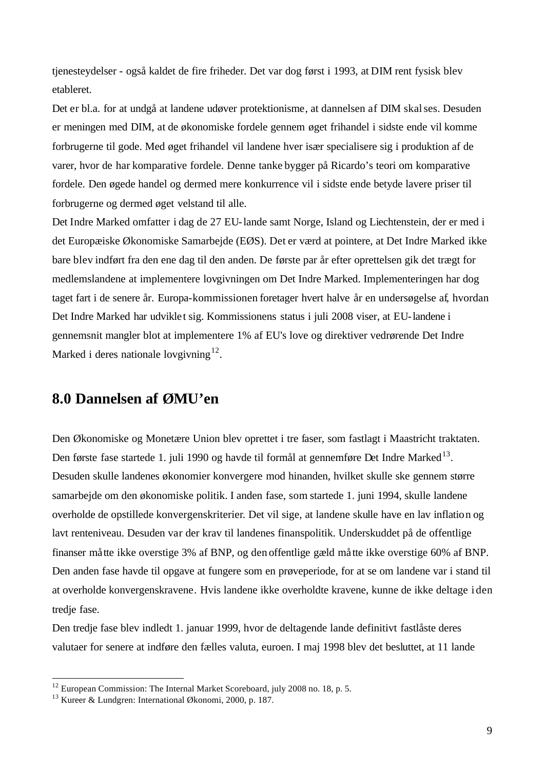tjenesteydelser - også kaldet de fire friheder. Det var dog først i 1993, at DIM rent fysisk blev etableret.

Det er bl.a. for at undgå at landene udøver protektionisme, at dannelsen af DIM skal ses. Desuden er meningen med DIM, at de økonomiske fordele gennem øget frihandel i sidste ende vil komme forbrugerne til gode. Med øget frihandel vil landene hver især specialisere sig i produktion af de varer, hvor de har komparative fordele. Denne tanke bygger på Ricardo's teori om komparative fordele. Den øgede handel og dermed mere konkurrence vil i sidste ende betyde lavere priser til forbrugerne og dermed øget velstand til alle.

Det Indre Marked omfatter i dag de 27 EU-lande samt Norge, Island og Liechtenstein, der er med i det Europæiske Økonomiske Samarbejde (EØS). Det er værd at pointere, at Det Indre Marked ikke bare blev indført fra den ene dag til den anden. De første par år efter oprettelsen gik det trægt for medlemslandene at implementere lovgivningen om Det Indre Marked. Implementeringen har dog taget fart i de senere år. Europa-kommissionen foretager hvert halve år en undersøgelse af, hvordan Det Indre Marked har udviklet sig. Kommissionens status i juli 2008 viser, at EU-landene i gennemsnit mangler blot at implementere 1% af EU's love og direktiver vedrørende Det Indre Marked i deres nationale lovgivning[12].

## 8.0 Dannelsen af ØMU'en

Den Økonomiske og Monetære Union blev oprettet i tre faser, som fastlagt i Maastricht traktaten. Den første fase startede 1. juli 1990 og havde til formål at gennemføre Det Indre Marked[13]. Desuden skulle landenes økonomier konvergere mod hinanden, hvilket skulle ske gennem større samarbejde om den økonomiske politik. I anden fase, som startede 1. juni 1994, skulle landene overholde de opstillede konvergenskriterier. Det vil sige, at landene skulle have en lav inflation og lavt renteniveau. Desuden var der krav til landenes finanspolitik. Underskuddet på de offentlige finanser måtte ikke overstige 3% af BNP, og den offentlige gæld måtte ikke overstige 60% af BNP. Den anden fase havde til opgave at fungere som en prøveperiode, for at se om landene var i stand til at overholde konvergenskravene. Hvis landene ikke overholdte kravene, kunne de ikke deltage i den tredje fase.

Den tredje fase blev indledt 1. januar 1999, hvor de deltagende lande definitivt fastlåste deres valutaer for senere at indføre den fælles valuta, euroen. I maj 1998 blev det besluttet, at 11 lande

---

[12] European Commission: The Internal Market Scoreboard, july 2008 no. 18, p. 5.

[13] Kureer & Lundgren: International Økonomi, 2000, p. 187.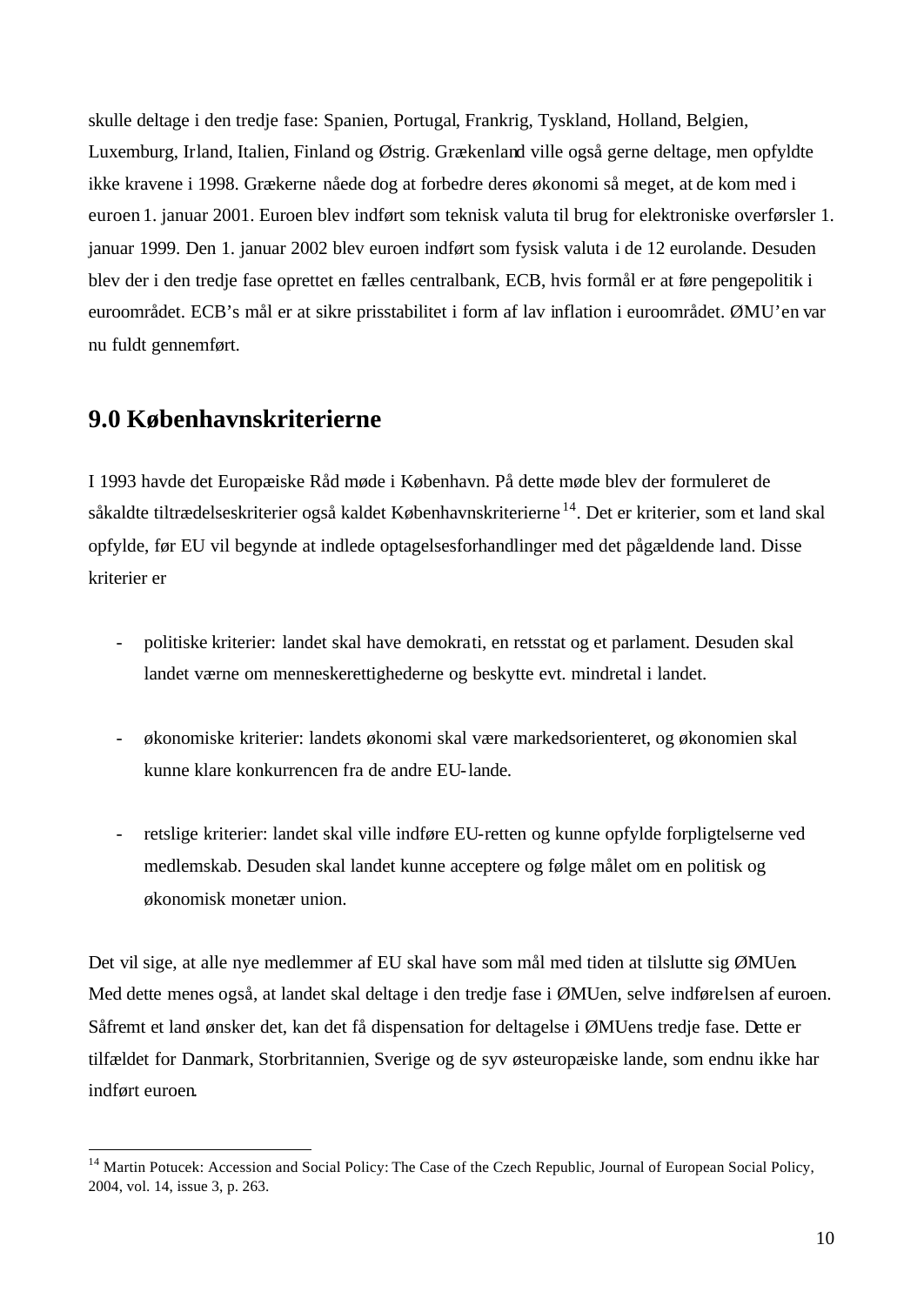skulle deltage i den tredje fase: Spanien, Portugal, Frankrig, Tyskland, Holland, Belgien, Luxemburg, Irland, Italien, Finland og Østrig. Grækenland ville også gerne deltage, men opfyldte ikke kravene i 1998. Grækerne nåede dog at forbedre deres økonomi så meget, at de kom med i euroen 1. januar 2001. Euroen blev indført som teknisk valuta til brug for elektroniske overførsler 1. januar 1999. Den 1. januar 2002 blev euroen indført som fysisk valuta i de 12 eurolande. Desuden blev der i den tredje fase oprettet en fælles centralbank, ECB, hvis formål er at føre pengepolitik i euroområdet. ECB's mål er at sikre prisstabilitet i form af lav inflation i euroområdet. ØMU'en var nu fuldt gennemført.

## 9.0 Københavnskriterierne

I 1993 havde det Europæiske Råd møde i København. På dette møde blev der formuleret de såkaldte tiltrædelseskriterier også kaldet Københavnskriterierne[14]. Det er kriterier, som et land skal opfylde, før EU vil begynde at indlede optagelsesforhandlinger med det pågældende land. Disse kriterier er

- politiske kriterier: landet skal have demokrati, en retsstat og et parlament. Desuden skal landet værne om menneskerettighederne og beskytte evt. mindretal i landet.

- økonomiske kriterier: landets økonomi skal være markedsorienteret, og økonomien skal kunne klare konkurrencen fra de andre EU-lande.

- retslige kriterier: landet skal ville indføre EU-retten og kunne opfylde forpligtelserne ved medlemskab. Desuden skal landet kunne acceptere og følge målet om en politisk og økonomisk monetær union.

Det vil sige, at alle nye medlemmer af EU skal have som mål med tiden at tilslutte sig ØMUen. Med dette menes også, at landet skal deltage i den tredje fase i ØMUen, selve indførelsen af euroen. Såfremt et land ønsker det, kan det få dispensation for deltagelse i ØMUens tredje fase. Dette er tilfældet for Danmark, Storbritannien, Sverige og de syv østeuropæiske lande, som endnu ikke har indført euroen.

[14] Martin Potucek: Accession and Social Policy: The Case of the Czech Republic, Journal of European Social Policy, 2004, vol. 14, issue 3, p. 263.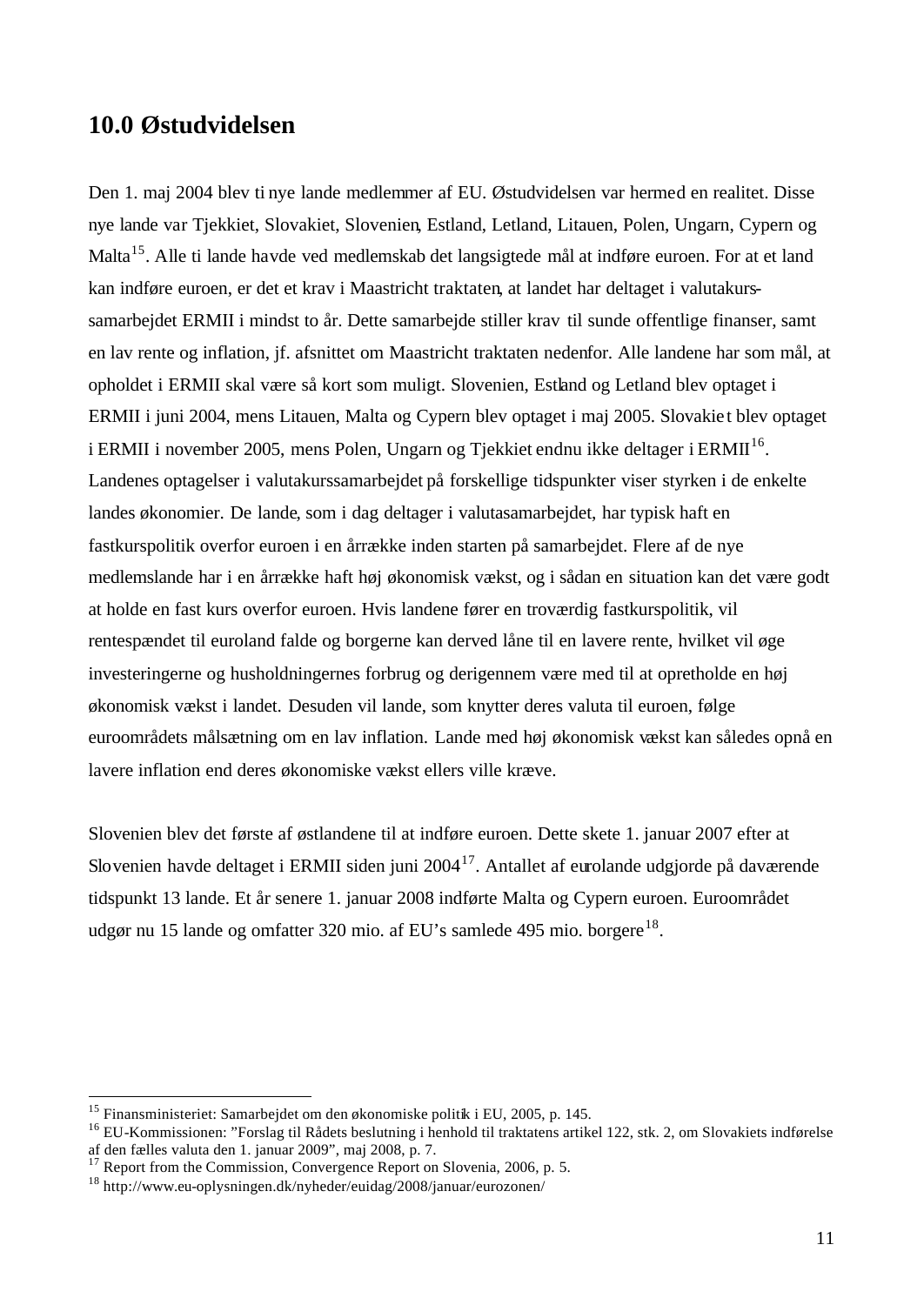# 10.0 Østudvidelsen

Den 1. maj 2004 blev ti nye lande medlemmer af EU. Østudvidelsen var hermed en realitet. Disse nye lande var Tjekkiet, Slovakiet, Slovenien, Estland, Letland, Litauen, Polen, Ungarn, Cypern og Malta[15]. Alle ti lande havde ved medlemskab det langsigtede mål at indføre euroen. For at et land kan indføre euroen, er det et krav i Maastricht traktaten, at landet har deltaget i valutakurs-samarbejdet ERMII i mindst to år. Dette samarbejde stiller krav til sunde offentlige finanser, samt en lav rente og inflation, jf. afsnittet om Maastricht traktaten nedenfor. Alle landene har som mål, at opholdet i ERMII skal være så kort som muligt. Slovenien, Estland og Letland blev optaget i ERMII i juni 2004, mens Litauen, Malta og Cypern blev optaget i maj 2005. Slovakiet blev optaget i ERMII i november 2005, mens Polen, Ungarn og Tjekkiet endnu ikke deltager i ERMII[16]. Landenes optagelser i valutakurssamarbejdet på forskellige tidspunkter viser styrken i de enkelte landes økonomier. De lande, som i dag deltager i valutasamarbejdet, har typisk haft en fastkurspolitik overfor euroen i en årrække inden starten på samarbejdet. Flere af de nye medlemslande har i en årrække haft høj økonomisk vækst, og i sådan en situation kan det være godt at holde en fast kurs overfor euroen. Hvis landene fører en troværdig fastkurspolitik, vil rentespændet til euroland falde og borgerne kan derved låne til en lavere rente, hvilket vil øge investeringerne og husholdningernes forbrug og derigennem være med til at opretholde en høj økonomisk vækst i landet. Desuden vil lande, som knytter deres valuta til euroen, følge euroområdets målsætning om en lav inflation. Lande med høj økonomisk vækst kan således opnå en lavere inflation end deres økonomiske vækst ellers ville kræve.

Slovenien blev det første af østlandene til at indføre euroen. Dette skete 1. januar 2007 efter at Slovenien havde deltaget i ERMII siden juni 2004[17]. Antallet af eurolande udgjorde på daværende tidspunkt 13 lande. Et år senere 1. januar 2008 indførte Malta og Cypern euroen. Euroområdet udgør nu 15 lande og omfatter 320 mio. af EU's samlede 495 mio. borgere[18].

---

[15] Finansministeriet: Samarbejdet om den økonomiske politik i EU, 2005, p. 145.
[16] EU-Kommissionen: "Forslag til Rådets beslutning i henhold til traktatens artikel 122, stk. 2, om Slovakiets indførelse af den fælles valuta den 1. januar 2009", maj 2008, p. 7.
[17] Report from the Commission, Convergence Report on Slovenia, 2006, p. 5.
[18] http://www.eu-oplysningen.dk/nyheder/euidag/2008/januar/eurozonen/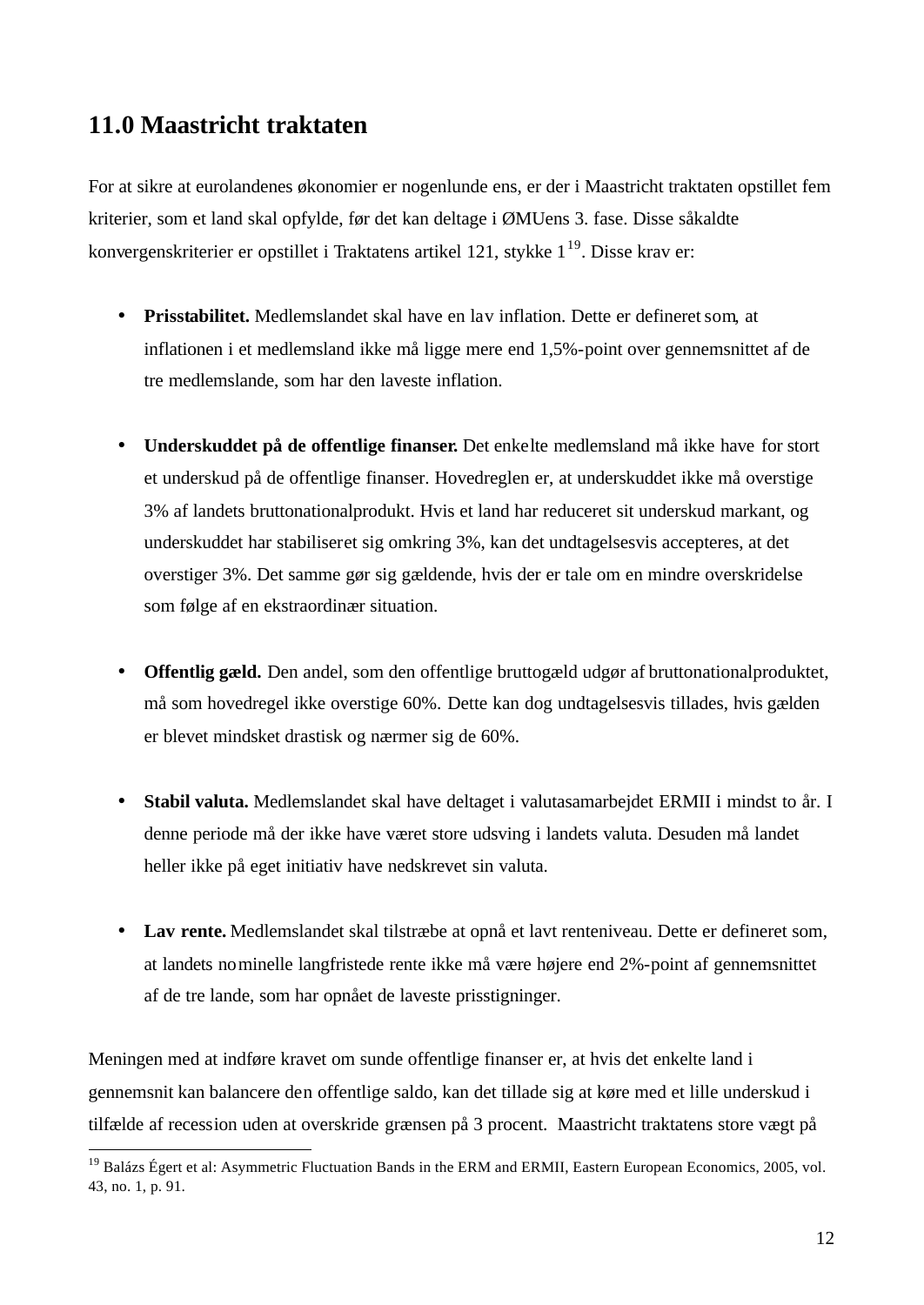# 11.0 Maastricht traktaten

For at sikre at eurolandenes økonomier er nogenlunde ens, er der i Maastricht traktaten opstillet fem kriterier, som et land skal opfylde, før det kan deltage i ØMUens 3. fase. Disse såkaldte konvergenskriterier er opstillet i Traktatens artikel 121, stykke 1[19]. Disse krav er:

- **Prisstabilitet.** Medlemslandet skal have en lav inflation. Dette er defineret som, at inflationen i et medlemsland ikke må ligge mere end 1,5%-point over gennemsnittet af de tre medlemslande, som har den laveste inflation.

- **Underskuddet på de offentlige finanser.** Det enkelte medlemsland må ikke have for stort et underskud på de offentlige finanser. Hovedreglen er, at underskuddet ikke må overstige 3% af landets bruttonationalprodukt. Hvis et land har reduceret sit underskud markant, og underskuddet har stabiliseret sig omkring 3%, kan det undtagelsesvis accepteres, at det overstiger 3%. Det samme gør sig gældende, hvis der er tale om en mindre overskridelse som følge af en ekstraordinær situation.

- **Offentlig gæld.** Den andel, som den offentlige bruttogæld udgør af bruttonationalproduktet, må som hovedregel ikke overstige 60%. Dette kan dog undtagelsesvis tillades, hvis gælden er blevet mindsket drastisk og nærmer sig de 60%.

- **Stabil valuta.** Medlemslandet skal have deltaget i valutasamarbejdet ERMII i mindst to år. I denne periode må der ikke have været store udsving i landets valuta. Desuden må landet heller ikke på eget initiativ have nedskrevet sin valuta.

- **Lav rente.** Medlemslandet skal tilstræbe at opnå et lavt renteniveau. Dette er defineret som, at landets nominelle langfristede rente ikke må være højere end 2%-point af gennemsnittet af de tre lande, som har opnået de laveste prisstigninger.

Meningen med at indføre kravet om sunde offentlige finanser er, at hvis det enkelte land i gennemsnit kan balancere den offentlige saldo, kan det tillade sig at køre med et lille underskud i tilfælde af recession uden at overskride grænsen på 3 procent. Maastricht traktatens store vægt på

---

[19] Balázs Égert et al: Asymmetric Fluctuation Bands in the ERM and ERMII, Eastern European Economics, 2005, vol. 43, no. 1, p. 91.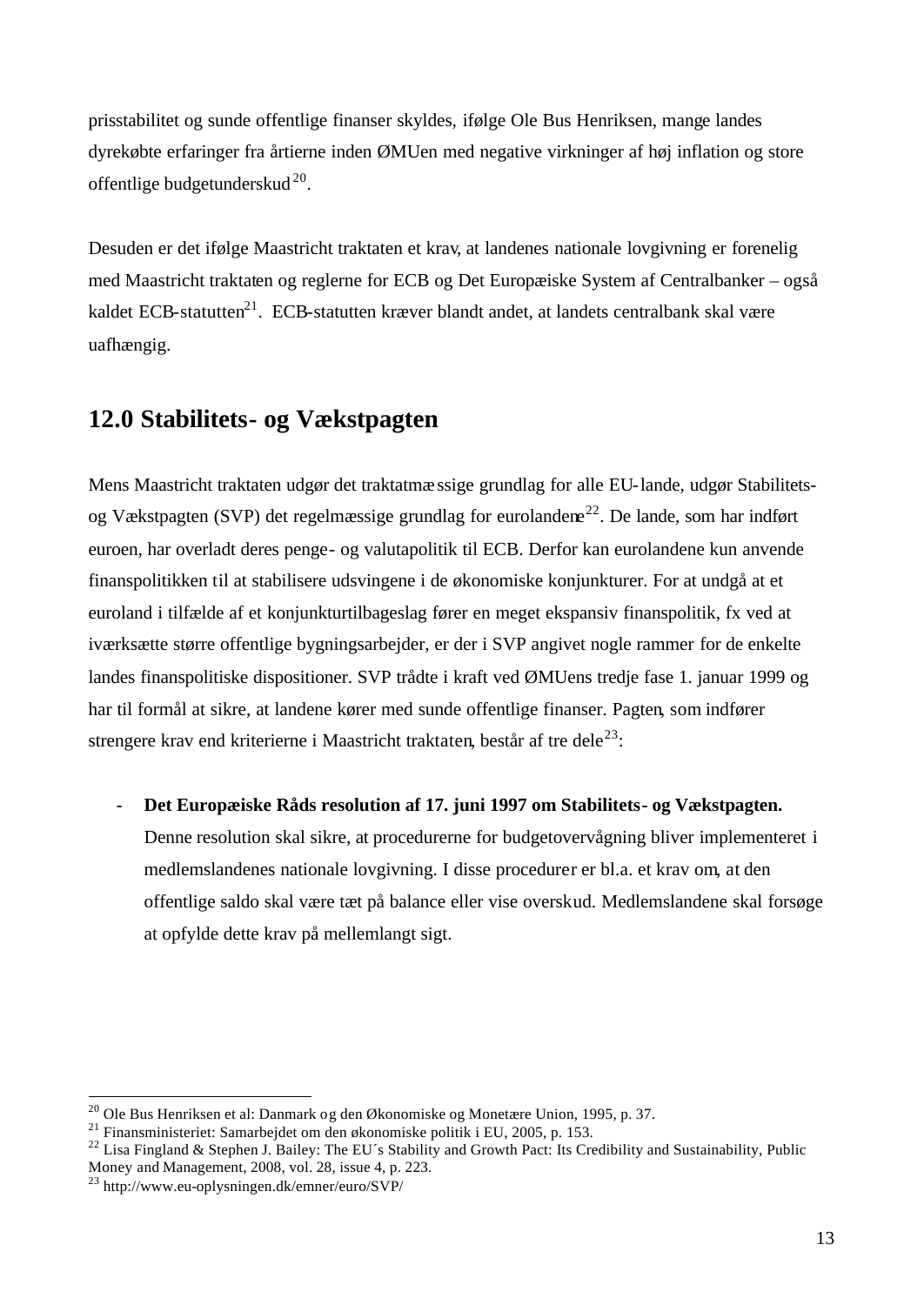prisstabilitet og sunde offentlige finanser skyldes, ifølge Ole Bus Henriksen, mange landes dyrekøbte erfaringer fra årtierne inden ØMUen med negative virkninger af høj inflation og store offentlige budgetunderskud[20].

Desuden er det ifølge Maastricht traktaten et krav, at landenes nationale lovgivning er forenelig med Maastricht traktaten og reglerne for ECB og Det Europæiske System af Centralbanker – også kaldet ECB-statutten[21]. ECB-statutten kræver blandt andet, at landets centralbank skal være uafhængig.

## 12.0 Stabilitets- og Vækstpagten

Mens Maastricht traktaten udgør det traktatmæssige grundlag for alle EU-lande, udgør Stabilitets- og Vækstpagten (SVP) det regelmæssige grundlag for eurolandene[22]. De lande, som har indført euroen, har overladt deres penge- og valutapolitik til ECB. Derfor kan eurolandene kun anvende finanspolitikken til at stabilisere udsvingene i de økonomiske konjunkturer. For at undgå at et euroland i tilfælde af et konjunkturtilbageslag fører en meget ekspansiv finanspolitik, fx ved at iværksætte større offentlige bygningsarbejder, er der i SVP angivet nogle rammer for de enkelte landes finanspolitiske dispositioner. SVP trådte i kraft ved ØMUens tredje fase 1. januar 1999 og har til formål at sikre, at landene kører med sunde offentlige finanser. Pagten, som indfører strengere krav end kriterierne i Maastricht traktaten, består af tre dele[23]:

- **Det Europæiske Råds resolution af 17. juni 1997 om Stabilitets- og Vækstpagten.** Denne resolution skal sikre, at procedurerne for budgetovervågning bliver implementeret i medlemslandenes nationale lovgivning. I disse procedurer er bl.a. et krav om, at den offentlige saldo skal være tæt på balance eller vise overskud. Medlemslandene skal forsøge at opfylde dette krav på mellemlangt sigt.

---

[20] Ole Bus Henriksen et al: Danmark og den Økonomiske og Monetære Union, 1995, p. 37.
[21] Finansministeriet: Samarbejdet om den økonomiske politik i EU, 2005, p. 153.
[22] Lisa Fingland & Stephen J. Bailey: The EU´s Stability and Growth Pact: Its Credibility and Sustainability, Public Money and Management, 2008, vol. 28, issue 4, p. 223.
[23] http://www.eu-oplysningen.dk/emner/euro/SVP/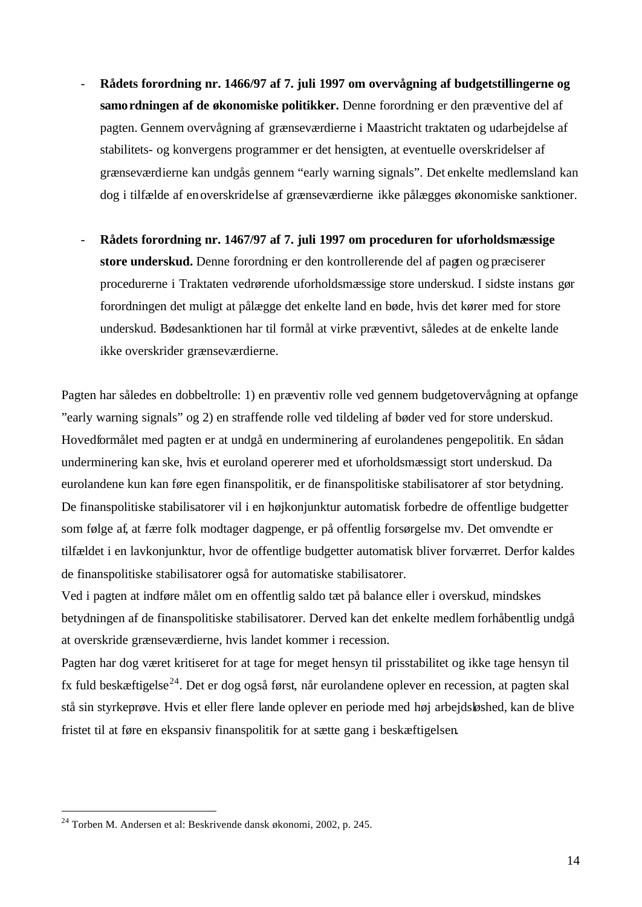- **Rådets forordning nr. 1466/97 af 7. juli 1997 om overvågning af budgetstillingerne og samordningen af de økonomiske politikker.** Denne forordning er den præventive del af pagten. Gennem overvågning af grænseværdierne i Maastricht traktaten og udarbejdelse af stabilitets- og konvergens programmer er det hensigten, at eventuelle overskridelser af grænseværdierne kan undgås gennem "early warning signals". Det enkelte medlemsland kan dog i tilfælde af en overskridelse af grænseværdierne ikke pålægges økonomiske sanktioner.

- **Rådets forordning nr. 1467/97 af 7. juli 1997 om proceduren for uforholdsmæssige store underskud.** Denne forordning er den kontrollerende del af pagten og præciserer procedurerne i Traktaten vedrørende uforholdsmæssige store underskud. I sidste instans gør forordningen det muligt at pålægge det enkelte land en bøde, hvis det kører med for store underskud. Bødesanktionen har til formål at virke præventivt, således at de enkelte lande ikke overskrider grænseværdierne.

Pagten har således en dobbeltrolle: 1) en præventiv rolle ved gennem budgetovervågning at opfange "early warning signals" og 2) en straffende rolle ved tildeling af bøder ved for store underskud. Hovedformålet med pagten er at undgå en underminering af eurolandenes pengepolitik. En sådan underminering kan ske, hvis et euroland opererer med et uforholdsmæssigt stort underskud. Da eurolandene kun kan føre egen finanspolitik, er de finanspolitiske stabilisatorer af stor betydning. De finanspolitiske stabilisatorer vil i en højkonjunktur automatisk forbedre de offentlige budgetter som følge af, at færre folk modtager dagpenge, er på offentlig forsørgelse mv. Det omvendte er tilfældet i en lavkonjunktur, hvor de offentlige budgetter automatisk bliver forværret. Derfor kaldes de finanspolitiske stabilisatorer også for automatiske stabilisatorer.

Ved i pagten at indføre målet om en offentlig saldo tæt på balance eller i overskud, mindskes betydningen af de finanspolitiske stabilisatorer. Derved kan det enkelte medlem forhåbentlig undgå at overskride grænseværdierne, hvis landet kommer i recession.

Pagten har dog været kritiseret for at tage for meget hensyn til prisstabilitet og ikke tage hensyn til fx fuld beskæftigelse[24]. Det er dog også først, når eurolandene oplever en recession, at pagten skal stå sin styrkeprøve. Hvis et eller flere lande oplever en periode med høj arbejdsløshed, kan de blive fristet til at føre en ekspansiv finanspolitik for at sætte gang i beskæftigelsen.

---

[24] Torben M. Andersen et al: Beskrivende dansk økonomi, 2002, p. 245.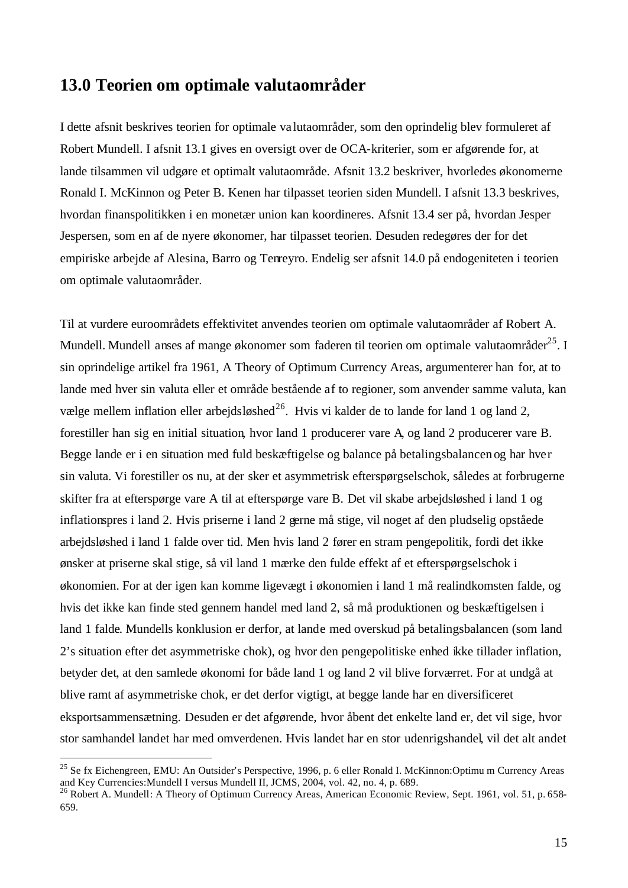## 13.0 Teorien om optimale valutaområder

I dette afsnit beskrives teorien for optimale valutaområder, som den oprindelig blev formuleret af Robert Mundell. I afsnit 13.1 gives en oversigt over de OCA-kriterier, som er afgørende for, at lande tilsammen vil udgøre et optimalt valutaområde. Afsnit 13.2 beskriver, hvorledes økonomerne Ronald I. McKinnon og Peter B. Kenen har tilpasset teorien siden Mundell. I afsnit 13.3 beskrives, hvordan finanspolitikken i en monetær union kan koordineres. Afsnit 13.4 ser på, hvordan Jesper Jespersen, som en af de nyere økonomer, har tilpasset teorien. Desuden redegøres der for det empiriske arbejde af Alesina, Barro og Tenreyro. Endelig ser afsnit 14.0 på endogeniteten i teorien om optimale valutaområder.

Til at vurdere euroområdets effektivitet anvendes teorien om optimale valutaområder af Robert A. Mundell. Mundell anses af mange økonomer som faderen til teorien om optimale valutaområder[25]. I sin oprindelige artikel fra 1961, A Theory of Optimum Currency Areas, argumenterer han for, at to lande med hver sin valuta eller et område bestående af to regioner, som anvender samme valuta, kan vælge mellem inflation eller arbejdsløshed[26]. Hvis vi kalder de to lande for land 1 og land 2, forestiller han sig en initial situation, hvor land 1 producerer vare A, og land 2 producerer vare B. Begge lande er i en situation med fuld beskæftigelse og balance på betalingsbalancen og har hver sin valuta. Vi forestiller os nu, at der sker et asymmetrisk efterspørgselschok, således at forbrugerne skifter fra at efterspørge vare A til at efterspørge vare B. Det vil skabe arbejdsløshed i land 1 og inflationspres i land 2. Hvis priserne i land 2 gerne må stige, vil noget af den pludselig opståede arbejdsløshed i land 1 falde over tid. Men hvis land 2 fører en stram pengepolitik, fordi det ikke ønsker at priserne skal stige, så vil land 1 mærke den fulde effekt af et efterspørgselschok i økonomien. For at der igen kan komme ligevægt i økonomien i land 1 må realindkomsten falde, og hvis det ikke kan finde sted gennem handel med land 2, så må produktionen og beskæftigelsen i land 1 falde. Mundells konklusion er derfor, at lande med overskud på betalingsbalancen (som land 2's situation efter det asymmetriske chok), og hvor den pengepolitiske enhed ikke tillader inflation, betyder det, at den samlede økonomi for både land 1 og land 2 vil blive forværret. For at undgå at blive ramt af asymmetriske chok, er det derfor vigtigt, at begge lande har en diversificeret eksportsammensætning. Desuden er det afgørende, hvor åbent det enkelte land er, det vil sige, hvor stor samhandel landet har med omverdenen. Hvis landet har en stor udenrigshandel, vil det alt andet

---

[25] Se fx Eichengreen, EMU: An Outsider's Perspective, 1996, p. 6 eller Ronald I. McKinnon:Optimu m Currency Areas and Key Currencies:Mundell I versus Mundell II, JCMS, 2004, vol. 42, no. 4, p. 689.

[26] Robert A. Mundell: A Theory of Optimum Currency Areas, American Economic Review, Sept. 1961, vol. 51, p. 658-659.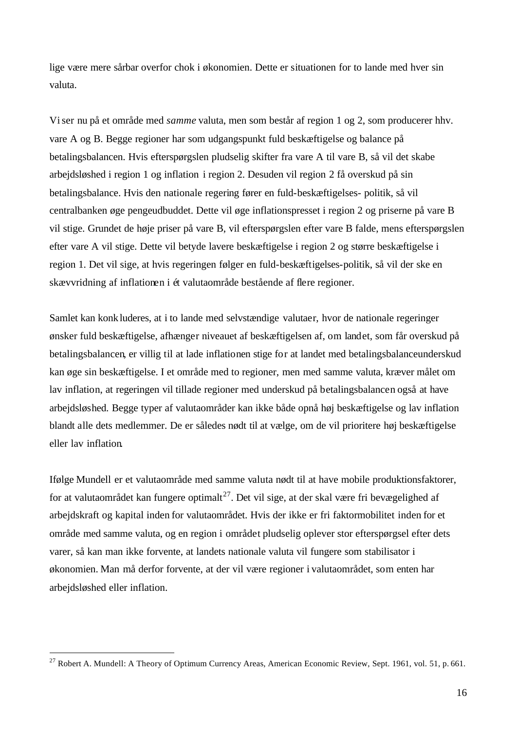lige være mere sårbar overfor chok i økonomien. Dette er situationen for to lande med hver sin valuta.

Vi ser nu på et område med *samme* valuta, men som består af region 1 og 2, som producerer hhv. vare A og B. Begge regioner har som udgangspunkt fuld beskæftigelse og balance på betalingsbalancen. Hvis efterspørgslen pludselig skifter fra vare A til vare B, så vil det skabe arbejdsløshed i region 1 og inflation i region 2. Desuden vil region 2 få overskud på sin betalingsbalance. Hvis den nationale regering fører en fuld-beskæftigelses- politik, så vil centralbanken øge pengeudbuddet. Dette vil øge inflationspresset i region 2 og priserne på vare B vil stige. Grundet de høje priser på vare B, vil efterspørgslen efter vare B falde, mens efterspørgslen efter vare A vil stige. Dette vil betyde lavere beskæftigelse i region 2 og større beskæftigelse i region 1. Det vil sige, at hvis regeringen følger en fuld-beskæftigelses-politik, så vil der ske en skævvridning af inflationen i ét valutaområde bestående af flere regioner.

Samlet kan konkluderes, at i to lande med selvstændige valutaer, hvor de nationale regeringer ønsker fuld beskæftigelse, afhænger niveauet af beskæftigelsen af, om landet, som får overskud på betalingsbalancen, er villig til at lade inflationen stige for at landet med betalingsbalanceunderskud kan øge sin beskæftigelse. I et område med to regioner, men med samme valuta, kræver målet om lav inflation, at regeringen vil tillade regioner med underskud på betalingsbalancen også at have arbejdsløshed. Begge typer af valutaområder kan ikke både opnå høj beskæftigelse og lav inflation blandt alle dets medlemmer. De er således nødt til at vælge, om de vil prioritere høj beskæftigelse eller lav inflation.

Ifølge Mundell er et valutaområde med samme valuta nødt til at have mobile produktionsfaktorer, for at valutaområdet kan fungere optimalt[27]. Det vil sige, at der skal være fri bevægelighed af arbejdskraft og kapital inden for valutaområdet. Hvis der ikke er fri faktormobilitet inden for et område med samme valuta, og en region i området pludselig oplever stor efterspørgsel efter dets varer, så kan man ikke forvente, at landets nationale valuta vil fungere som stabilisator i økonomien. Man må derfor forvente, at der vil være regioner i valutaområdet, som enten har arbejdsløshed eller inflation.

---

[27] Robert A. Mundell: A Theory of Optimum Currency Areas, American Economic Review, Sept. 1961, vol. 51, p. 661.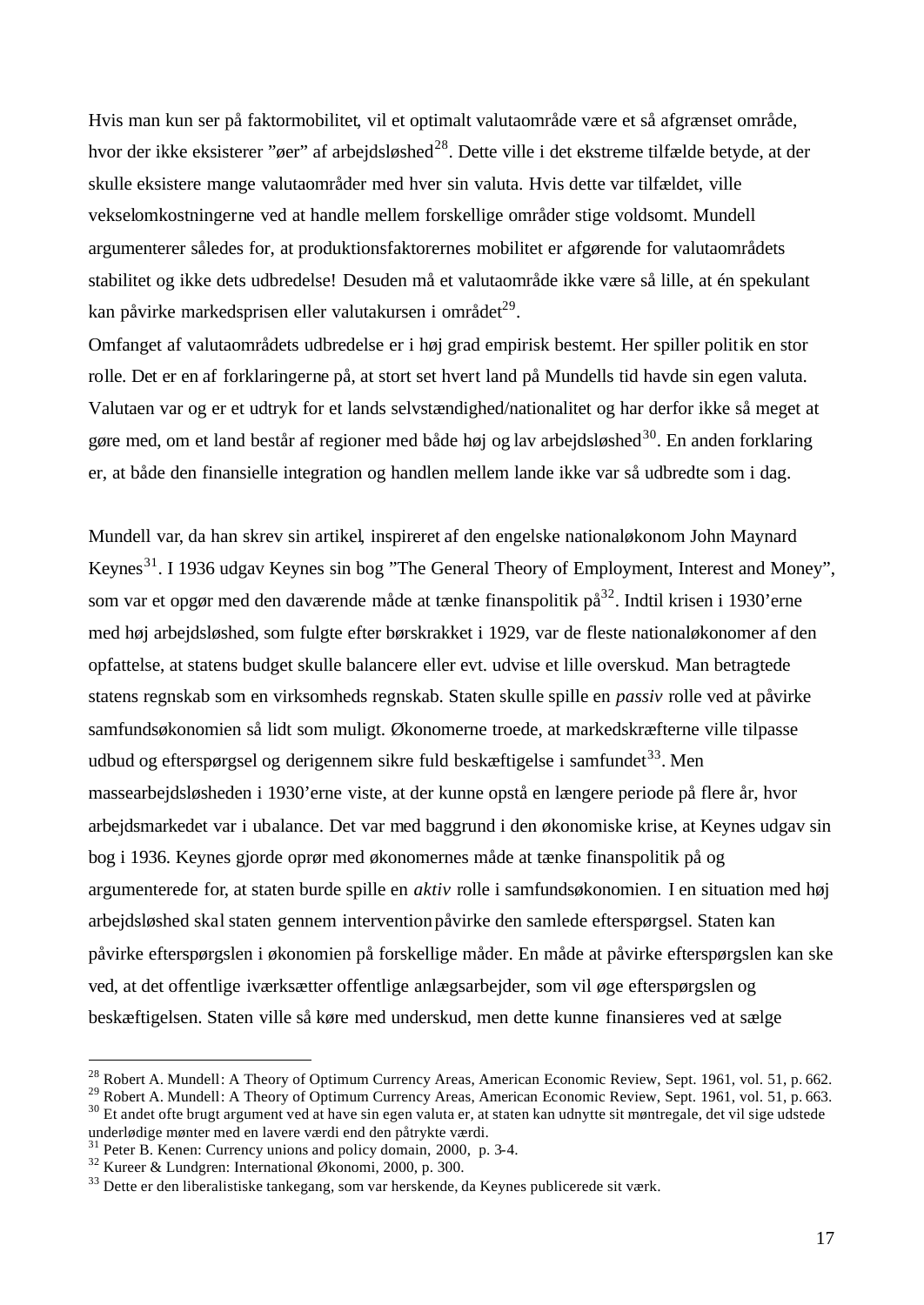Hvis man kun ser på faktormobilitet, vil et optimalt valutaområde være et så afgrænset område, hvor der ikke eksisterer "øer" af arbejdsløshed[28]. Dette ville i det ekstreme tilfælde betyde, at der skulle eksistere mange valutaområder med hver sin valuta. Hvis dette var tilfældet, ville vekselomkostningerne ved at handle mellem forskellige områder stige voldsomt. Mundell argumenterer således for, at produktionsfaktorernes mobilitet er afgørende for valutaområdets stabilitet og ikke dets udbredelse! Desuden må et valutaområde ikke være så lille, at én spekulant kan påvirke markedsprisen eller valutakursen i området[29].

Omfanget af valutaområdets udbredelse er i høj grad empirisk bestemt. Her spiller politik en stor rolle. Det er en af forklaringerne på, at stort set hvert land på Mundells tid havde sin egen valuta. Valutaen var og er et udtryk for et lands selvstændighed/nationalitet og har derfor ikke så meget at gøre med, om et land består af regioner med både høj og lav arbejdsløshed[30]. En anden forklaring er, at både den finansielle integration og handlen mellem lande ikke var så udbredte som i dag.

Mundell var, da han skrev sin artikel, inspireret af den engelske nationaløkonom John Maynard Keynes[31]. I 1936 udgav Keynes sin bog "The General Theory of Employment, Interest and Money", som var et opgør med den daværende måde at tænke finanspolitik på[32]. Indtil krisen i 1930'erne med høj arbejdsløshed, som fulgte efter børskrakket i 1929, var de fleste nationaløkonomer af den opfattelse, at statens budget skulle balancere eller evt. udvise et lille overskud. Man betragtede statens regnskab som en virksomheds regnskab. Staten skulle spille en *passiv* rolle ved at påvirke samfundsøkonomien så lidt som muligt. Økonomerne troede, at markedskræfterne ville tilpasse udbud og efterspørgsel og derigennem sikre fuld beskæftigelse i samfundet[33]. Men massearbejdsløsheden i 1930'erne viste, at der kunne opstå en længere periode på flere år, hvor arbejdsmarkedet var i ubalance. Det var med baggrund i den økonomiske krise, at Keynes udgav sin bog i 1936. Keynes gjorde oprør med økonomernes måde at tænke finanspolitik på og argumenterede for, at staten burde spille en *aktiv* rolle i samfundsøkonomien. I en situation med høj arbejdsløshed skal staten gennem intervention påvirke den samlede efterspørgsel. Staten kan påvirke efterspørgslen i økonomien på forskellige måder. En måde at påvirke efterspørgslen kan ske ved, at det offentlige iværksætter offentlige anlægsarbejder, som vil øge efterspørgslen og beskæftigelsen. Staten ville så køre med underskud, men dette kunne finansieres ved at sælge

---

[28] Robert A. Mundell: A Theory of Optimum Currency Areas, American Economic Review, Sept. 1961, vol. 51, p. 662.

[29] Robert A. Mundell: A Theory of Optimum Currency Areas, American Economic Review, Sept. 1961, vol. 51, p. 663.

[30] Et andet ofte brugt argument ved at have sin egen valuta er, at staten kan udnytte sit møntregale, det vil sige udstede underlødige mønter med en lavere værdi end den påtrykte værdi.

[31] Peter B. Kenen: Currency unions and policy domain, 2000, p. 3-4.

[32] Kureer & Lundgren: International Økonomi, 2000, p. 300.

[33] Dette er den liberalistiske tankegang, som var herskende, da Keynes publicerede sit værk.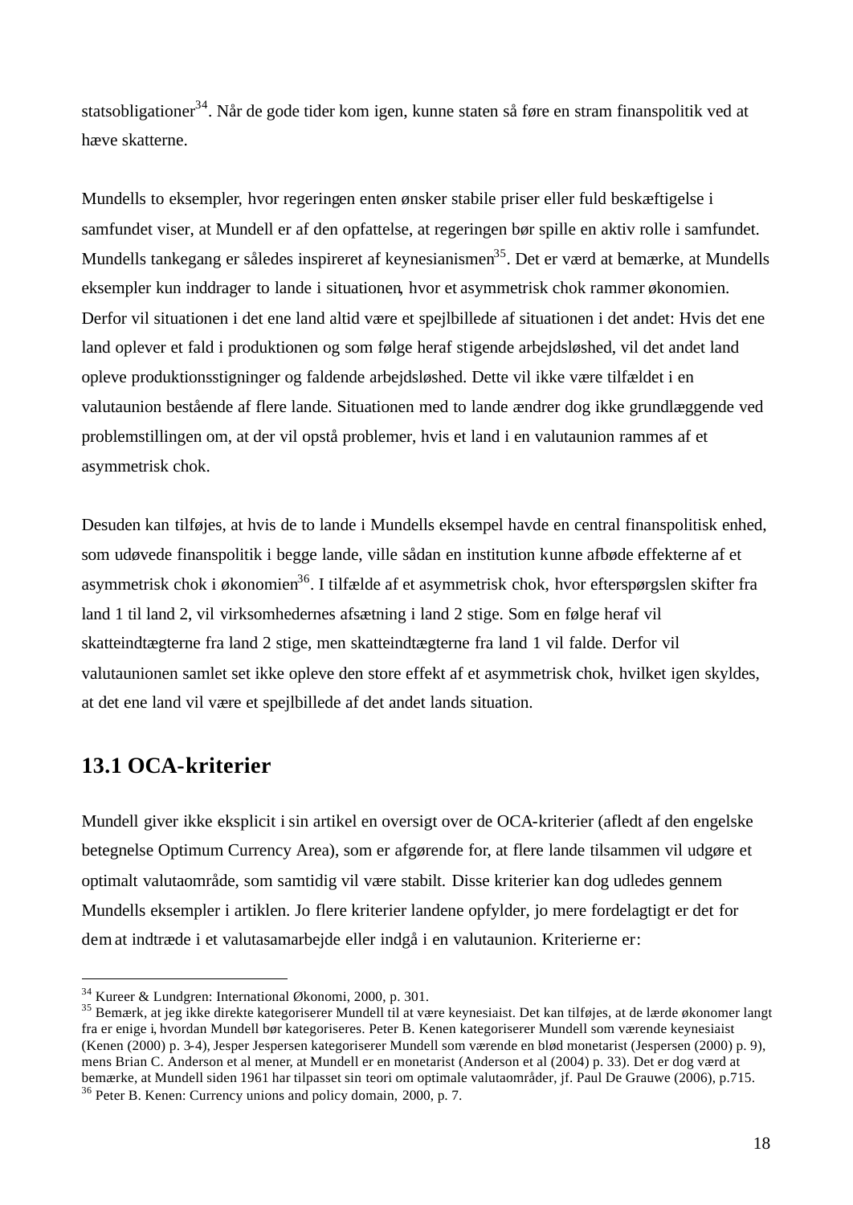statsobligationer[34]. Når de gode tider kom igen, kunne staten så føre en stram finanspolitik ved at hæve skatterne.

Mundells to eksempler, hvor regeringen enten ønsker stabile priser eller fuld beskæftigelse i samfundet viser, at Mundell er af den opfattelse, at regeringen bør spille en aktiv rolle i samfundet. Mundells tankegang er således inspireret af keynesianismen[35]. Det er værd at bemærke, at Mundells eksempler kun inddrager to lande i situationen, hvor et asymmetrisk chok rammer økonomien. Derfor vil situationen i det ene land altid være et spejlbillede af situationen i det andet: Hvis det ene land oplever et fald i produktionen og som følge heraf stigende arbejdsløshed, vil det andet land opleve produktionsstigninger og faldende arbejdsløshed. Dette vil ikke være tilfældet i en valutaunion bestående af flere lande. Situationen med to lande ændrer dog ikke grundlæggende ved problemstillingen om, at der vil opstå problemer, hvis et land i en valutaunion rammes af et asymmetrisk chok.

Desuden kan tilføjes, at hvis de to lande i Mundells eksempel havde en central finanspolitisk enhed, som udøvede finanspolitik i begge lande, ville sådan en institution kunne afbøde effekterne af et asymmetrisk chok i økonomien[36]. I tilfælde af et asymmetrisk chok, hvor efterspørgslen skifter fra land 1 til land 2, vil virksomhedernes afsætning i land 2 stige. Som en følge heraf vil skatteindtægterne fra land 2 stige, men skatteindtægterne fra land 1 vil falde. Derfor vil valutaunionen samlet set ikke opleve den store effekt af et asymmetrisk chok, hvilket igen skyldes, at det ene land vil være et spejlbillede af det andet lands situation.

## 13.1 OCA-kriterier

Mundell giver ikke eksplicit i sin artikel en oversigt over de OCA-kriterier (afledt af den engelske betegnelse Optimum Currency Area), som er afgørende for, at flere lande tilsammen vil udgøre et optimalt valutaområde, som samtidig vil være stabilt. Disse kriterier kan dog udledes gennem Mundells eksempler i artiklen. Jo flere kriterier landene opfylder, jo mere fordelagtigt er det for dem at indtræde i et valutasamarbejde eller indgå i en valutaunion. Kriterierne er:

---

[34] Kureer & Lundgren: International Økonomi, 2000, p. 301.

[35] Bemærk, at jeg ikke direkte kategoriserer Mundell til at være keynesiaist. Det kan tilføjes, at de lærde økonomer langt fra er enige i, hvordan Mundell bør kategoriseres. Peter B. Kenen kategoriserer Mundell som værende keynesiaist (Kenen (2000) p. 3-4), Jesper Jespersen kategoriserer Mundell som værende en blød monetarist (Jespersen (2000) p. 9), mens Brian C. Anderson et al mener, at Mundell er en monetarist (Anderson et al (2004) p. 33). Det er dog værd at bemærke, at Mundell siden 1961 har tilpasset sin teori om optimale valutaområder, jf. Paul De Grauwe (2006), p.715.

[36] Peter B. Kenen: Currency unions and policy domain, 2000, p. 7.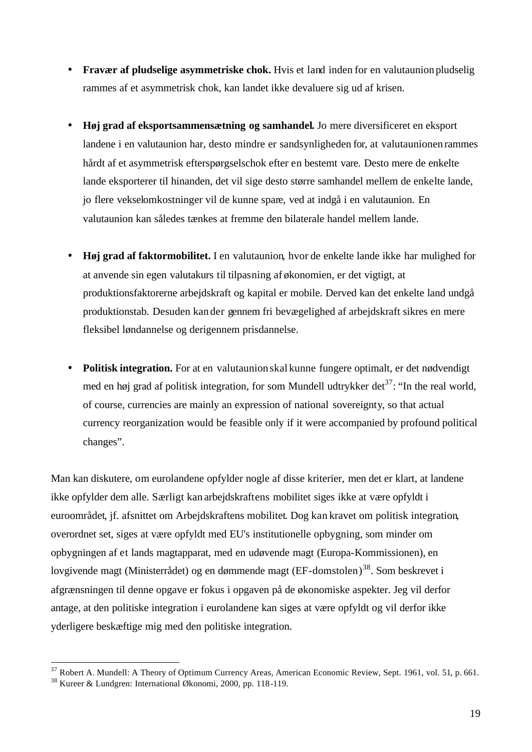- **Fravær af pludselige asymmetriske chok.** Hvis et land inden for en valutaunion pludselig rammes af et asymmetrisk chok, kan landet ikke devaluere sig ud af krisen.

- **Høj grad af eksportsammensætning og samhandel.** Jo mere diversificeret en eksport landene i en valutaunion har, desto mindre er sandsynligheden for, at valutaunionen rammes hårdt af et asymmetrisk efterspørgselschok efter en bestemt vare. Desto mere de enkelte lande eksporterer til hinanden, det vil sige desto større samhandel mellem de enkelte lande, jo flere vekselomkostninger vil de kunne spare, ved at indgå i en valutaunion. En valutaunion kan således tænkes at fremme den bilaterale handel mellem lande.

- **Høj grad af faktormobilitet.** I en valutaunion, hvor de enkelte lande ikke har mulighed for at anvende sin egen valutakurs til tilpasning af økonomien, er det vigtigt, at produktionsfaktorerne arbejdskraft og kapital er mobile. Derved kan det enkelte land undgå produktionstab. Desuden kan der gennem fri bevægelighed af arbejdskraft sikres en mere fleksibel løndannelse og derigennem prisdannelse.

- **Politisk integration.** For at en valutaunion skal kunne fungere optimalt, er det nødvendigt med en høj grad af politisk integration, for som Mundell udtrykker det[37]: "In the real world, of course, currencies are mainly an expression of national sovereignty, so that actual currency reorganization would be feasible only if it were accompanied by profound political changes".

Man kan diskutere, om eurolandene opfylder nogle af disse kriterier, men det er klart, at landene ikke opfylder dem alle. Særligt kan arbejdskraftens mobilitet siges ikke at være opfyldt i euroområdet, jf. afsnittet om Arbejdskraftens mobilitet. Dog kan kravet om politisk integration, overordnet set, siges at være opfyldt med EU's institutionelle opbygning, som minder om opbygningen af et lands magtapparat, med en udøvende magt (Europa-Kommissionen), en lovgivende magt (Ministerrådet) og en dømmende magt (EF-domstolen)[38]. Som beskrevet i afgrænsningen til denne opgave er fokus i opgaven på de økonomiske aspekter. Jeg vil derfor antage, at den politiske integration i eurolandene kan siges at være opfyldt og vil derfor ikke yderligere beskæftige mig med den politiske integration.

---

[37] Robert A. Mundell: A Theory of Optimum Currency Areas, American Economic Review, Sept. 1961, vol. 51, p. 661.
[38] Kureer & Lundgren: International Økonomi, 2000, pp. 118-119.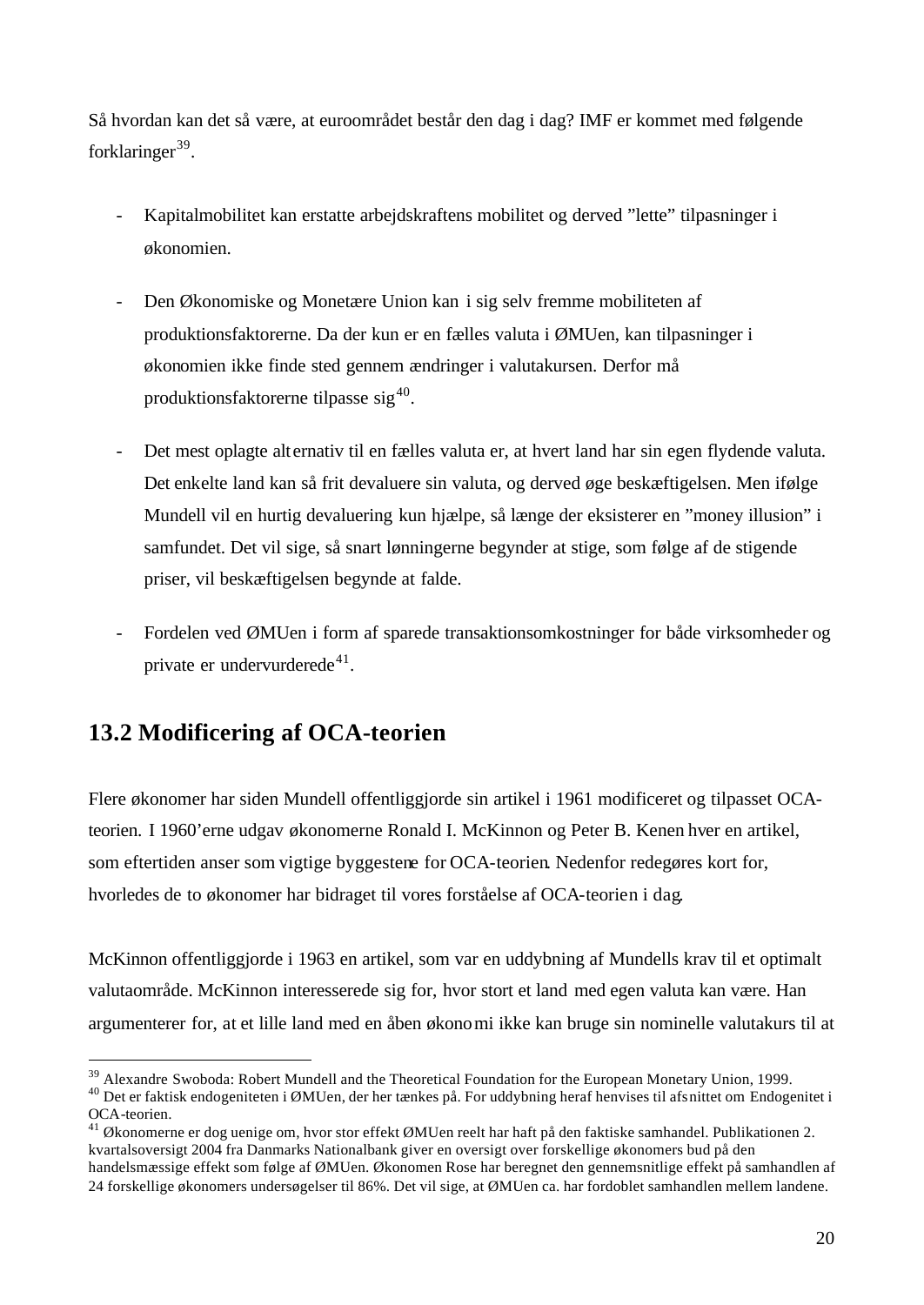Så hvordan kan det så være, at euroområdet består den dag i dag? IMF er kommet med følgende forklaringer[39].

- Kapitalmobilitet kan erstatte arbejdskraftens mobilitet og derved ”lette” tilpasninger i økonomien.

- Den Økonomiske og Monetære Union kan i sig selv fremme mobiliteten af produktionsfaktorerne. Da der kun er en fælles valuta i ØMUen, kan tilpasninger i økonomien ikke finde sted gennem ændringer i valutakursen. Derfor må produktionsfaktorerne tilpasse sig[40].

- Det mest oplagte alternativ til en fælles valuta er, at hvert land har sin egen flydende valuta. Det enkelte land kan så frit devaluere sin valuta, og derved øge beskæftigelsen. Men ifølge Mundell vil en hurtig devaluering kun hjælpe, så længe der eksisterer en ”money illusion” i samfundet. Det vil sige, så snart lønningerne begynder at stige, som følge af de stigende priser, vil beskæftigelsen begynde at falde.

- Fordelen ved ØMUen i form af sparede transaktionsomkostninger for både virksomheder og private er undervurderede[41].

## 13.2 Modificering af OCA-teorien

Flere økonomer har siden Mundell offentliggjorde sin artikel i 1961 modificeret og tilpasset OCA-teorien. I 1960’erne udgav økonomerne Ronald I. McKinnon og Peter B. Kenen hver en artikel, som eftertiden anser som vigtige byggestene for OCA-teorien. Nedenfor redegøres kort for, hvorledes de to økonomer har bidraget til vores forståelse af OCA-teorien i dag.

McKinnon offentliggjorde i 1963 en artikel, som var en uddybning af Mundells krav til et optimalt valutaområde. McKinnon interesserede sig for, hvor stort et land med egen valuta kan være. Han argumenterer for, at et lille land med en åben økonomi ikke kan bruge sin nominelle valutakurs til at

---

[39] Alexandre Swoboda: Robert Mundell and the Theoretical Foundation for the European Monetary Union, 1999.

[40] Det er faktisk endogeniteten i ØMUen, der her tænkes på. For uddybning heraf henvises til afsnittet om Endogenitet i OCA-teorien.

[41] Økonomerne er dog uenige om, hvor stor effekt ØMUen reelt har haft på den faktiske samhandel. Publikationen 2. kvartalsoversigt 2004 fra Danmarks Nationalbank giver en oversigt over forskellige økonomers bud på den handelsmæssige effekt som følge af ØMUen. Økonomen Rose har beregnet den gennemsnitlige effekt på samhandlen af 24 forskellige økonomers undersøgelser til 86%. Det vil sige, at ØMUen ca. har fordoblet samhandlen mellem landene.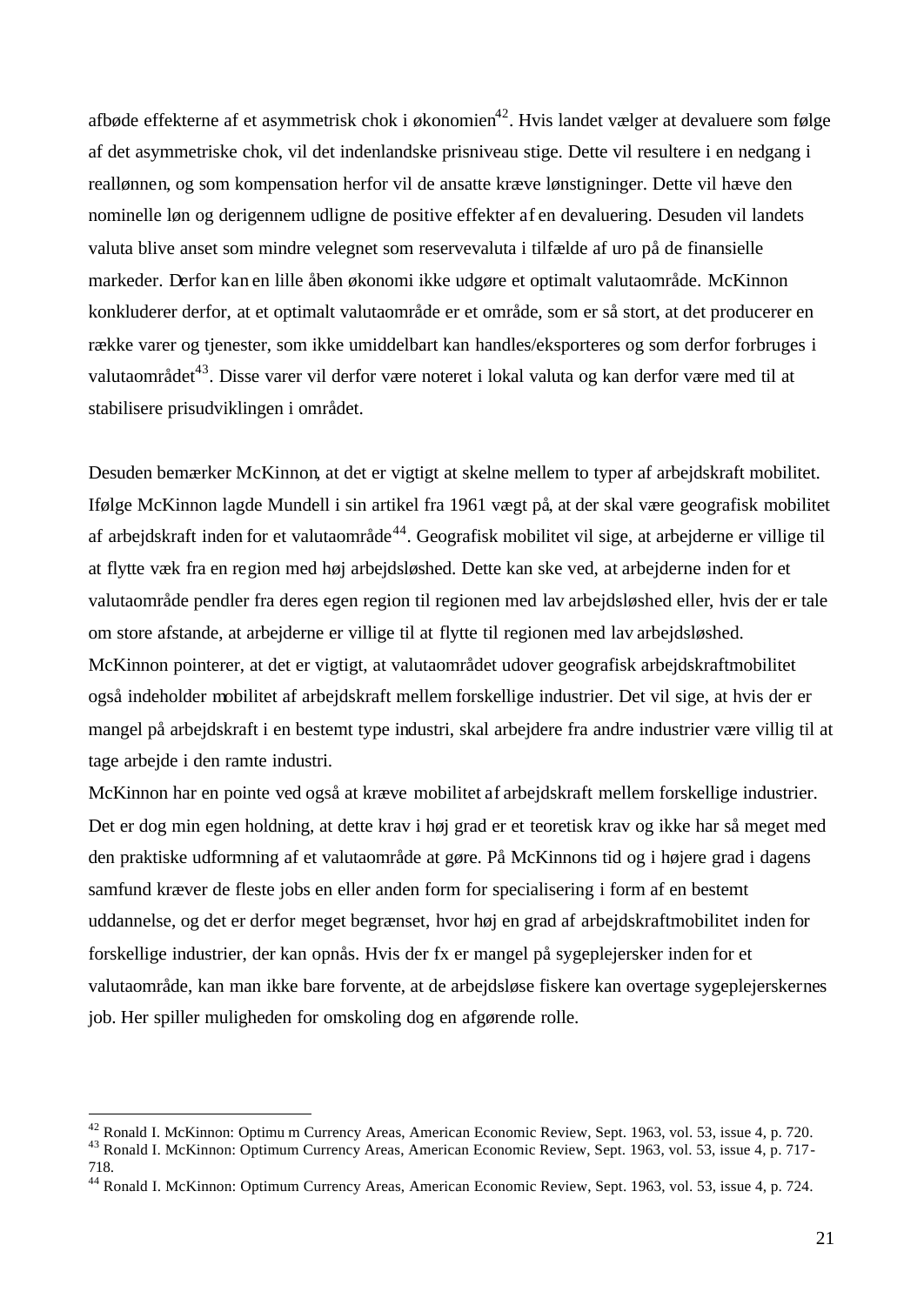afbøde effekterne af et asymmetrisk chok i økonomien[42]. Hvis landet vælger at devaluere som følge af det asymmetriske chok, vil det indenlandske prisniveau stige. Dette vil resultere i en nedgang i reallønnen, og som kompensation herfor vil de ansatte kræve lønstigninger. Dette vil hæve den nominelle løn og derigennem udligne de positive effekter af en devaluering. Desuden vil landets valuta blive anset som mindre velegnet som reservevaluta i tilfælde af uro på de finansielle markeder. Derfor kan en lille åben økonomi ikke udgøre et optimalt valutaområde. McKinnon konkluderer derfor, at et optimalt valutaområde er et område, som er så stort, at det producerer en række varer og tjenester, som ikke umiddelbart kan handles/eksporteres og som derfor forbruges i valutaområdet[43]. Disse varer vil derfor være noteret i lokal valuta og kan derfor være med til at stabilisere prisudviklingen i området.

Desuden bemærker McKinnon, at det er vigtigt at skelne mellem to typer af arbejdskraft mobilitet. Ifølge McKinnon lagde Mundell i sin artikel fra 1961 vægt på, at der skal være geografisk mobilitet af arbejdskraft inden for et valutaområde[44]. Geografisk mobilitet vil sige, at arbejderne er villige til at flytte væk fra en region med høj arbejdsløshed. Dette kan ske ved, at arbejderne inden for et valutaområde pendler fra deres egen region til regionen med lav arbejdsløshed eller, hvis der er tale om store afstande, at arbejderne er villige til at flytte til regionen med lav arbejdsløshed. McKinnon pointerer, at det er vigtigt, at valutaområdet udover geografisk arbejdskraftmobilitet også indeholder mobilitet af arbejdskraft mellem forskellige industrier. Det vil sige, at hvis der er mangel på arbejdskraft i en bestemt type industri, skal arbejdere fra andre industrier være villig til at tage arbejde i den ramte industri.
McKinnon har en pointe ved også at kræve mobilitet af arbejdskraft mellem forskellige industrier. Det er dog min egen holdning, at dette krav i høj grad er et teoretisk krav og ikke har så meget med den praktiske udformning af et valutaområde at gøre. På McKinnons tid og i højere grad i dagens samfund kræver de fleste jobs en eller anden form for specialisering i form af en bestemt uddannelse, og det er derfor meget begrænset, hvor høj en grad af arbejdskraftmobilitet inden for forskellige industrier, der kan opnås. Hvis der fx er mangel på sygeplejersker inden for et valutaområde, kan man ikke bare forvente, at de arbejdsløse fiskere kan overtage sygeplejerskernes job. Her spiller muligheden for omskoling dog en afgørende rolle.

---

[42] Ronald I. McKinnon: Optimu m Currency Areas, American Economic Review, Sept. 1963, vol. 53, issue 4, p. 720.
[43] Ronald I. McKinnon: Optimum Currency Areas, American Economic Review, Sept. 1963, vol. 53, issue 4, p. 717-718.
[44] Ronald I. McKinnon: Optimum Currency Areas, American Economic Review, Sept. 1963, vol. 53, issue 4, p. 724.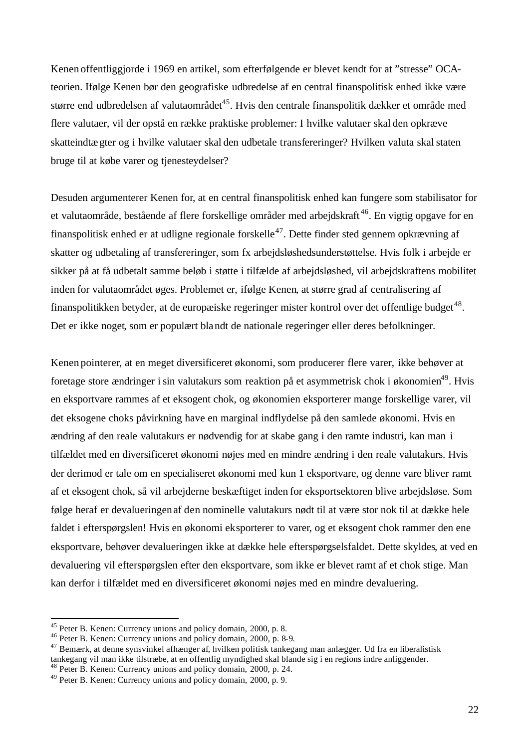Kenen offentliggjorde i 1969 en artikel, som efterfølgende er blevet kendt for at "stresse" OCA-teorien. Ifølge Kenen bør den geografiske udbredelse af en central finanspolitisk enhed ikke være større end udbredelsen af valutaområdet[45]. Hvis den centrale finanspolitik dækker et område med flere valutaer, vil der opstå en række praktiske problemer: I hvilke valutaer skal den opkræve skatteindtægter og i hvilke valutaer skal den udbetale transfereringer? Hvilken valuta skal staten bruge til at købe varer og tjenesteydelser?

Desuden argumenterer Kenen for, at en central finanspolitisk enhed kan fungere som stabilisator for et valutaområde, bestående af flere forskellige områder med arbejdskraft[46]. En vigtig opgave for en finanspolitisk enhed er at udligne regionale forskelle[47]. Dette finder sted gennem opkrævning af skatter og udbetaling af transfereringer, som fx arbejdsløshedsunderstøttelse. Hvis folk i arbejde er sikker på at få udbetalt samme beløb i støtte i tilfælde af arbejdsløshed, vil arbejdskraftens mobilitet inden for valutaområdet øges. Problemet er, ifølge Kenen, at større grad af centralisering af finanspolitikken betyder, at de europæiske regeringer mister kontrol over det offentlige budget[48]. Det er ikke noget, som er populært blandt de nationale regeringer eller deres befolkninger.

Kenen pointerer, at en meget diversificeret økonomi, som producerer flere varer, ikke behøver at foretage store ændringer i sin valutakurs som reaktion på et asymmetrisk chok i økonomien[49]. Hvis en eksportvare rammes af et eksogent chok, og økonomien eksporterer mange forskellige varer, vil det eksogene choks påvirkning have en marginal indflydelse på den samlede økonomi. Hvis en ændring af den reale valutakurs er nødvendig for at skabe gang i den ramte industri, kan man i tilfældet med en diversificeret økonomi nøjes med en mindre ændring i den reale valutakurs. Hvis der derimod er tale om en specialiseret økonomi med kun 1 eksportvare, og denne vare bliver ramt af et eksogent chok, så vil arbejderne beskæftiget inden for eksportsektoren blive arbejdsløse. Som følge heraf er devalueringen af den nominelle valutakurs nødt til at være stor nok til at dække hele faldet i efterspørgslen! Hvis en økonomi eksporterer to varer, og et eksogent chok rammer den ene eksportvare, behøver devalueringen ikke at dække hele efterspørgselsfaldet. Dette skyldes, at ved en devaluering vil efterspørgslen efter den eksportvare, som ikke er blevet ramt af et chok stige. Man kan derfor i tilfældet med en diversificeret økonomi nøjes med en mindre devaluering.

---

[45] Peter B. Kenen: Currency unions and policy domain, 2000, p. 8.
[46] Peter B. Kenen: Currency unions and policy domain, 2000, p. 8-9.
[47] Bemærk, at denne synsvinkel afhænger af, hvilken politisk tankegang man anlægger. Ud fra en liberalistisk tankegang vil man ikke tilstræbe, at en offentlig myndighed skal blande sig i en regions indre anliggender.
[48] Peter B. Kenen: Currency unions and policy domain, 2000, p. 24.
[49] Peter B. Kenen: Currency unions and policy domain, 2000, p. 9.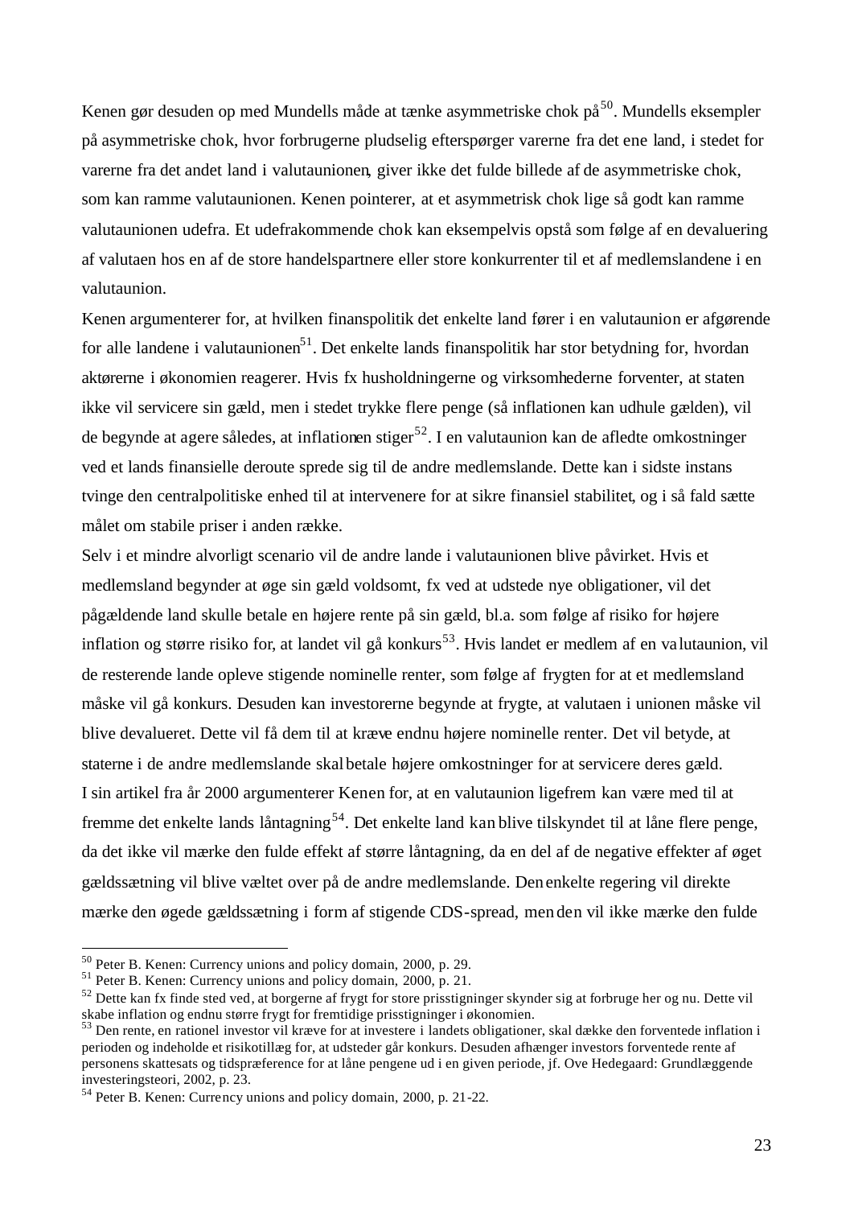Kenen gør desuden op med Mundells måde at tænke asymmetriske chok på[50]. Mundells eksempler på asymmetriske chok, hvor forbrugerne pludselig efterspørger varerne fra det ene land, i stedet for varerne fra det andet land i valutaunionen, giver ikke det fulde billede af de asymmetriske chok, som kan ramme valutaunionen. Kenen pointerer, at et asymmetrisk chok lige så godt kan ramme valutaunionen udefra. Et udefrakommende chok kan eksempelvis opstå som følge af en devaluering af valutaen hos en af de store handelspartnere eller store konkurrenter til et af medlemslandene i en valutaunion.

Kenen argumenterer for, at hvilken finanspolitik det enkelte land fører i en valutaunion er afgørende for alle landene i valutaunionen[51]. Det enkelte lands finanspolitik har stor betydning for, hvordan aktørerne i økonomien reagerer. Hvis fx husholdningerne og virksomhederne forventer, at staten ikke vil servicere sin gæld, men i stedet trykke flere penge (så inflationen kan udhule gælden), vil de begynde at agere således, at inflationen stiger[52]. I en valutaunion kan de afledte omkostninger ved et lands finansielle deroute sprede sig til de andre medlemslande. Dette kan i sidste instans tvinge den centralpolitiske enhed til at intervenere for at sikre finansiel stabilitet, og i så fald sætte målet om stabile priser i anden række.

Selv i et mindre alvorligt scenario vil de andre lande i valutaunionen blive påvirket. Hvis et medlemsland begynder at øge sin gæld voldsomt, fx ved at udstede nye obligationer, vil det pågældende land skulle betale en højere rente på sin gæld, bl.a. som følge af risiko for højere inflation og større risiko for, at landet vil gå konkurs[53]. Hvis landet er medlem af en valutaunion, vil de resterende lande opleve stigende nominelle renter, som følge af frygten for at et medlemsland måske vil gå konkurs. Desuden kan investorerne begynde at frygte, at valutaen i unionen måske vil blive devalueret. Dette vil få dem til at kræve endnu højere nominelle renter. Det vil betyde, at staterne i de andre medlemslande skal betale højere omkostninger for at servicere deres gæld.

I sin artikel fra år 2000 argumenterer Kenen for, at en valutaunion ligefrem kan være med til at fremme det enkelte lands låntagning[54]. Det enkelte land kan blive tilskyndet til at låne flere penge, da det ikke vil mærke den fulde effekt af større låntagning, da en del af de negative effekter af øget gældssætning vil blive væltet over på de andre medlemslande. Den enkelte regering vil direkte mærke den øgede gældssætning i form af stigende CDS-spread, men den vil ikke mærke den fulde

---

[50] Peter B. Kenen: Currency unions and policy domain, 2000, p. 29.

[51] Peter B. Kenen: Currency unions and policy domain, 2000, p. 21.

[52] Dette kan fx finde sted ved, at borgerne af frygt for store prisstigninger skynder sig at forbruge her og nu. Dette vil skabe inflation og endnu større frygt for fremtidige prisstigninger i økonomien.

[53] Den rente, en rationel investor vil kræve for at investere i landets obligationer, skal dække den forventede inflation i perioden og indeholde et risikotillæg for, at udsteder går konkurs. Desuden afhænger investors forventede rente af personens skattesats og tidspræference for at låne pengene ud i en given periode, jf. Ove Hedegaard: Grundlæggende investeringsteori, 2002, p. 23.

[54] Peter B. Kenen: Currency unions and policy domain, 2000, p. 21-22.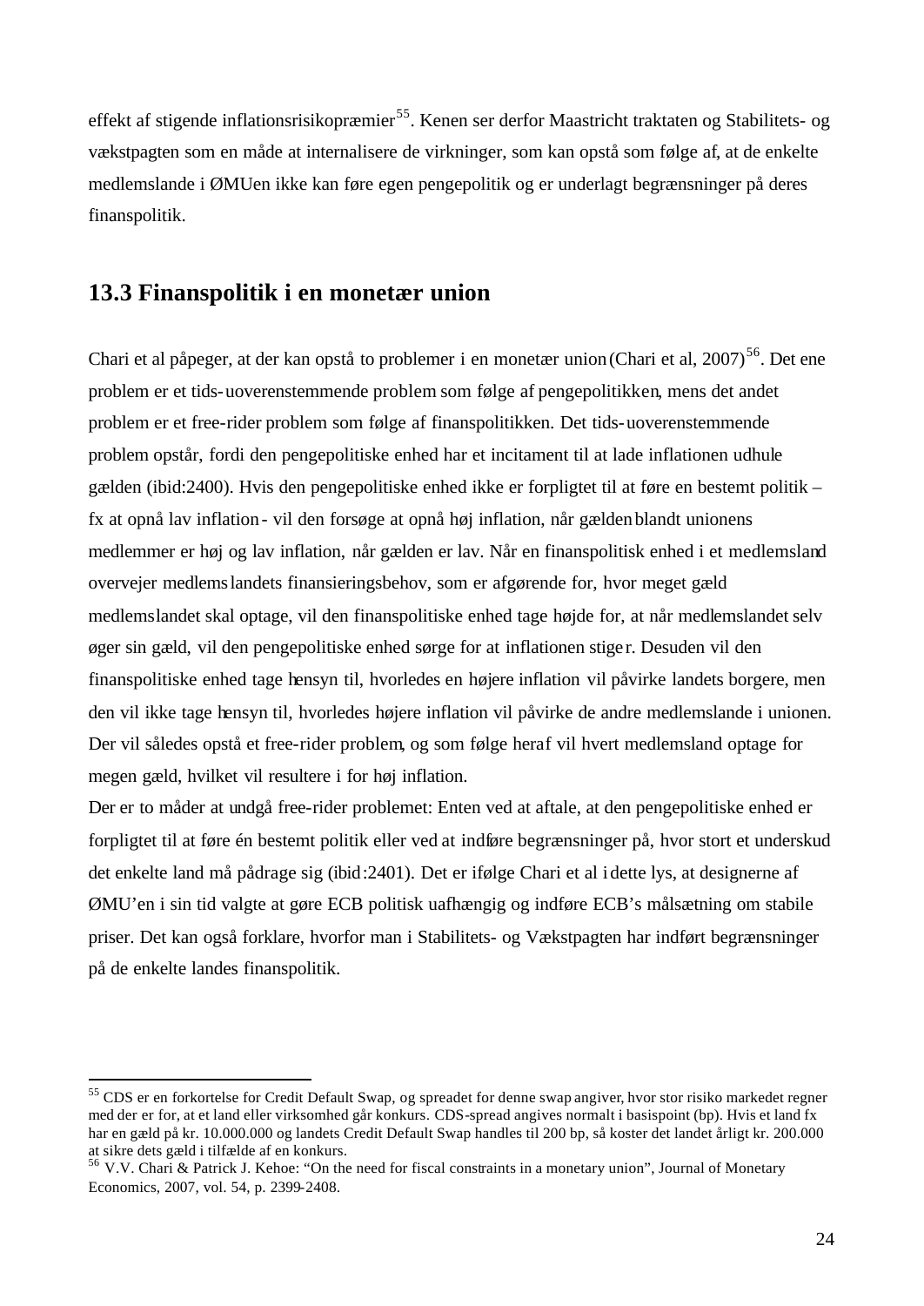effekt af stigende inflationsrisikopræmier[55]. Kenen ser derfor Maastricht traktaten og Stabilitets- og vækstpagten som en måde at internalisere de virkninger, som kan opstå som følge af, at de enkelte medlemslande i ØMUen ikke kan føre egen pengepolitik og er underlagt begrænsninger på deres finanspolitik.

## 13.3 Finanspolitik i en monetær union

Chari et al påpeger, at der kan opstå to problemer i en monetær union (Chari et al, 2007)[56]. Det ene problem er et tids-uoverenstemmende problem som følge af pengepolitikken, mens det andet problem er et free-rider problem som følge af finanspolitikken. Det tids-uoverenstemmende problem opstår, fordi den pengepolitiske enhed har et incitament til at lade inflationen udhule gælden (ibid:2400). Hvis den pengepolitiske enhed ikke er forpligtet til at føre en bestemt politik – fx at opnå lav inflation - vil den forsøge at opnå høj inflation, når gælden blandt unionens medlemmer er høj og lav inflation, når gælden er lav. Når en finanspolitisk enhed i et medlemsland overvejer medlemslandets finansieringsbehov, som er afgørende for, hvor meget gæld medlemslandet skal optage, vil den finanspolitiske enhed tage højde for, at når medlemslandet selv øger sin gæld, vil den pengepolitiske enhed sørge for at inflationen stiger. Desuden vil den finanspolitiske enhed tage hensyn til, hvorledes en højere inflation vil påvirke landets borgere, men den vil ikke tage hensyn til, hvorledes højere inflation vil påvirke de andre medlemslande i unionen. Der vil således opstå et free-rider problem, og som følge heraf vil hvert medlemsland optage for megen gæld, hvilket vil resultere i for høj inflation.

Der er to måder at undgå free-rider problemet: Enten ved at aftale, at den pengepolitiske enhed er forpligtet til at føre én bestemt politik eller ved at indføre begrænsninger på, hvor stort et underskud det enkelte land må pådrage sig (ibid:2401). Det er ifølge Chari et al i dette lys, at designerne af ØMU'en i sin tid valgte at gøre ECB politisk uafhængig og indføre ECB's målsætning om stabile priser. Det kan også forklare, hvorfor man i Stabilitets- og Vækstpagten har indført begrænsninger på de enkelte landes finanspolitik.

---

[55] CDS er en forkortelse for Credit Default Swap, og spreadet for denne swap angiver, hvor stor risiko markedet regner med der er for, at et land eller virksomhed går konkurs. CDS-spread angives normalt i basispoint (bp). Hvis et land fx har en gæld på kr. 10.000.000 og landets Credit Default Swap handles til 200 bp, så koster det landet årligt kr. 200.000 at sikre dets gæld i tilfælde af en konkurs.

[56] V.V. Chari & Patrick J. Kehoe: "On the need for fiscal constraints in a monetary union", Journal of Monetary Economics, 2007, vol. 54, p. 2399-2408.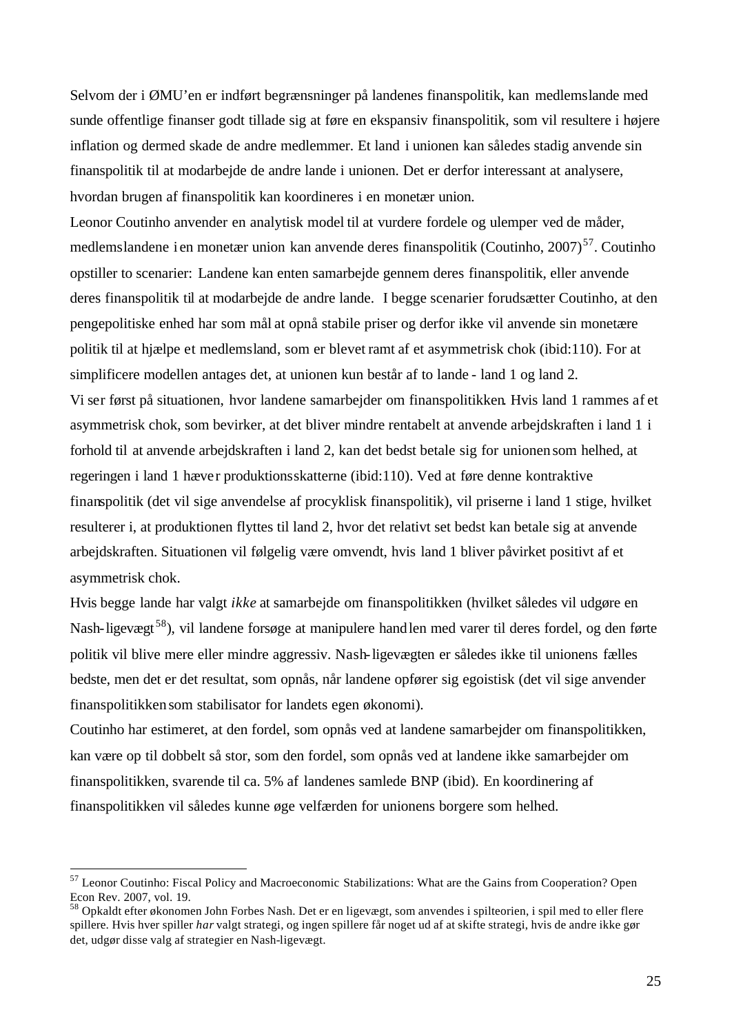Selvom der i ØMU'en er indført begrænsninger på landenes finanspolitik, kan medlemslande med sunde offentlige finanser godt tillade sig at føre en ekspansiv finanspolitik, som vil resultere i højere inflation og dermed skade de andre medlemmer. Et land i unionen kan således stadig anvende sin finanspolitik til at modarbejde de andre lande i unionen. Det er derfor interessant at analysere, hvordan brugen af finanspolitik kan koordineres i en monetær union.

Leonor Coutinho anvender en analytisk model til at vurdere fordele og ulemper ved de måder, medlemslandene i en monetær union kan anvende deres finanspolitik (Coutinho, 2007)[57]. Coutinho opstiller to scenarier: Landene kan enten samarbejde gennem deres finanspolitik, eller anvende deres finanspolitik til at modarbejde de andre lande. I begge scenarier forudsætter Coutinho, at den pengepolitiske enhed har som mål at opnå stabile priser og derfor ikke vil anvende sin monetære politik til at hjælpe et medlemsland, som er blevet ramt af et asymmetrisk chok (ibid:110). For at simplificere modellen antages det, at unionen kun består af to lande - land 1 og land 2.

Vi ser først på situationen, hvor landene samarbejder om finanspolitikken. Hvis land 1 rammes af et asymmetrisk chok, som bevirker, at det bliver mindre rentabelt at anvende arbejdskraften i land 1 i forhold til at anvende arbejdskraften i land 2, kan det bedst betale sig for unionen som helhed, at regeringen i land 1 hæver produktionsskatterne (ibid:110). Ved at føre denne kontraktive finanspolitik (det vil sige anvendelse af procyklisk finanspolitik), vil priserne i land 1 stige, hvilket resulterer i, at produktionen flyttes til land 2, hvor det relativt set bedst kan betale sig at anvende arbejdskraften. Situationen vil følgelig være omvendt, hvis land 1 bliver påvirket positivt af et asymmetrisk chok.

Hvis begge lande har valgt *ikke* at samarbejde om finanspolitikken (hvilket således vil udgøre en Nash-ligevægt[58]), vil landene forsøge at manipulere handlen med varer til deres fordel, og den førte politik vil blive mere eller mindre aggressiv. Nash-ligevægten er således ikke til unionens fælles bedste, men det er det resultat, som opnås, når landene opfører sig egoistisk (det vil sige anvender finanspolitikken som stabilisator for landets egen økonomi).

Coutinho har estimeret, at den fordel, som opnås ved at landene samarbejder om finanspolitikken, kan være op til dobbelt så stor, som den fordel, som opnås ved at landene ikke samarbejder om finanspolitikken, svarende til ca. 5% af landenes samlede BNP (ibid). En koordinering af finanspolitikken vil således kunne øge velfærden for unionens borgere som helhed.

---

[57] Leonor Coutinho: Fiscal Policy and Macroeconomic Stabilizations: What are the Gains from Cooperation? Open Econ Rev. 2007, vol. 19.

[58] Opkaldt efter økonomen John Forbes Nash. Det er en ligevægt, som anvendes i spilteorien, i spil med to eller flere spillere. Hvis hver spiller *har* valgt strategi, og ingen spillere får noget ud af at skifte strategi, hvis de andre ikke gør det, udgør disse valg af strategier en Nash-ligevægt.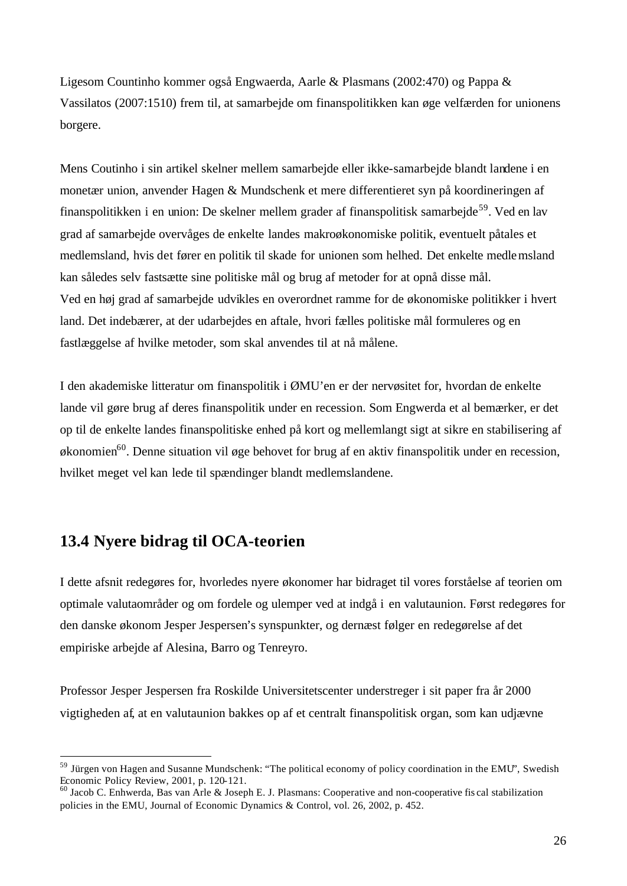Ligesom Countinho kommer også Engwaerda, Aarle & Plasmans (2002:470) og Pappa & Vassilatos (2007:1510) frem til, at samarbejde om finanspolitikken kan øge velfærden for unionens borgere.

Mens Coutinho i sin artikel skelner mellem samarbejde eller ikke-samarbejde blandt landene i en monetær union, anvender Hagen & Mundschenk et mere differentieret syn på koordineringen af finanspolitikken i en union: De skelner mellem grader af finanspolitisk samarbejde[59]. Ved en lav grad af samarbejde overvåges de enkelte landes makroøkonomiske politik, eventuelt påtales et medlemsland, hvis det fører en politik til skade for unionen som helhed. Det enkelte medlemsland kan således selv fastsætte sine politiske mål og brug af metoder for at opnå disse mål.
Ved en høj grad af samarbejde udvikles en overordnet ramme for de økonomiske politikker i hvert land. Det indebærer, at der udarbejdes en aftale, hvori fælles politiske mål formuleres og en fastlæggelse af hvilke metoder, som skal anvendes til at nå målene.

I den akademiske litteratur om finanspolitik i ØMU'en er der nervøsitet for, hvordan de enkelte lande vil gøre brug af deres finanspolitik under en recession. Som Engwerda et al bemærker, er det op til de enkelte landes finanspolitiske enhed på kort og mellemlangt sigt at sikre en stabilisering af økonomien[60]. Denne situation vil øge behovet for brug af en aktiv finanspolitik under en recession, hvilket meget vel kan lede til spændinger blandt medlemslandene.

## 13.4 Nyere bidrag til OCA-teorien

I dette afsnit redegøres for, hvorledes nyere økonomer har bidraget til vores forståelse af teorien om optimale valutaområder og om fordele og ulemper ved at indgå i en valutaunion. Først redegøres for den danske økonom Jesper Jespersen's synspunkter, og dernæst følger en redegørelse af det empiriske arbejde af Alesina, Barro og Tenreyro.

Professor Jesper Jespersen fra Roskilde Universitetscenter understreger i sit paper fra år 2000 vigtigheden af, at en valutaunion bakkes op af et centralt finanspolitisk organ, som kan udjævne

---

[59] Jürgen von Hagen and Susanne Mundschenk: "The political economy of policy coordination in the EMU", Swedish Economic Policy Review, 2001, p. 120-121.

[60] Jacob C. Enhwerda, Bas van Arle & Joseph E. J. Plasmans: Cooperative and non-cooperative fiscal stabilization policies in the EMU, Journal of Economic Dynamics & Control, vol. 26, 2002, p. 452.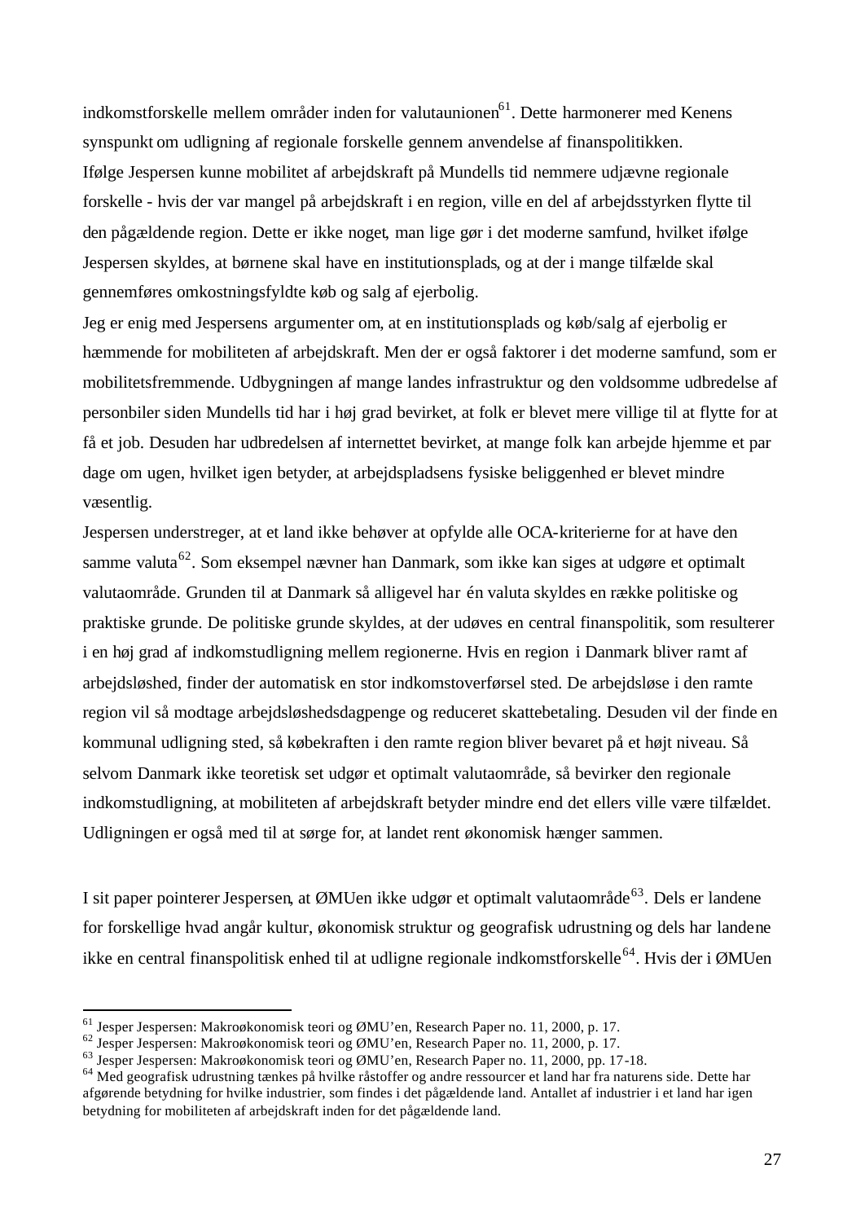indkomstforskelle mellem områder inden for valutaunionen[61]. Dette harmonerer med Kenens synspunkt om udligning af regionale forskelle gennem anvendelse af finanspolitikken.
Ifølge Jespersen kunne mobilitet af arbejdskraft på Mundells tid nemmere udjævne regionale forskelle - hvis der var mangel på arbejdskraft i en region, ville en del af arbejdsstyrken flytte til den pågældende region. Dette er ikke noget, man lige gør i det moderne samfund, hvilket ifølge Jespersen skyldes, at børnene skal have en institutionsplads, og at der i mange tilfælde skal gennemføres omkostningsfyldte køb og salg af ejerbolig.
Jeg er enig med Jespersens argumenter om, at en institutionsplads og køb/salg af ejerbolig er hæmmende for mobiliteten af arbejdskraft. Men der er også faktorer i det moderne samfund, som er mobilitetsfremmende. Udbygningen af mange landes infrastruktur og den voldsomme udbredelse af personbiler siden Mundells tid har i høj grad bevirket, at folk er blevet mere villige til at flytte for at få et job. Desuden har udbredelsen af internettet bevirket, at mange folk kan arbejde hjemme et par dage om ugen, hvilket igen betyder, at arbejdspladsens fysiske beliggenhed er blevet mindre væsentlig.
Jespersen understreger, at et land ikke behøver at opfylde alle OCA-kriterierne for at have den samme valuta[62]. Som eksempel nævner han Danmark, som ikke kan siges at udgøre et optimalt valutaområde. Grunden til at Danmark så alligevel har én valuta skyldes en række politiske og praktiske grunde. De politiske grunde skyldes, at der udøves en central finanspolitik, som resulterer i en høj grad af indkomstudligning mellem regionerne. Hvis en region i Danmark bliver ramt af arbejdsløshed, finder der automatisk en stor indkomstoverførsel sted. De arbejdsløse i den ramte region vil så modtage arbejdsløshedsdagpenge og reduceret skattebetaling. Desuden vil der finde en kommunal udligning sted, så købekraften i den ramte region bliver bevaret på et højt niveau. Så selvom Danmark ikke teoretisk set udgør et optimalt valutaområde, så bevirker den regionale indkomstudligning, at mobiliteten af arbejdskraft betyder mindre end det ellers ville være tilfældet. Udligningen er også med til at sørge for, at landet rent økonomisk hænger sammen.

I sit paper pointerer Jespersen, at ØMUen ikke udgør et optimalt valutaområde[63]. Dels er landene for forskellige hvad angår kultur, økonomisk struktur og geografisk udrustning og dels har landene ikke en central finanspolitisk enhed til at udligne regionale indkomstforskelle[64]. Hvis der i ØMUen

---

[61] Jesper Jespersen: Makroøkonomisk teori og ØMU'en, Research Paper no. 11, 2000, p. 17.
[62] Jesper Jespersen: Makroøkonomisk teori og ØMU'en, Research Paper no. 11, 2000, p. 17.
[63] Jesper Jespersen: Makroøkonomisk teori og ØMU'en, Research Paper no. 11, 2000, pp. 17-18.
[64] Med geografisk udrustning tænkes på hvilke råstoffer og andre ressourcer et land har fra naturens side. Dette har afgørende betydning for hvilke industrier, som findes i det pågældende land. Antallet af industrier i et land har igen betydning for mobiliteten af arbejdskraft inden for det pågældende land.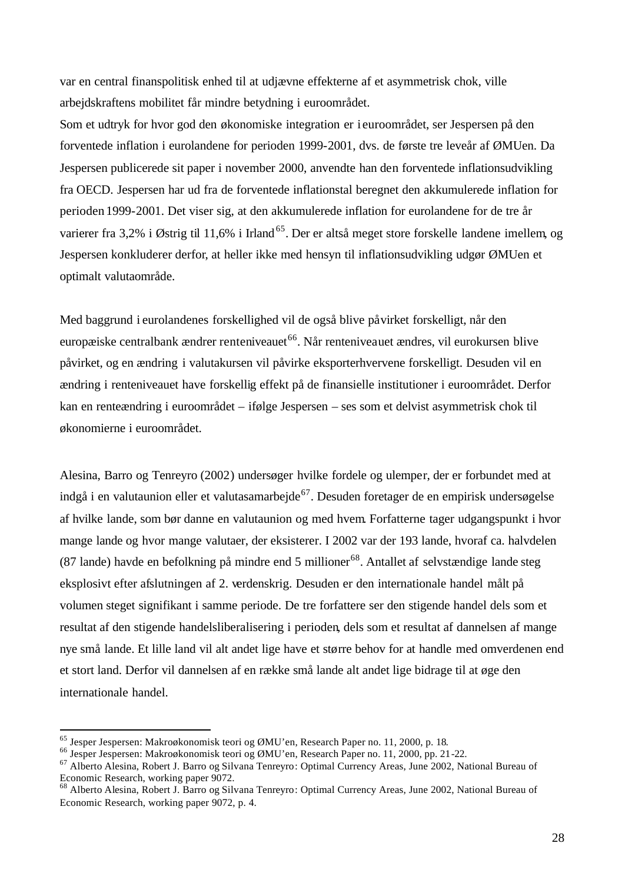var en central finanspolitisk enhed til at udjævne effekterne af et asymmetrisk chok, ville arbejdskraftens mobilitet får mindre betydning i euroområdet.
Som et udtryk for hvor god den økonomiske integration er i euroområdet, ser Jespersen på den forventede inflation i eurolandene for perioden 1999-2001, dvs. de første tre leveår af ØMUen. Da Jespersen publicerede sit paper i november 2000, anvendte han den forventede inflationsudvikling fra OECD. Jespersen har ud fra de forventede inflationstal beregnet den akkumulerede inflation for perioden 1999-2001. Det viser sig, at den akkumulerede inflation for eurolandene for de tre år varierer fra 3,2% i Østrig til 11,6% i Irland[65]. Der er altså meget store forskelle landene imellem, og Jespersen konkluderer derfor, at heller ikke med hensyn til inflationsudvikling udgør ØMUen et optimalt valutaområde.

Med baggrund i eurolandenes forskellighed vil de også blive påvirket forskelligt, når den europæiske centralbank ændrer renteniveauet[66]. Når renteniveauet ændres, vil eurokursen blive påvirket, og en ændring i valutakursen vil påvirke eksporterhvervene forskelligt. Desuden vil en ændring i renteniveauet have forskellig effekt på de finansielle institutioner i euroområdet. Derfor kan en renteændring i euroområdet – ifølge Jespersen – ses som et delvist asymmetrisk chok til økonomierne i euroområdet.

Alesina, Barro og Tenreyro (2002) undersøger hvilke fordele og ulemper, der er forbundet med at indgå i en valutaunion eller et valutasamarbejde[67]. Desuden foretager de en empirisk undersøgelse af hvilke lande, som bør danne en valutaunion og med hvem. Forfatterne tager udgangspunkt i hvor mange lande og hvor mange valutaer, der eksisterer. I 2002 var der 193 lande, hvoraf ca. halvdelen (87 lande) havde en befolkning på mindre end 5 millioner[68]. Antallet af selvstændige lande steg eksplosivt efter afslutningen af 2. verdenskrig. Desuden er den internationale handel målt på volumen steget signifikant i samme periode. De tre forfattere ser den stigende handel dels som et resultat af den stigende handelsliberalisering i perioden, dels som et resultat af dannelsen af mange nye små lande. Et lille land vil alt andet lige have et større behov for at handle med omverdenen end et stort land. Derfor vil dannelsen af en række små lande alt andet lige bidrage til at øge den internationale handel.

---

[65] Jesper Jespersen: Makroøkonomisk teori og ØMU'en, Research Paper no. 11, 2000, p. 18.
[66] Jesper Jespersen: Makroøkonomisk teori og ØMU'en, Research Paper no. 11, 2000, pp. 21-22.
[67] Alberto Alesina, Robert J. Barro og Silvana Tenreyro: Optimal Currency Areas, June 2002, National Bureau of Economic Research, working paper 9072.
[68] Alberto Alesina, Robert J. Barro og Silvana Tenreyro: Optimal Currency Areas, June 2002, National Bureau of Economic Research, working paper 9072, p. 4.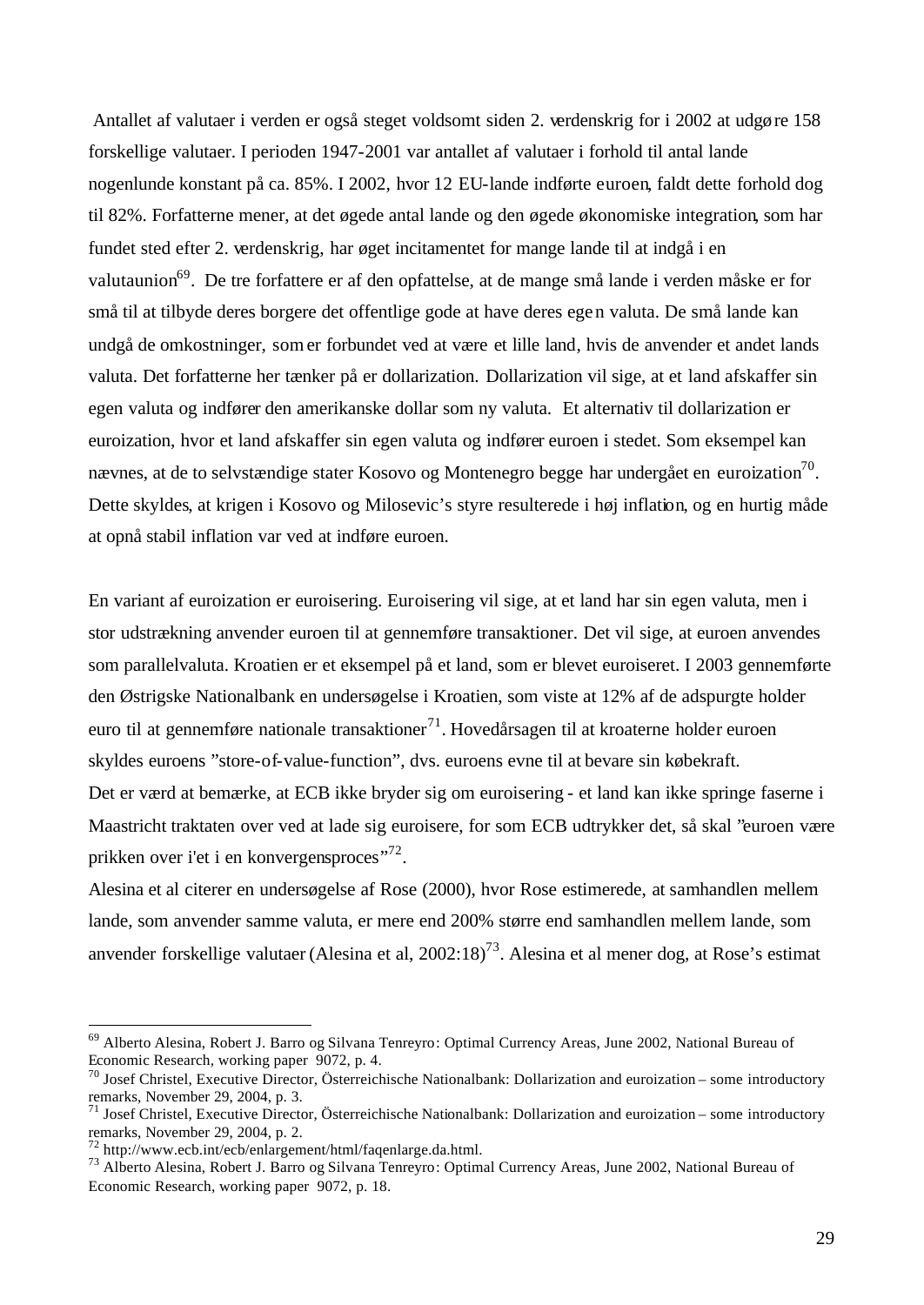Antallet af valutaer i verden er også steget voldsomt siden 2. verdenskrig for i 2002 at udgøre 158 forskellige valutaer. I perioden 1947-2001 var antallet af valutaer i forhold til antal lande nogenlunde konstant på ca. 85%. I 2002, hvor 12 EU-lande indførte euroen, faldt dette forhold dog til 82%. Forfatterne mener, at det øgede antal lande og den øgede økonomiske integration, som har fundet sted efter 2. verdenskrig, har øget incitamentet for mange lande til at indgå i en valutaunion[69]. De tre forfattere er af den opfattelse, at de mange små lande i verden måske er for små til at tilbyde deres borgere det offentlige gode at have deres egen valuta. De små lande kan undgå de omkostninger, som er forbundet ved at være et lille land, hvis de anvender et andet lands valuta. Det forfatterne her tænker på er dollarization. Dollarization vil sige, at et land afskaffer sin egen valuta og indfører den amerikanske dollar som ny valuta. Et alternativ til dollarization er euroization, hvor et land afskaffer sin egen valuta og indfører euroen i stedet. Som eksempel kan nævnes, at de to selvstændige stater Kosovo og Montenegro begge har undergået en euroization[70]. Dette skyldes, at krigen i Kosovo og Milosevic's styre resulterede i høj inflation, og en hurtig måde at opnå stabil inflation var ved at indføre euroen.

En variant af euroization er euroisering. Euroisering vil sige, at et land har sin egen valuta, men i stor udstrækning anvender euroen til at gennemføre transaktioner. Det vil sige, at euroen anvendes som parallelvaluta. Kroatien er et eksempel på et land, som er blevet euroiseret. I 2003 gennemførte den Østrigske Nationalbank en undersøgelse i Kroatien, som viste at 12% af de adspurgte holder euro til at gennemføre nationale transaktioner[71]. Hovedårsagen til at kroaterne holder euroen skyldes euroens "store-of-value-function", dvs. euroens evne til at bevare sin købekraft.
Det er værd at bemærke, at ECB ikke bryder sig om euroisering - et land kan ikke springe faserne i Maastricht traktaten over ved at lade sig euroisere, for som ECB udtrykker det, så skal "euroen være prikken over i'et i en konvergensproces"[72].
Alesina et al citerer en undersøgelse af Rose (2000), hvor Rose estimerede, at samhandlen mellem lande, som anvender samme valuta, er mere end 200% større end samhandlen mellem lande, som anvender forskellige valutaer (Alesina et al, 2002:18)[73]. Alesina et al mener dog, at Rose's estimat

---

[69] Alberto Alesina, Robert J. Barro og Silvana Tenreyro: Optimal Currency Areas, June 2002, National Bureau of Economic Research, working paper 9072, p. 4.
[70] Josef Christel, Executive Director, Österreichische Nationalbank: Dollarization and euroization – some introductory remarks, November 29, 2004, p. 3.
[71] Josef Christel, Executive Director, Österreichische Nationalbank: Dollarization and euroization – some introductory remarks, November 29, 2004, p. 2.
[72] http://www.ecb.int/ecb/enlargement/html/faqenlarge.da.html.
[73] Alberto Alesina, Robert J. Barro og Silvana Tenreyro: Optimal Currency Areas, June 2002, National Bureau of Economic Research, working paper 9072, p. 18.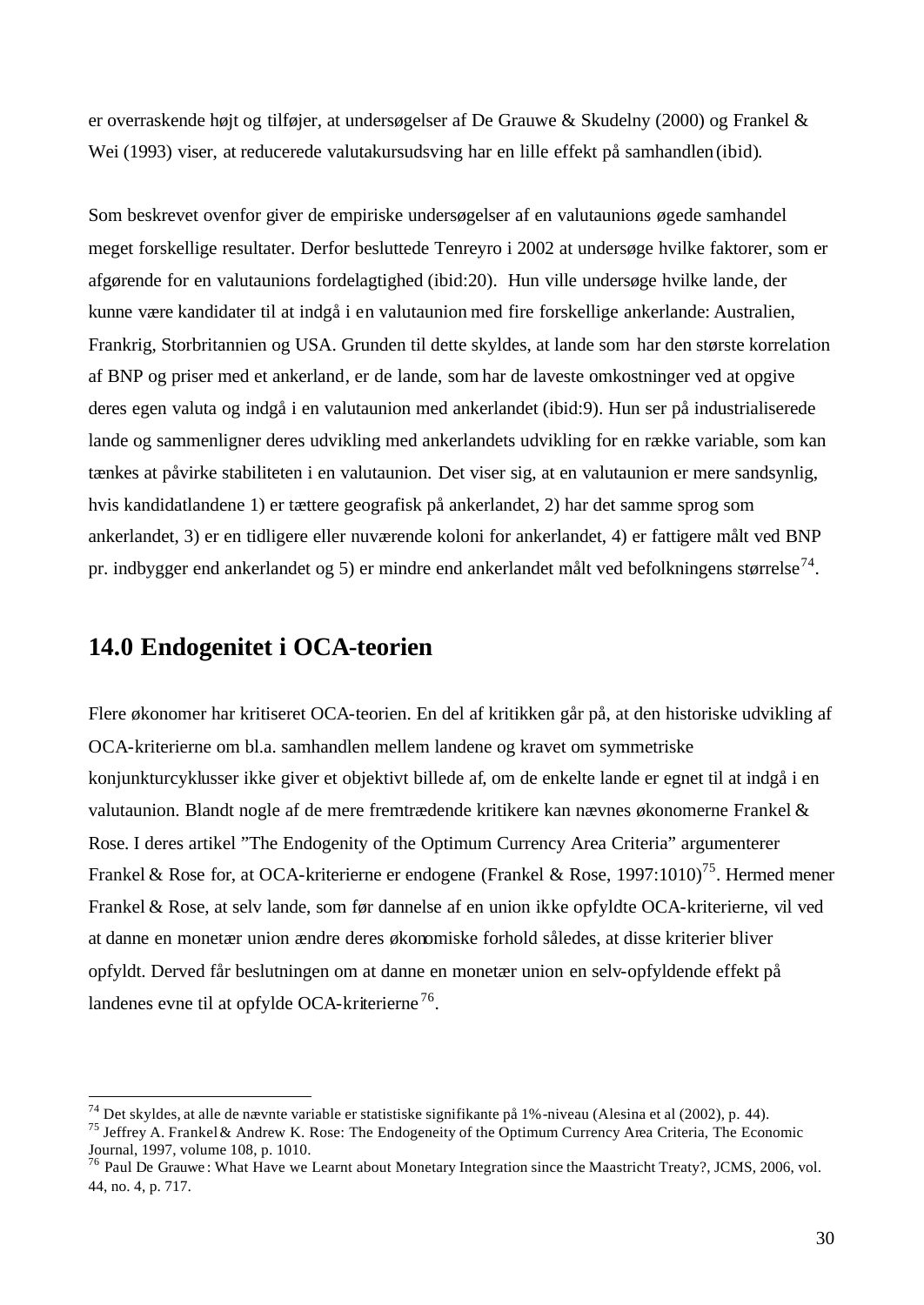er overraskende højt og tilføjer, at undersøgelser af De Grauwe & Skudelny (2000) og Frankel & Wei (1993) viser, at reducerede valutakursudsving har en lille effekt på samhandlen (ibid).

Som beskrevet ovenfor giver de empiriske undersøgelser af en valutaunions øgede samhandel meget forskellige resultater. Derfor besluttede Tenreyro i 2002 at undersøge hvilke faktorer, som er afgørende for en valutaunions fordelagtighed (ibid:20). Hun ville undersøge hvilke lande, der kunne være kandidater til at indgå i en valutaunion med fire forskellige ankerlande: Australien, Frankrig, Storbritannien og USA. Grunden til dette skyldes, at lande som har den største korrelation af BNP og priser med et ankerland, er de lande, som har de laveste omkostninger ved at opgive deres egen valuta og indgå i en valutaunion med ankerlandet (ibid:9). Hun ser på industrialiserede lande og sammenligner deres udvikling med ankerlandets udvikling for en række variable, som kan tænkes at påvirke stabiliteten i en valutaunion. Det viser sig, at en valutaunion er mere sandsynlig, hvis kandidatlandene 1) er tættere geografisk på ankerlandet, 2) har det samme sprog som ankerlandet, 3) er en tidligere eller nuværende koloni for ankerlandet, 4) er fattigere målt ved BNP pr. indbygger end ankerlandet og 5) er mindre end ankerlandet målt ved befolkningens størrelse[74].

## 14.0 Endogenitet i OCA-teorien

Flere økonomer har kritiseret OCA-teorien. En del af kritikken går på, at den historiske udvikling af OCA-kriterierne om bl.a. samhandlen mellem landene og kravet om symmetriske konjunkturcyklusser ikke giver et objektivt billede af, om de enkelte lande er egnet til at indgå i en valutaunion. Blandt nogle af de mere fremtrædende kritikere kan nævnes økonomerne Frankel & Rose. I deres artikel "The Endogenity of the Optimum Currency Area Criteria" argumenterer Frankel & Rose for, at OCA-kriterierne er endogene (Frankel & Rose, 1997:1010)[75]. Hermed mener Frankel & Rose, at selv lande, som før dannelse af en union ikke opfyldte OCA-kriterierne, vil ved at danne en monetær union ændre deres økonomiske forhold således, at disse kriterier bliver opfyldt. Derved får beslutningen om at danne en monetær union en selv-opfyldende effekt på landenes evne til at opfylde OCA-kriterierne[76].

---

[74] Det skyldes, at alle de nævnte variable er statistiske signifikante på 1%-niveau (Alesina et al (2002), p. 44).

[75] Jeffrey A. Frankel & Andrew K. Rose: The Endogeneity of the Optimum Currency Area Criteria, The Economic Journal, 1997, volume 108, p. 1010.

[76] Paul De Grauwe: What Have we Learnt about Monetary Integration since the Maastricht Treaty?, JCMS, 2006, vol. 44, no. 4, p. 717.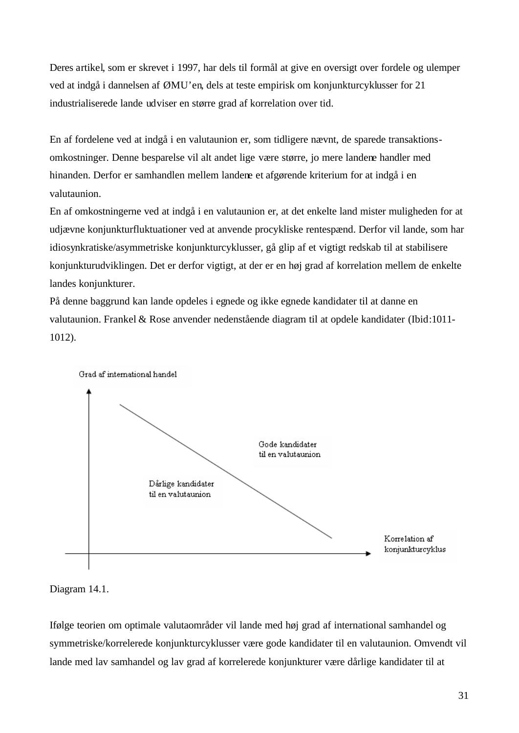Deres artikel, som er skrevet i 1997, har dels til formål at give en oversigt over fordele og ulemper ved at indgå i dannelsen af ØMU'en, dels at teste empirisk om konjunkturcyklusser for 21 industrialiserede lande udviser en større grad af korrelation over tid.

En af fordelene ved at indgå i en valutaunion er, som tidligere nævnt, de sparede transaktions-omkostninger. Denne besparelse vil alt andet lige være større, jo mere landene handler med hinanden. Derfor er samhandlen mellem landene et afgørende kriterium for at indgå i en valutaunion.
En af omkostningerne ved at indgå i en valutaunion er, at det enkelte land mister muligheden for at udjævne konjunkturfluktuationer ved at anvende procykliske rentespænd. Derfor vil lande, som har idiosynkratiske/asymmetriske konjunkturcyklusser, gå glip af et vigtigt redskab til at stabilisere konjunkturudviklingen. Det er derfor vigtigt, at der er en høj grad af korrelation mellem de enkelte landes konjunkturer.
På denne baggrund kan lande opdeles i egnede og ikke egnede kandidater til at danne en valutaunion. Frankel & Rose anvender nedenstående diagram til at opdele kandidater (Ibid:1011-1012).

Grad af international handel

Gode kandidater til en valutaunion

Dårlige kandidater til en valutaunion

Korrelation af konjunkturcyklus

Diagram 14.1.

Ifølge teorien om optimale valutaområder vil lande med høj grad af international samhandel og symmetriske/korrelerede konjunkturcyklusser være gode kandidater til en valutaunion. Omvendt vil lande med lav samhandel og lav grad af korrelerede konjunkturer være dårlige kandidater til at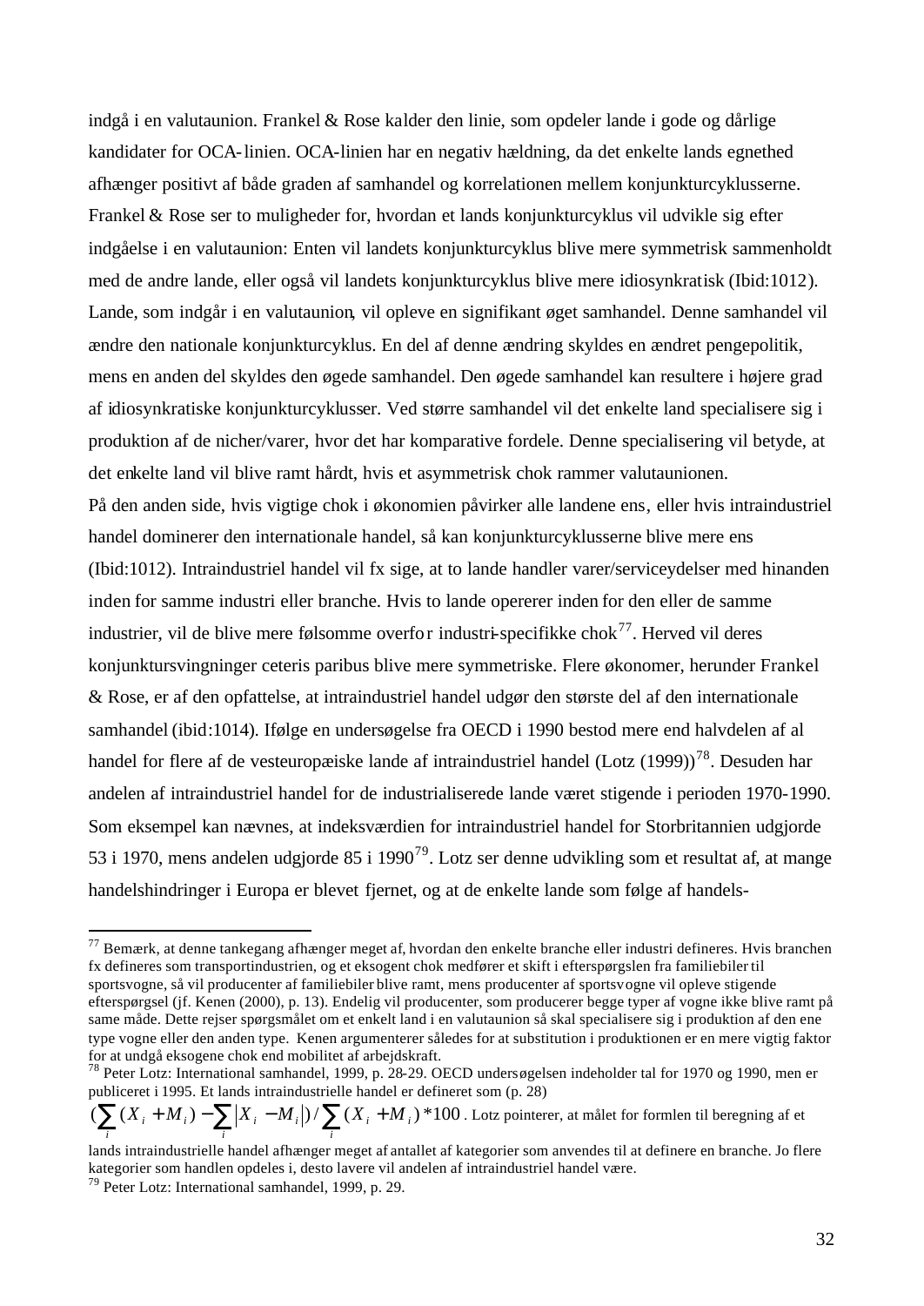indgå i en valutaunion. Frankel & Rose kalder den linie, som opdeler lande i gode og dårlige kandidater for OCA-linien. OCA-linien har en negativ hældning, da det enkelte lands egnethed afhænger positivt af både graden af samhandel og korrelationen mellem konjunkturcyklusserne. Frankel & Rose ser to muligheder for, hvordan et lands konjunkturcyklus vil udvikle sig efter indgåelse i en valutaunion: Enten vil landets konjunkturcyklus blive mere symmetrisk sammenholdt med de andre lande, eller også vil landets konjunkturcyklus blive mere idiosynkratisk (Ibid:1012). Lande, som indgår i en valutaunion, vil opleve en signifikant øget samhandel. Denne samhandel vil ændre den nationale konjunkturcyklus. En del af denne ændring skyldes en ændret pengepolitik, mens en anden del skyldes den øgede samhandel. Den øgede samhandel kan resultere i højere grad af idiosynkratiske konjunkturcyklusser. Ved større samhandel vil det enkelte land specialisere sig i produktion af de nicher/varer, hvor det har komparative fordele. Denne specialisering vil betyde, at det enkelte land vil blive ramt hårdt, hvis et asymmetrisk chok rammer valutaunionen.

På den anden side, hvis vigtige chok i økonomien påvirker alle landene ens, eller hvis intraindustriel handel dominerer den internationale handel, så kan konjunkturcyklusserne blive mere ens (Ibid:1012). Intraindustriel handel vil fx sige, at to lande handler varer/serviceydelser med hinanden inden for samme industri eller branche. Hvis to lande opererer inden for den eller de samme industrier, vil de blive mere følsomme overfor industri-specifikke chok[77]. Herved vil deres konjunktursvingninger ceteris paribus blive mere symmetriske. Flere økonomer, herunder Frankel & Rose, er af den opfattelse, at intraindustriel handel udgør den største del af den internationale samhandel (ibid:1014). Ifølge en undersøgelse fra OECD i 1990 bestod mere end halvdelen af al handel for flere af de vesteuropæiske lande af intraindustriel handel (Lotz (1999))[78]. Desuden har andelen af intraindustriel handel for de industrialiserede lande været stigende i perioden 1970-1990. Som eksempel kan nævnes, at indeksværdien for intraindustriel handel for Storbritannien udgjorde 53 i 1970, mens andelen udgjorde 85 i 1990[79]. Lotz ser denne udvikling som et resultat af, at mange handelshindringer i Europa er blevet fjernet, og at de enkelte lande som følge af handels-

---

[77] Bemærk, at denne tankegang afhænger meget af, hvordan den enkelte branche eller industri defineres. Hvis branchen fx defineres som transportindustrien, og et eksogent chok medfører et skift i efterspørgslen fra familiebiler til sportsvogne, så vil producenter af familiebiler blive ramt, mens producenter af sportsvogne vil opleve stigende efterspørgsel (jf. Kenen (2000), p. 13). Endelig vil producenter, som producerer begge typer af vogne ikke blive ramt på same måde. Dette rejser spørgsmålet om et enkelt land i en valutaunion så skal specialisere sig i produktion af den ene type vogne eller den anden type. Kenen argumenterer således for at substitution i produktionen er en mere vigtig faktor for at undgå eksogene chok end mobilitet af arbejdskraft.

[78] Peter Lotz: International samhandel, 1999, p. 28-29. OECD undersøgelsen indeholder tal for 1970 og 1990, men er publiceret i 1995. Et lands intraindustrielle handel er defineret som (p. 28) $\left(\sum_i (X_i + M_i) - \sum_i |X_i - M_i|\right) / \sum_i (X_i + M_i) * 100$. Lotz pointerer, at målet for formlen til beregning af et lands intraindustrielle handel afhænger meget af antallet af kategorier som anvendes til at definere en branche. Jo flere kategorier som handlen opdeles i, desto lavere vil andelen af intraindustriel handel være.

[79] Peter Lotz: International samhandel, 1999, p. 29.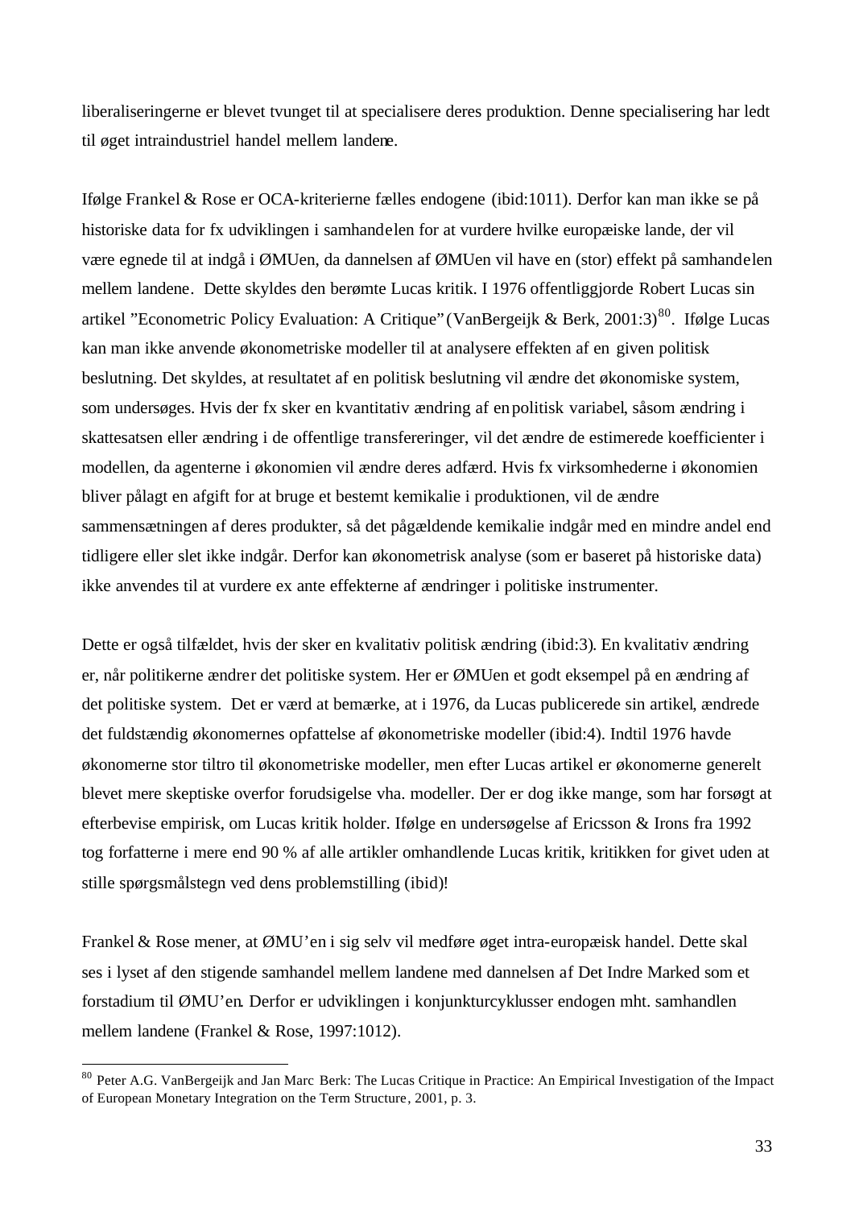liberaliseringerne er blevet tvunget til at specialisere deres produktion. Denne specialisering har ledt til øget intraindustriel handel mellem landene.

Ifølge Frankel & Rose er OCA-kriterierne fælles endogene (ibid:1011). Derfor kan man ikke se på historiske data for fx udviklingen i samhandelen for at vurdere hvilke europæiske lande, der vil være egnede til at indgå i ØMUen, da dannelsen af ØMUen vil have en (stor) effekt på samhandelen mellem landene. Dette skyldes den berømte Lucas kritik. I 1976 offentliggjorde Robert Lucas sin artikel "Econometric Policy Evaluation: A Critique" (VanBergeijk & Berk, 2001:3)[80]. Ifølge Lucas kan man ikke anvende økonometriske modeller til at analysere effekten af en given politisk beslutning. Det skyldes, at resultatet af en politisk beslutning vil ændre det økonomiske system, som undersøges. Hvis der fx sker en kvantitativ ændring af en politisk variabel, såsom ændring i skattesatsen eller ændring i de offentlige transfereringer, vil det ændre de estimerede koefficienter i modellen, da agenterne i økonomien vil ændre deres adfærd. Hvis fx virksomhederne i økonomien bliver pålagt en afgift for at bruge et bestemt kemikalie i produktionen, vil de ændre sammensætningen af deres produkter, så det pågældende kemikalie indgår med en mindre andel end tidligere eller slet ikke indgår. Derfor kan økonometrisk analyse (som er baseret på historiske data) ikke anvendes til at vurdere ex ante effekterne af ændringer i politiske instrumenter.

Dette er også tilfældet, hvis der sker en kvalitativ politisk ændring (ibid:3). En kvalitativ ændring er, når politikerne ændrer det politiske system. Her er ØMUen et godt eksempel på en ændring af det politiske system. Det er værd at bemærke, at i 1976, da Lucas publicerede sin artikel, ændrede det fuldstændig økonomernes opfattelse af økonometriske modeller (ibid:4). Indtil 1976 havde økonomerne stor tiltro til økonometriske modeller, men efter Lucas artikel er økonomerne generelt blevet mere skeptiske overfor forudsigelse vha. modeller. Der er dog ikke mange, som har forsøgt at efterbevise empirisk, om Lucas kritik holder. Ifølge en undersøgelse af Ericsson & Irons fra 1992 tog forfatterne i mere end 90 % af alle artikler omhandlende Lucas kritik, kritikken for givet uden at stille spørgsmålstegn ved dens problemstilling (ibid)!

Frankel & Rose mener, at ØMU'en i sig selv vil medføre øget intra-europæisk handel. Dette skal ses i lyset af den stigende samhandel mellem landene med dannelsen af Det Indre Marked som et forstadium til ØMU'en. Derfor er udviklingen i konjunkturcyklusser endogen mht. samhandlen mellem landene (Frankel & Rose, 1997:1012).

---

[80] Peter A.G. VanBergeijk and Jan Marc Berk: The Lucas Critique in Practice: An Empirical Investigation of the Impact of European Monetary Integration on the Term Structure, 2001, p. 3.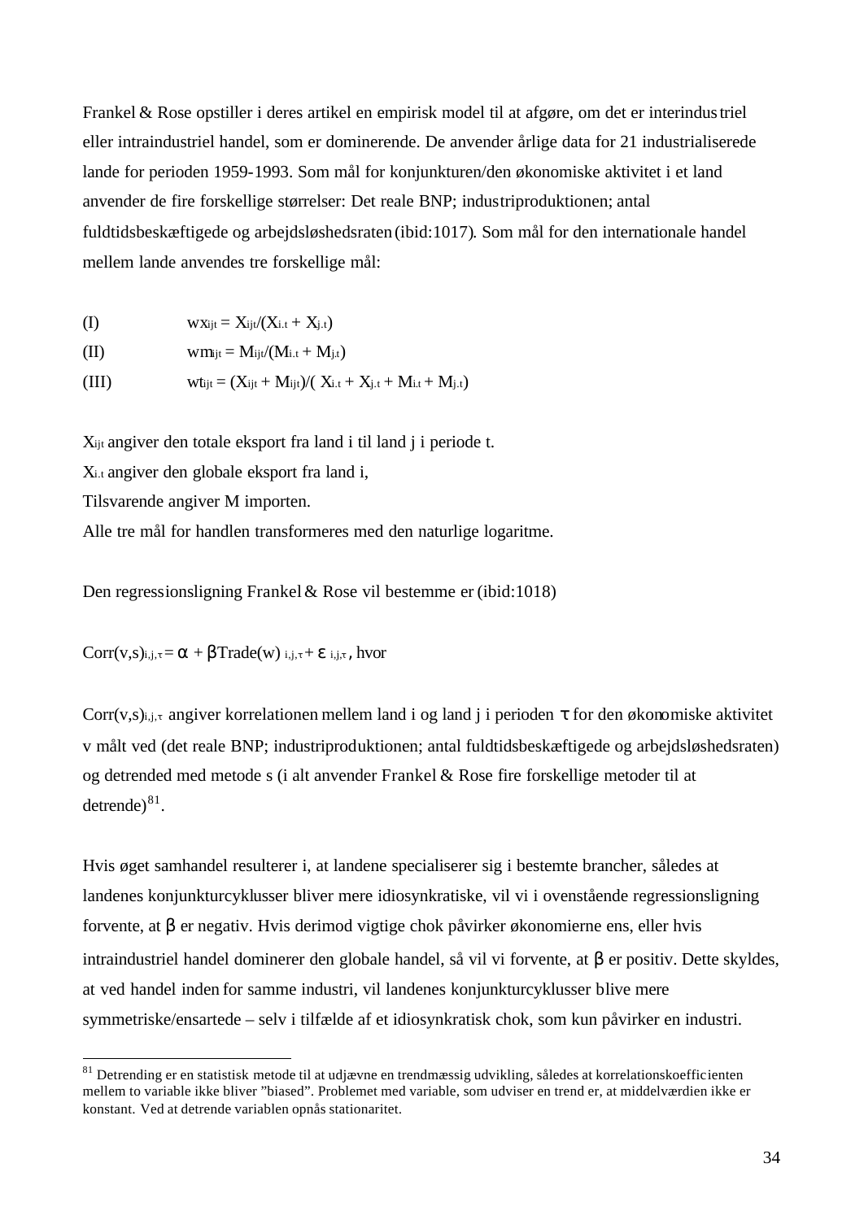Frankel & Rose opstiller i deres artikel en empirisk model til at afgøre, om det er interindustriel eller intraindustriel handel, som er dominerende. De anvender årlige data for 21 industrialiserede lande for perioden 1959-1993. Som mål for konjunkturen/den økonomiske aktivitet i et land anvender de fire forskellige størrelser: Det reale BNP; industriproduktionen; antal fuldtidsbeskæftigede og arbejdsløshedsraten (ibid:1017). Som mål for den internationale handel mellem lande anvendes tre forskellige mål:

(I) $wx_{ijt} = X_{ijt}/(X_{i.t} + X_{j.t})$

(II) $wm_{ijt} = M_{ijt}/(M_{i.t} + M_{j.t})$

(III) $wt_{ijt} = (X_{ijt} + M_{ijt})/( X_{i.t} + X_{j.t} + M_{i.t} + M_{j.t})$

$X_{ijt}$ angiver den totale eksport fra land i til land j i periode t.
$X_{i.t}$ angiver den globale eksport fra land i,
Tilsvarende angiver M importen.
Alle tre mål for handlen transformeres med den naturlige logaritme.

Den regressionsligning Frankel & Rose vil bestemme er (ibid:1018)

$Corr(v,s)_{i,j,\tau} = \alpha + \beta Trade(w)_{i,j,\tau} + \varepsilon_{i,j,\tau}$, hvor

$Corr(v,s)_{i,j,\tau}$ angiver korrelationen mellem land i og land j i perioden $\tau$ for den økonomiske aktivitet v målt ved (det reale BNP; industriproduktionen; antal fuldtidsbeskæftigede og arbejdsløshedsraten) og detrended med metode s (i alt anvender Frankel & Rose fire forskellige metoder til at detrende)[81].

Hvis øget samhandel resulterer i, at landene specialiserer sig i bestemte brancher, således at landenes konjunkturcyklusser bliver mere idiosynkratiske, vil vi i ovenstående regressionsligning forvente, at $\beta$ er negativ. Hvis derimod vigtige chok påvirker økonomierne ens, eller hvis intraindustriel handel dominerer den globale handel, så vil vi forvente, at $\beta$ er positiv. Dette skyldes, at ved handel inden for samme industri, vil landenes konjunkturcyklusser blive mere symmetriske/ensartede – selv i tilfælde af et idiosynkratisk chok, som kun påvirker en industri.

---

[81] Detrending er en statistisk metode til at udjævne en trendmæssig udvikling, således at korrelationskoefficienten mellem to variable ikke bliver "biased". Problemet med variable, som udviser en trend er, at middelværdien ikke er konstant. Ved at detrende variablen opnås stationaritet.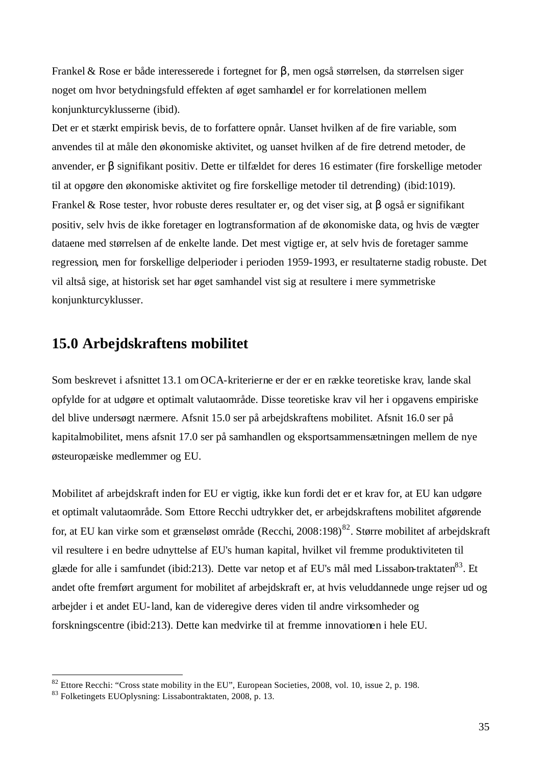Frankel & Rose er både interesserede i fortegnet for $\beta$, men også størrelsen, da størrelsen siger noget om hvor betydningsfuld effekten af øget samhandel er for korrelationen mellem konjunkturcyklusserne (ibid).
Det er et stærkt empirisk bevis, de to forfattere opnår. Uanset hvilken af de fire variable, som anvendes til at måle den økonomiske aktivitet, og uanset hvilken af de fire detrend metoder, de anvender, er $\beta$ signifikant positiv. Dette er tilfældet for deres 16 estimater (fire forskellige metoder til at opgøre den økonomiske aktivitet og fire forskellige metoder til detrending) (ibid:1019). Frankel & Rose tester, hvor robuste deres resultater er, og det viser sig, at $\beta$ også er signifikant positiv, selv hvis de ikke foretager en logtransformation af de økonomiske data, og hvis de vægter dataene med størrelsen af de enkelte lande. Det mest vigtige er, at selv hvis de foretager samme regression, men for forskellige delperioder i perioden 1959-1993, er resultaterne stadig robuste. Det vil altså sige, at historisk set har øget samhandel vist sig at resultere i mere symmetriske konjunkturcyklusser.

## 15.0 Arbejdskraftens mobilitet

Som beskrevet i afsnittet 13.1 om OCA-kriterierne er der er en række teoretiske krav, lande skal opfylde for at udgøre et optimalt valutaområde. Disse teoretiske krav vil her i opgavens empiriske del blive undersøgt nærmere. Afsnit 15.0 ser på arbejdskraftens mobilitet. Afsnit 16.0 ser på kapitalmobilitet, mens afsnit 17.0 ser på samhandlen og eksportsammensætningen mellem de nye østeuropæiske medlemmer og EU.

Mobilitet af arbejdskraft inden for EU er vigtig, ikke kun fordi det er et krav for, at EU kan udgøre et optimalt valutaområde. Som Ettore Recchi udtrykker det, er arbejdskraftens mobilitet afgørende for, at EU kan virke som et grænseløst område (Recchi, 2008:198)[82]. Større mobilitet af arbejdskraft vil resultere i en bedre udnyttelse af EU's human kapital, hvilket vil fremme produktiviteten til glæde for alle i samfundet (ibid:213). Dette var netop et af EU's mål med Lissabon-traktaten[83]. Et andet ofte fremført argument for mobilitet af arbejdskraft er, at hvis veluddannede unge rejser ud og arbejder i et andet EU-land, kan de videregive deres viden til andre virksomheder og forskningscentre (ibid:213). Dette kan medvirke til at fremme innovationen i hele EU.

---

[82] Ettore Recchi: "Cross state mobility in the EU", European Societies, 2008, vol. 10, issue 2, p. 198.
[83] Folketingets EUOplysning: Lissabontraktaten, 2008, p. 13.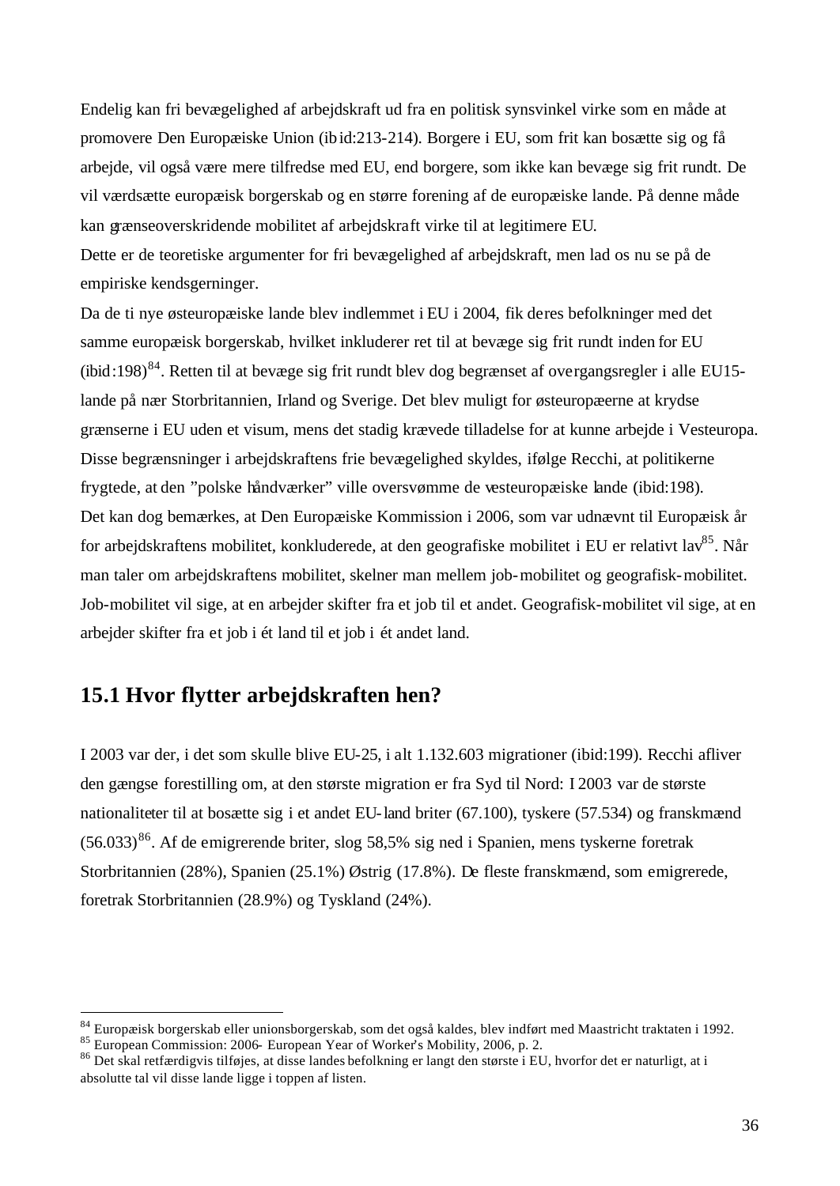Endelig kan fri bevægelighed af arbejdskraft ud fra en politisk synsvinkel virke som en måde at promovere Den Europæiske Union (ibid:213-214). Borgere i EU, som frit kan bosætte sig og få arbejde, vil også være mere tilfredse med EU, end borgere, som ikke kan bevæge sig frit rundt. De vil værdsætte europæisk borgerskab og en større forening af de europæiske lande. På denne måde kan grænseoverskridende mobilitet af arbejdskraft virke til at legitimere EU.

Dette er de teoretiske argumenter for fri bevægelighed af arbejdskraft, men lad os nu se på de empiriske kendsgerninger.

Da de ti nye østeuropæiske lande blev indlemmet i EU i 2004, fik deres befolkninger med det samme europæisk borgerskab, hvilket inkluderer ret til at bevæge sig frit rundt inden for EU (ibid:198)[84]. Retten til at bevæge sig frit rundt blev dog begrænset af overgangsregler i alle EU15-lande på nær Storbritannien, Irland og Sverige. Det blev muligt for østeuropæerne at krydse grænserne i EU uden et visum, mens det stadig krævede tilladelse for at kunne arbejde i Vesteuropa. Disse begrænsninger i arbejdskraftens frie bevægelighed skyldes, ifølge Recchi, at politikerne frygtede, at den "polske håndværker" ville oversvømme de vesteuropæiske lande (ibid:198).

Det kan dog bemærkes, at Den Europæiske Kommission i 2006, som var udnævnt til Europæisk år for arbejdskraftens mobilitet, konkluderede, at den geografiske mobilitet i EU er relativt lav[85]. Når man taler om arbejdskraftens mobilitet, skelner man mellem job-mobilitet og geografisk-mobilitet. Job-mobilitet vil sige, at en arbejder skifter fra et job til et andet. Geografisk-mobilitet vil sige, at en arbejder skifter fra et job i ét land til et job i ét andet land.

## 15.1 Hvor flytter arbejdskraften hen?

I 2003 var der, i det som skulle blive EU-25, i alt 1.132.603 migrationer (ibid:199). Recchi afliver den gængse forestilling om, at den største migration er fra Syd til Nord: I 2003 var de største nationaliteter til at bosætte sig i et andet EU-land briter (67.100), tyskere (57.534) og franskmænd (56.033)[86]. Af de emigrerende briter, slog 58,5% sig ned i Spanien, mens tyskerne foretrak Storbritannien (28%), Spanien (25.1%) Østrig (17.8%). De fleste franskmænd, som emigrerede, foretrak Storbritannien (28.9%) og Tyskland (24%).

---

[84] Europæisk borgerskab eller unionsborgerskab, som det også kaldes, blev indført med Maastricht traktaten i 1992.

[85] European Commission: 2006- European Year of Worker's Mobility, 2006, p. 2.

[86] Det skal retfærdigvis tilføjes, at disse landes befolkning er langt den største i EU, hvorfor det er naturligt, at i absolutte tal vil disse lande ligge i toppen af listen.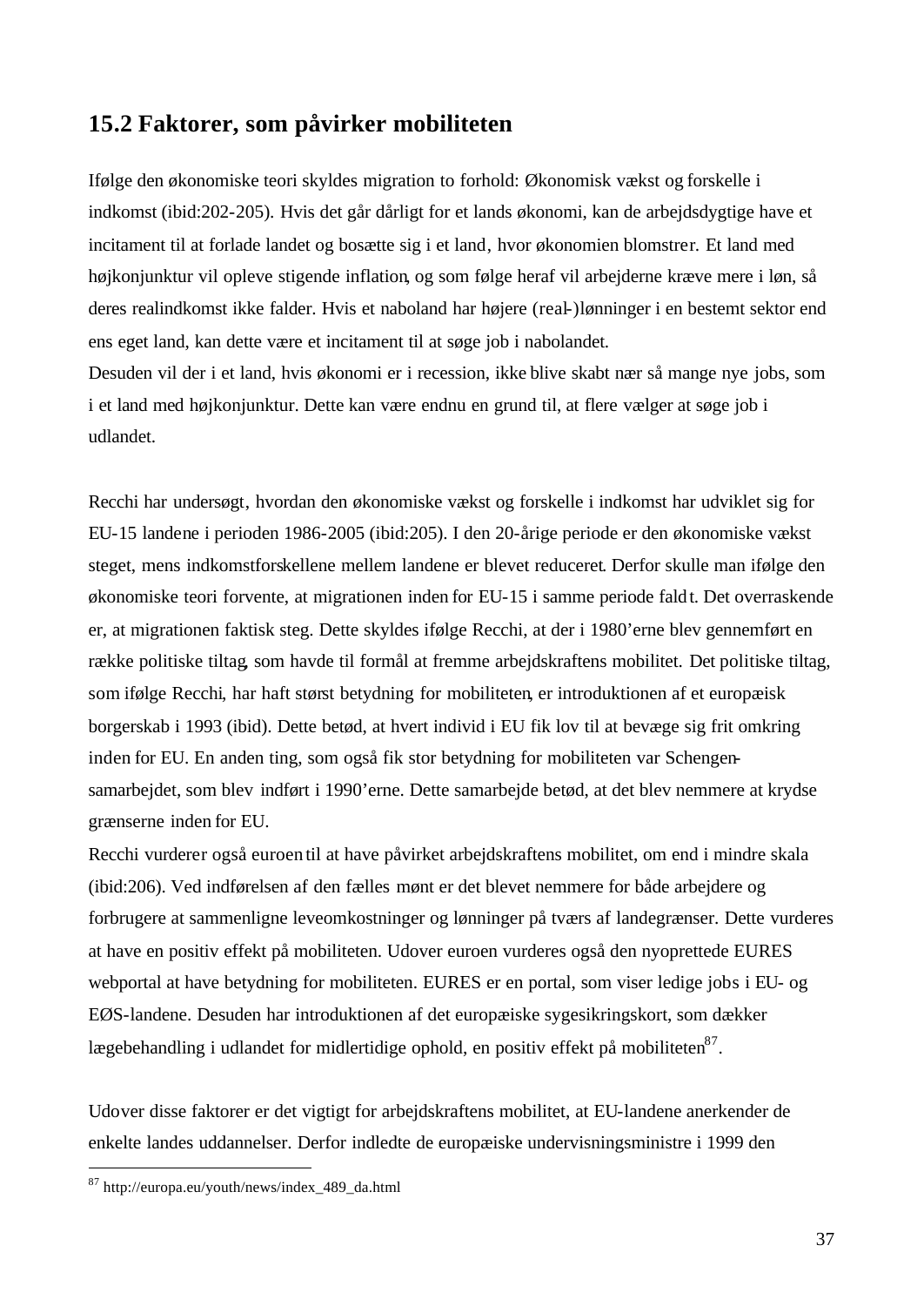## 15.2 Faktorer, som påvirker mobiliteten

Ifølge den økonomiske teori skyldes migration to forhold: Økonomisk vækst og forskelle i indkomst (ibid:202-205). Hvis det går dårligt for et lands økonomi, kan de arbejdsdygtige have et incitament til at forlade landet og bosætte sig i et land, hvor økonomien blomstrer. Et land med højkonjunktur vil opleve stigende inflation, og som følge heraf vil arbejderne kræve mere i løn, så deres realindkomst ikke falder. Hvis et naboland har højere (real-)lønninger i en bestemt sektor end ens eget land, kan dette være et incitament til at søge job i nabolandet.
Desuden vil der i et land, hvis økonomi er i recession, ikke blive skabt nær så mange nye jobs, som i et land med højkonjunktur. Dette kan være endnu en grund til, at flere vælger at søge job i udlandet.

Recchi har undersøgt, hvordan den økonomiske vækst og forskelle i indkomst har udviklet sig for EU-15 landene i perioden 1986-2005 (ibid:205). I den 20-årige periode er den økonomiske vækst steget, mens indkomstforskellene mellem landene er blevet reduceret. Derfor skulle man ifølge den økonomiske teori forvente, at migrationen inden for EU-15 i samme periode faldt. Det overraskende er, at migrationen faktisk steg. Dette skyldes ifølge Recchi, at der i 1980'erne blev gennemført en række politiske tiltag, som havde til formål at fremme arbejdskraftens mobilitet. Det politiske tiltag, som ifølge Recchi, har haft størst betydning for mobiliteten, er introduktionen af et europæisk borgerskab i 1993 (ibid). Dette betød, at hvert individ i EU fik lov til at bevæge sig frit omkring inden for EU. En anden ting, som også fik stor betydning for mobiliteten var Schengen-samarbejdet, som blev indført i 1990'erne. Dette samarbejde betød, at det blev nemmere at krydse grænserne inden for EU.
Recchi vurderer også euroen til at have påvirket arbejdskraftens mobilitet, om end i mindre skala (ibid:206). Ved indførelsen af den fælles mønt er det blevet nemmere for både arbejdere og forbrugere at sammenligne leveomkostninger og lønninger på tværs af landegrænser. Dette vurderes at have en positiv effekt på mobiliteten. Udover euroen vurderes også den nyoprettede EURES webportal at have betydning for mobiliteten. EURES er en portal, som viser ledige jobs i EU- og EØS-landene. Desuden har introduktionen af det europæiske sygesikringskort, som dækker lægebehandling i udlandet for midlertidige ophold, en positiv effekt på mobiliteten[87].

Udover disse faktorer er det vigtigt for arbejdskraftens mobilitet, at EU-landene anerkender de enkelte landes uddannelser. Derfor indledte de europæiske undervisningsministre i 1999 den

---

[87] http://europa.eu/youth/news/index_489_da.html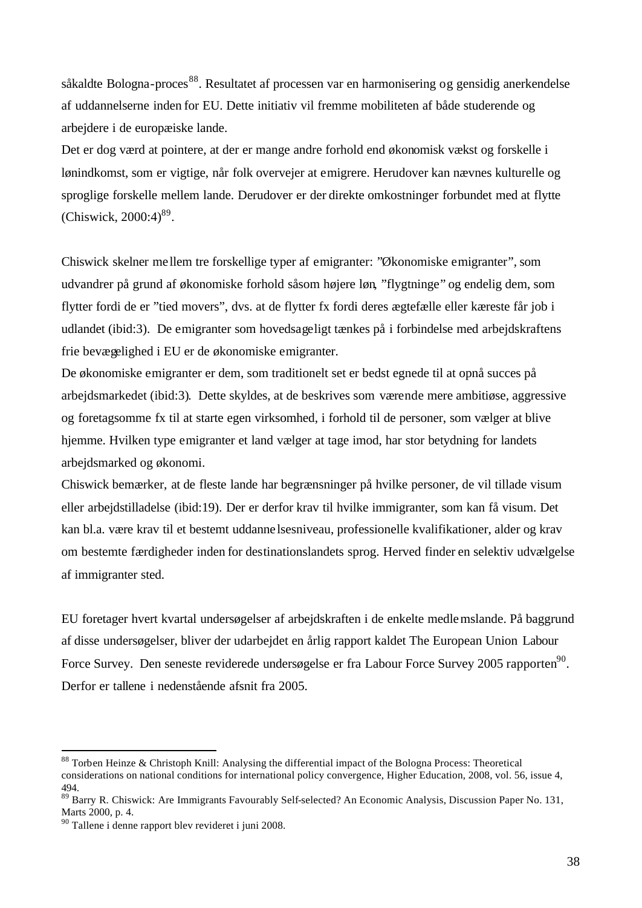såkaldte Bologna-proces[88]. Resultatet af processen var en harmonisering og gensidig anerkendelse af uddannelserne inden for EU. Dette initiativ vil fremme mobiliteten af både studerende og arbejdere i de europæiske lande.
Det er dog værd at pointere, at der er mange andre forhold end økonomisk vækst og forskelle i lønindkomst, som er vigtige, når folk overvejer at emigrere. Herudover kan nævnes kulturelle og sproglige forskelle mellem lande. Derudover er der direkte omkostninger forbundet med at flytte (Chiswick, 2000:4)[89].

Chiswick skelner mellem tre forskellige typer af emigranter: "Økonomiske emigranter", som udvandrer på grund af økonomiske forhold såsom højere løn, "flygtninge" og endelig dem, som flytter fordi de er "tied movers", dvs. at de flytter fx fordi deres ægtefælle eller kæreste får job i udlandet (ibid:3). De emigranter som hovedsageligt tænkes på i forbindelse med arbejdskraftens frie bevægelighed i EU er de økonomiske emigranter.
De økonomiske emigranter er dem, som traditionelt set er bedst egnede til at opnå succes på arbejdsmarkedet (ibid:3). Dette skyldes, at de beskrives som værende mere ambitiøse, aggressive og foretagsomme fx til at starte egen virksomhed, i forhold til de personer, som vælger at blive hjemme. Hvilken type emigranter et land vælger at tage imod, har stor betydning for landets arbejdsmarked og økonomi.
Chiswick bemærker, at de fleste lande har begrænsninger på hvilke personer, de vil tillade visum eller arbejdstilladelse (ibid:19). Der er derfor krav til hvilke immigranter, som kan få visum. Det kan bl.a. være krav til et bestemt uddannelsesniveau, professionelle kvalifikationer, alder og krav om bestemte færdigheder inden for destinationslandets sprog. Herved finder en selektiv udvælgelse af immigranter sted.

EU foretager hvert kvartal undersøgelser af arbejdskraften i de enkelte medlemslande. På baggrund af disse undersøgelser, bliver der udarbejdet en årlig rapport kaldet The European Union Labour Force Survey. Den seneste reviderede undersøgelse er fra Labour Force Survey 2005 rapporten[90]. Derfor er tallene i nedenstående afsnit fra 2005.

---

[88] Torben Heinze & Christoph Knill: Analysing the differential impact of the Bologna Process: Theoretical considerations on national conditions for international policy convergence, Higher Education, 2008, vol. 56, issue 4, 494.
[89] Barry R. Chiswick: Are Immigrants Favourably Self-selected? An Economic Analysis, Discussion Paper No. 131, Marts 2000, p. 4.
[90] Tallene i denne rapport blev revideret i juni 2008.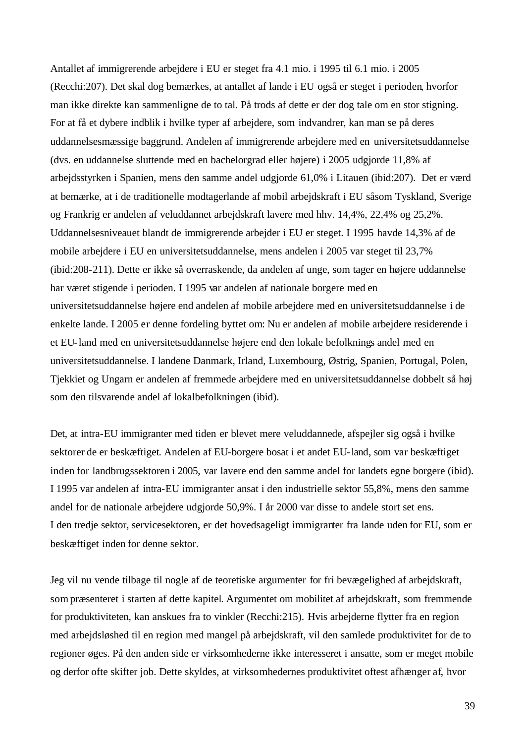Antallet af immigrerende arbejdere i EU er steget fra 4.1 mio. i 1995 til 6.1 mio. i 2005 (Recchi:207). Det skal dog bemærkes, at antallet af lande i EU også er steget i perioden, hvorfor man ikke direkte kan sammenligne de to tal. På trods af dette er der dog tale om en stor stigning. For at få et dybere indblik i hvilke typer af arbejdere, som indvandrer, kan man se på deres uddannelsesmæssige baggrund. Andelen af immigrerende arbejdere med en universitetsuddannelse (dvs. en uddannelse sluttende med en bachelorgrad eller højere) i 2005 udgjorde 11,8% af arbejdsstyrken i Spanien, mens den samme andel udgjorde 61,0% i Litauen (ibid:207). Det er værd at bemærke, at i de traditionelle modtagerlande af mobil arbejdskraft i EU såsom Tyskland, Sverige og Frankrig er andelen af veluddannet arbejdskraft lavere med hhv. 14,4%, 22,4% og 25,2%. Uddannelsesniveauet blandt de immigrerende arbejder i EU er steget. I 1995 havde 14,3% af de mobile arbejdere i EU en universitetsuddannelse, mens andelen i 2005 var steget til 23,7% (ibid:208-211). Dette er ikke så overraskende, da andelen af unge, som tager en højere uddannelse har været stigende i perioden. I 1995 var andelen af nationale borgere med en universitetsuddannelse højere end andelen af mobile arbejdere med en universitetsuddannelse i de enkelte lande. I 2005 er denne fordeling byttet om: Nu er andelen af mobile arbejdere residerende i et EU-land med en universitetsuddannelse højere end den lokale befolknings andel med en universitetsuddannelse. I landene Danmark, Irland, Luxembourg, Østrig, Spanien, Portugal, Polen, Tjekkiet og Ungarn er andelen af fremmede arbejdere med en universitetsuddannelse dobbelt så høj som den tilsvarende andel af lokalbefolkningen (ibid).

Det, at intra-EU immigranter med tiden er blevet mere veluddannede, afspejler sig også i hvilke sektorer de er beskæftiget. Andelen af EU-borgere bosat i et andet EU-land, som var beskæftiget inden for landbrugssektoren i 2005, var lavere end den samme andel for landets egne borgere (ibid). I 1995 var andelen af intra-EU immigranter ansat i den industrielle sektor 55,8%, mens den samme andel for de nationale arbejdere udgjorde 50,9%. I år 2000 var disse to andele stort set ens.
I den tredje sektor, servicesektoren, er det hovedsageligt immigranter fra lande uden for EU, som er beskæftiget inden for denne sektor.

Jeg vil nu vende tilbage til nogle af de teoretiske argumenter for fri bevægelighed af arbejdskraft, som præsenteret i starten af dette kapitel. Argumentet om mobilitet af arbejdskraft, som fremmende for produktiviteten, kan anskues fra to vinkler (Recchi:215). Hvis arbejderne flytter fra en region med arbejdsløshed til en region med mangel på arbejdskraft, vil den samlede produktivitet for de to regioner øges. På den anden side er virksomhederne ikke interesseret i ansatte, som er meget mobile og derfor ofte skifter job. Dette skyldes, at virksomhedernes produktivitet oftest afhænger af, hvor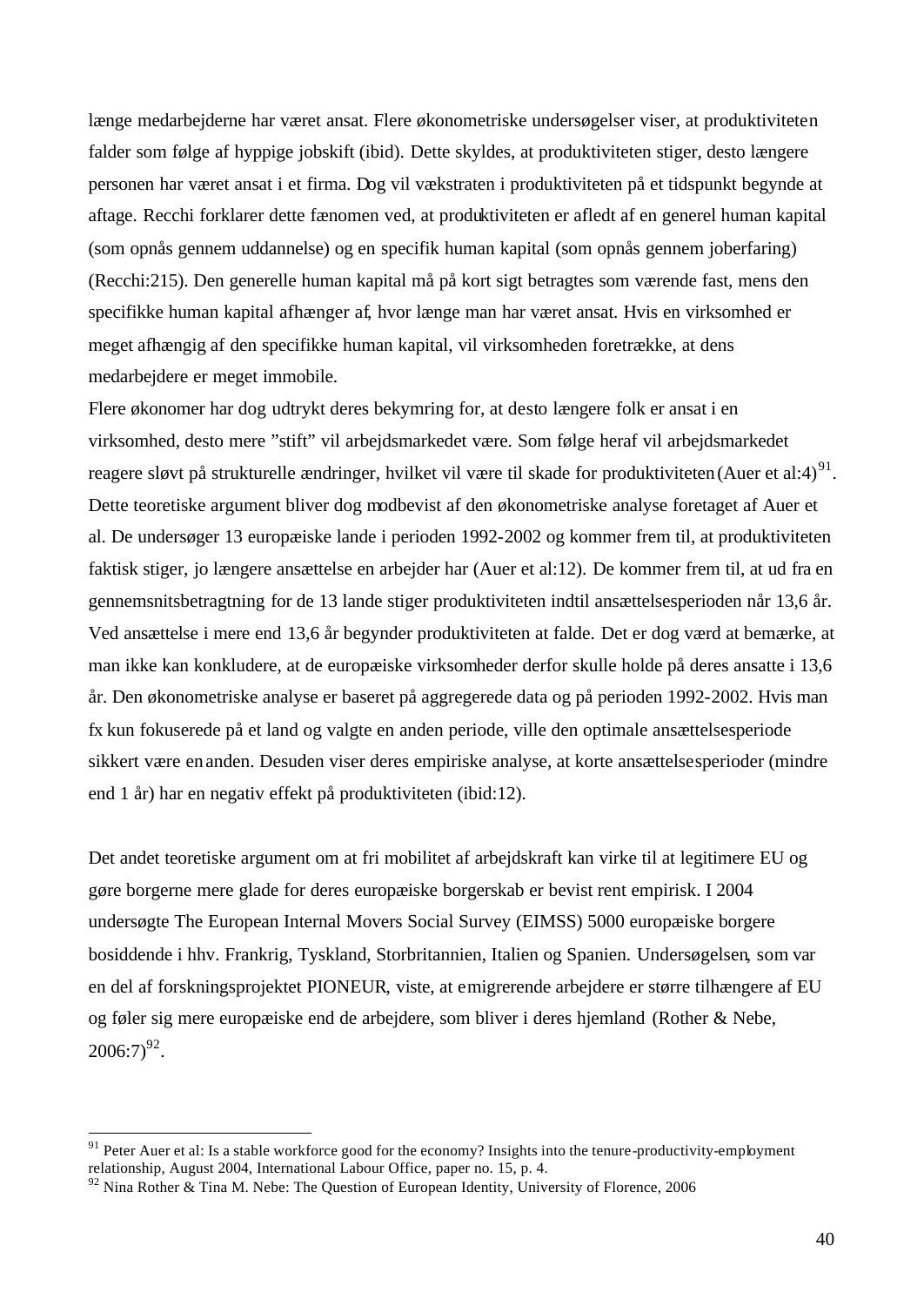længe medarbejderne har været ansat. Flere økonometriske undersøgelser viser, at produktiviteten falder som følge af hyppige jobskift (ibid). Dette skyldes, at produktiviteten stiger, desto længere personen har været ansat i et firma. Dog vil vækstraten i produktiviteten på et tidspunkt begynde at aftage. Recchi forklarer dette fænomen ved, at produktiviteten er afledt af en generel human kapital (som opnås gennem uddannelse) og en specifik human kapital (som opnås gennem joberfaring) (Recchi:215). Den generelle human kapital må på kort sigt betragtes som værende fast, mens den specifikke human kapital afhænger af, hvor længe man har været ansat. Hvis en virksomhed er meget afhængig af den specifikke human kapital, vil virksomheden foretrække, at dens medarbejdere er meget immobile.

Flere økonomer har dog udtrykt deres bekymring for, at desto længere folk er ansat i en virksomhed, desto mere "stift" vil arbejdsmarkedet være. Som følge heraf vil arbejdsmarkedet reagere sløvt på strukturelle ændringer, hvilket vil være til skade for produktiviteten (Auer et al:4)[91]. Dette teoretiske argument bliver dog modbevist af den økonometriske analyse foretaget af Auer et al. De undersøger 13 europæiske lande i perioden 1992-2002 og kommer frem til, at produktiviteten faktisk stiger, jo længere ansættelse en arbejder har (Auer et al:12). De kommer frem til, at ud fra en gennemsnitsbetragtning for de 13 lande stiger produktiviteten indtil ansættelsesperioden når 13,6 år. Ved ansættelse i mere end 13,6 år begynder produktiviteten at falde. Det er dog værd at bemærke, at man ikke kan konkludere, at de europæiske virksomheder derfor skulle holde på deres ansatte i 13,6 år. Den økonometriske analyse er baseret på aggregerede data og på perioden 1992-2002. Hvis man fx kun fokuserede på et land og valgte en anden periode, ville den optimale ansættelsesperiode sikkert være en anden. Desuden viser deres empiriske analyse, at korte ansættelsesperioder (mindre end 1 år) har en negativ effekt på produktiviteten (ibid:12).

Det andet teoretiske argument om at fri mobilitet af arbejdskraft kan virke til at legitimere EU og gøre borgerne mere glade for deres europæiske borgerskab er bevist rent empirisk. I 2004 undersøgte The European Internal Movers Social Survey (EIMSS) 5000 europæiske borgere bosiddende i hhv. Frankrig, Tyskland, Storbritannien, Italien og Spanien. Undersøgelsen, som var en del af forskningsprojektet PIONEUR, viste, at emigrerende arbejdere er større tilhængere af EU og føler sig mere europæiske end de arbejdere, som bliver i deres hjemland (Rother & Nebe, 2006:7)[92].

---

[91] Peter Auer et al: Is a stable workforce good for the economy? Insights into the tenure-productivity-employment relationship, August 2004, International Labour Office, paper no. 15, p. 4.

[92] Nina Rother & Tina M. Nebe: The Question of European Identity, University of Florence, 2006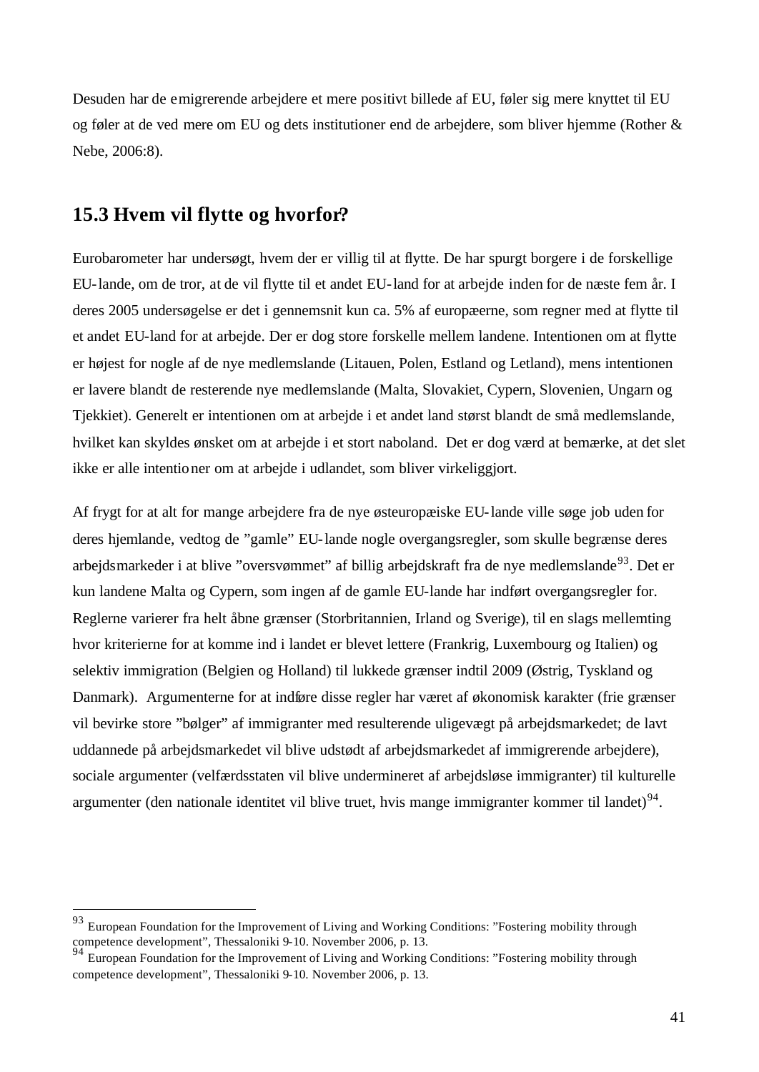Desuden har de emigrerende arbejdere et mere positivt billede af EU, føler sig mere knyttet til EU og føler at de ved mere om EU og dets institutioner end de arbejdere, som bliver hjemme (Rother & Nebe, 2006:8).

## 15.3 Hvem vil flytte og hvorfor?

Eurobarometer har undersøgt, hvem der er villig til at flytte. De har spurgt borgere i de forskellige EU-lande, om de tror, at de vil flytte til et andet EU-land for at arbejde inden for de næste fem år. I deres 2005 undersøgelse er det i gennemsnit kun ca. 5% af europæerne, som regner med at flytte til et andet EU-land for at arbejde. Der er dog store forskelle mellem landene. Intentionen om at flytte er højest for nogle af de nye medlemslande (Litauen, Polen, Estland og Letland), mens intentionen er lavere blandt de resterende nye medlemslande (Malta, Slovakiet, Cypern, Slovenien, Ungarn og Tjekkiet). Generelt er intentionen om at arbejde i et andet land størst blandt de små medlemslande, hvilket kan skyldes ønsket om at arbejde i et stort naboland. Det er dog værd at bemærke, at det slet ikke er alle intentioner om at arbejde i udlandet, som bliver virkeliggjort.

Af frygt for at alt for mange arbejdere fra de nye østeuropæiske EU-lande ville søge job uden for deres hjemlande, vedtog de "gamle" EU-lande nogle overgangsregler, som skulle begrænse deres arbejdsmarkeder i at blive "oversvømmet" af billig arbejdskraft fra de nye medlemslande[93]. Det er kun landene Malta og Cypern, som ingen af de gamle EU-lande har indført overgangsregler for. Reglerne varierer fra helt åbne grænser (Storbritannien, Irland og Sverige), til en slags mellemting hvor kriterierne for at komme ind i landet er blevet lettere (Frankrig, Luxembourg og Italien) og selektiv immigration (Belgien og Holland) til lukkede grænser indtil 2009 (Østrig, Tyskland og Danmark). Argumenterne for at indføre disse regler har været af økonomisk karakter (frie grænser vil bevirke store "bølger" af immigranter med resulterende uligevægt på arbejdsmarkedet; de lavt uddannede på arbejdsmarkedet vil blive udstødt af arbejdsmarkedet af immigrerende arbejdere), sociale argumenter (velfærdsstaten vil blive undermineret af arbejdsløse immigranter) til kulturelle argumenter (den nationale identitet vil blive truet, hvis mange immigranter kommer til landet)[94].

---

[93] European Foundation for the Improvement of Living and Working Conditions: "Fostering mobility through competence development", Thessaloniki 9-10. November 2006, p. 13.

[94] European Foundation for the Improvement of Living and Working Conditions: "Fostering mobility through competence development", Thessaloniki 9-10. November 2006, p. 13.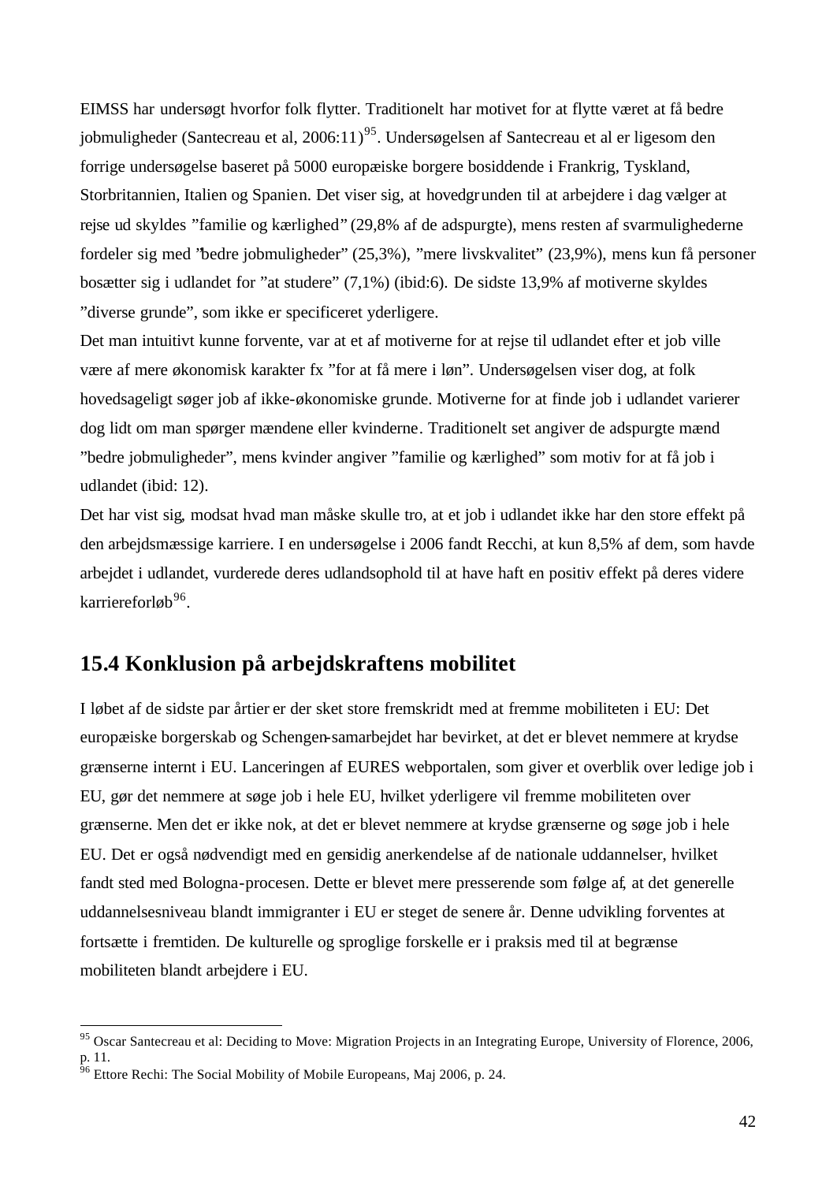EIMSS har undersøgt hvorfor folk flytter. Traditionelt har motivet for at flytte været at få bedre jobmuligheder (Santecreau et al, 2006:11)[95]. Undersøgelsen af Santecreau et al er ligesom den forrige undersøgelse baseret på 5000 europæiske borgere bosiddende i Frankrig, Tyskland, Storbritannien, Italien og Spanien. Det viser sig, at hovedgrunden til at arbejdere i dag vælger at rejse ud skyldes "familie og kærlighed" (29,8% af de adspurgte), mens resten af svarmulighederne fordeler sig med "bedre jobmuligheder" (25,3%), "mere livskvalitet" (23,9%), mens kun få personer bosætter sig i udlandet for "at studere" (7,1%) (ibid:6). De sidste 13,9% af motiverne skyldes "diverse grunde", som ikke er specificeret yderligere.

Det man intuitivt kunne forvente, var at et af motiverne for at rejse til udlandet efter et job ville være af mere økonomisk karakter fx "for at få mere i løn". Undersøgelsen viser dog, at folk hovedsageligt søger job af ikke-økonomiske grunde. Motiverne for at finde job i udlandet varierer dog lidt om man spørger mændene eller kvinderne. Traditionelt set angiver de adspurgte mænd "bedre jobmuligheder", mens kvinder angiver "familie og kærlighed" som motiv for at få job i udlandet (ibid: 12).

Det har vist sig, modsat hvad man måske skulle tro, at et job i udlandet ikke har den store effekt på den arbejdsmæssige karriere. I en undersøgelse i 2006 fandt Recchi, at kun 8,5% af dem, som havde arbejdet i udlandet, vurderede deres udlandsophold til at have haft en positiv effekt på deres videre karriereforløb[96].

## 15.4 Konklusion på arbejdskraftens mobilitet

I løbet af de sidste par årtier er der sket store fremskridt med at fremme mobiliteten i EU: Det europæiske borgerskab og Schengen-samarbejdet har bevirket, at det er blevet nemmere at krydse grænserne internt i EU. Lanceringen af EURES webportalen, som giver et overblik over ledige job i EU, gør det nemmere at søge job i hele EU, hvilket yderligere vil fremme mobiliteten over grænserne. Men det er ikke nok, at det er blevet nemmere at krydse grænserne og søge job i hele EU. Det er også nødvendigt med en gensidig anerkendelse af de nationale uddannelser, hvilket fandt sted med Bologna-procesen. Dette er blevet mere presserende som følge af, at det generelle uddannelsesniveau blandt immigranter i EU er steget de senere år. Denne udvikling forventes at fortsætte i fremtiden. De kulturelle og sproglige forskelle er i praksis med til at begrænse mobiliteten blandt arbejdere i EU.

---

[95] Oscar Santecreau et al: Deciding to Move: Migration Projects in an Integrating Europe, University of Florence, 2006, p. 11.

[96] Ettore Rechi: The Social Mobility of Mobile Europeans, Maj 2006, p. 24.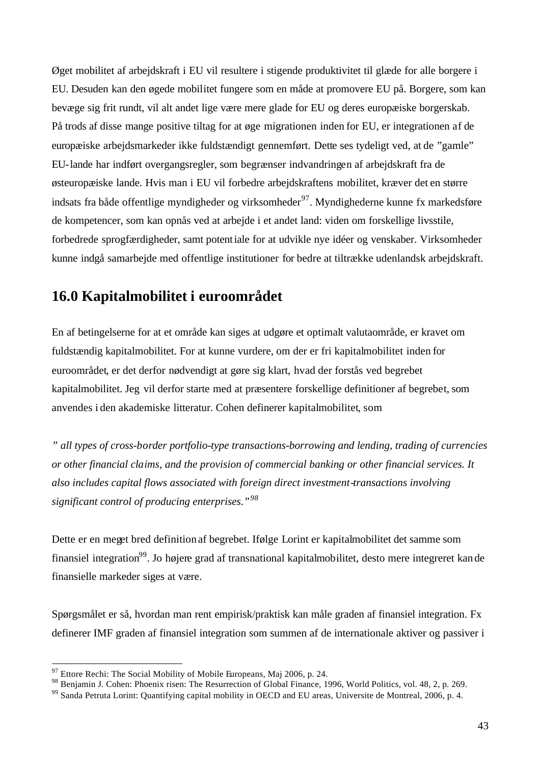Øget mobilitet af arbejdskraft i EU vil resultere i stigende produktivitet til glæde for alle borgere i EU. Desuden kan den øgede mobilitet fungere som en måde at promovere EU på. Borgere, som kan bevæge sig frit rundt, vil alt andet lige være mere glade for EU og deres europæiske borgerskab. På trods af disse mange positive tiltag for at øge migrationen inden for EU, er integrationen af de europæiske arbejdsmarkeder ikke fuldstændigt gennemført. Dette ses tydeligt ved, at de "gamle" EU-lande har indført overgangsregler, som begrænser indvandringen af arbejdskraft fra de østeuropæiske lande. Hvis man i EU vil forbedre arbejdskraftens mobilitet, kræver det en større indsats fra både offentlige myndigheder og virksomheder[97]. Myndighederne kunne fx markedsføre de kompetencer, som kan opnås ved at arbejde i et andet land: viden om forskellige livsstile, forbedrede sprogfærdigheder, samt potentiale for at udvikle nye idéer og venskaber. Virksomheder kunne indgå samarbejde med offentlige institutioner for bedre at tiltrække udenlandsk arbejdskraft.

## 16.0 Kapitalmobilitet i euroområdet

En af betingelserne for at et område kan siges at udgøre et optimalt valutaområde, er kravet om fuldstændig kapitalmobilitet. For at kunne vurdere, om der er fri kapitalmobilitet inden for euroområdet, er det derfor nødvendigt at gøre sig klart, hvad der forstås ved begrebet kapitalmobilitet. Jeg vil derfor starte med at præsentere forskellige definitioner af begrebet, som anvendes i den akademiske litteratur. Cohen definerer kapitalmobilitet, som

*" all types of cross-border portfolio-type transactions-borrowing and lending, trading of currencies or other financial claims, and the provision of commercial banking or other financial services. It also includes capital flows associated with foreign direct investment-transactions involving significant control of producing enterprises."*[98]

Dette er en meget bred definition af begrebet. Ifølge Lorint er kapitalmobilitet det samme som finansiel integration[99]. Jo højere grad af transnational kapitalmobilitet, desto mere integreret kan de finansielle markeder siges at være.

Spørgsmålet er så, hvordan man rent empirisk/praktisk kan måle graden af finansiel integration. Fx definerer IMF graden af finansiel integration som summen af de internationale aktiver og passiver i

---

[97] Ettore Rechi: The Social Mobility of Mobile Europeans, Maj 2006, p. 24.

[98] Benjamin J. Cohen: Phoenix risen: The Resurrection of Global Finance, 1996, World Politics, vol. 48, 2, p. 269.

[99] Sanda Petruta Lorint: Quantifying capital mobility in OECD and EU areas, Universite de Montreal, 2006, p. 4.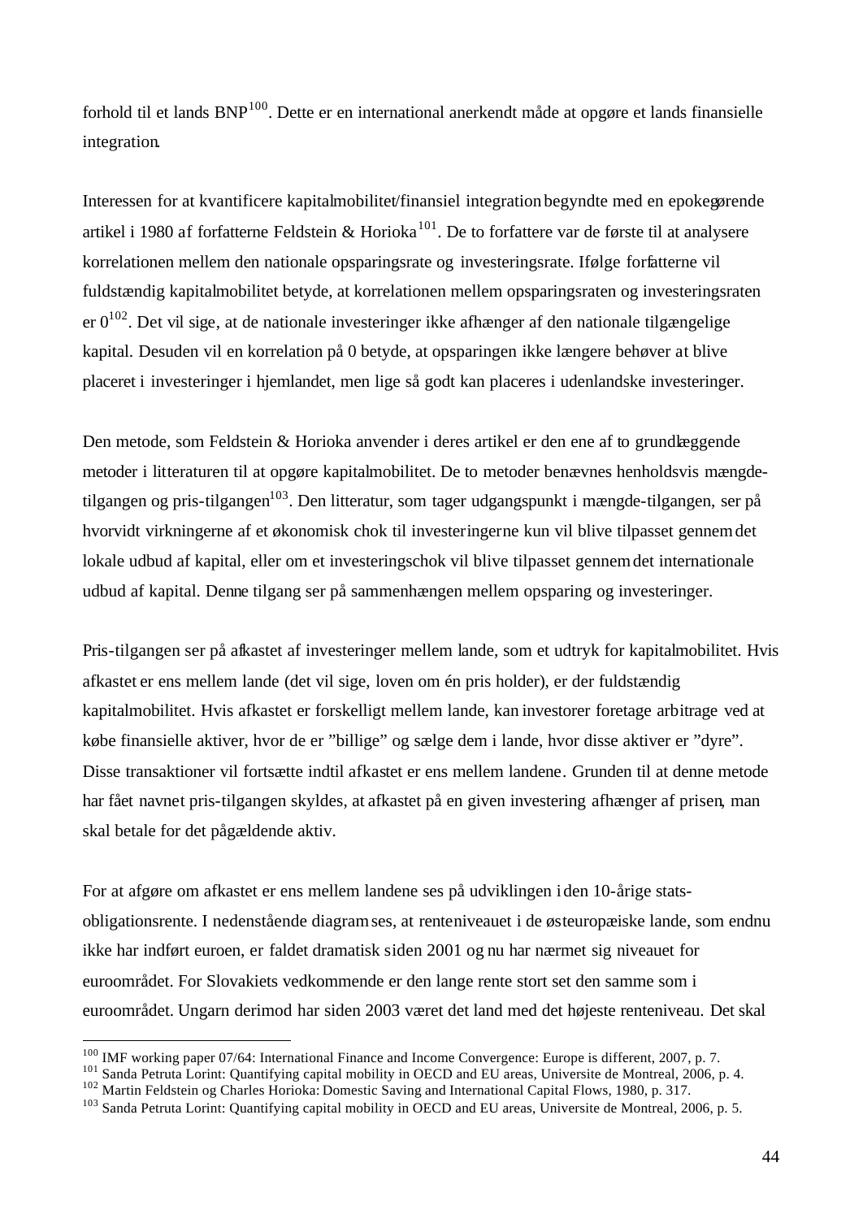forhold til et lands BNP[100]. Dette er en international anerkendt måde at opgøre et lands finansielle integration.

Interessen for at kvantificere kapitalmobilitet/finansiel integration begyndte med en epokegørende artikel i 1980 af forfatterne Feldstein & Horioka[101]. De to forfattere var de første til at analysere korrelationen mellem den nationale opsparingsrate og investeringsrate. Ifølge forfatterne vil fuldstændig kapitalmobilitet betyde, at korrelationen mellem opsparingsraten og investeringsraten er 0[102]. Det vil sige, at de nationale investeringer ikke afhænger af den nationale tilgængelige kapital. Desuden vil en korrelation på 0 betyde, at opsparingen ikke længere behøver at blive placeret i investeringer i hjemlandet, men lige så godt kan placeres i udenlandske investeringer.

Den metode, som Feldstein & Horioka anvender i deres artikel er den ene af to grundlæggende metoder i litteraturen til at opgøre kapitalmobilitet. De to metoder benævnes henholdsvis mængde-tilgangen og pris-tilgangen[103]. Den litteratur, som tager udgangspunkt i mængde-tilgangen, ser på hvorvidt virkningerne af et økonomisk chok til investeringerne kun vil blive tilpasset gennem det lokale udbud af kapital, eller om et investeringschok vil blive tilpasset gennem det internationale udbud af kapital. Denne tilgang ser på sammenhængen mellem opsparing og investeringer.

Pris-tilgangen ser på afkastet af investeringer mellem lande, som et udtryk for kapitalmobilitet. Hvis afkastet er ens mellem lande (det vil sige, loven om én pris holder), er der fuldstændig kapitalmobilitet. Hvis afkastet er forskelligt mellem lande, kan investorer foretage arbitrage ved at købe finansielle aktiver, hvor de er "billige" og sælge dem i lande, hvor disse aktiver er "dyre". Disse transaktioner vil fortsætte indtil afkastet er ens mellem landene. Grunden til at denne metode har fået navnet pris-tilgangen skyldes, at afkastet på en given investering afhænger af prisen, man skal betale for det pågældende aktiv.

For at afgøre om afkastet er ens mellem landene ses på udviklingen i den 10-årige stats-obligationsrente. I nedenstående diagram ses, at renteniveauet i de østeuropæiske lande, som endnu ikke har indført euroen, er faldet dramatisk siden 2001 og nu har nærmet sig niveauet for euroområdet. For Slovakiets vedkommende er den lange rente stort set den samme som i euroområdet. Ungarn derimod har siden 2003 været det land med det højeste renteniveau. Det skal

---

[100] IMF working paper 07/64: International Finance and Income Convergence: Europe is different, 2007, p. 7.
[101] Sanda Petruta Lorint: Quantifying capital mobility in OECD and EU areas, Universite de Montreal, 2006, p. 4.
[102] Martin Feldstein og Charles Horioka: Domestic Saving and International Capital Flows, 1980, p. 317.
[103] Sanda Petruta Lorint: Quantifying capital mobility in OECD and EU areas, Universite de Montreal, 2006, p. 5.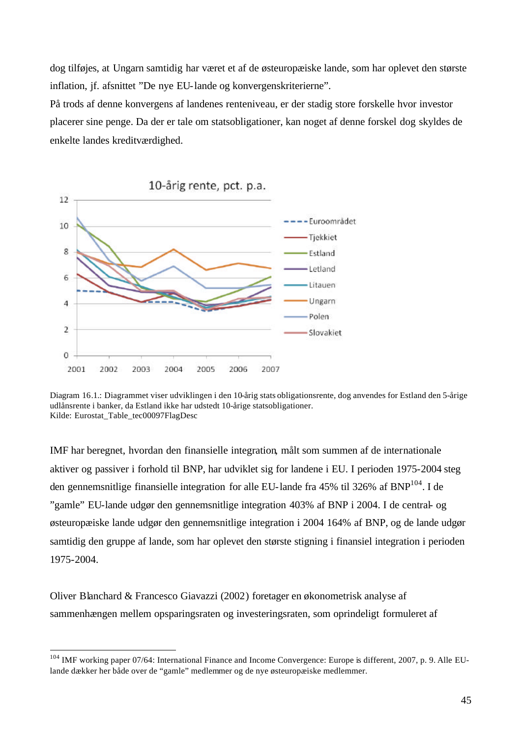dog tilføjes, at Ungarn samtidig har været et af de østeuropæiske lande, som har oplevet den største inflation, jf. afsnittet "De nye EU-lande og konvergenskriterierne".

På trods af denne konvergens af landenes renteniveau, er der stadig store forskelle hvor investor placerer sine penge. Da der er tale om statsobligationer, kan noget af denne forskel dog skyldes de enkelte landes kreditværdighed.

Diagram 16.1.: Diagrammet viser udviklingen i den 10-årig statsobligationsrente, dog anvendes for Estland den 5-årige udlånsrente i banker, da Estland ikke har udstedt 10-årige statsobligationer.
Kilde: Eurostat_Table_tec00097FlagDesc

IMF har beregnet, hvordan den finansielle integration, målt som summen af de internationale aktiver og passiver i forhold til BNP, har udviklet sig for landene i EU. I perioden 1975-2004 steg den gennemsnitlige finansielle integration for alle EU-lande fra 45% til 326% af BNP[104]. I de "gamle" EU-lande udgør den gennemsnitlige integration 403% af BNP i 2004. I de central- og østeuropæiske lande udgør den gennemsnitlige integration i 2004 164% af BNP, og de lande udgør samtidig den gruppe af lande, som har oplevet den største stigning i finansiel integration i perioden 1975-2004.

Oliver Blanchard & Francesco Giavazzi (2002) foretager en økonometrisk analyse af sammenhængen mellem opsparingsraten og investeringsraten, som oprindeligt formuleret af

---

[104] IMF working paper 07/64: International Finance and Income Convergence: Europe is different, 2007, p. 9. Alle EU-lande dækker her både over de "gamle" medlemmer og de nye østeuropæiske medlemmer.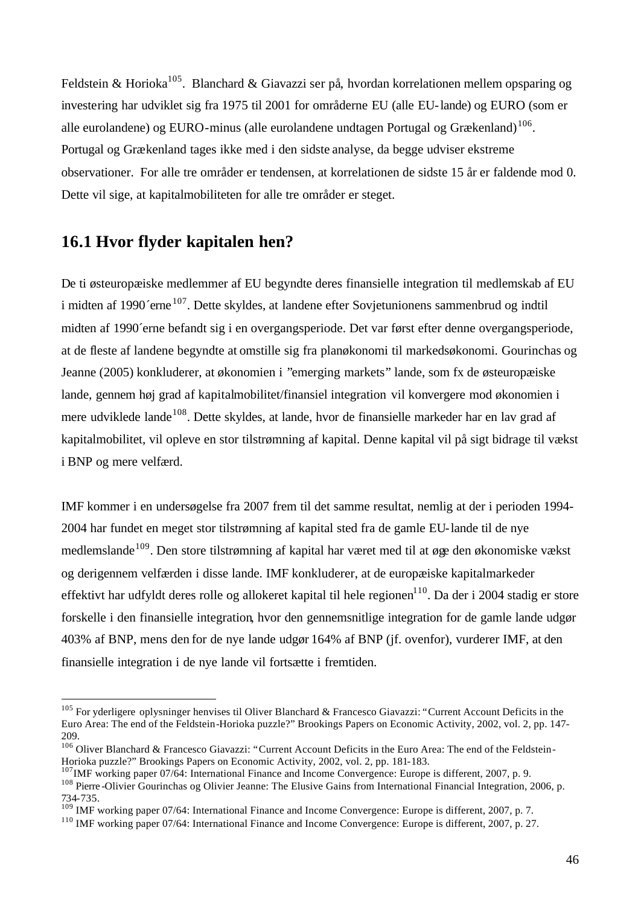Feldstein & Horioka[105]. Blanchard & Giavazzi ser på, hvordan korrelationen mellem opsparing og investering har udviklet sig fra 1975 til 2001 for områderne EU (alle EU-lande) og EURO (som er alle eurolandene) og EURO-minus (alle eurolandene undtagen Portugal og Grækenland)[106]. Portugal og Grækenland tages ikke med i den sidste analyse, da begge udviser ekstreme observationer. For alle tre områder er tendensen, at korrelationen de sidste 15 år er faldende mod 0. Dette vil sige, at kapitalmobiliteten for alle tre områder er steget.

## 16.1 Hvor flyder kapitalen hen?

De ti østeuropæiske medlemmer af EU begyndte deres finansielle integration til medlemskab af EU i midten af 1990´erne[107]. Dette skyldes, at landene efter Sovjetunionens sammenbrud og indtil midten af 1990´erne befandt sig i en overgangsperiode. Det var først efter denne overgangsperiode, at de fleste af landene begyndte at omstille sig fra planøkonomi til markedsøkonomi. Gourinchas og Jeanne (2005) konkluderer, at økonomien i "emerging markets" lande, som fx de østeuropæiske lande, gennem høj grad af kapitalmobilitet/finansiel integration vil konvergere mod økonomien i mere udviklede lande[108]. Dette skyldes, at lande, hvor de finansielle markeder har en lav grad af kapitalmobilitet, vil opleve en stor tilstrømning af kapital. Denne kapital vil på sigt bidrage til vækst i BNP og mere velfærd.

IMF kommer i en undersøgelse fra 2007 frem til det samme resultat, nemlig at der i perioden 1994-2004 har fundet en meget stor tilstrømning af kapital sted fra de gamle EU-lande til de nye medlemslande[109]. Den store tilstrømning af kapital har været med til at øge den økonomiske vækst og derigennem velfærden i disse lande. IMF konkluderer, at de europæiske kapitalmarkeder effektivt har udfyldt deres rolle og allokeret kapital til hele regionen[110]. Da der i 2004 stadig er store forskelle i den finansielle integration, hvor den gennemsnitlige integration for de gamle lande udgør 403% af BNP, mens den for de nye lande udgør 164% af BNP (jf. ovenfor), vurderer IMF, at den finansielle integration i de nye lande vil fortsætte i fremtiden.

---

[105] For yderligere oplysninger henvises til Oliver Blanchard & Francesco Giavazzi: "Current Account Deficits in the Euro Area: The end of the Feldstein-Horioka puzzle?" Brookings Papers on Economic Activity, 2002, vol. 2, pp. 147-209.

[106] Oliver Blanchard & Francesco Giavazzi: "Current Account Deficits in the Euro Area: The end of the Feldstein-Horioka puzzle?" Brookings Papers on Economic Activity, 2002, vol. 2, pp. 181-183.

[107] IMF working paper 07/64: International Finance and Income Convergence: Europe is different, 2007, p. 9.

[108] Pierre-Olivier Gourinchas og Olivier Jeanne: The Elusive Gains from International Financial Integration, 2006, p. 734-735.

[109] IMF working paper 07/64: International Finance and Income Convergence: Europe is different, 2007, p. 7.

[110] IMF working paper 07/64: International Finance and Income Convergence: Europe is different, 2007, p. 27.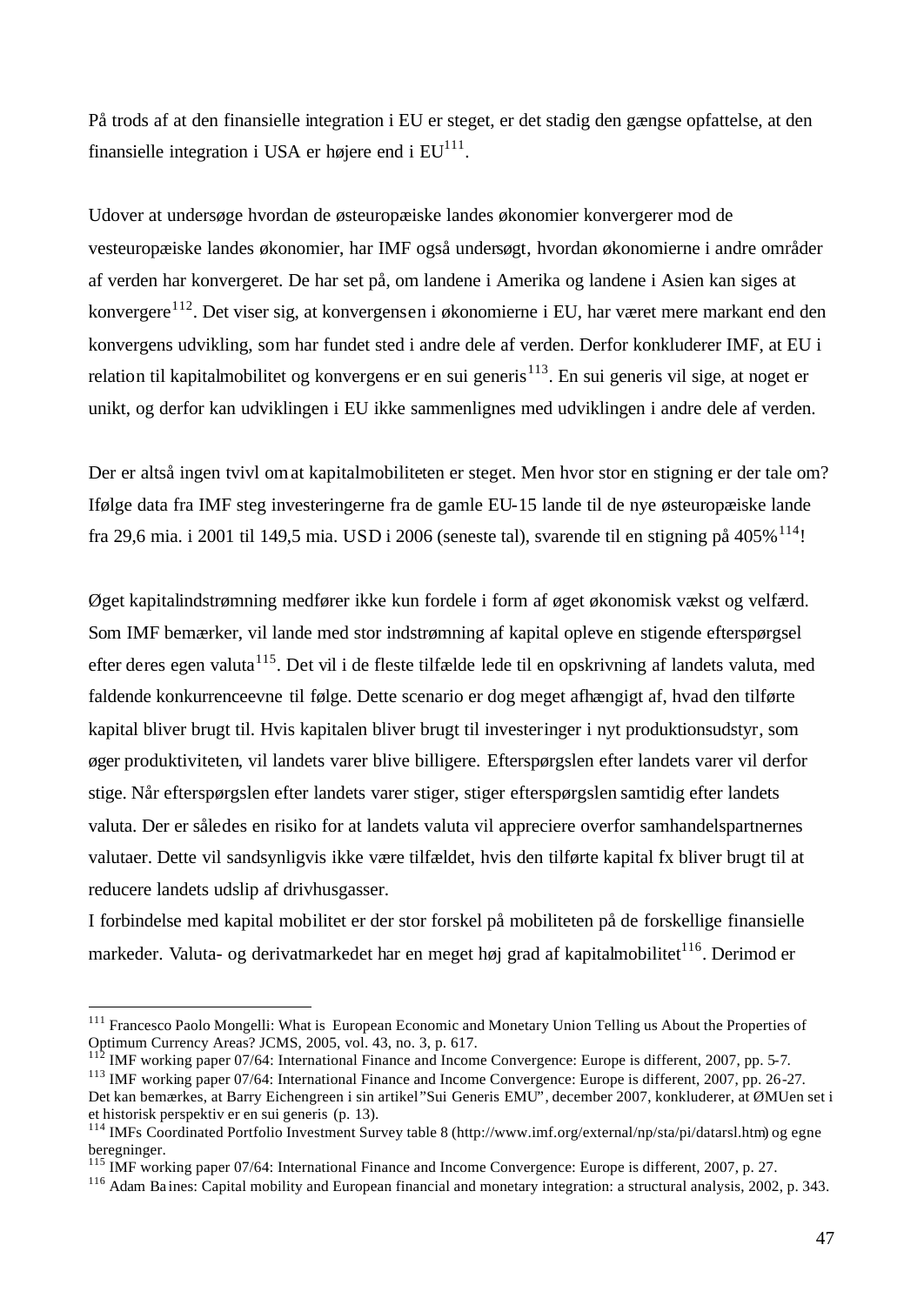På trods af at den finansielle integration i EU er steget, er det stadig den gængse opfattelse, at den finansielle integration i USA er højere end i EU[111].

Udover at undersøge hvordan de østeuropæiske landes økonomier konvergerer mod de vesteuropæiske landes økonomier, har IMF også undersøgt, hvordan økonomierne i andre områder af verden har konvergeret. De har set på, om landene i Amerika og landene i Asien kan siges at konvergere[112]. Det viser sig, at konvergensen i økonomierne i EU, har været mere markant end den konvergens udvikling, som har fundet sted i andre dele af verden. Derfor konkluderer IMF, at EU i relation til kapitalmobilitet og konvergens er en sui generis[113]. En sui generis vil sige, at noget er unikt, og derfor kan udviklingen i EU ikke sammenlignes med udviklingen i andre dele af verden.

Der er altså ingen tvivl om at kapitalmobiliteten er steget. Men hvor stor en stigning er der tale om? Ifølge data fra IMF steg investeringerne fra de gamle EU-15 lande til de nye østeuropæiske lande fra 29,6 mia. i 2001 til 149,5 mia. USD i 2006 (seneste tal), svarende til en stigning på 405%[114]!

Øget kapitalindstrømning medfører ikke kun fordele i form af øget økonomisk vækst og velfærd. Som IMF bemærker, vil lande med stor indstrømning af kapital opleve en stigende efterspørgsel efter deres egen valuta[115]. Det vil i de fleste tilfælde lede til en opskrivning af landets valuta, med faldende konkurrenceevne til følge. Dette scenario er dog meget afhængigt af, hvad den tilførte kapital bliver brugt til. Hvis kapitalen bliver brugt til investeringer i nyt produktionsudstyr, som øger produktiviteten, vil landets varer blive billigere. Efterspørgslen efter landets varer vil derfor stige. Når efterspørgslen efter landets varer stiger, stiger efterspørgslen samtidig efter landets valuta. Der er således en risiko for at landets valuta vil appreciere overfor samhandelspartnernes valutaer. Dette vil sandsynligvis ikke være tilfældet, hvis den tilførte kapital fx bliver brugt til at reducere landets udslip af drivhusgasser.
I forbindelse med kapital mobilitet er der stor forskel på mobiliteten på de forskellige finansielle markeder. Valuta- og derivatmarkedet har en meget høj grad af kapitalmobilitet[116]. Derimod er

---

[111] Francesco Paolo Mongelli: What is European Economic and Monetary Union Telling us About the Properties of Optimum Currency Areas? JCMS, 2005, vol. 43, no. 3, p. 617.
[112] IMF working paper 07/64: International Finance and Income Convergence: Europe is different, 2007, pp. 5-7.
[113] IMF working paper 07/64: International Finance and Income Convergence: Europe is different, 2007, pp. 26-27. Det kan bemærkes, at Barry Eichengreen i sin artikel "Sui Generis EMU", december 2007, konkluderer, at ØMUen set i et historisk perspektiv er en sui generis (p. 13).
[114] IMFs Coordinated Portfolio Investment Survey table 8 (http://www.imf.org/external/np/sta/pi/datarsl.htm) og egne beregninger.
[115] IMF working paper 07/64: International Finance and Income Convergence: Europe is different, 2007, p. 27.
[116] Adam Baines: Capital mobility and European financial and monetary integration: a structural analysis, 2002, p. 343.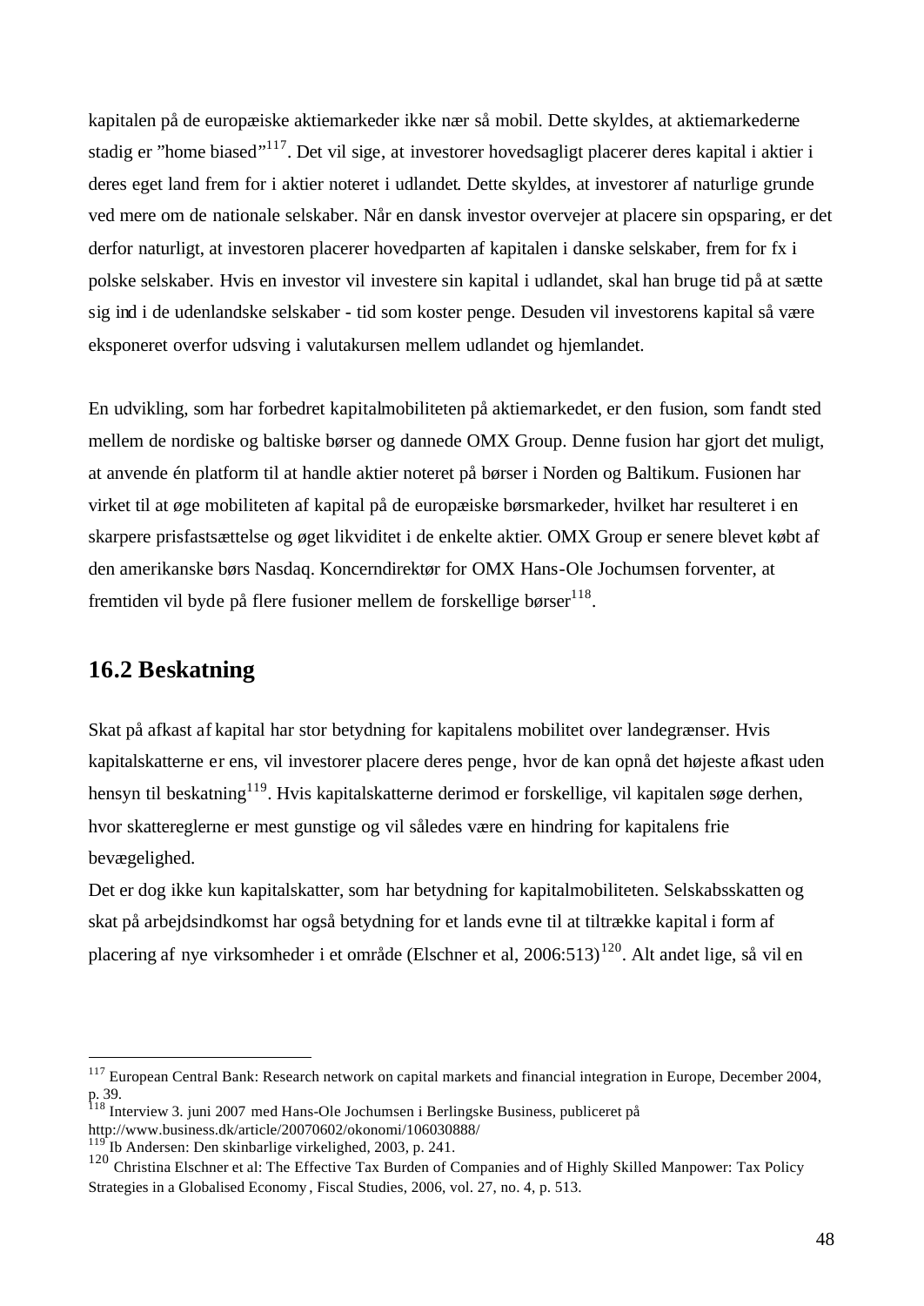kapitalen på de europæiske aktiemarkeder ikke nær så mobil. Dette skyldes, at aktiemarkederne stadig er ”home biased”[117]. Det vil sige, at investorer hovedsagligt placerer deres kapital i aktier i deres eget land frem for i aktier noteret i udlandet. Dette skyldes, at investorer af naturlige grunde ved mere om de nationale selskaber. Når en dansk investor overvejer at placere sin opsparing, er det derfor naturligt, at investoren placerer hovedparten af kapitalen i danske selskaber, frem for fx i polske selskaber. Hvis en investor vil investere sin kapital i udlandet, skal han bruge tid på at sætte sig ind i de udenlandske selskaber - tid som koster penge. Desuden vil investorens kapital så være eksponeret overfor udsving i valutakursen mellem udlandet og hjemlandet.

En udvikling, som har forbedret kapitalmobiliteten på aktiemarkedet, er den fusion, som fandt sted mellem de nordiske og baltiske børser og dannede OMX Group. Denne fusion har gjort det muligt, at anvende én platform til at handle aktier noteret på børser i Norden og Baltikum. Fusionen har virket til at øge mobiliteten af kapital på de europæiske børsmarkeder, hvilket har resulteret i en skarpere prisfastsættelse og øget likviditet i de enkelte aktier. OMX Group er senere blevet købt af den amerikanske børs Nasdaq. Koncerndirektør for OMX Hans-Ole Jochumsen forventer, at fremtiden vil byde på flere fusioner mellem de forskellige børser[118].

## 16.2 Beskatning

Skat på afkast af kapital har stor betydning for kapitalens mobilitet over landegrænser. Hvis kapitalskatterne er ens, vil investorer placere deres penge, hvor de kan opnå det højeste afkast uden hensyn til beskatning[119]. Hvis kapitalskatterne derimod er forskellige, vil kapitalen søge derhen, hvor skattereglerne er mest gunstige og vil således være en hindring for kapitalens frie bevægelighed.

Det er dog ikke kun kapitalskatter, som har betydning for kapitalmobiliteten. Selskabsskatten og skat på arbejdsindkomst har også betydning for et lands evne til at tiltrække kapital i form af placering af nye virksomheder i et område (Elschner et al, 2006:513)[120]. Alt andet lige, så vil en

---

[117] European Central Bank: Research network on capital markets and financial integration in Europe, December 2004, p. 39.

[118] Interview 3. juni 2007 med Hans-Ole Jochumsen i Berlingske Business, publiceret på http://www.business.dk/article/20070602/okonomi/106030888/

[119] Ib Andersen: Den skinbarlige virkelighed, 2003, p. 241.

[120] Christina Elschner et al: The Effective Tax Burden of Companies and of Highly Skilled Manpower: Tax Policy Strategies in a Globalised Economy, Fiscal Studies, 2006, vol. 27, no. 4, p. 513.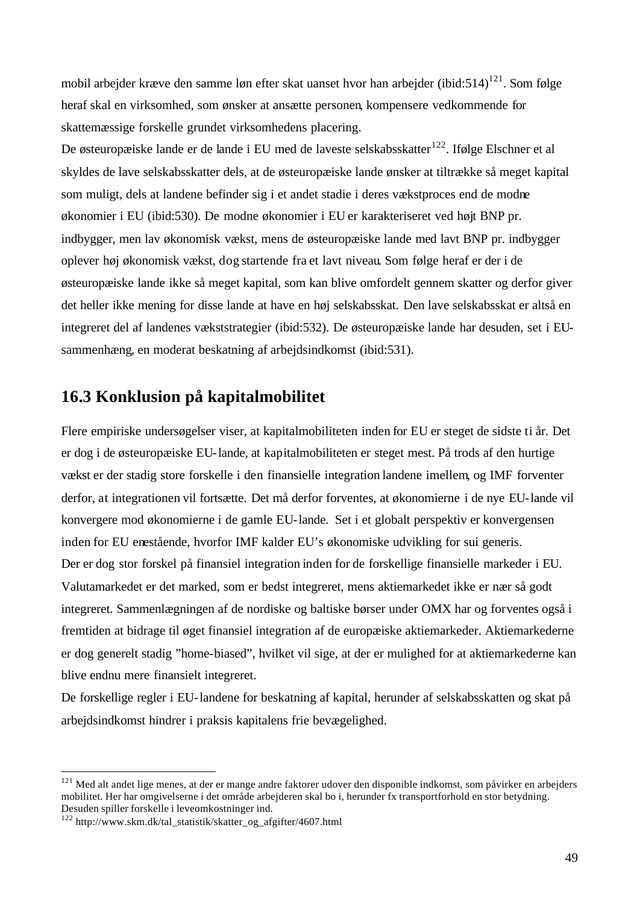mobil arbejder kræve den samme løn efter skat uanset hvor han arbejder (ibid:514)[121]. Som følge heraf skal en virksomhed, som ønsker at ansætte personen, kompensere vedkommende for skattemæssige forskelle grundet virksomhedens placering.

De østeuropæiske lande er de lande i EU med de laveste selskabsskatter[122]. Ifølge Elschner et al skyldes de lave selskabsskatter dels, at de østeuropæiske lande ønsker at tiltrække så meget kapital som muligt, dels at landene befinder sig i et andet stadie i deres vækstproces end de modne økonomier i EU (ibid:530). De modne økonomier i EU er karakteriseret ved højt BNP pr. indbygger, men lav økonomisk vækst, mens de østeuropæiske lande med lavt BNP pr. indbygger oplever høj økonomisk vækst, dog startende fra et lavt niveau. Som følge heraf er der i de østeuropæiske lande ikke så meget kapital, som kan blive omfordelt gennem skatter og derfor giver det heller ikke mening for disse lande at have en høj selskabsskat. Den lave selskabsskat er altså en integreret del af landenes vækststrategier (ibid:532). De østeuropæiske lande har desuden, set i EU-sammenhæng, en moderat beskatning af arbejdsindkomst (ibid:531).

## 16.3 Konklusion på kapitalmobilitet

Flere empiriske undersøgelser viser, at kapitalmobiliteten inden for EU er steget de sidste ti år. Det er dog i de østeuropæiske EU-lande, at kapitalmobiliteten er steget mest. På trods af den hurtige vækst er der stadig store forskelle i den finansielle integration landene imellem, og IMF forventer derfor, at integrationen vil fortsætte. Det må derfor forventes, at økonomierne i de nye EU-lande vil konvergere mod økonomierne i de gamle EU-lande. Set i et globalt perspektiv er konvergensen inden for EU enestående, hvorfor IMF kalder EU's økonomiske udvikling for sui generis.

Der er dog stor forskel på finansiel integration inden for de forskellige finansielle markeder i EU. Valutamarkedet er det marked, som er bedst integreret, mens aktiemarkedet ikke er nær så godt integreret. Sammenlægningen af de nordiske og baltiske børser under OMX har og forventes også i fremtiden at bidrage til øget finansiel integration af de europæiske aktiemarkeder. Aktiemarkederne er dog generelt stadig "home-biased", hvilket vil sige, at der er mulighed for at aktiemarkederne kan blive endnu mere finansielt integreret.

De forskellige regler i EU-landene for beskatning af kapital, herunder af selskabsskatten og skat på arbejdsindkomst hindrer i praksis kapitalens frie bevægelighed.

---

[121] Med alt andet lige menes, at der er mange andre faktorer udover den disponible indkomst, som påvirker en arbejders mobilitet. Her har omgivelserne i det område arbejderen skal bo i, herunder fx transportforhold en stor betydning. Desuden spiller forskelle i leveomkostninger ind.

[122] http://www.skm.dk/tal_statistik/skatter_og_afgifter/4607.html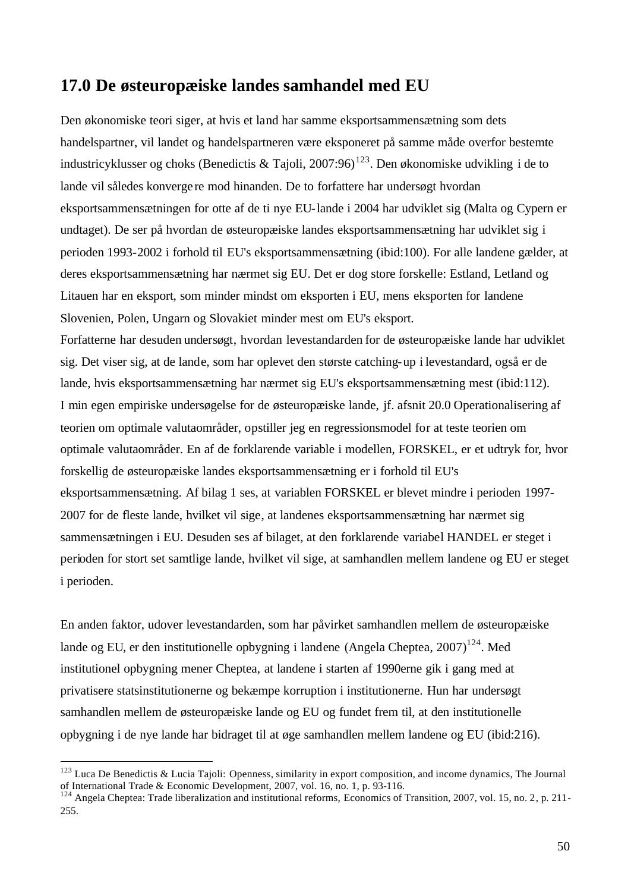## 17.0 De østeuropæiske landes samhandel med EU

Den økonomiske teori siger, at hvis et land har samme eksportsammensætning som dets handelspartner, vil landet og handelspartneren være eksponeret på samme måde overfor bestemte industricyklusser og choks (Benedictis & Tajoli, 2007:96)[123]. Den økonomiske udvikling i de to lande vil således konvergere mod hinanden. De to forfattere har undersøgt hvordan eksportsammensætningen for otte af de ti nye EU-lande i 2004 har udviklet sig (Malta og Cypern er undtaget). De ser på hvordan de østeuropæiske landes eksportsammensætning har udviklet sig i perioden 1993-2002 i forhold til EU's eksportsammensætning (ibid:100). For alle landene gælder, at deres eksportsammensætning har nærmet sig EU. Det er dog store forskelle: Estland, Letland og Litauen har en eksport, som minder mindst om eksporten i EU, mens eksporten for landene Slovenien, Polen, Ungarn og Slovakiet minder mest om EU's eksport.
Forfatterne har desuden undersøgt, hvordan levestandarden for de østeuropæiske lande har udviklet sig. Det viser sig, at de lande, som har oplevet den største catching-up i levestandard, også er de lande, hvis eksportsammensætning har nærmet sig EU's eksportsammensætning mest (ibid:112).
I min egen empiriske undersøgelse for de østeuropæiske lande, jf. afsnit 20.0 Operationalisering af teorien om optimale valutaområder, opstiller jeg en regressionsmodel for at teste teorien om optimale valutaområder. En af de forklarende variable i modellen, FORSKEL, er et udtryk for, hvor forskellig de østeuropæiske landes eksportsammensætning er i forhold til EU's eksportsammensætning. Af bilag 1 ses, at variablen FORSKEL er blevet mindre i perioden 1997-2007 for de fleste lande, hvilket vil sige, at landenes eksportsammensætning har nærmet sig sammensætningen i EU. Desuden ses af bilaget, at den forklarende variabel HANDEL er steget i perioden for stort set samtlige lande, hvilket vil sige, at samhandlen mellem landene og EU er steget i perioden.

En anden faktor, udover levestandarden, som har påvirket samhandlen mellem de østeuropæiske lande og EU, er den institutionelle opbygning i landene (Angela Cheptea, 2007)[124]. Med institutionel opbygning mener Cheptea, at landene i starten af 1990erne gik i gang med at privatisere statsinstitutionerne og bekæmpe korruption i institutionerne. Hun har undersøgt samhandlen mellem de østeuropæiske lande og EU og fundet frem til, at den institutionelle opbygning i de nye lande har bidraget til at øge samhandlen mellem landene og EU (ibid:216).

---

[123] Luca De Benedictis & Lucia Tajoli: Openness, similarity in export composition, and income dynamics, The Journal of International Trade & Economic Development, 2007, vol. 16, no. 1, p. 93-116.
[124] Angela Cheptea: Trade liberalization and institutional reforms, Economics of Transition, 2007, vol. 15, no. 2, p. 211-255.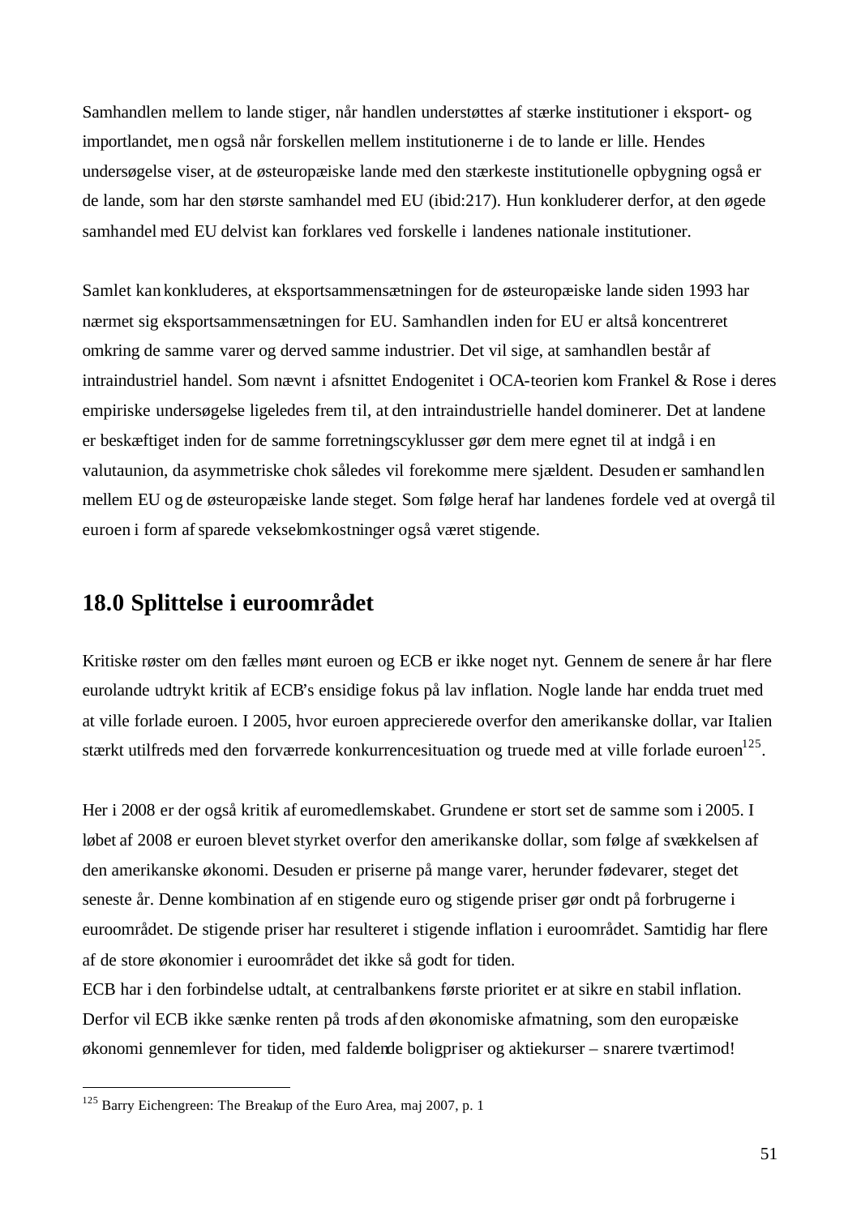Samhandlen mellem to lande stiger, når handlen understøttes af stærke institutioner i eksport- og importlandet, men også når forskellen mellem institutionerne i de to lande er lille. Hendes undersøgelse viser, at de østeuropæiske lande med den stærkeste institutionelle opbygning også er de lande, som har den største samhandel med EU (ibid:217). Hun konkluderer derfor, at den øgede samhandel med EU delvist kan forklares ved forskelle i landenes nationale institutioner.

Samlet kan konkluderes, at eksportsammensætningen for de østeuropæiske lande siden 1993 har nærmet sig eksportsammensætningen for EU. Samhandlen inden for EU er altså koncentreret omkring de samme varer og derved samme industrier. Det vil sige, at samhandlen består af intraindustriel handel. Som nævnt i afsnittet Endogenitet i OCA-teorien kom Frankel & Rose i deres empiriske undersøgelse ligeledes frem til, at den intraindustrielle handel dominerer. Det at landene er beskæftiget inden for de samme forretningscyklusser gør dem mere egnet til at indgå i en valutaunion, da asymmetriske chok således vil forekomme mere sjældent. Desuden er samhandlen mellem EU og de østeuropæiske lande steget. Som følge heraf har landenes fordele ved at overgå til euroen i form af sparede vekselomkostninger også været stigende.

## 18.0 Splittelse i euroområdet

Kritiske røster om den fælles mønt euroen og ECB er ikke noget nyt. Gennem de senere år har flere eurolande udtrykt kritik af ECB's ensidige fokus på lav inflation. Nogle lande har endda truet med at ville forlade euroen. I 2005, hvor euroen appreciered overfor den amerikanske dollar, var Italien stærkt utilfreds med den forværrede konkurrencesituation og truede med at ville forlade euroen[125].

Her i 2008 er der også kritik af euromedlemskabet. Grundene er stort set de samme som i 2005. I løbet af 2008 er euroen blevet styrket overfor den amerikanske dollar, som følge af svækkelsen af den amerikanske økonomi. Desuden er priserne på mange varer, herunder fødevarer, steget det seneste år. Denne kombination af en stigende euro og stigende priser gør ondt på forbrugerne i euroområdet. De stigende priser har resulteret i stigende inflation i euroområdet. Samtidig har flere af de store økonomier i euroområdet det ikke så godt for tiden.
ECB har i den forbindelse udtalt, at centralbankens første prioritet er at sikre en stabil inflation. Derfor vil ECB ikke sænke renten på trods af den økonomiske afmatning, som den europæiske økonomi gennemlever for tiden, med faldende boligpriser og aktiekurser – snarere tværtimod!

---

[125] Barry Eichengreen: The Breakup of the Euro Area, maj 2007, p. 1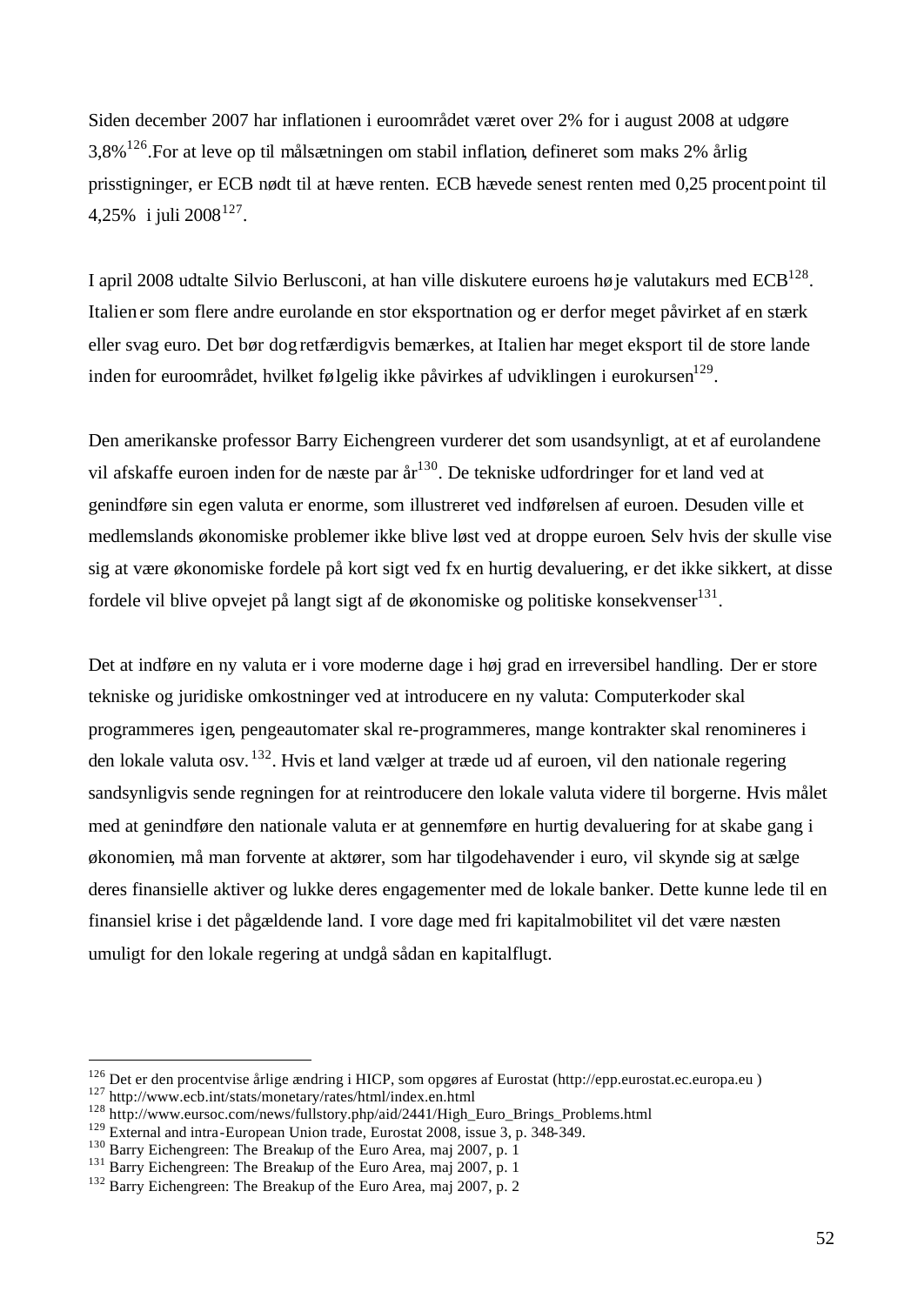Siden december 2007 har inflationen i euroområdet været over 2% for i august 2008 at udgøre 3,8%[126].For at leve op til målsætningen om stabil inflation, defineret som maks 2% årlig prisstigninger, er ECB nødt til at hæve renten. ECB hævede senest renten med 0,25 procentpoint til 4,25% i juli 2008[127].

I april 2008 udtalte Silvio Berlusconi, at han ville diskutere euroens høje valutakurs med ECB[128]. Italien er som flere andre eurolande en stor eksportnation og er derfor meget påvirket af en stærk eller svag euro. Det bør dog retfærdigvis bemærkes, at Italien har meget eksport til de store lande inden for euroområdet, hvilket følgelig ikke påvirkes af udviklingen i eurokursen[129].

Den amerikanske professor Barry Eichengreen vurderer det som usandsynligt, at et af eurolandene vil afskaffe euroen inden for de næste par år[130]. De tekniske udfordringer for et land ved at genindføre sin egen valuta er enorme, som illustreret ved indførelsen af euroen. Desuden ville et medlemslands økonomiske problemer ikke blive løst ved at droppe euroen. Selv hvis der skulle vise sig at være økonomiske fordele på kort sigt ved fx en hurtig devaluering, er det ikke sikkert, at disse fordele vil blive opvejet på langt sigt af de økonomiske og politiske konsekvenser[131].

Det at indføre en ny valuta er i vore moderne dage i høj grad en irreversibel handling. Der er store tekniske og juridiske omkostninger ved at introducere en ny valuta: Computerkoder skal programmeres igen, pengeautomater skal re-programmeres, mange kontrakter skal renomineres i den lokale valuta osv.[132]. Hvis et land vælger at træde ud af euroen, vil den nationale regering sandsynligvis sende regningen for at reintroducere den lokale valuta videre til borgerne. Hvis målet med at genindføre den nationale valuta er at gennemføre en hurtig devaluering for at skabe gang i økonomien, må man forvente at aktører, som har tilgodehavender i euro, vil skynde sig at sælge deres finansielle aktiver og lukke deres engagementer med de lokale banker. Dette kunne lede til en finansiel krise i det pågældende land. I vore dage med fri kapitalmobilitet vil det være næsten umuligt for den lokale regering at undgå sådan en kapitalflugt.

---

[126] Det er den procentvise årlige ændring i HICP, som opgøres af Eurostat (http://epp.eurostat.ec.europa.eu )

[127] http://www.ecb.int/stats/monetary/rates/html/index.en.html

[128] http://www.eursoc.com/news/fullstory.php/aid/2441/High_Euro_Brings_Problems.html

[129] External and intra-European Union trade, Eurostat 2008, issue 3, p. 348-349.

[130] Barry Eichengreen: The Breakup of the Euro Area, maj 2007, p. 1

[131] Barry Eichengreen: The Breakup of the Euro Area, maj 2007, p. 1

[132] Barry Eichengreen: The Breakup of the Euro Area, maj 2007, p. 2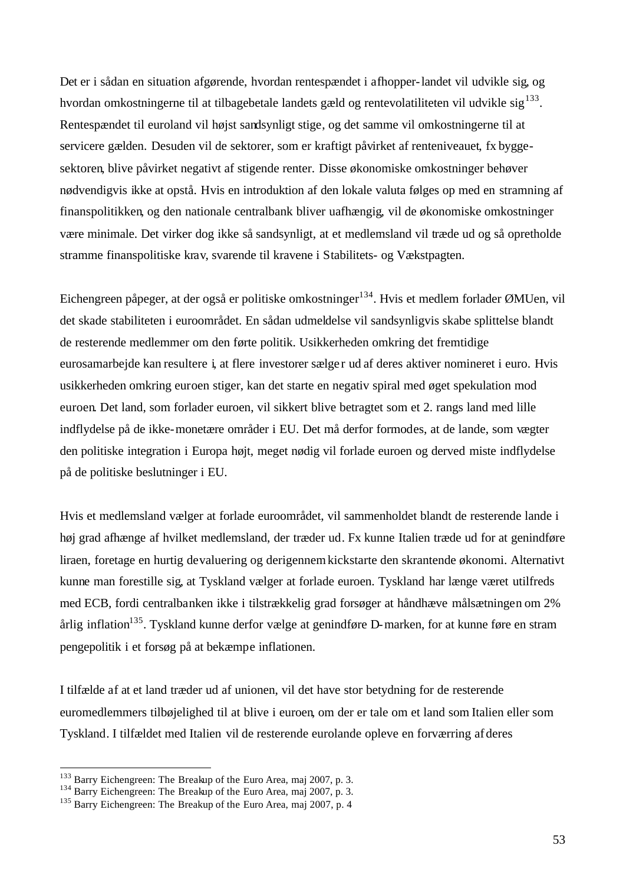Det er i sådan en situation afgørende, hvordan rentespændet i afhopper-landet vil udvikle sig, og hvordan omkostningerne til at tilbagebetale landets gæld og rentevolatiliteten vil udvikle sig[133]. Rentespændet til euroland vil højst sandsynligt stige, og det samme vil omkostningerne til at servicere gælden. Desuden vil de sektorer, som er kraftigt påvirket af renteniveauet, fx byggesektoren, blive påvirket negativt af stigende renter. Disse økonomiske omkostninger behøver nødvendigvis ikke at opstå. Hvis en introduktion af den lokale valuta følges op med en stramning af finanspolitikken, og den nationale centralbank bliver uafhængig, vil de økonomiske omkostninger være minimale. Det virker dog ikke så sandsynligt, at et medlemsland vil træde ud og så opretholde stramme finanspolitiske krav, svarende til kravene i Stabilitets- og Vækstpagten.

Eichengreen påpeger, at der også er politiske omkostninger[134]. Hvis et medlem forlader ØMUen, vil det skade stabiliteten i euroområdet. En sådan udmeldelse vil sandsynligvis skabe splittelse blandt de resterende medlemmer om den førte politik. Usikkerheden omkring det fremtidige eurosamarbejde kan resultere i, at flere investorer sælger ud af deres aktiver nomineret i euro. Hvis usikkerheden omkring euroen stiger, kan det starte en negativ spiral med øget spekulation mod euroen. Det land, som forlader euroen, vil sikkert blive betragtet som et 2. rangs land med lille indflydelse på de ikke-monetære områder i EU. Det må derfor formodes, at de lande, som vægter den politiske integration i Europa højt, meget nødig vil forlade euroen og derved miste indflydelse på de politiske beslutninger i EU.

Hvis et medlemsland vælger at forlade euroområdet, vil sammenholdet blandt de resterende lande i høj grad afhænge af hvilket medlemsland, der træder ud. Fx kunne Italien træde ud for at genindføre liraen, foretage en hurtig devaluering og derigennem kickstarte den skrantende økonomi. Alternativt kunne man forestille sig, at Tyskland vælger at forlade euroen. Tyskland har længe været utilfreds med ECB, fordi centralbanken ikke i tilstrækkelig grad forsøger at håndhæve målsætningen om 2% årlig inflation[135]. Tyskland kunne derfor vælge at genindføre D-marken, for at kunne føre en stram pengepolitik i et forsøg på at bekæmpe inflationen.

I tilfælde af at et land træder ud af unionen, vil det have stor betydning for de resterende euromedlemmers tilbøjelighed til at blive i euroen, om der er tale om et land som Italien eller som Tyskland. I tilfældet med Italien vil de resterende eurolande opleve en forværring af deres

---

[133] Barry Eichengreen: The Breakup of the Euro Area, maj 2007, p. 3.
[134] Barry Eichengreen: The Breakup of the Euro Area, maj 2007, p. 3.
[135] Barry Eichengreen: The Breakup of the Euro Area, maj 2007, p. 4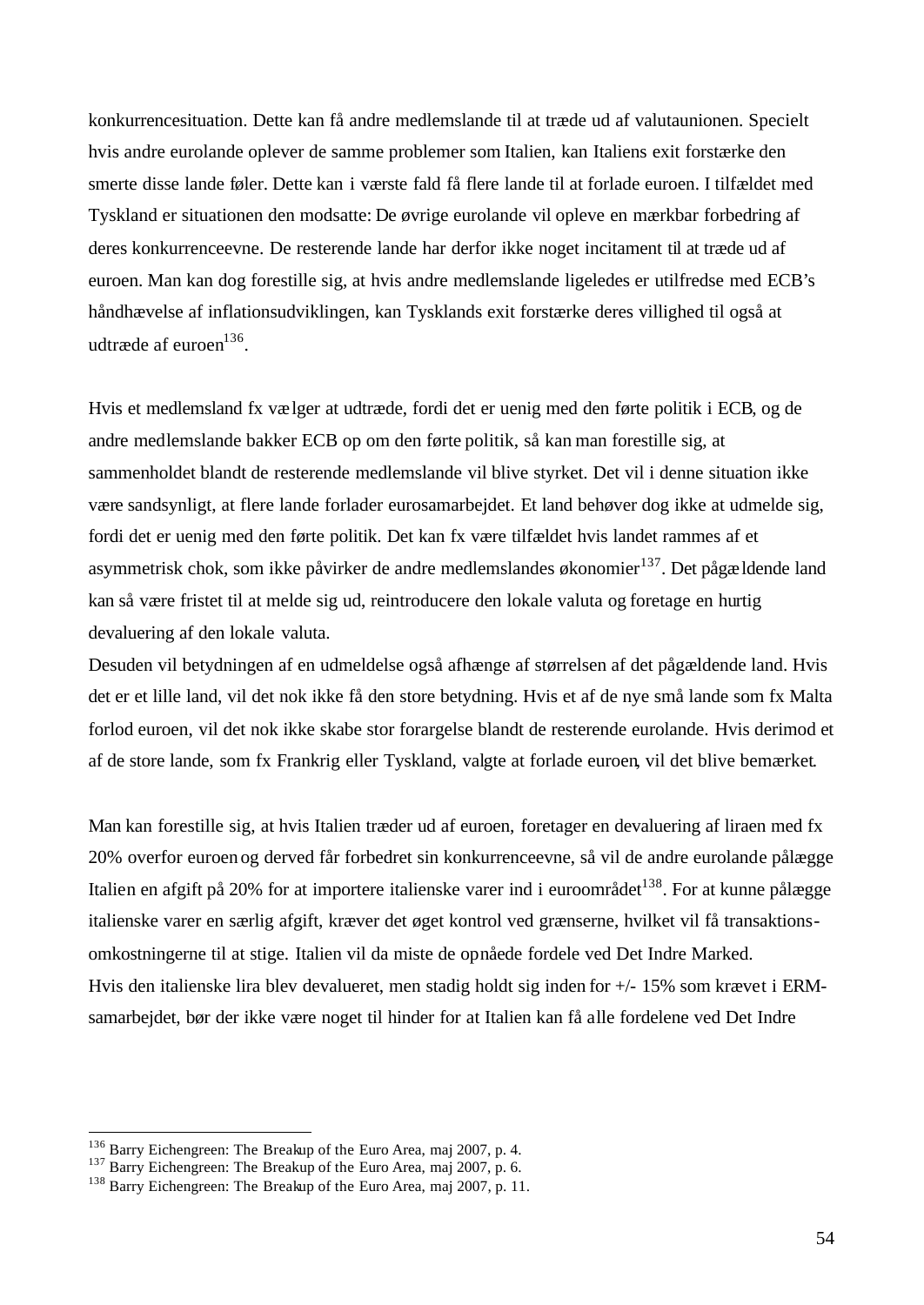konkurrencesituation. Dette kan få andre medlemslande til at træde ud af valutaunionen. Specielt hvis andre eurolande oplever de samme problemer som Italien, kan Italiens exit forstærke den smerte disse lande føler. Dette kan i værste fald få flere lande til at forlade euroen. I tilfældet med Tyskland er situationen den modsatte: De øvrige eurolande vil opleve en mærkbar forbedring af deres konkurrenceevne. De resterende lande har derfor ikke noget incitament til at træde ud af euroen. Man kan dog forestille sig, at hvis andre medlemslande ligeledes er utilfredse med ECB's håndhævelse af inflationsudviklingen, kan Tysklands exit forstærke deres villighed til også at udtræde af euroen[136].

Hvis et medlemsland fx vælger at udtræde, fordi det er uenig med den førte politik i ECB, og de andre medlemslande bakker ECB op om den førte politik, så kan man forestille sig, at sammenholdet blandt de resterende medlemslande vil blive styrket. Det vil i denne situation ikke være sandsynligt, at flere lande forlader eurosamarbejdet. Et land behøver dog ikke at udmelde sig, fordi det er uenig med den førte politik. Det kan fx være tilfældet hvis landet rammes af et asymmetrisk chok, som ikke påvirker de andre medlemslandes økonomier[137]. Det pågældende land kan så være fristet til at melde sig ud, reintroducere den lokale valuta og foretage en hurtig devaluering af den lokale valuta.
Desuden vil betydningen af en udmeldelse også afhænge af størrelsen af det pågældende land. Hvis det er et lille land, vil det nok ikke få den store betydning. Hvis et af de nye små lande som fx Malta forlod euroen, vil det nok ikke skabe stor forargelse blandt de resterende eurolande. Hvis derimod et af de store lande, som fx Frankrig eller Tyskland, valgte at forlade euroen, vil det blive bemærket.

Man kan forestille sig, at hvis Italien træder ud af euroen, foretager en devaluering af liraen med fx 20% overfor euroen og derved får forbedret sin konkurrenceevne, så vil de andre eurolande pålægge Italien en afgift på 20% for at importere italienske varer ind i euroområdet[138]. For at kunne pålægge italienske varer en særlig afgift, kræver det øget kontrol ved grænserne, hvilket vil få transaktionsomkostningerne til at stige. Italien vil da miste de opnåede fordele ved Det Indre Marked.
Hvis den italienske lira blev devalueret, men stadig holdt sig inden for +/- 15% som krævet i ERM-samarbejdet, bør der ikke være noget til hinder for at Italien kan få alle fordelene ved Det Indre

---

[136] Barry Eichengreen: The Breakup of the Euro Area, maj 2007, p. 4.
[137] Barry Eichengreen: The Breakup of the Euro Area, maj 2007, p. 6.
[138] Barry Eichengreen: The Breakup of the Euro Area, maj 2007, p. 11.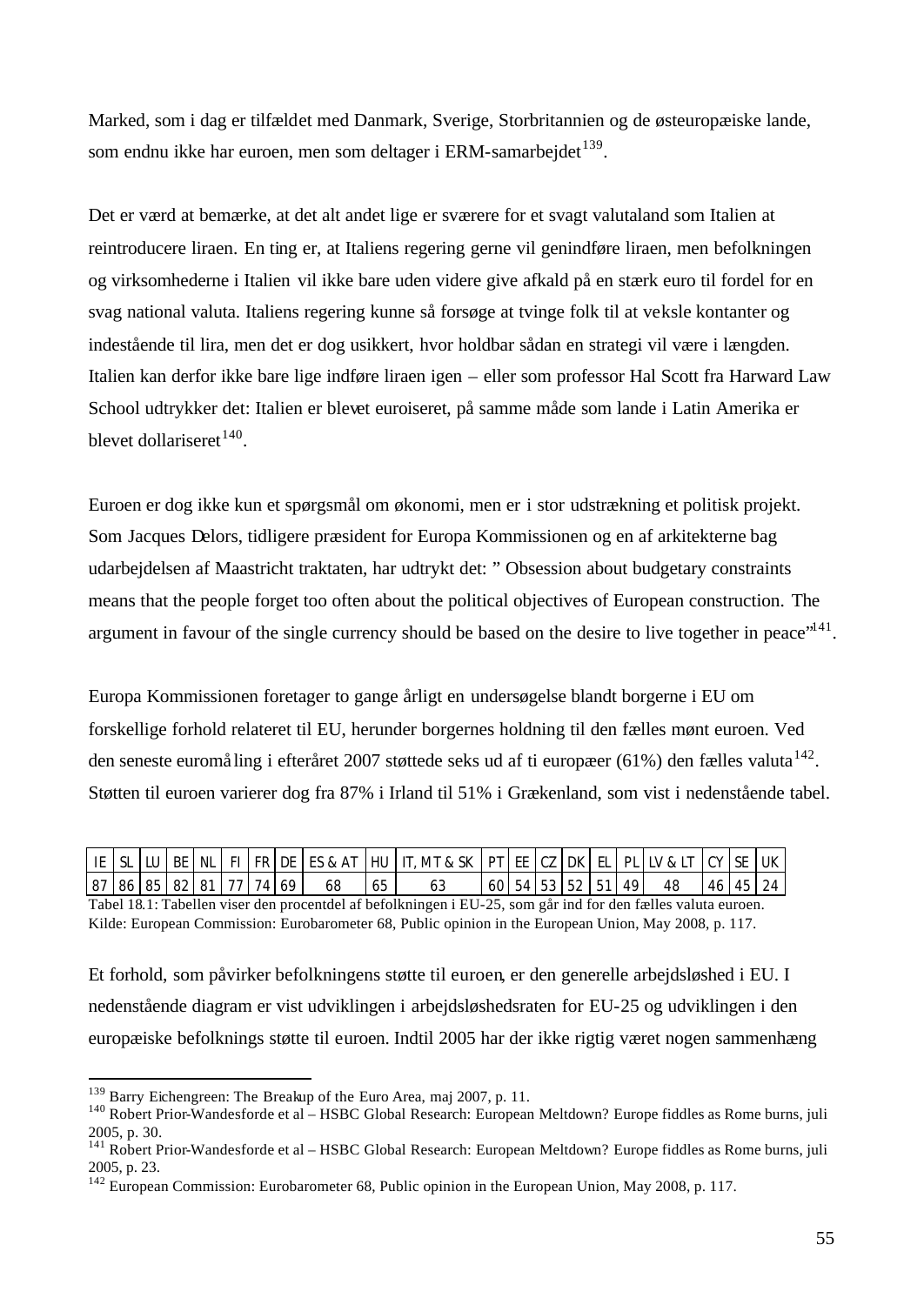Marked, som i dag er tilfældet med Danmark, Sverige, Storbritannien og de østeuropæiske lande, som endnu ikke har euroen, men som deltager i ERM-samarbejdet[139].

Det er værd at bemærke, at det alt andet lige er sværere for et svagt valutaland som Italien at reintroducere liraen. En ting er, at Italiens regering gerne vil genindføre liraen, men befolkningen og virksomhederne i Italien vil ikke bare uden videre give afkald på en stærk euro til fordel for en svag national valuta. Italiens regering kunne så forsøge at tvinge folk til at veksle kontanter og indestående til lira, men det er dog usikkert, hvor holdbar sådan en strategi vil være i længden. Italien kan derfor ikke bare lige indføre liraen igen – eller som professor Hal Scott fra Harward Law School udtrykker det: Italien er blevet euroiseret, på samme måde som lande i Latin Amerika er blevet dollariseret[140].

Euroen er dog ikke kun et spørgsmål om økonomi, men er i stor udstrækning et politisk projekt. Som Jacques Delors, tidligere præsident for Europa Kommissionen og en af arkitekterne bag udarbejdelsen af Maastricht traktaten, har udtrykt det: " Obsession about budgetary constraints means that the people forget too often about the political objectives of European construction. The argument in favour of the single currency should be based on the desire to live together in peace"[141].

Europa Kommissionen foretager to gange årligt en undersøgelse blandt borgerne i EU om forskellige forhold relateret til EU, herunder borgernes holdning til den fælles mønt euroen. Ved den seneste euromåling i efteråret 2007 støttede seks ud af ti europæer (61%) den fælles valuta[142]. Støtten til euroen varierer dog fra 87% i Irland til 51% i Grækenland, som vist i nedenstående tabel.

| IE | SL | LU | BE | NL | FI | FR | DE | ES & AT | HU | IT, MT & SK | PT | EE | CZ | DK | EL | PL | LV & LT | CY | SE | UK |
|---|---|---|---|---|---|---|---|---|---|---|---|---|---|---|---|---|---|---|---|---|
| 87 | 86 | 85 | 82 | 81 | 77 | 74 | 69 | 68 | 65 | 63 | 60 | 54 | 53 | 52 | 51 | 49 | 48 | 46 | 45 | 24 |

Tabel 18.1: Tabellen viser den procentdel af befolkningen i EU-25, som går ind for den fælles valuta euroen.
Kilde: European Commission: Eurobarometer 68, Public opinion in the European Union, May 2008, p. 117.

Et forhold, som påvirker befolkningens støtte til euroen, er den generelle arbejdsløshed i EU. I nedenstående diagram er vist udviklingen i arbejdsløshedsraten for EU-25 og udviklingen i den europæiske befolknings støtte til euroen. Indtil 2005 har der ikke rigtig været nogen sammenhæng

[139] Barry Eichengreen: The Breakup of the Euro Area, maj 2007, p. 11.
[140] Robert Prior-Wandesforde et al – HSBC Global Research: European Meltdown? Europe fiddles as Rome burns, juli 2005, p. 30.
[141] Robert Prior-Wandesforde et al – HSBC Global Research: European Meltdown? Europe fiddles as Rome burns, juli 2005, p. 23.
[142] European Commission: Eurobarometer 68, Public opinion in the European Union, May 2008, p. 117.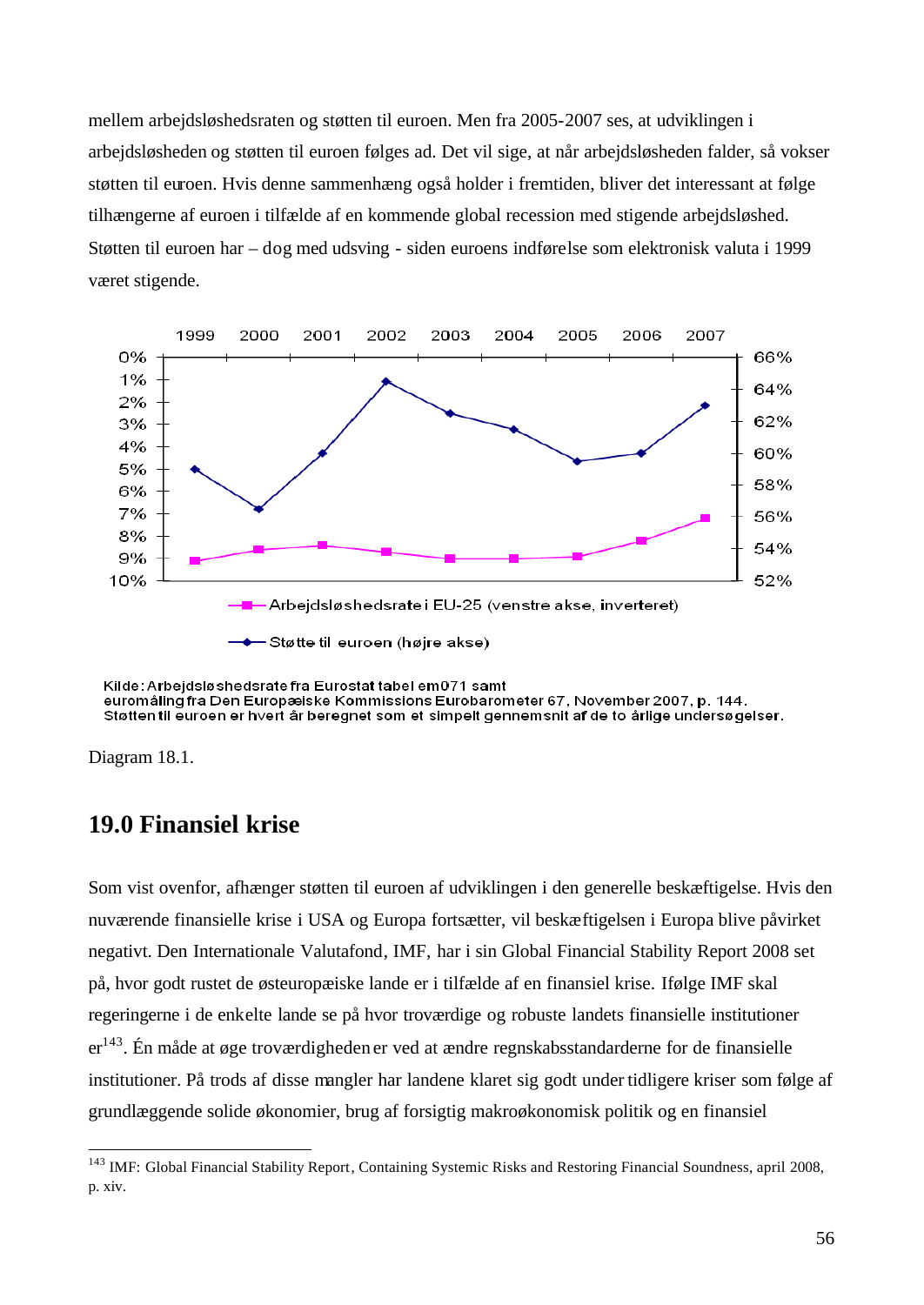mellem arbejdsløshedsraten og støtten til euroen. Men fra 2005-2007 ses, at udviklingen i arbejdsløsheden og støtten til euroen følges ad. Det vil sige, at når arbejdsløsheden falder, så vokser støtten til euroen. Hvis denne sammenhæng også holder i fremtiden, bliver det interessant at følge tilhængerne af euroen i tilfælde af en kommende global recession med stigende arbejdsløshed. Støtten til euroen har – dog med udsving - siden euroens indførelse som elektronisk valuta i 1999 været stigende.

Kilde: Arbejdsløshedsrate fra Eurostat tabel em071 samt euromåling fra Den Europæiske Kommissions Eurobarometer 67, November 2007, p. 144. Støtten til euroen er hvert år beregnet som et simpelt gennemsnit af de to årlige undersøgelser.

Diagram 18.1.

## 19.0 Finansiel krise

Som vist ovenfor, afhænger støtten til euroen af udviklingen i den generelle beskæftigelse. Hvis den nuværende finansielle krise i USA og Europa fortsætter, vil beskæftigelsen i Europa blive påvirket negativt. Den Internationale Valutafond, IMF, har i sin Global Financial Stability Report 2008 set på, hvor godt rustet de østeuropæiske lande er i tilfælde af en finansiel krise. Ifølge IMF skal regeringerne i de enkelte lande se på hvor troværdige og robuste landets finansielle institutioner er[143]. Én måde at øge troværdigheden er ved at ændre regnskabsstandarderne for de finansielle institutioner. På trods af disse mangler har landene klaret sig godt under tidligere kriser som følge af grundlæggende solide økonomier, brug af forsigtig makroøkonomisk politik og en finansiel

[143] IMF: Global Financial Stability Report, Containing Systemic Risks and Restoring Financial Soundness, april 2008, p. xiv.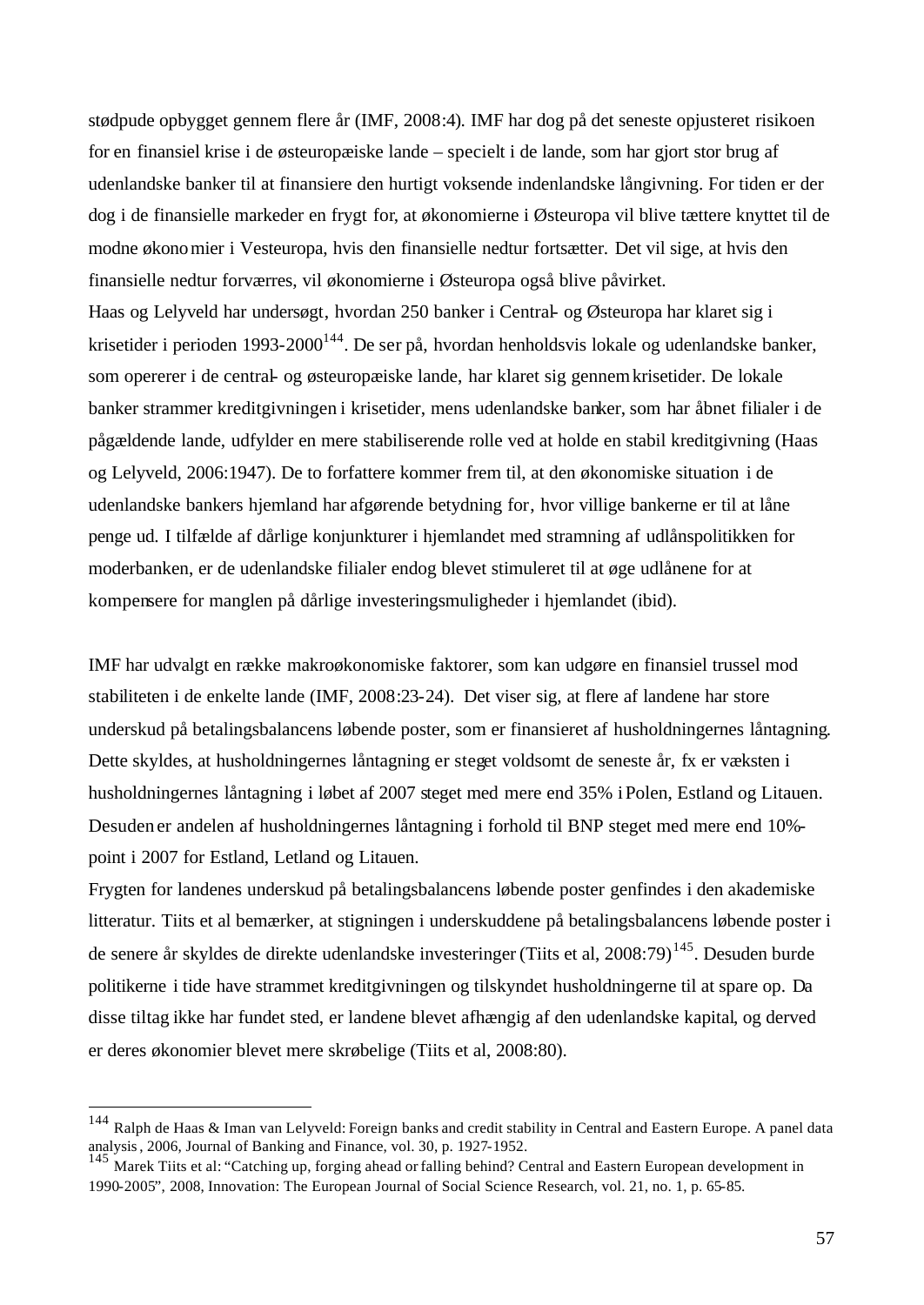stødpude opbygget gennem flere år (IMF, 2008:4). IMF har dog på det seneste opjusteret risikoen for en finansiel krise i de østeuropæiske lande – specielt i de lande, som har gjort stor brug af udenlandske banker til at finansiere den hurtigt voksende indenlandske långivning. For tiden er der dog i de finansielle markeder en frygt for, at økonomierne i Østeuropa vil blive tættere knyttet til de modne økonomier i Vesteuropa, hvis den finansielle nedtur fortsætter. Det vil sige, at hvis den finansielle nedtur forværres, vil økonomierne i Østeuropa også blive påvirket.

Haas og Lelyveld har undersøgt, hvordan 250 banker i Central- og Østeuropa har klaret sig i krisetider i perioden 1993-2000[144]. De ser på, hvordan henholdsvis lokale og udenlandske banker, som opererer i de central- og østeuropæiske lande, har klaret sig gennem krisetider. De lokale banker strammer kreditgivningen i krisetider, mens udenlandske banker, som har åbnet filialer i de pågældende lande, udfylder en mere stabiliserende rolle ved at holde en stabil kreditgivning (Haas og Lelyveld, 2006:1947). De to forfattere kommer frem til, at den økonomiske situation i de udenlandske bankers hjemland har afgørende betydning for, hvor villige bankerne er til at låne penge ud. I tilfælde af dårlige konjunkturer i hjemlandet med stramning af udlånspolitikken for moderbanken, er de udenlandske filialer endog blevet stimuleret til at øge udlånene for at kompensere for manglen på dårlige investeringsmuligheder i hjemlandet (ibid).

IMF har udvalgt en række makroøkonomiske faktorer, som kan udgøre en finansiel trussel mod stabiliteten i de enkelte lande (IMF, 2008:23-24). Det viser sig, at flere af landene har store underskud på betalingsbalancens løbende poster, som er finansieret af husholdningernes låntagning. Dette skyldes, at husholdningernes låntagning er steget voldsomt de seneste år, fx er væksten i husholdningernes låntagning i løbet af 2007 steget med mere end 35% i Polen, Estland og Litauen. Desuden er andelen af husholdningernes låntagning i forhold til BNP steget med mere end 10%-point i 2007 for Estland, Letland og Litauen.

Frygten for landenes underskud på betalingsbalancens løbende poster genfindes i den akademiske litteratur. Tiits et al bemærker, at stigningen i underskuddene på betalingsbalancens løbende poster i de senere år skyldes de direkte udenlandske investeringer (Tiits et al, 2008:79)[145]. Desuden burde politikerne i tide have strammet kreditgivningen og tilskyndet husholdningerne til at spare op. Da disse tiltag ikke har fundet sted, er landene blevet afhængig af den udenlandske kapital, og derved er deres økonomier blevet mere skrøbelige (Tiits et al, 2008:80).

---

[144] Ralph de Haas & Iman van Lelyveld: Foreign banks and credit stability in Central and Eastern Europe. A panel data analysis, 2006, Journal of Banking and Finance, vol. 30, p. 1927-1952.

[145] Marek Tiits et al: "Catching up, forging ahead or falling behind? Central and Eastern European development in 1990-2005", 2008, Innovation: The European Journal of Social Science Research, vol. 21, no. 1, p. 65-85.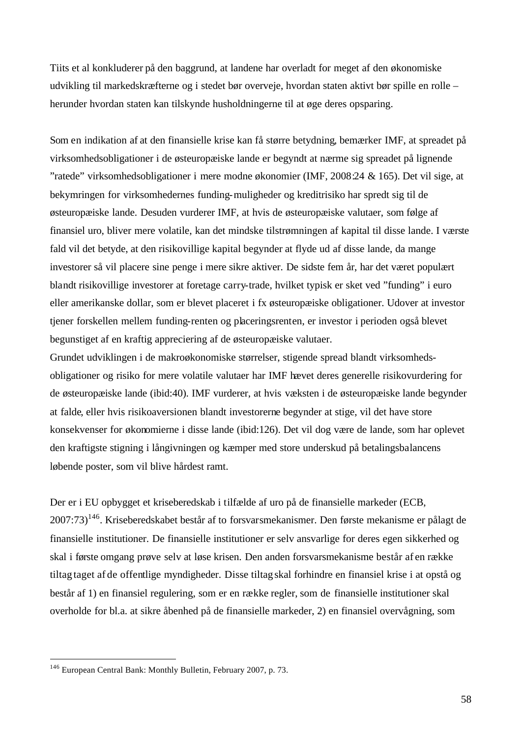Tiits et al konkluderer på den baggrund, at landene har overladt for meget af den økonomiske udvikling til markedskræfterne og i stedet bør overveje, hvordan staten aktivt bør spille en rolle – herunder hvordan staten kan tilskynde husholdningerne til at øge deres opsparing.

Som en indikation af at den finansielle krise kan få større betydning, bemærker IMF, at spreadet på virksomhedsobligationer i de østeuropæiske lande er begyndt at nærme sig spreadet på lignende "ratede" virksomhedsobligationer i mere modne økonomier (IMF, 2008:24 & 165). Det vil sige, at bekymringen for virksomhedernes funding-muligheder og kreditrisiko har spredt sig til de østeuropæiske lande. Desuden vurderer IMF, at hvis de østeuropæiske valutaer, som følge af finansiel uro, bliver mere volatile, kan det mindske tilstrømningen af kapital til disse lande. I værste fald vil det betyde, at den risikovillige kapital begynder at flyde ud af disse lande, da mange investorer så vil placere sine penge i mere sikre aktiver. De sidste fem år, har det været populært blandt risikovillige investorer at foretage carry-trade, hvilket typisk er sket ved "funding" i euro eller amerikanske dollar, som er blevet placeret i fx østeuropæiske obligationer. Udover at investor tjener forskellen mellem funding-renten og placeringsrenten, er investor i perioden også blevet begunstiget af en kraftig appreciering af de østeuropæiske valutaer.
Grundet udviklingen i de makroøkonomiske størrelser, stigende spread blandt virksomheds-obligationer og risiko for mere volatile valutaer har IMF hævet deres generelle risikovurdering for de østeuropæiske lande (ibid:40). IMF vurderer, at hvis væksten i de østeuropæiske lande begynder at falde, eller hvis risikoaversionen blandt investorerne begynder at stige, vil det have store konsekvenser for økonomierne i disse lande (ibid:126). Det vil dog være de lande, som har oplevet den kraftigste stigning i långivningen og kæmper med store underskud på betalingsbalancens løbende poster, som vil blive hårdest ramt.

Der er i EU opbygget et kriseberedskab i tilfælde af uro på de finansielle markeder (ECB, 2007:73)[146]. Kriseberedskabet består af to forsvarsmekanismer. Den første mekanisme er pålagt de finansielle institutioner. De finansielle institutioner er selv ansvarlige for deres egen sikkerhed og skal i første omgang prøve selv at løse krisen. Den anden forsvarsmekanisme består af en række tiltag taget af de offentlige myndigheder. Disse tiltag skal forhindre en finansiel krise i at opstå og består af 1) en finansiel regulering, som er en række regler, som de finansielle institutioner skal overholde for bl.a. at sikre åbenhed på de finansielle markeder, 2) en finansiel overvågning, som

[146] European Central Bank: Monthly Bulletin, February 2007, p. 73.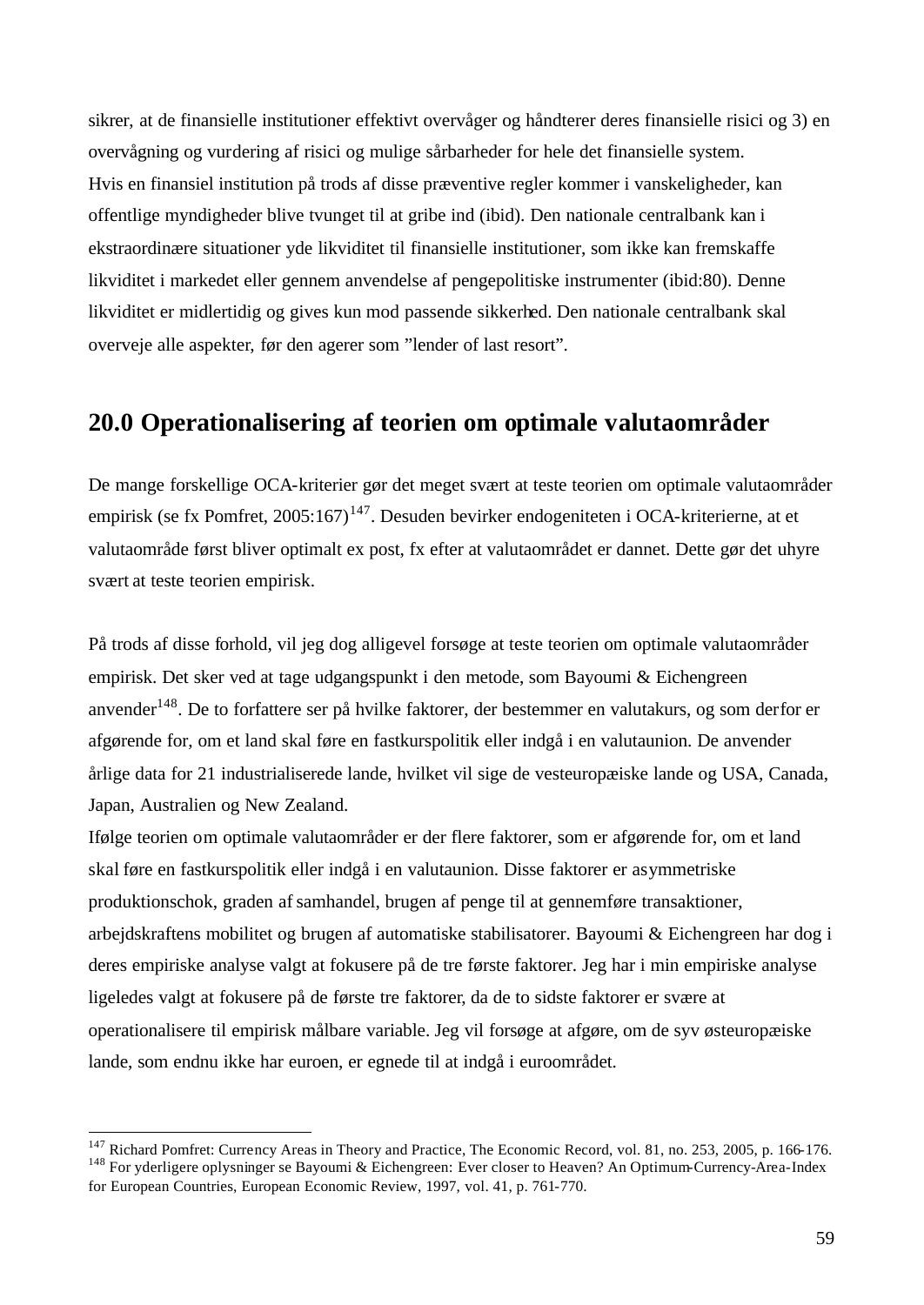sikrer, at de finansielle institutioner effektivt overvåger og håndterer deres finansielle risici og 3) en overvågning og vurdering af risici og mulige sårbarheder for hele det finansielle system.
Hvis en finansiel institution på trods af disse præventive regler kommer i vanskeligheder, kan offentlige myndigheder blive tvunget til at gribe ind (ibid). Den nationale centralbank kan i ekstraordinære situationer yde likviditet til finansielle institutioner, som ikke kan fremskaffe likviditet i markedet eller gennem anvendelse af pengepolitiske instrumenter (ibid:80). Denne likviditet er midlertidig og gives kun mod passende sikkerhed. Den nationale centralbank skal overveje alle aspekter, før den agerer som "lender of last resort".

## 20.0 Operationalisering af teorien om optimale valutaområder

De mange forskellige OCA-kriterier gør det meget svært at teste teorien om optimale valutaområder empirisk (se fx Pomfret, 2005:167)[147]. Desuden bevirker endogeniteten i OCA-kriterierne, at et valutaområde først bliver optimalt ex post, fx efter at valutaområdet er dannet. Dette gør det uhyre svært at teste teorien empirisk.

På trods af disse forhold, vil jeg dog alligevel forsøge at teste teorien om optimale valutaområder empirisk. Det sker ved at tage udgangspunkt i den metode, som Bayoumi & Eichengreen anvender[148]. De to forfattere ser på hvilke faktorer, der bestemmer en valutakurs, og som derfor er afgørende for, om et land skal føre en fastkurspolitik eller indgå i en valutaunion. De anvender årlige data for 21 industrialiserede lande, hvilket vil sige de vesteuropæiske lande og USA, Canada, Japan, Australien og New Zealand.
Ifølge teorien om optimale valutaområder er der flere faktorer, som er afgørende for, om et land skal føre en fastkurspolitik eller indgå i en valutaunion. Disse faktorer er asymmetriske produktionschok, graden af samhandel, brugen af penge til at gennemføre transaktioner, arbejdskraftens mobilitet og brugen af automatiske stabilisatorer. Bayoumi & Eichengreen har dog i deres empiriske analyse valgt at fokusere på de tre første faktorer. Jeg har i min empiriske analyse ligeledes valgt at fokusere på de første tre faktorer, da de to sidste faktorer er svære at operationalisere til empirisk målbare variable. Jeg vil forsøge at afgøre, om de syv østeuropæiske lande, som endnu ikke har euroen, er egnede til at indgå i euroområdet.

---

[147] Richard Pomfret: Currency Areas in Theory and Practice, The Economic Record, vol. 81, no. 253, 2005, p. 166-176.
[148] For yderligere oplysninger se Bayoumi & Eichengreen: Ever closer to Heaven? An Optimum-Currency-Area-Index for European Countries, European Economic Review, 1997, vol. 41, p. 761-770.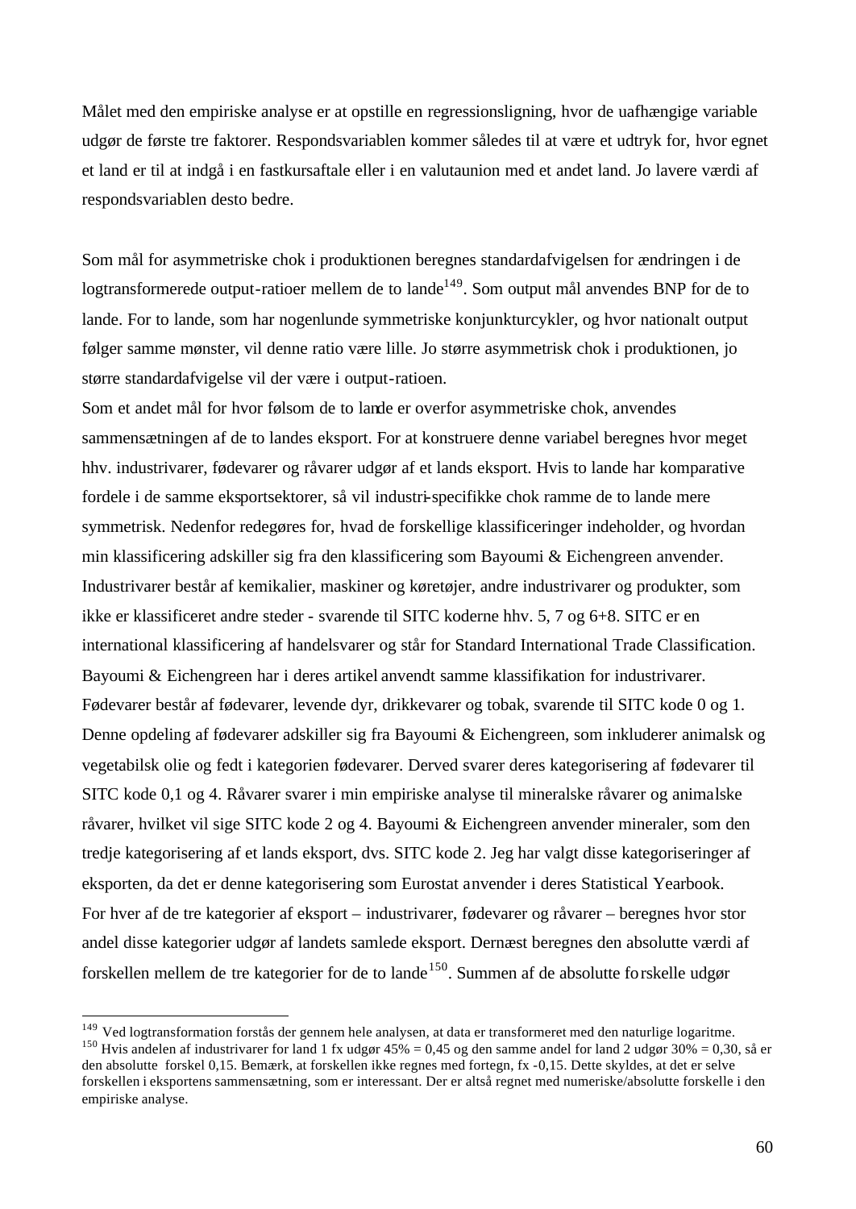Målet med den empiriske analyse er at opstille en regressionsligning, hvor de uafhængige variable udgør de første tre faktorer. Respondsvariablen kommer således til at være et udtryk for, hvor egnet et land er til at indgå i en fastkursaftale eller i en valutaunion med et andet land. Jo lavere værdi af respondsvariablen desto bedre.

Som mål for asymmetriske chok i produktionen beregnes standardafvigelsen for ændringen i de logtransformerede output-ratioer mellem de to lande[149]. Som output mål anvendes BNP for de to lande. For to lande, som har nogenlunde symmetriske konjunkturcykler, og hvor nationalt output følger samme mønster, vil denne ratio være lille. Jo større asymmetrisk chok i produktionen, jo større standardafvigelse vil der være i output-ratioen.

Som et andet mål for hvor følsom de to lande er overfor asymmetriske chok, anvendes sammensætningen af de to landes eksport. For at konstruere denne variabel beregnes hvor meget hhv. industrivarer, fødevarer og råvarer udgør af et lands eksport. Hvis to lande har komparative fordele i de samme eksportsektorer, så vil industri-specifikke chok ramme de to lande mere symmetrisk. Nedenfor redegøres for, hvad de forskellige klassificeringer indeholder, og hvordan min klassificering adskiller sig fra den klassificering som Bayoumi & Eichengreen anvender. Industrivarer består af kemikalier, maskiner og køretøjer, andre industrivarer og produkter, som ikke er klassificeret andre steder - svarende til SITC koderne hhv. 5, 7 og 6+8. SITC er en international klassificering af handelsvarer og står for Standard International Trade Classification. Bayoumi & Eichengreen har i deres artikel anvendt samme klassifikation for industrivarer. Fødevarer består af fødevarer, levende dyr, drikkevarer og tobak, svarende til SITC kode 0 og 1. Denne opdeling af fødevarer adskiller sig fra Bayoumi & Eichengreen, som inkluderer animalsk og vegetabilsk olie og fedt i kategorien fødevarer. Derved svarer deres kategorisering af fødevarer til SITC kode 0,1 og 4. Råvarer svarer i min empiriske analyse til mineralske råvarer og animalske råvarer, hvilket vil sige SITC kode 2 og 4. Bayoumi & Eichengreen anvender mineraler, som den tredje kategorisering af et lands eksport, dvs. SITC kode 2. Jeg har valgt disse kategoriseringer af eksporten, da det er denne kategorisering som Eurostat anvender i deres Statistical Yearbook.

For hver af de tre kategorier af eksport – industrivarer, fødevarer og råvarer – beregnes hvor stor andel disse kategorier udgør af landets samlede eksport. Dernæst beregnes den absolutte værdi af forskellen mellem de tre kategorier for de to lande[150]. Summen af de absolutte forskelle udgør

---

[149] Ved logtransformation forstås der gennem hele analysen, at data er transformeret med den naturlige logaritme.

[150] Hvis andelen af industrivarer for land 1 fx udgør 45% = 0,45 og den samme andel for land 2 udgør 30% = 0,30, så er den absolutte forskel 0,15. Bemærk, at forskellen ikke regnes med fortegn, fx -0,15. Dette skyldes, at det er selve forskellen i eksportens sammensætning, som er interessant. Der er altså regnet med numeriske/absolutte forskelle i den empiriske analyse.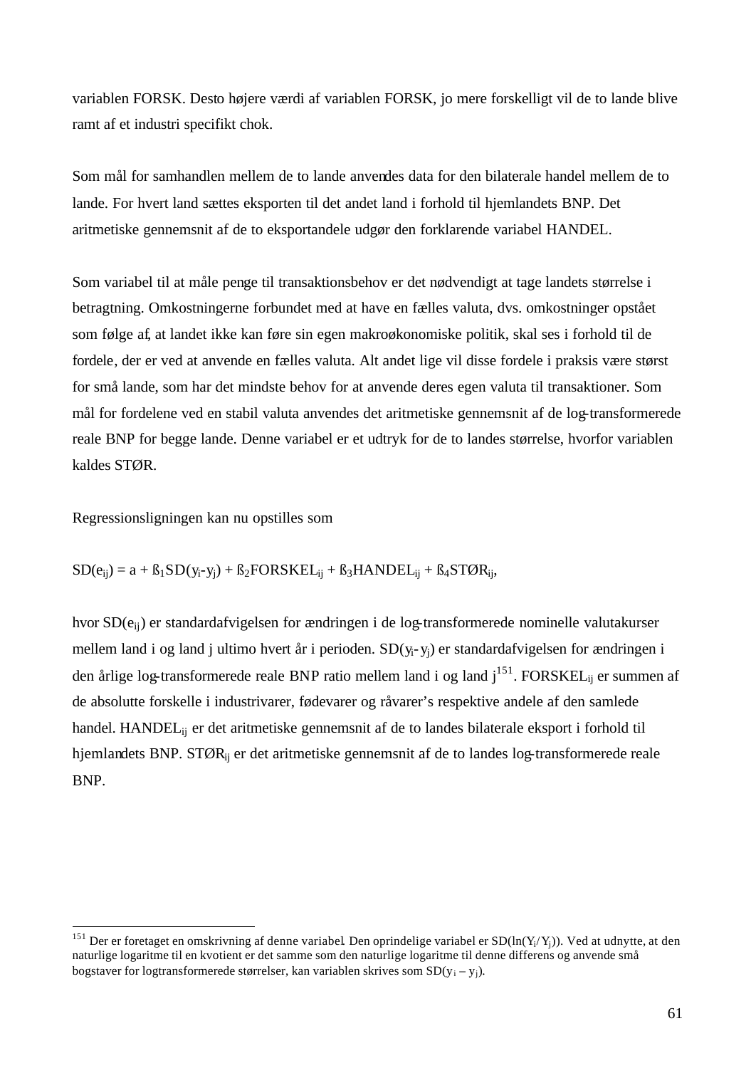variablen FORSK. Desto højere værdi af variablen FORSK, jo mere forskelligt vil de to lande blive ramt af et industri specifikt chok.

Som mål for samhandlen mellem de to lande anvendes data for den bilaterale handel mellem de to lande. For hvert land sættes eksporten til det andet land i forhold til hjemlandets BNP. Det aritmetiske gennemsnit af de to eksportandele udgør den forklarende variabel HANDEL.

Som variabel til at måle penge til transaktionsbehov er det nødvendigt at tage landets størrelse i betragtning. Omkostningerne forbundet med at have en fælles valuta, dvs. omkostninger opstået som følge af, at landet ikke kan føre sin egen makroøkonomiske politik, skal ses i forhold til de fordele, der er ved at anvende en fælles valuta. Alt andet lige vil disse fordele i praksis være størst for små lande, som har det mindste behov for at anvende deres egen valuta til transaktioner. Som mål for fordelene ved en stabil valuta anvendes det aritmetiske gennemsnit af de log-transformerede reale BNP for begge lande. Denne variabel er et udtryk for de to landes størrelse, hvorfor variablen kaldes STØR.

Regressionsligningen kan nu opstilles som

$$SD(e_{ij}) = a + ß_1 SD(y_i - y_j) + ß_2 FORSKEL_{ij} + ß_3 HANDEL_{ij} + ß_4 STØR_{ij},$$

hvor $SD(e_{ij})$ er standardafvigelsen for ændringen i de log-transformerede nominelle valutakurser mellem land i og land j ultimo hvert år i perioden. $SD(y_i - y_j)$ er standardafvigelsen for ændringen i den årlige log-transformerede reale BNP ratio mellem land i og land j[151]. $FORSKEL_{ij}$ er summen af de absolutte forskelle i industrivarer, fødevarer og råvarer's respektive andele af den samlede handel. $HANDEL_{ij}$ er det aritmetiske gennemsnit af de to landes bilaterale eksport i forhold til hjemlandets BNP. $STØR_{ij}$ er det aritmetiske gennemsnit af de to landes log-transformerede reale BNP.

---

[151] Der er foretaget en omskrivning af denne variabel. Den oprindelige variabel er $SD(\ln(Y_i/Y_j))$. Ved at udnytte, at den naturlige logaritme til en kvotient er det samme som den naturlige logaritme til denne differens og anvende små bogstaver for logtransformerede størrelser, kan variablen skrives som $SD(y_i - y_j)$.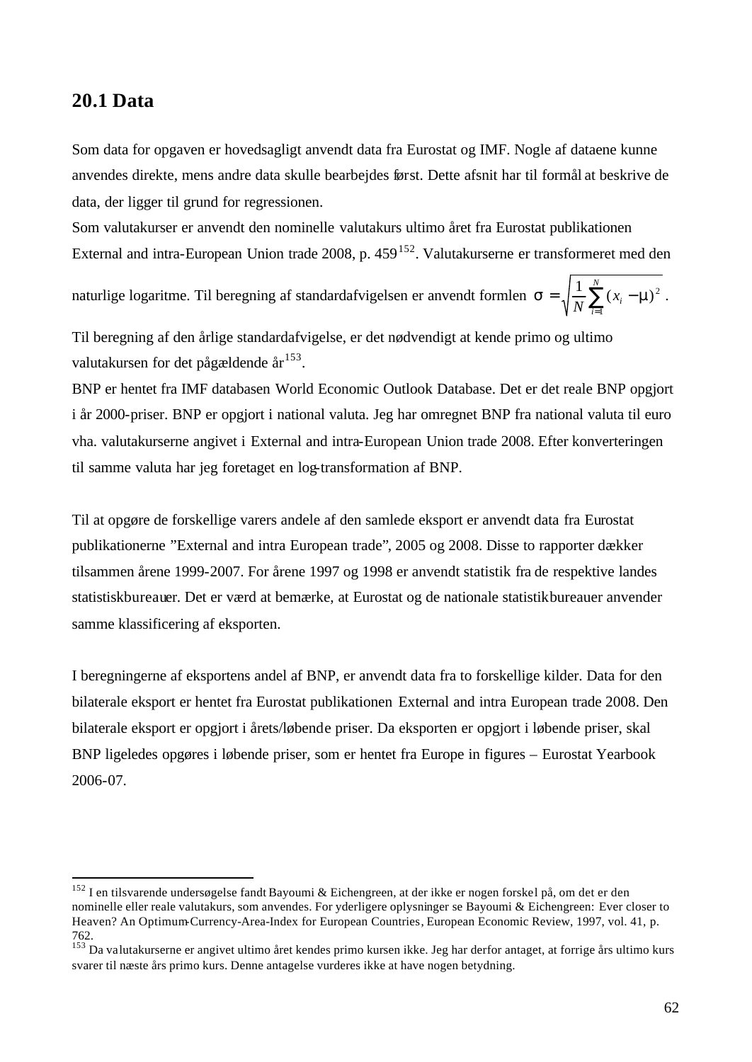## 20.1 Data

Som data for opgaven er hovedsagligt anvendt data fra Eurostat og IMF. Nogle af dataene kunne anvendes direkte, mens andre data skulle bearbejdes først. Dette afsnit har til formål at beskrive de data, der ligger til grund for regressionen.

Som valutakurser er anvendt den nominelle valutakurs ultimo året fra Eurostat publikationen External and intra-European Union trade 2008, p. 459[152]. Valutakurserne er transformeret med den naturlige logaritme. Til beregning af standardafvigelsen er anvendt formlen $\sigma = \sqrt{\frac{1}{N}\sum_{i=1}^{N}(x_i - \mu)^2}$.

Til beregning af den årlige standardafvigelse, er det nødvendigt at kende primo og ultimo valutakursen for det pågældende år[153].

BNP er hentet fra IMF databasen World Economic Outlook Database. Det er det reale BNP opgjort i år 2000-priser. BNP er opgjort i national valuta. Jeg har omregnet BNP fra national valuta til euro vha. valutakurserne angivet i External and intra-European Union trade 2008. Efter konverteringen til samme valuta har jeg foretaget en log-transformation af BNP.

Til at opgøre de forskellige varers andele af den samlede eksport er anvendt data fra Eurostat publikationerne "External and intra European trade", 2005 og 2008. Disse to rapporter dækker tilsammen årene 1999-2007. For årene 1997 og 1998 er anvendt statistik fra de respektive landes statistiskbureauer. Det er værd at bemærke, at Eurostat og de nationale statistikbureauer anvender samme klassificering af eksporten.

I beregningerne af eksportens andel af BNP, er anvendt data fra to forskellige kilder. Data for den bilaterale eksport er hentet fra Eurostat publikationen External and intra European trade 2008. Den bilaterale eksport er opgjort i årets/løbende priser. Da eksporten er opgjort i løbende priser, skal BNP ligeledes opgøres i løbende priser, som er hentet fra Europe in figures – Eurostat Yearbook 2006-07.

---

[152] I en tilsvarende undersøgelse fandt Bayoumi & Eichengreen, at der ikke er nogen forskel på, om det er den nominelle eller reale valutakurs, som anvendes. For yderligere oplysninger se Bayoumi & Eichengreen: Ever closer to Heaven? An Optimum-Currency-Area-Index for European Countries, European Economic Review, 1997, vol. 41, p. 762.

[153] Da valutakurserne er angivet ultimo året kendes primo kursen ikke. Jeg har derfor antaget, at forrige års ultimo kurs svarer til næste års primo kurs. Denne antagelse vurderes ikke at have nogen betydning.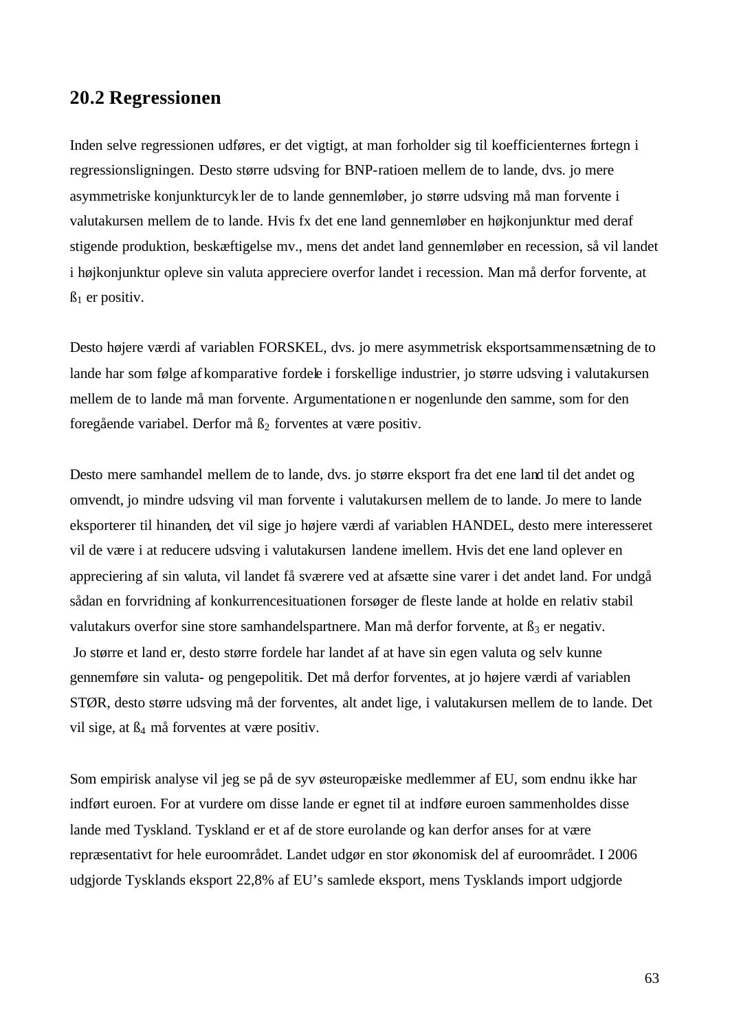## 20.2 Regressionen

Inden selve regressionen udføres, er det vigtigt, at man forholder sig til koefficienternes fortegn i regressionsligningen. Desto større udsving for BNP-ratioen mellem de to lande, dvs. jo mere asymmetriske konjunkturcykler de to lande gennemløber, jo større udsving må man forvente i valutakursen mellem de to lande. Hvis fx det ene land gennemløber en højkonjunktur med deraf stigende produktion, beskæftigelse mv., mens det andet land gennemløber en recession, så vil landet i højkonjunktur opleve sin valuta appreciere overfor landet i recession. Man må derfor forvente, at $ß_1$ er positiv.

Desto højere værdi af variablen FORSKEL, dvs. jo mere asymmetrisk eksportsammensætning de to lande har som følge af komparative fordele i forskellige industrier, jo større udsving i valutakursen mellem de to lande må man forvente. Argumentationen er nogenlunde den samme, som for den foregående variabel. Derfor må $ß_2$ forventes at være positiv.

Desto mere samhandel mellem de to lande, dvs. jo større eksport fra det ene land til det andet og omvendt, jo mindre udsving vil man forvente i valutakursen mellem de to lande. Jo mere to lande eksporterer til hinanden, det vil sige jo højere værdi af variablen HANDEL, desto mere interesseret vil de være i at reducere udsving i valutakursen landene imellem. Hvis det ene land oplever en appreciering af sin valuta, vil landet få sværere ved at afsætte sine varer i det andet land. For undgå sådan en forvridning af konkurrencesituationen forsøger de fleste lande at holde en relativ stabil valutakurs overfor sine store samhandelspartnere. Man må derfor forvente, at $ß_3$ er negativ.
Jo større et land er, desto større fordele har landet af at have sin egen valuta og selv kunne gennemføre sin valuta- og pengepolitik. Det må derfor forventes, at jo højere værdi af variablen STØR, desto større udsving må der forventes, alt andet lige, i valutakursen mellem de to lande. Det vil sige, at $ß_4$ må forventes at være positiv.

Som empirisk analyse vil jeg se på de syv østeuropæiske medlemmer af EU, som endnu ikke har indført euroen. For at vurdere om disse lande er egnet til at indføre euroen sammenholdes disse lande med Tyskland. Tyskland er et af de store eurolande og kan derfor anses for at være repræsentativt for hele euroområdet. Landet udgør en stor økonomisk del af euroområdet. I 2006 udgjorde Tysklands eksport 22,8% af EU's samlede eksport, mens Tysklands import udgjorde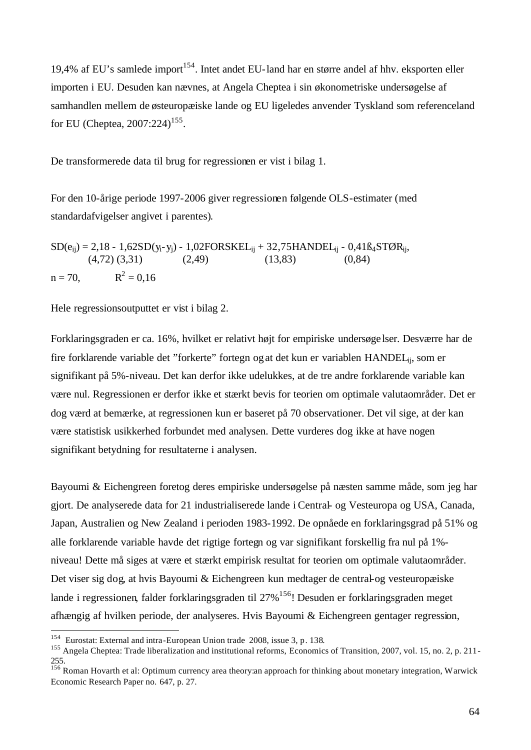19,4% af EU's samlede import[154]. Intet andet EU-land har en større andel af hhv. eksporten eller importen i EU. Desuden kan nævnes, at Angela Cheptea i sin økonometriske undersøgelse af samhandlen mellem de østeuropæiske lande og EU ligeledes anvender Tyskland som referenceland for EU (Cheptea, 2007:224)[155].

De transformerede data til brug for regressionen er vist i bilag 1.

For den 10-årige periode 1997-2006 giver regressionen følgende OLS-estimater (med standardafvigelser angivet i parentes).

$$SD(e_{ij}) = \underset{(4,72)}{2,18} - \underset{(3,31)}{1,62}SD(y_i - y_j) - \underset{(2,49)}{1,02}FORSKEL_{ij} + \underset{(13,83)}{32,75}HANDEL_{ij} - \underset{(0,84)}{0,41}ß_4STØR_{ij},$$

$n = 70, \qquad R^2 = 0,16$

Hele regressionsoutputtet er vist i bilag 2.

Forklaringsgraden er ca. 16%, hvilket er relativt højt for empiriske undersøgelser. Desværre har de fire forklarende variable det "forkerte" fortegn og at det kun er variablen $HANDEL_{ij}$, som er signifikant på 5%-niveau. Det kan derfor ikke udelukkes, at de tre andre forklarende variable kan være nul. Regressionen er derfor ikke et stærkt bevis for teorien om optimale valutaområder. Det er dog værd at bemærke, at regressionen kun er baseret på 70 observationer. Det vil sige, at der kan være statistisk usikkerhed forbundet med analysen. Dette vurderes dog ikke at have nogen signifikant betydning for resultaterne i analysen.

Bayoumi & Eichengreen foretog deres empiriske undersøgelse på næsten samme måde, som jeg har gjort. De analyserede data for 21 industrialiserede lande i Central- og Vesteuropa og USA, Canada, Japan, Australien og New Zealand i perioden 1983-1992. De opnåede en forklaringsgrad på 51% og alle forklarende variable havde det rigtige fortegn og var signifikant forskellig fra nul på 1%-niveau! Dette må siges at være et stærkt empirisk resultat for teorien om optimale valutaområder. Det viser sig dog, at hvis Bayoumi & Eichengreen kun medtager de central-og vesteuropæiske lande i regressionen, falder forklaringsgraden til 27%[156]! Desuden er forklaringsgraden meget afhængig af hvilken periode, der analyseres. Hvis Bayoumi & Eichengreen gentager regression,

---

[154] Eurostat: External and intra-European Union trade 2008, issue 3, p. 138.

[155] Angela Cheptea: Trade liberalization and institutional reforms, Economics of Transition, 2007, vol. 15, no. 2, p. 211-255.

[156] Roman Hovarth et al: Optimum currency area theory:an approach for thinking about monetary integration, Warwick Economic Research Paper no. 647, p. 27.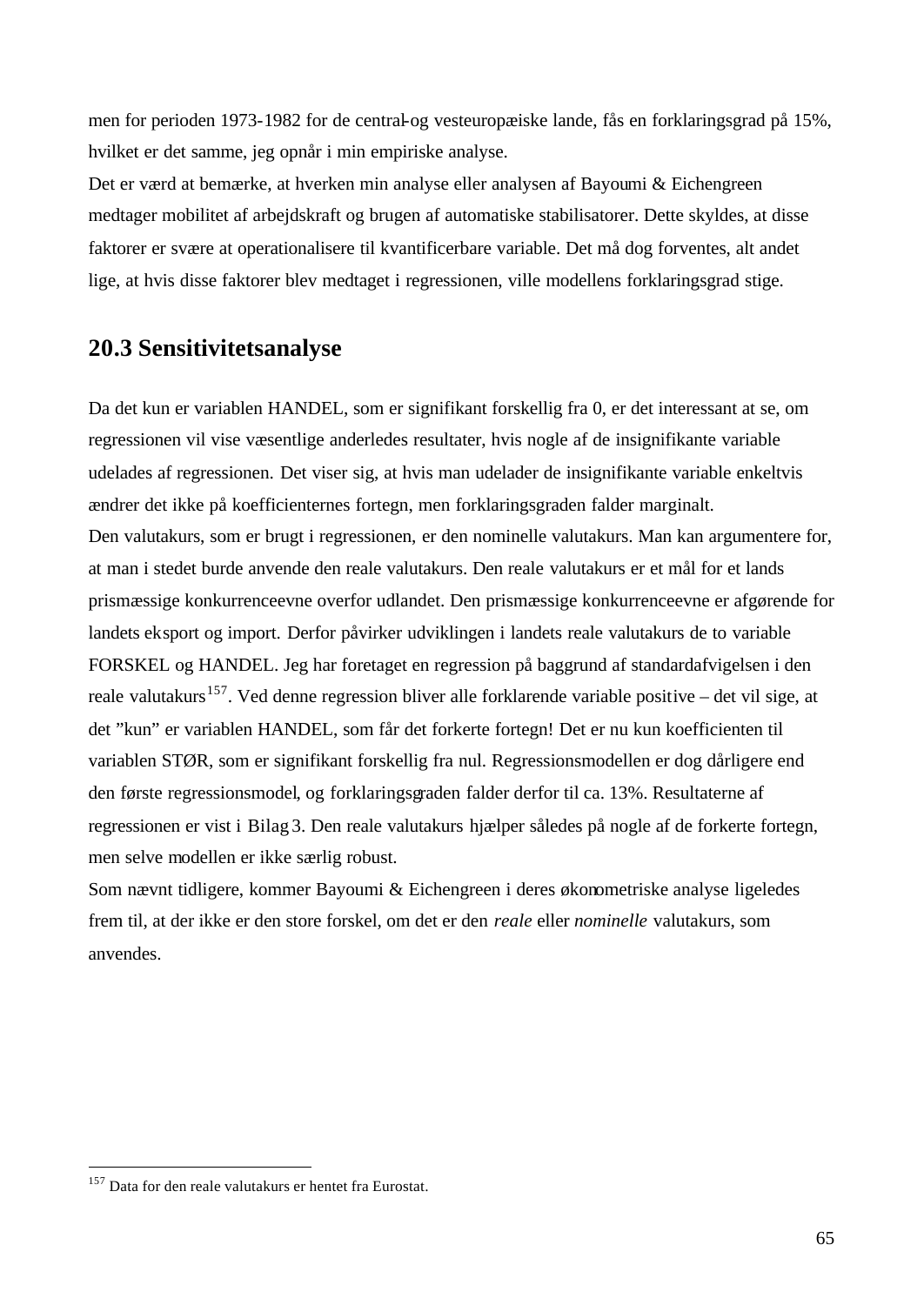men for perioden 1973-1982 for de central-og vesteuropæiske lande, fås en forklaringsgrad på 15%, hvilket er det samme, jeg opnår i min empiriske analyse.

Det er værd at bemærke, at hverken min analyse eller analysen af Bayoumi & Eichengreen medtager mobilitet af arbejdskraft og brugen af automatiske stabilisatorer. Dette skyldes, at disse faktorer er svære at operationalisere til kvantificerbare variable. Det må dog forventes, alt andet lige, at hvis disse faktorer blev medtaget i regressionen, ville modellens forklaringsgrad stige.

## 20.3 Sensitivitetsanalyse

Da det kun er variablen HANDEL, som er signifikant forskellig fra 0, er det interessant at se, om regressionen vil vise væsentlige anderledes resultater, hvis nogle af de insignifikante variable udelades af regressionen. Det viser sig, at hvis man udelader de insignifikante variable enkeltvis ændrer det ikke på koefficienternes fortegn, men forklaringsgraden falder marginalt.

Den valutakurs, som er brugt i regressionen, er den nominelle valutakurs. Man kan argumentere for, at man i stedet burde anvende den reale valutakurs. Den reale valutakurs er et mål for et lands prismæssige konkurrenceevne overfor udlandet. Den prismæssige konkurrenceevne er afgørende for landets eksport og import. Derfor påvirker udviklingen i landets reale valutakurs de to variable FORSKEL og HANDEL. Jeg har foretaget en regression på baggrund af standardafvigelsen i den reale valutakurs[157]. Ved denne regression bliver alle forklarende variable positive – det vil sige, at det "kun" er variablen HANDEL, som får det forkerte fortegn! Det er nu kun koefficienten til variablen STØR, som er signifikant forskellig fra nul. Regressionsmodellen er dog dårligere end den første regressionsmodel, og forklaringsgraden falder derfor til ca. 13%. Resultaterne af regressionen er vist i Bilag 3. Den reale valutakurs hjælper således på nogle af de forkerte fortegn, men selve modellen er ikke særlig robust.

Som nævnt tidligere, kommer Bayoumi & Eichengreen i deres økonometriske analyse ligeledes frem til, at der ikke er den store forskel, om det er den *reale* eller *nominelle* valutakurs, som anvendes.

[157] Data for den reale valutakurs er hentet fra Eurostat.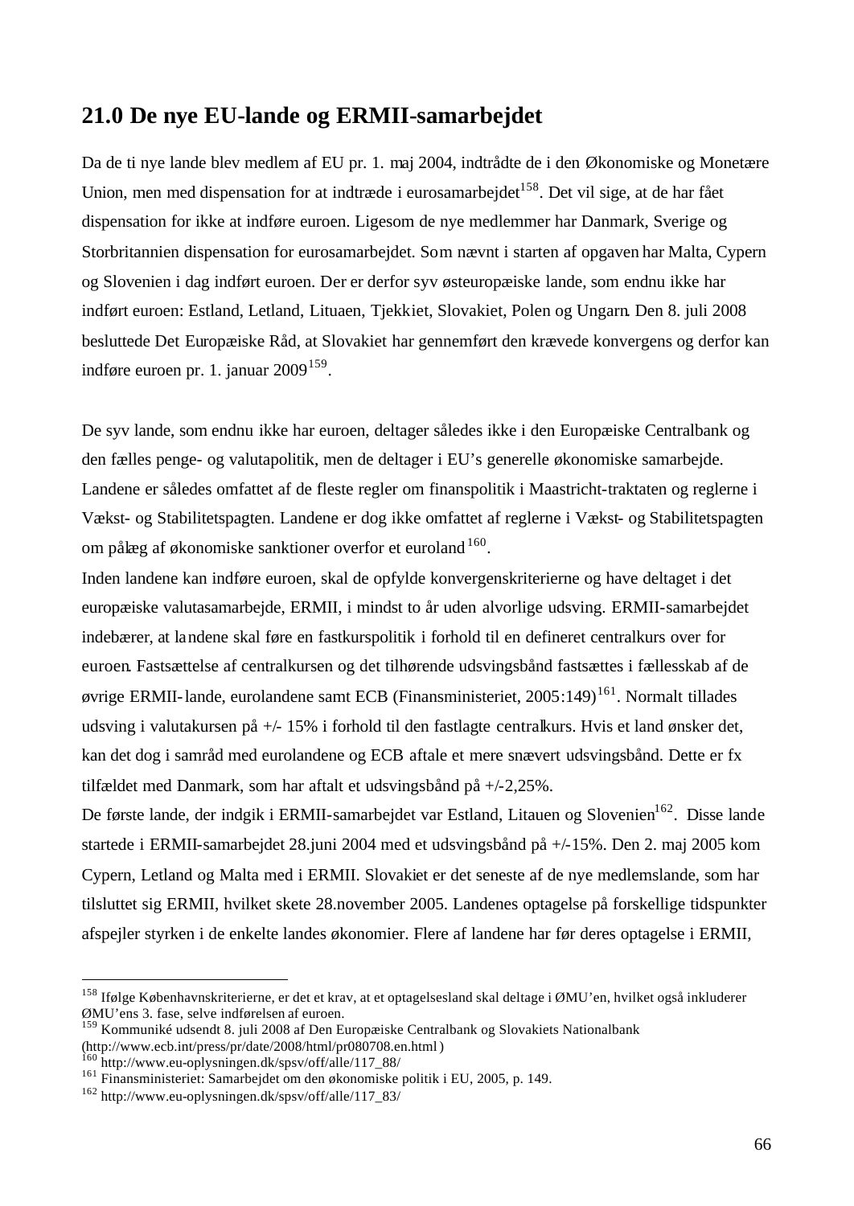## 21.0 De nye EU-lande og ERMII-samarbejdet

Da de ti nye lande blev medlem af EU pr. 1. maj 2004, indtrådte de i den Økonomiske og Monetære Union, men med dispensation for at indtræde i eurosamarbejdet[158]. Det vil sige, at de har fået dispensation for ikke at indføre euroen. Ligesom de nye medlemmer har Danmark, Sverige og Storbritannien dispensation for eurosamarbejdet. Som nævnt i starten af opgaven har Malta, Cypern og Slovenien i dag indført euroen. Der er derfor syv østeuropæiske lande, som endnu ikke har indført euroen: Estland, Letland, Lituaen, Tjekkiet, Slovakiet, Polen og Ungarn. Den 8. juli 2008 besluttede Det Europæiske Råd, at Slovakiet har gennemført den krævede konvergens og derfor kan indføre euroen pr. 1. januar 2009[159].

De syv lande, som endnu ikke har euroen, deltager således ikke i den Europæiske Centralbank og den fælles penge- og valutapolitik, men de deltager i EU's generelle økonomiske samarbejde. Landene er således omfattet af de fleste regler om finanspolitik i Maastricht-traktaten og reglerne i Vækst- og Stabilitetspagten. Landene er dog ikke omfattet af reglerne i Vækst- og Stabilitetspagten om pålæg af økonomiske sanktioner overfor et euroland[160].

Inden landene kan indføre euroen, skal de opfylde konvergenskriterierne og have deltaget i det europæiske valutasamarbejde, ERMII, i mindst to år uden alvorlige udsving. ERMII-samarbejdet indebærer, at landene skal føre en fastkurspolitik i forhold til en defineret centralkurs over for euroen. Fastsættelse af centralkursen og det tilhørende udsvingsbånd fastsættes i fællesskab af de øvrige ERMII-lande, eurolandene samt ECB (Finansministeriet, 2005:149)[161]. Normalt tillades udsving i valutakursen på +/- 15% i forhold til den fastlagte centralkurs. Hvis et land ønsker det, kan det dog i samråd med eurolandene og ECB aftale et mere snævert udsvingsbånd. Dette er fx tilfældet med Danmark, som har aftalt et udsvingsbånd på +/-2,25%.

De første lande, der indgik i ERMII-samarbejdet var Estland, Litauen og Slovenien[162]. Disse lande startede i ERMII-samarbejdet 28.juni 2004 med et udsvingsbånd på +/-15%. Den 2. maj 2005 kom Cypern, Letland og Malta med i ERMII. Slovakiet er det seneste af de nye medlemslande, som har tilsluttet sig ERMII, hvilket skete 28.november 2005. Landenes optagelse på forskellige tidspunkter afspejler styrken i de enkelte landes økonomier. Flere af landene har før deres optagelse i ERMII,

---

[158] Ifølge Københavnskriterierne, er det et krav, at et optagelsesland skal deltage i ØMU'en, hvilket også inkluderer ØMU'ens 3. fase, selve indførelsen af euroen.

[159] Kommuniké udsendt 8. juli 2008 af Den Europæiske Centralbank og Slovakiets Nationalbank (http://www.ecb.int/press/pr/date/2008/html/pr080708.en.html)

[160] http://www.eu-oplysningen.dk/spsv/off/alle/117_88/

[161] Finansministeriet: Samarbejdet om den økonomiske politik i EU, 2005, p. 149.

[162] http://www.eu-oplysningen.dk/spsv/off/alle/117_83/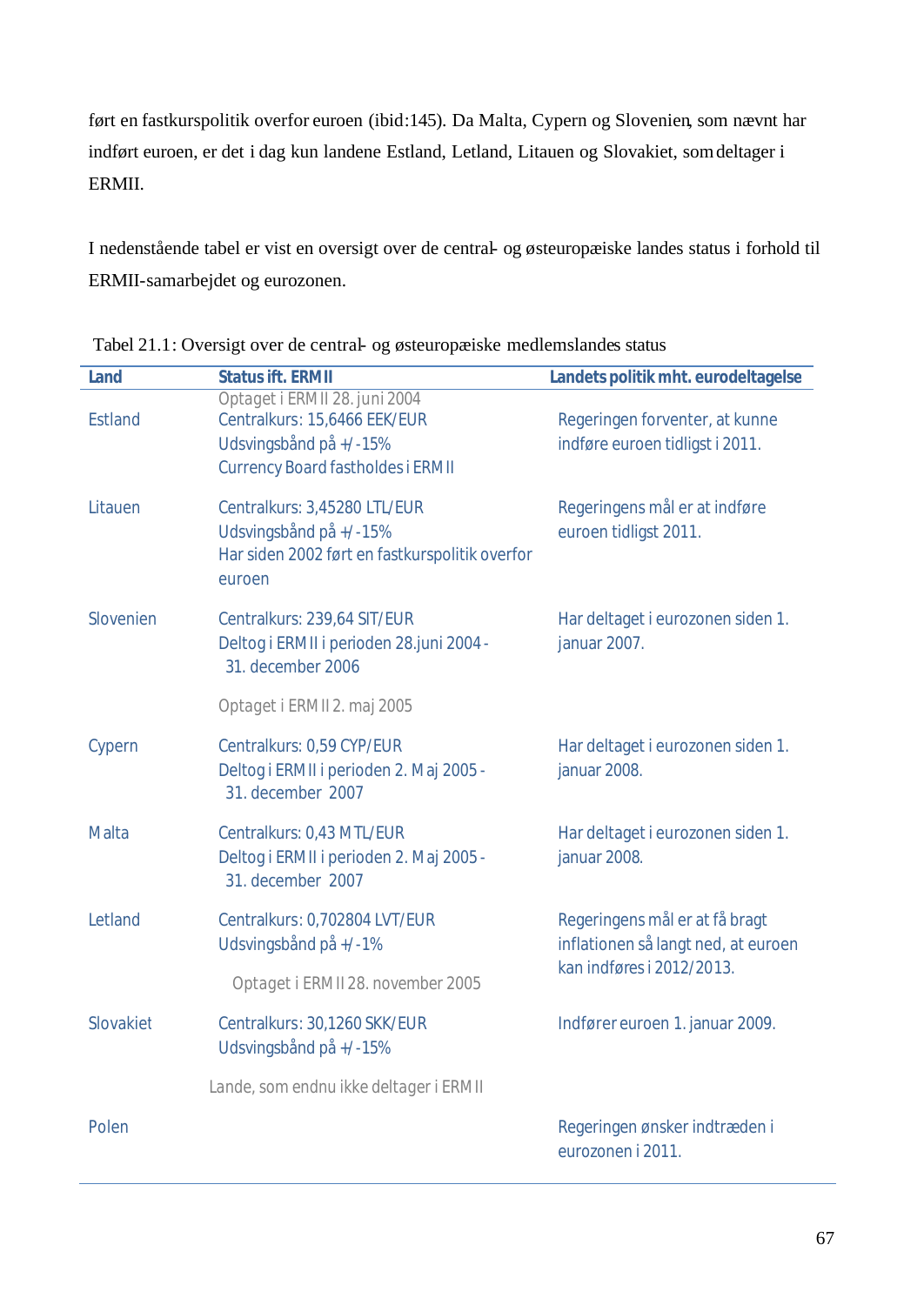ført en fastkurspolitik overfor euroen (ibid:145). Da Malta, Cypern og Slovenien, som nævnt har indført euroen, er det i dag kun landene Estland, Letland, Litauen og Slovakiet, som deltager i ERMII.

I nedenstående tabel er vist en oversigt over de central- og østeuropæiske landes status i forhold til ERMII-samarbejdet og eurozonen.

Tabel 21.1: Oversigt over de central- og østeuropæiske medlemslandes status

| Land | Status ift. ERM II | Landets politik mht. eurodeltagelse |
|---|---|---|
| Estland | Optaget i ERM II 28. juni 2004<br>Centralkurs: 15,6466 EEK/EUR<br>Udsvingsbånd på +/-15%<br>Currency Board fastholdes i ERM II | Regeringen forventer, at kunne indføre euroen tidligst i 2011. |
| Litauen | Centralkurs: 3,45280 LTL/EUR<br>Udsvingsbånd på +/-15%<br>Har siden 2002 ført en fastkurspolitik overfor euroen | Regeringens mål er at indføre euroen tidligst 2011. |
| Slovenien | Centralkurs: 239,64 SIT/EUR<br>Deltog i ERM II i perioden 28.juni 2004 - 31. december 2006 | Har deltaget i eurozonen siden 1. januar 2007. |
| | Optaget i ERM II 2. maj 2005 | |
| Cypern | Centralkurs: 0,59 CYP/EUR<br>Deltog i ERM II i perioden 2. Maj 2005 - 31. december 2007 | Har deltaget i eurozonen siden 1. januar 2008. |
| Malta | Centralkurs: 0,43 MTL/EUR<br>Deltog i ERM II i perioden 2. Maj 2005 - 31. december 2007 | Har deltaget i eurozonen siden 1. januar 2008. |
| Letland | Centralkurs: 0,702804 LVT/EUR<br>Udsvingsbånd på +/-1% | Regeringens mål er at få bragt inflationen så langt ned, at euroen kan indføres i 2012/2013. |
| | Optaget i ERM II 28. november 2005 | |
| Slovakiet | Centralkurs: 30,1260 SKK/EUR<br>Udsvingsbånd på +/-15% | Indfører euroen 1. januar 2009. |
| | Lande, som endnu ikke deltager i ERM II | |
| Polen | | Regeringen ønsker indtræden i eurozonen i 2011. |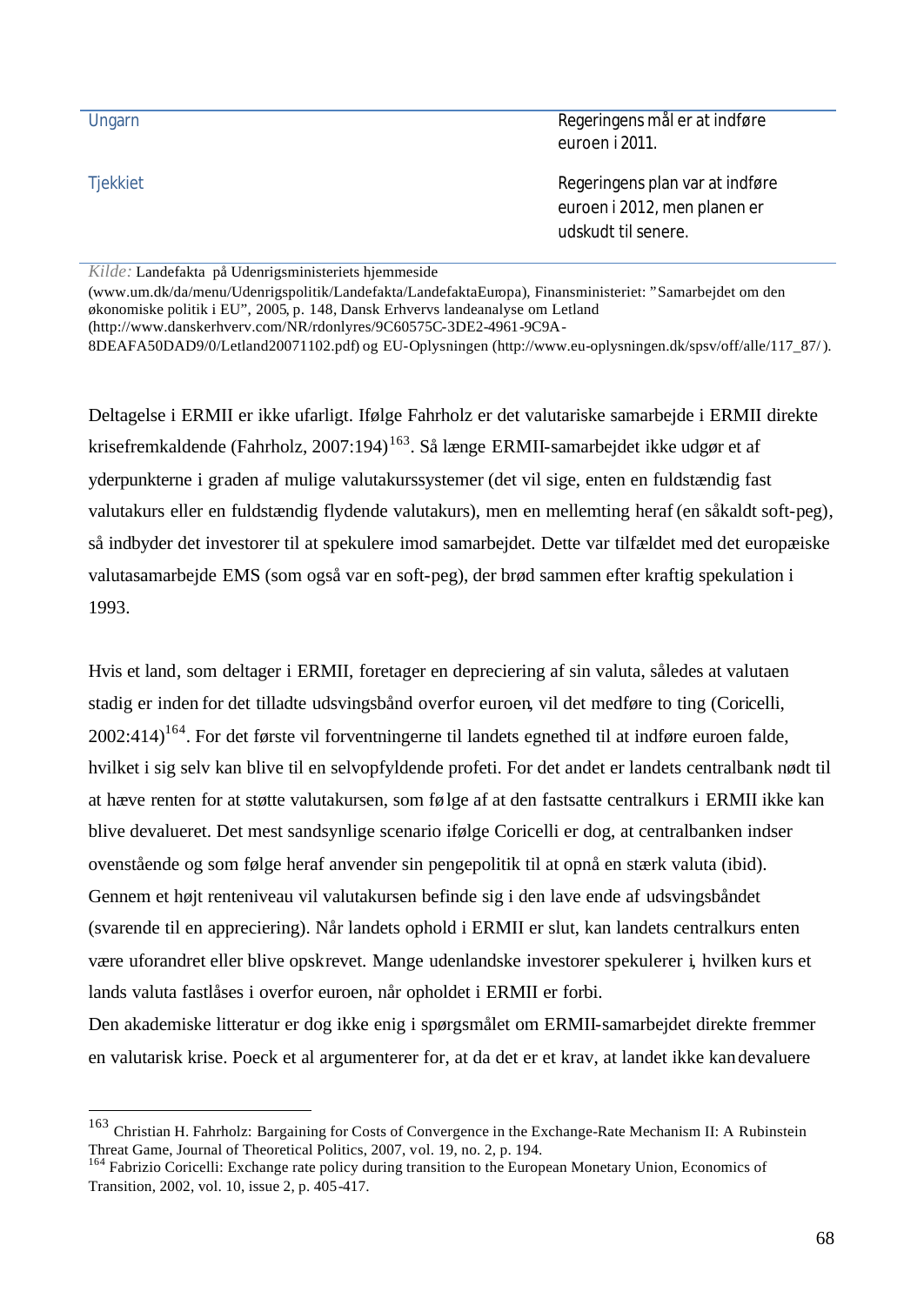| | |
|---|---|
| Ungarn | Regeringens mål er at indføre euroen i 2011. |
| Tjekkiet | Regeringens plan var at indføre euroen i 2012, men planen er udskudt til senere. |

*Kilde:* Landefakta på Udenrigsministeriets hjemmeside (www.um.dk/da/menu/Udenrigspolitik/Landefakta/LandefaktaEuropa), Finansministeriet: "Samarbejdet om den økonomiske politik i EU", 2005, p. 148, Dansk Erhvervs landeanalyse om Letland (http://www.danskerhverv.com/NR/rdonlyres/9C60575C-3DE2-4961-9C9A-8DEAFA50DAD9/0/Letland20071102.pdf) og EU-Oplysningen (http://www.eu-oplysningen.dk/spsv/off/alle/117_87/).

Deltagelse i ERMII er ikke ufarligt. Ifølge Fahrholz er det valutariske samarbejde i ERMII direkte krisefremkaldende (Fahrholz, 2007:194)[163]. Så længe ERMII-samarbejdet ikke udgør et af yderpunkterne i graden af mulige valutakurssystemer (det vil sige, enten en fuldstændig fast valutakurs eller en fuldstændig flydende valutakurs), men en mellemting heraf (en såkaldt soft-peg), så indbyder det investorer til at spekulere imod samarbejdet. Dette var tilfældet med det europæiske valutasamarbejde EMS (som også var en soft-peg), der brød sammen efter kraftig spekulation i 1993.

Hvis et land, som deltager i ERMII, foretager en depreciering af sin valuta, således at valutaen stadig er inden for det tilladte udsvingsbånd overfor euroen, vil det medføre to ting (Coricelli, 2002:414)[164]. For det første vil forventningerne til landets egnethed til at indføre euroen falde, hvilket i sig selv kan blive til en selvopfyldende profeti. For det andet er landets centralbank nødt til at hæve renten for at støtte valutakursen, som følge af at den fastsatte centralkurs i ERMII ikke kan blive devalueret. Det mest sandsynlige scenario ifølge Coricelli er dog, at centralbanken indser ovenstående og som følge heraf anvender sin pengepolitik til at opnå en stærk valuta (ibid). Gennem et højt renteniveau vil valutakursen befinde sig i den lave ende af udsvingsbåndet (svarende til en appreciering). Når landets ophold i ERMII er slut, kan landets centralkurs enten være uforandret eller blive opskrevet. Mange udenlandske investorer spekulerer i, hvilken kurs et lands valuta fastlåses i overfor euroen, når opholdet i ERMII er forbi.
Den akademiske litteratur er dog ikke enig i spørgsmålet om ERMII-samarbejdet direkte fremmer en valutarisk krise. Poeck et al argumenterer for, at da det er et krav, at landet ikke kan devaluere

---

[163] Christian H. Fahrholz: Bargaining for Costs of Convergence in the Exchange-Rate Mechanism II: A Rubinstein Threat Game, Journal of Theoretical Politics, 2007, vol. 19, no. 2, p. 194.

[164] Fabrizio Coricelli: Exchange rate policy during transition to the European Monetary Union, Economics of Transition, 2002, vol. 10, issue 2, p. 405-417.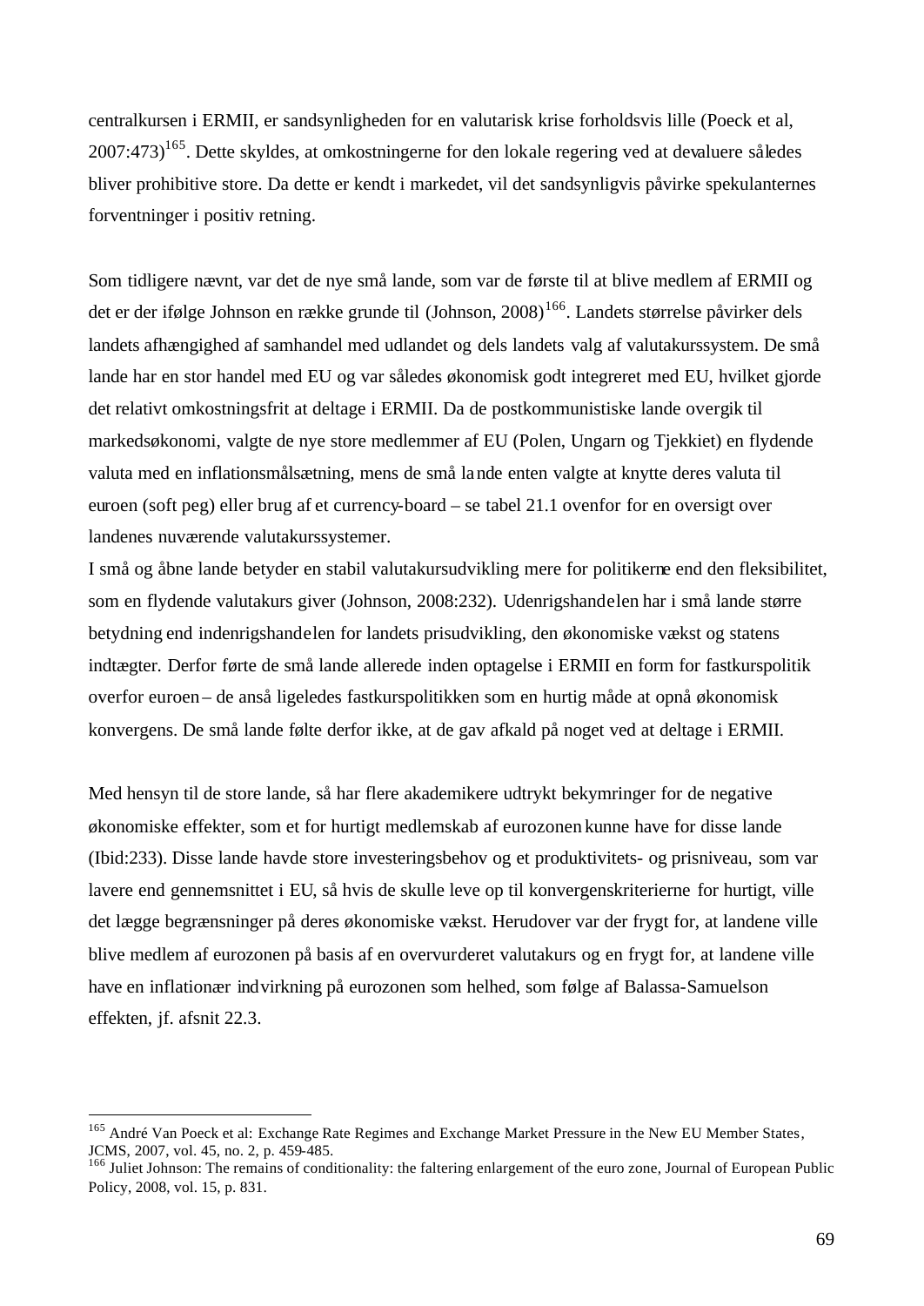centralkursen i ERMII, er sandsynligheden for en valutarisk krise forholdsvis lille (Poeck et al, 2007:473)[165]. Dette skyldes, at omkostningerne for den lokale regering ved at devaluere således bliver prohibitive store. Da dette er kendt i markedet, vil det sandsynligvis påvirke spekulanternes forventninger i positiv retning.

Som tidligere nævnt, var det de nye små lande, som var de første til at blive medlem af ERMII og det er der ifølge Johnson en række grunde til (Johnson, 2008)[166]. Landets størrelse påvirker dels landets afhængighed af samhandel med udlandet og dels landets valg af valutakurssystem. De små lande har en stor handel med EU og var således økonomisk godt integreret med EU, hvilket gjorde det relativt omkostningsfrit at deltage i ERMII. Da de postkommunistiske lande overgik til markedsøkonomi, valgte de nye store medlemmer af EU (Polen, Ungarn og Tjekkiet) en flydende valuta med en inflationsmålsætning, mens de små lande enten valgte at knytte deres valuta til euroen (soft peg) eller brug af et currency-board – se tabel 21.1 ovenfor for en oversigt over landenes nuværende valutakurssystemer.
I små og åbne lande betyder en stabil valutakursudvikling mere for politikerne end den fleksibilitet, som en flydende valutakurs giver (Johnson, 2008:232). Udenrigshandelen har i små lande større betydning end indenrigshandelen for landets prisudvikling, den økonomiske vækst og statens indtægter. Derfor førte de små lande allerede inden optagelse i ERMII en form for fastkurspolitik overfor euroen – de anså ligeledes fastkurspolitikken som en hurtig måde at opnå økonomisk konvergens. De små lande følte derfor ikke, at de gav afkald på noget ved at deltage i ERMII.

Med hensyn til de store lande, så har flere akademikere udtrykt bekymringer for de negative økonomiske effekter, som et for hurtigt medlemskab af eurozonen kunne have for disse lande (Ibid:233). Disse lande havde store investeringsbehov og et produktivitets- og prisniveau, som var lavere end gennemsnittet i EU, så hvis de skulle leve op til konvergenskriterierne for hurtigt, ville det lægge begrænsninger på deres økonomiske vækst. Herudover var der frygt for, at landene ville blive medlem af eurozonen på basis af en overvurderet valutakurs og en frygt for, at landene ville have en inflationær indvirkning på eurozonen som helhed, som følge af Balassa-Samuelson effekten, jf. afsnit 22.3.

---

[165] André Van Poeck et al: Exchange Rate Regimes and Exchange Market Pressure in the New EU Member States, JCMS, 2007, vol. 45, no. 2, p. 459-485.
[166] Juliet Johnson: The remains of conditionality: the faltering enlargement of the euro zone, Journal of European Public Policy, 2008, vol. 15, p. 831.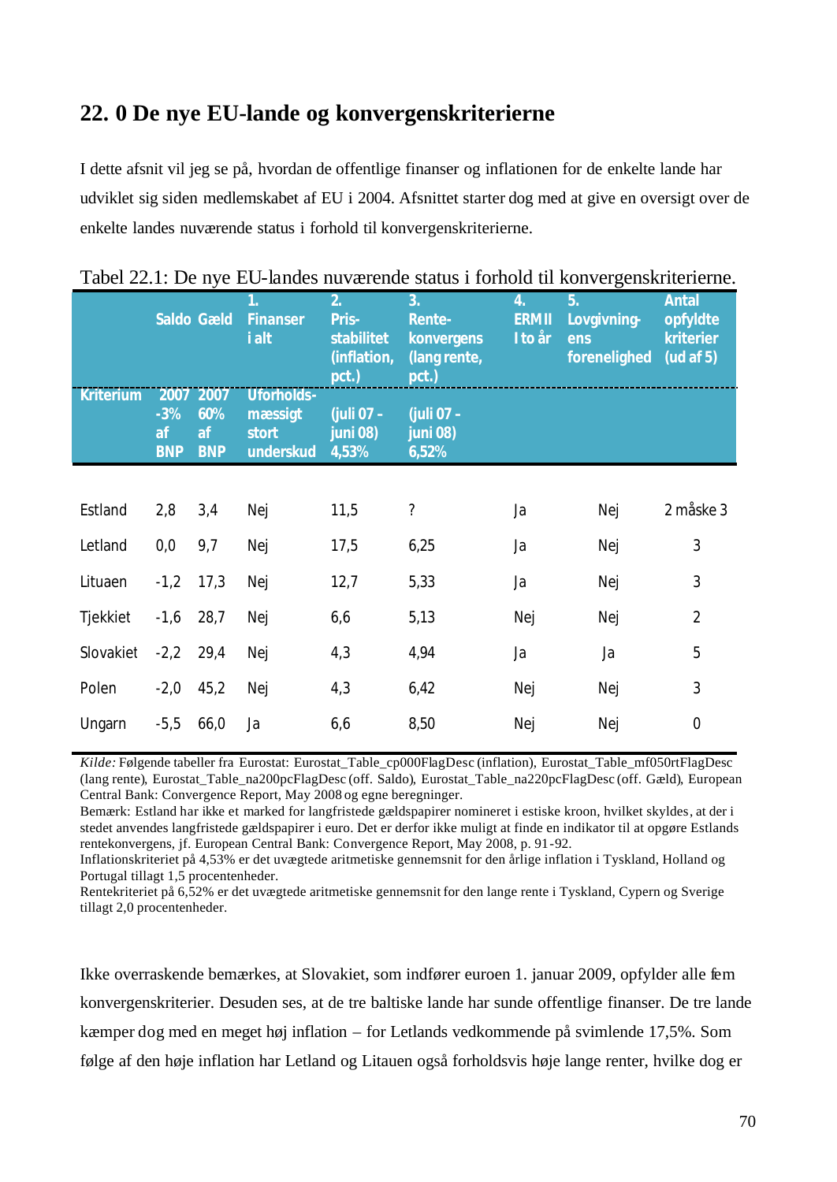## 22. 0 De nye EU-lande og konvergenskriterierne

I dette afsnit vil jeg se på, hvordan de offentlige finanser og inflationen for de enkelte lande har udviklet sig siden medlemskabet af EU i 2004. Afsnittet starter dog med at give en oversigt over de enkelte landes nuværende status i forhold til konvergenskriterierne.

Tabel 22.1: De nye EU-landes nuværende status i forhold til konvergenskriterierne.

| | Saldo | Gæld | 1. Finanser i alt | 2. Pris-stabilitet (inflation, pct.) | 3. Rente-konvergens (lang rente, pct.) | 4. ERM II I to år | 5. Lovgivning-ens forenelighed | Antal opfyldte kriterier (ud af 5) |
|---|---|---|---|---|---|---|---|---|
| Kriterium | 2007 -3% af BNP | 2007 60% af BNP | Uforholds-mæssigt stort underskud | (juli 07 - juni 08) 4,53% | (juli 07 - juni 08) 6,52% | | | |
| Estland | 2,8 | 3,4 | Nej | 11,5 | ? | Ja | Nej | 2 måske 3 |
| Letland | 0,0 | 9,7 | Nej | 17,5 | 6,25 | Ja | Nej | 3 |
| Lituaen | -1,2 | 17,3 | Nej | 12,7 | 5,33 | Ja | Nej | 3 |
| Tjekkiet | -1,6 | 28,7 | Nej | 6,6 | 5,13 | Nej | Nej | 2 |
| Slovakiet | -2,2 | 29,4 | Nej | 4,3 | 4,94 | Ja | Ja | 5 |
| Polen | -2,0 | 45,2 | Nej | 4,3 | 6,42 | Nej | Nej | 3 |
| Ungarn | -5,5 | 66,0 | Ja | 6,6 | 8,50 | Nej | Nej | 0 |

*Kilde:* Følgende tabeller fra Eurostat: Eurostat_Table_cp000FlagDesc (inflation), Eurostat_Table_mf050rtFlagDesc (lang rente), Eurostat_Table_na200pcFlagDesc (off. Saldo), Eurostat_Table_na220pcFlagDesc (off. Gæld), European Central Bank: Convergence Report, May 2008 og egne beregninger.
Bemærk: Estland har ikke et marked for langfristede gældspapirer nomineret i estiske kroon, hvilket skyldes, at der i stedet anvendes langfristede gældspapirer i euro. Det er derfor ikke muligt at finde en indikator til at opgøre Estlands rentekonvergens, jf. European Central Bank: Convergence Report, May 2008, p. 91-92.
Inflationskriteriet på 4,53% er det uvægtede aritmetiske gennemsnit for den årlige inflation i Tyskland, Holland og Portugal tillagt 1,5 procentenheder.
Rentekriteriet på 6,52% er det uvægtede aritmetiske gennemsnit for den lange rente i Tyskland, Cypern og Sverige tillagt 2,0 procentenheder.

Ikke overraskende bemærkes, at Slovakiet, som indfører euroen 1. januar 2009, opfylder alle fem konvergenskriterier. Desuden ses, at de tre baltiske lande har sunde offentlige finanser. De tre lande kæmper dog med en meget høj inflation – for Letlands vedkommende på svimlende 17,5%. Som følge af den høje inflation har Letland og Litauen også forholdsvis høje lange renter, hvilke dog er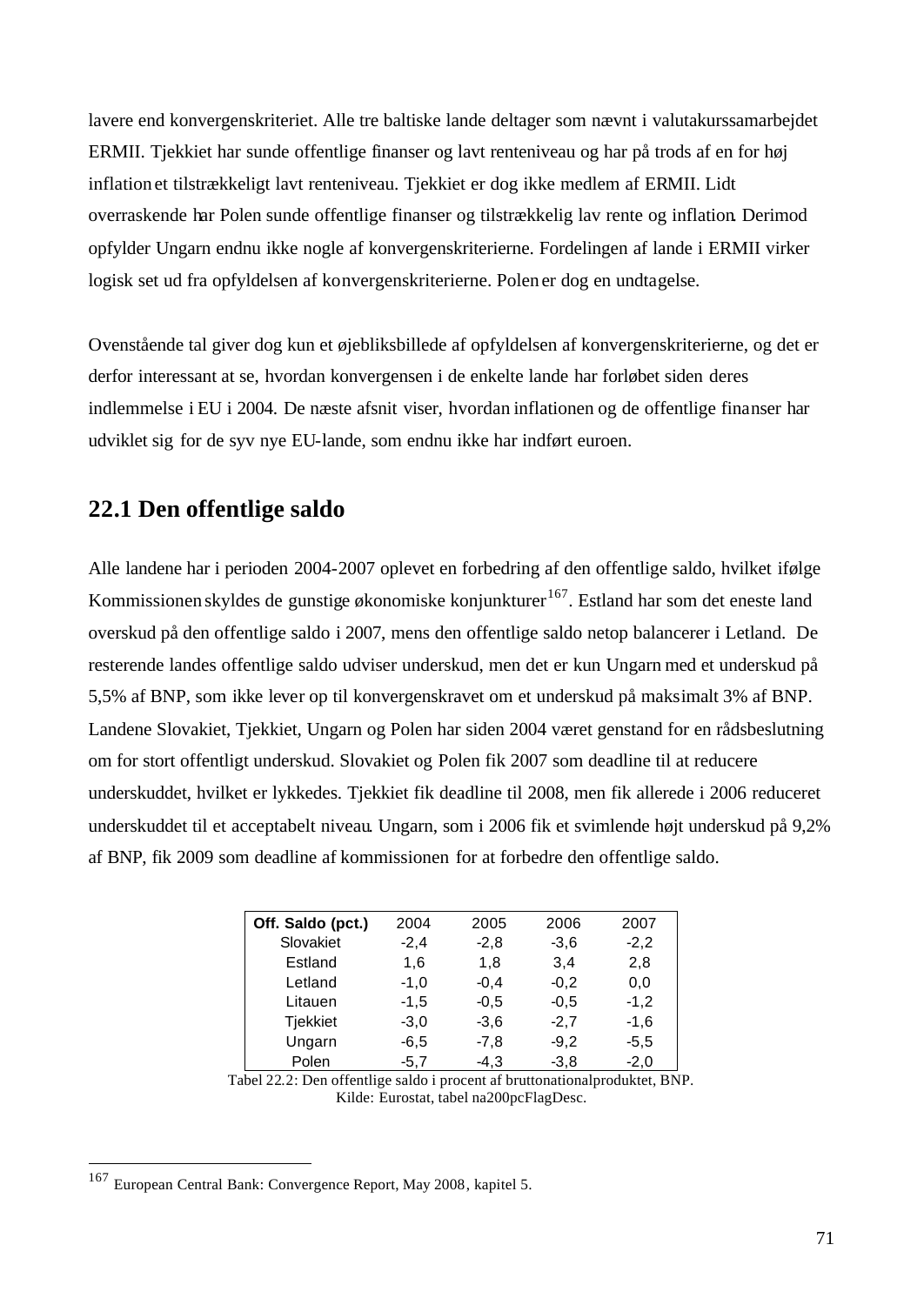lavere end konvergenskriteriet. Alle tre baltiske lande deltager som nævnt i valutakurssamarbejdet ERMII. Tjekkiet har sunde offentlige finanser og lavt renteniveau og har på trods af en for høj inflation et tilstrækkeligt lavt renteniveau. Tjekkiet er dog ikke medlem af ERMII. Lidt overraskende har Polen sunde offentlige finanser og tilstrækkelig lav rente og inflation. Derimod opfylder Ungarn endnu ikke nogle af konvergenskriterierne. Fordelingen af lande i ERMII virker logisk set ud fra opfyldelsen af konvergenskriterierne. Polen er dog en undtagelse.

Ovenstående tal giver dog kun et øjebliksbillede af opfyldelsen af konvergenskriterierne, og det er derfor interessant at se, hvordan konvergensen i de enkelte lande har forløbet siden deres indlemmelse i EU i 2004. De næste afsnit viser, hvordan inflationen og de offentlige finanser har udviklet sig for de syv nye EU-lande, som endnu ikke har indført euroen.

## 22.1 Den offentlige saldo

Alle landene har i perioden 2004-2007 oplevet en forbedring af den offentlige saldo, hvilket ifølge Kommissionen skyldes de gunstige økonomiske konjunkturer[167]. Estland har som det eneste land overskud på den offentlige saldo i 2007, mens den offentlige saldo netop balancerer i Letland. De resterende landes offentlige saldo udviser underskud, men det er kun Ungarn med et underskud på 5,5% af BNP, som ikke lever op til konvergenskravet om et underskud på maksimalt 3% af BNP. Landene Slovakiet, Tjekkiet, Ungarn og Polen har siden 2004 været genstand for en rådsbeslutning om for stort offentligt underskud. Slovakiet og Polen fik 2007 som deadline til at reducere underskuddet, hvilket er lykkedes. Tjekkiet fik deadline til 2008, men fik allerede i 2006 reduceret underskuddet til et acceptabelt niveau. Ungarn, som i 2006 fik et svimlende højt underskud på 9,2% af BNP, fik 2009 som deadline af kommissionen for at forbedre den offentlige saldo.

| Off. Saldo (pct.) | 2004 | 2005 | 2006 | 2007 |
|---|---|---|---|---|
| Slovakiet | -2,4 | -2,8 | -3,6 | -2,2 |
| Estland | 1,6 | 1,8 | 3,4 | 2,8 |
| Letland | -1,0 | -0,4 | -0,2 | 0,0 |
| Litauen | -1,5 | -0,5 | -0,5 | -1,2 |
| Tjekkiet | -3,0 | -3,6 | -2,7 | -1,6 |
| Ungarn | -6,5 | -7,8 | -9,2 | -5,5 |
| Polen | -5,7 | -4,3 | -3,8 | -2,0 |

Tabel 22.2: Den offentlige saldo i procent af bruttonationalproduktet, BNP.
Kilde: Eurostat, tabel na200pcFlagDesc.

[167] European Central Bank: Convergence Report, May 2008, kapitel 5.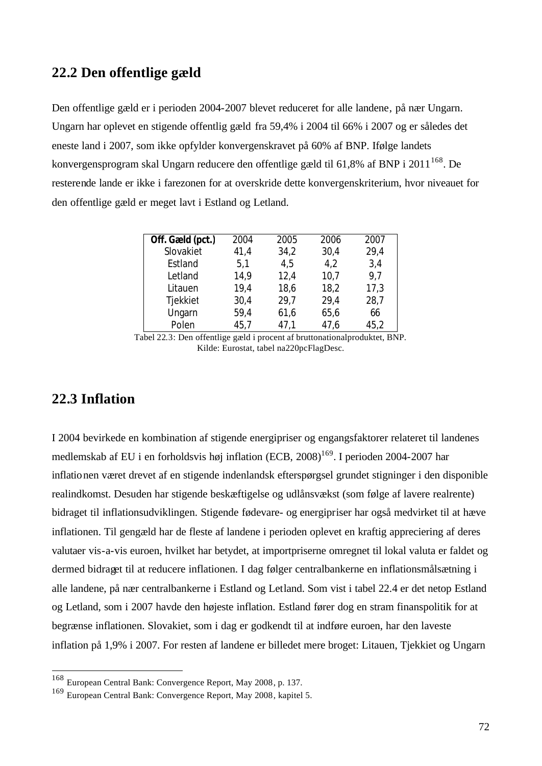## 22.2 Den offentlige gæld

Den offentlige gæld er i perioden 2004-2007 blevet reduceret for alle landene, på nær Ungarn. Ungarn har oplevet en stigende offentlig gæld fra 59,4% i 2004 til 66% i 2007 og er således det eneste land i 2007, som ikke opfylder konvergenskravet på 60% af BNP. Ifølge landets konvergensprogram skal Ungarn reducere den offentlige gæld til 61,8% af BNP i 2011[168]. De resterende lande er ikke i farezonen for at overskride dette konvergenskriterium, hvor niveauet for den offentlige gæld er meget lavt i Estland og Letland.

| **Off. Gæld (pct.)** | 2004 | 2005 | 2006 | 2007 |
|---|---|---|---|---|
| Slovakiet | 41,4 | 34,2 | 30,4 | 29,4 |
| Estland | 5,1 | 4,5 | 4,2 | 3,4 |
| Letland | 14,9 | 12,4 | 10,7 | 9,7 |
| Litauen | 19,4 | 18,6 | 18,2 | 17,3 |
| Tjekkiet | 30,4 | 29,7 | 29,4 | 28,7 |
| Ungarn | 59,4 | 61,6 | 65,6 | 66 |
| Polen | 45,7 | 47,1 | 47,6 | 45,2 |

Tabel 22.3: Den offentlige gæld i procent af bruttonationalproduktet, BNP.
Kilde: Eurostat, tabel na220pcFlagDesc.

## 22.3 Inflation

I 2004 bevirkede en kombination af stigende energipriser og engangsfaktorer relateret til landenes medlemskab af EU i en forholdsvis høj inflation (ECB, 2008)[169]. I perioden 2004-2007 har inflationen været drevet af en stigende indenlandsk efterspørgsel grundet stigninger i den disponible realindkomst. Desuden har stigende beskæftigelse og udlånsvækst (som følge af lavere realrente) bidraget til inflationsudviklingen. Stigende fødevare- og energipriser har også medvirket til at hæve inflationen. Til gengæld har de fleste af landene i perioden oplevet en kraftig appreciering af deres valutaer vis-a-vis euroen, hvilket har betydet, at importpriserne omregnet til lokal valuta er faldet og dermed bidraget til at reducere inflationen. I dag følger centralbankerne en inflationsmålsætning i alle landene, på nær centralbankerne i Estland og Letland. Som vist i tabel 22.4 er det netop Estland og Letland, som i 2007 havde den højeste inflation. Estland fører dog en stram finanspolitik for at begrænse inflationen. Slovakiet, som i dag er godkendt til at indføre euroen, har den laveste inflation på 1,9% i 2007. For resten af landene er billedet mere broget: Litauen, Tjekkiet og Ungarn

---

[168] European Central Bank: Convergence Report, May 2008, p. 137.

[169] European Central Bank: Convergence Report, May 2008, kapitel 5.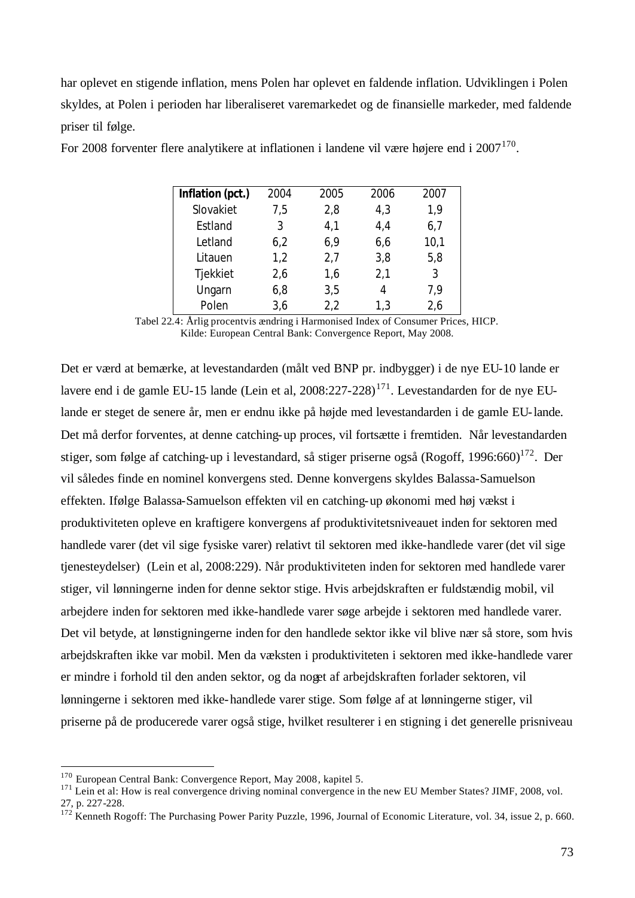har oplevet en stigende inflation, mens Polen har oplevet en faldende inflation. Udviklingen i Polen skyldes, at Polen i perioden har liberaliseret varemarkedet og de finansielle markeder, med faldende priser til følge.
For 2008 forventer flere analytikere at inflationen i landene vil være højere end i 2007[170].

| Inflation (pct.) | 2004 | 2005 | 2006 | 2007 |
|---|---|---|---|---|
| Slovakiet | 7,5 | 2,8 | 4,3 | 1,9 |
| Estland | 3 | 4,1 | 4,4 | 6,7 |
| Letland | 6,2 | 6,9 | 6,6 | 10,1 |
| Litauen | 1,2 | 2,7 | 3,8 | 5,8 |
| Tjekkiet | 2,6 | 1,6 | 2,1 | 3 |
| Ungarn | 6,8 | 3,5 | 4 | 7,9 |
| Polen | 3,6 | 2,2 | 1,3 | 2,6 |

Tabel 22.4: Årlig procentvis ændring i Harmonised Index of Consumer Prices, HICP.
Kilde: European Central Bank: Convergence Report, May 2008.

Det er værd at bemærke, at levestandarden (målt ved BNP pr. indbygger) i de nye EU-10 lande er lavere end i de gamle EU-15 lande (Lein et al, 2008:227-228)[171]. Levestandarden for de nye EU-lande er steget de senere år, men er endnu ikke på højde med levestandarden i de gamle EU-lande. Det må derfor forventes, at denne catching-up proces, vil fortsætte i fremtiden. Når levestandarden stiger, som følge af catching-up i levestandard, så stiger priserne også (Rogoff, 1996:660)[172]. Der vil således finde en nominel konvergens sted. Denne konvergens skyldes Balassa-Samuelson effekten. Ifølge Balassa-Samuelson effekten vil en catching-up økonomi med høj vækst i produktiviteten opleve en kraftigere konvergens af produktivitetsniveauet inden for sektoren med handlede varer (det vil sige fysiske varer) relativt til sektoren med ikke-handlede varer (det vil sige tjenesteydelser) (Lein et al, 2008:229). Når produktiviteten inden for sektoren med handlede varer stiger, vil lønningerne inden for denne sektor stige. Hvis arbejdskraften er fuldstændig mobil, vil arbejdere inden for sektoren med ikke-handlede varer søge arbejde i sektoren med handlede varer. Det vil betyde, at lønstigningerne inden for den handlede sektor ikke vil blive nær så store, som hvis arbejdskraften ikke var mobil. Men da væksten i produktiviteten i sektoren med ikke-handlede varer er mindre i forhold til den anden sektor, og da noget af arbejdskraften forlader sektoren, vil lønningerne i sektoren med ikke-handlede varer stige. Som følge af at lønningerne stiger, vil priserne på de producerede varer også stige, hvilket resulterer i en stigning i det generelle prisniveau

[170] European Central Bank: Convergence Report, May 2008, kapitel 5.
[171] Lein et al: How is real convergence driving nominal convergence in the new EU Member States? JIMF, 2008, vol. 27, p. 227-228.
[172] Kenneth Rogoff: The Purchasing Power Parity Puzzle, 1996, Journal of Economic Literature, vol. 34, issue 2, p. 660.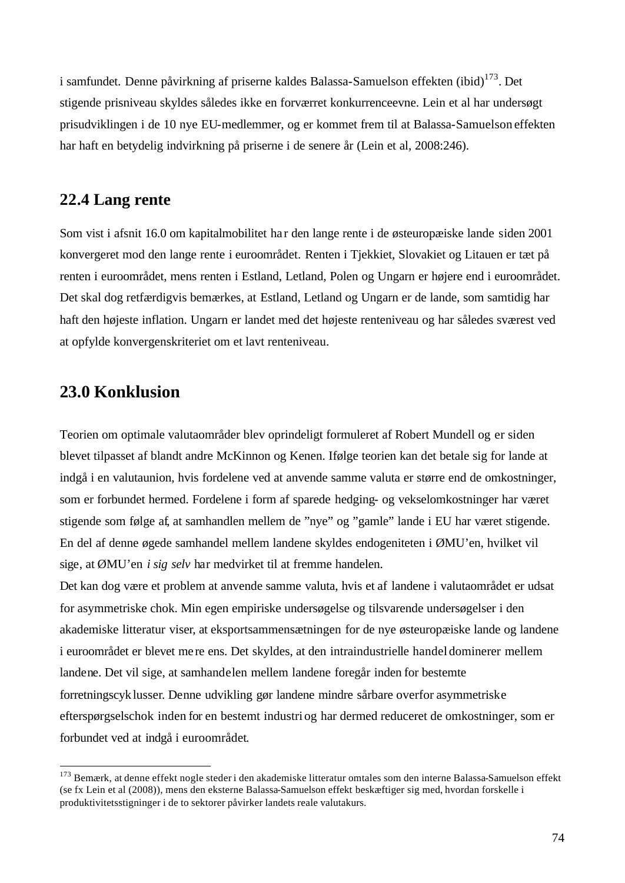i samfundet. Denne påvirkning af priserne kaldes Balassa-Samuelson effekten (ibid)[173]. Det stigende prisniveau skyldes således ikke en forværret konkurrenceevne. Lein et al har undersøgt prisudviklingen i de 10 nye EU-medlemmer, og er kommet frem til at Balassa-Samuelson effekten har haft en betydelig indvirkning på priserne i de senere år (Lein et al, 2008:246).

## 22.4 Lang rente

Som vist i afsnit 16.0 om kapitalmobilitet har den lange rente i de østeuropæiske lande siden 2001 konvergeret mod den lange rente i euroområdet. Renten i Tjekkiet, Slovakiet og Litauen er tæt på renten i euroområdet, mens renten i Estland, Letland, Polen og Ungarn er højere end i euroområdet. Det skal dog retfærdigvis bemærkes, at Estland, Letland og Ungarn er de lande, som samtidig har haft den højeste inflation. Ungarn er landet med det højeste renteniveau og har således sværest ved at opfylde konvergenskriteriet om et lavt renteniveau.

# 23.0 Konklusion

Teorien om optimale valutaområder blev oprindeligt formuleret af Robert Mundell og er siden blevet tilpasset af blandt andre McKinnon og Kenen. Ifølge teorien kan det betale sig for lande at indgå i en valutaunion, hvis fordelene ved at anvende samme valuta er større end de omkostninger, som er forbundet hermed. Fordelene i form af sparede hedging- og vekselomkostninger har været stigende som følge af, at samhandlen mellem de "nye" og "gamle" lande i EU har været stigende. En del af denne øgede samhandel mellem landene skyldes endogeniteten i ØMU'en, hvilket vil sige, at ØMU'en *i sig selv* har medvirket til at fremme handelen.

Det kan dog være et problem at anvende samme valuta, hvis et af landene i valutaområdet er udsat for asymmetriske chok. Min egen empiriske undersøgelse og tilsvarende undersøgelser i den akademiske litteratur viser, at eksportsammensætningen for de nye østeuropæiske lande og landene i euroområdet er blevet mere ens. Det skyldes, at den intraindustrielle handel dominerer mellem landene. Det vil sige, at samhandelen mellem landene foregår inden for bestemte forretningscyklusser. Denne udvikling gør landene mindre sårbare overfor asymmetriske efterspørgselschok inden for en bestemt industri og har dermed reduceret de omkostninger, som er forbundet ved at indgå i euroområdet.

---

[173] Bemærk, at denne effekt nogle steder i den akademiske litteratur omtales som den interne Balassa-Samuelson effekt (se fx Lein et al (2008)), mens den eksterne Balassa-Samuelson effekt beskæftiger sig med, hvordan forskelle i produktivitetsstigninger i de to sektorer påvirker landets reale valutakurs.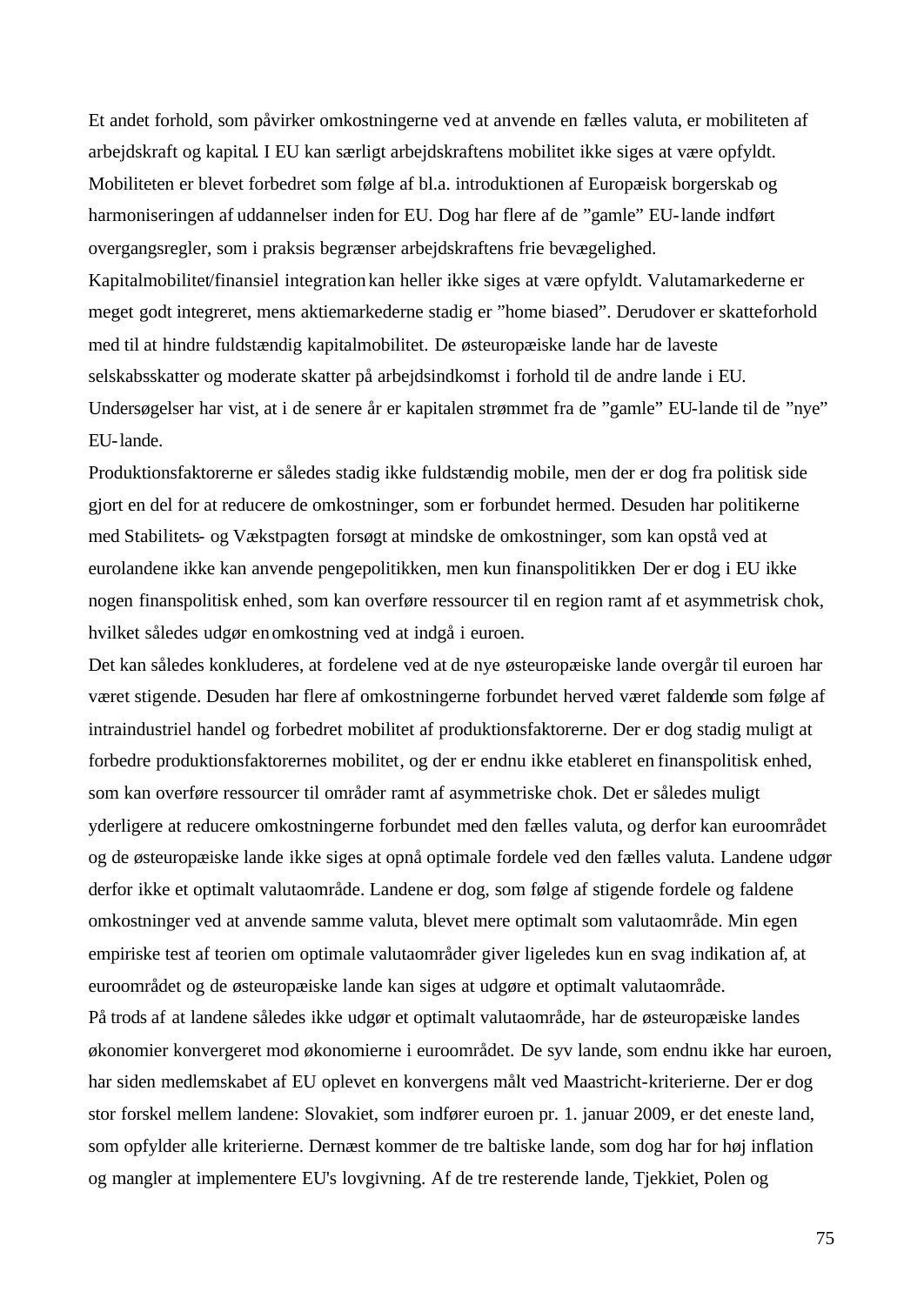Et andet forhold, som påvirker omkostningerne ved at anvende en fælles valuta, er mobiliteten af arbejdskraft og kapital. I EU kan særligt arbejdskraftens mobilitet ikke siges at være opfyldt. Mobiliteten er blevet forbedret som følge af bl.a. introduktionen af Europæisk borgerskab og harmoniseringen af uddannelser inden for EU. Dog har flere af de "gamle" EU-lande indført overgangsregler, som i praksis begrænser arbejdskraftens frie bevægelighed. Kapitalmobilitet/finansiel integration kan heller ikke siges at være opfyldt. Valutamarkederne er meget godt integreret, mens aktiemarkederne stadig er "home biased". Derudover er skatteforhold med til at hindre fuldstændig kapitalmobilitet. De østeuropæiske lande har de laveste selskabsskatter og moderate skatter på arbejdsindkomst i forhold til de andre lande i EU. Undersøgelser har vist, at i de senere år er kapitalen strømmet fra de "gamle" EU-lande til de "nye" EU-lande.

Produktionsfaktorerne er således stadig ikke fuldstændig mobile, men der er dog fra politisk side gjort en del for at reducere de omkostninger, som er forbundet hermed. Desuden har politikerne med Stabilitets- og Vækstpagten forsøgt at mindske de omkostninger, som kan opstå ved at eurolandene ikke kan anvende pengepolitikken, men kun finanspolitikken Der er dog i EU ikke nogen finanspolitisk enhed, som kan overføre ressourcer til en region ramt af et asymmetrisk chok, hvilket således udgør en omkostning ved at indgå i euroen.

Det kan således konkluderes, at fordelene ved at de nye østeuropæiske lande overgår til euroen har været stigende. Desuden har flere af omkostningerne forbundet herved været faldende som følge af intraindustriel handel og forbedret mobilitet af produktionsfaktorerne. Der er dog stadig muligt at forbedre produktionsfaktorernes mobilitet, og der er endnu ikke etableret en finanspolitisk enhed, som kan overføre ressourcer til områder ramt af asymmetriske chok. Det er således muligt yderligere at reducere omkostningerne forbundet med den fælles valuta, og derfor kan euroområdet og de østeuropæiske lande ikke siges at opnå optimale fordele ved den fælles valuta. Landene udgør derfor ikke et optimalt valutaområde. Landene er dog, som følge af stigende fordele og faldene omkostninger ved at anvende samme valuta, blevet mere optimalt som valutaområde. Min egen empiriske test af teorien om optimale valutaområder giver ligeledes kun en svag indikation af, at euroområdet og de østeuropæiske lande kan siges at udgøre et optimalt valutaområde.

På trods af at landene således ikke udgør et optimalt valutaområde, har de østeuropæiske landes økonomier konvergeret mod økonomierne i euroområdet. De syv lande, som endnu ikke har euroen, har siden medlemskabet af EU oplevet en konvergens målt ved Maastricht-kriterierne. Der er dog stor forskel mellem landene: Slovakiet, som indfører euroen pr. 1. januar 2009, er det eneste land, som opfylder alle kriterierne. Dernæst kommer de tre baltiske lande, som dog har for høj inflation og mangler at implementere EU's lovgivning. Af de tre resterende lande, Tjekkiet, Polen og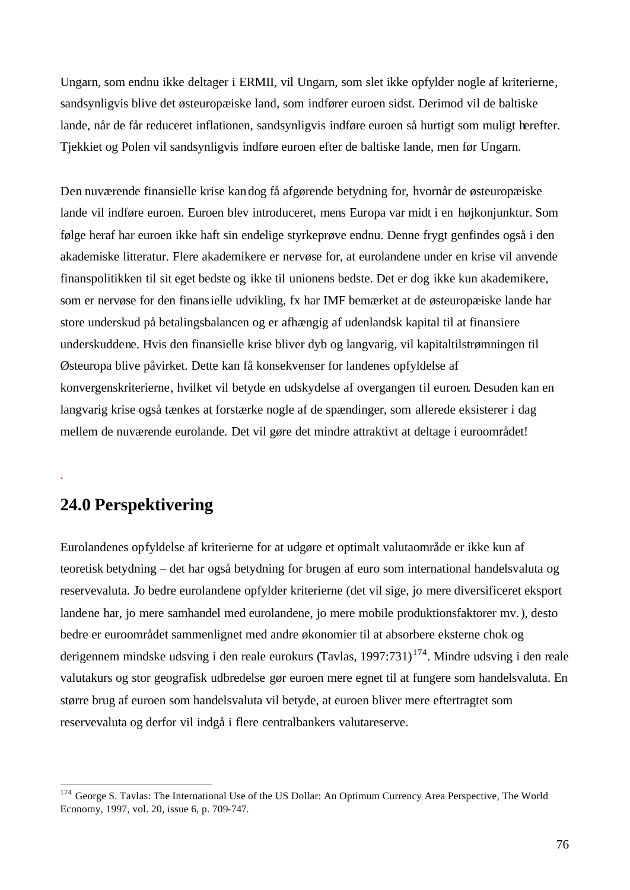Ungarn, som endnu ikke deltager i ERMII, vil Ungarn, som slet ikke opfylder nogle af kriterierne, sandsynligvis blive det østeuropæiske land, som indfører euroen sidst. Derimod vil de baltiske lande, når de får reduceret inflationen, sandsynligvis indføre euroen så hurtigt som muligt herefter. Tjekkiet og Polen vil sandsynligvis indføre euroen efter de baltiske lande, men før Ungarn.

Den nuværende finansielle krise kan dog få afgørende betydning for, hvornår de østeuropæiske lande vil indføre euroen. Euroen blev introduceret, mens Europa var midt i en højkonjunktur. Som følge heraf har euroen ikke haft sin endelige styrkeprøve endnu. Denne frygt genfindes også i den akademiske litteratur. Flere akademikere er nervøse for, at eurolandene under en krise vil anvende finanspolitikken til sit eget bedste og ikke til unionens bedste. Det er dog ikke kun akademikere, som er nervøse for den finansielle udvikling, fx har IMF bemærket at de østeuropæiske lande har store underskud på betalingsbalancen og er afhængig af udenlandsk kapital til at finansiere underskuddene. Hvis den finansielle krise bliver dyb og langvarig, vil kapitaltilstrømningen til Østeuropa blive påvirket. Dette kan få konsekvenser for landenes opfyldelse af konvergenskriterierne, hvilket vil betyde en udskydelse af overgangen til euroen. Desuden kan en langvarig krise også tænkes at forstærke nogle af de spændinger, som allerede eksisterer i dag mellem de nuværende eurolande. Det vil gøre det mindre attraktivt at deltage i euroområdet!

## 24.0 Perspektivering

Eurolandenes opfyldelse af kriterierne for at udgøre et optimalt valutaområde er ikke kun af teoretisk betydning – det har også betydning for brugen af euro som international handelsvaluta og reservevaluta. Jo bedre eurolandene opfylder kriterierne (det vil sige, jo mere diversificeret eksport landene har, jo mere samhandel med eurolandene, jo mere mobile produktionsfaktorer mv.), desto bedre er euroområdet sammenlignet med andre økonomier til at absorbere eksterne chok og derigennem mindske udsving i den reale eurokurs (Tavlas, 1997:731)[174]. Mindre udsving i den reale valutakurs og stor geografisk udbredelse gør euroen mere egnet til at fungere som handelsvaluta. En større brug af euroen som handelsvaluta vil betyde, at euroen bliver mere eftertragtet som reservevaluta og derfor vil indgå i flere centralbankers valutareserve.

---

[174] George S. Tavlas: The International Use of the US Dollar: An Optimum Currency Area Perspective, The World Economy, 1997, vol. 20, issue 6, p. 709-747.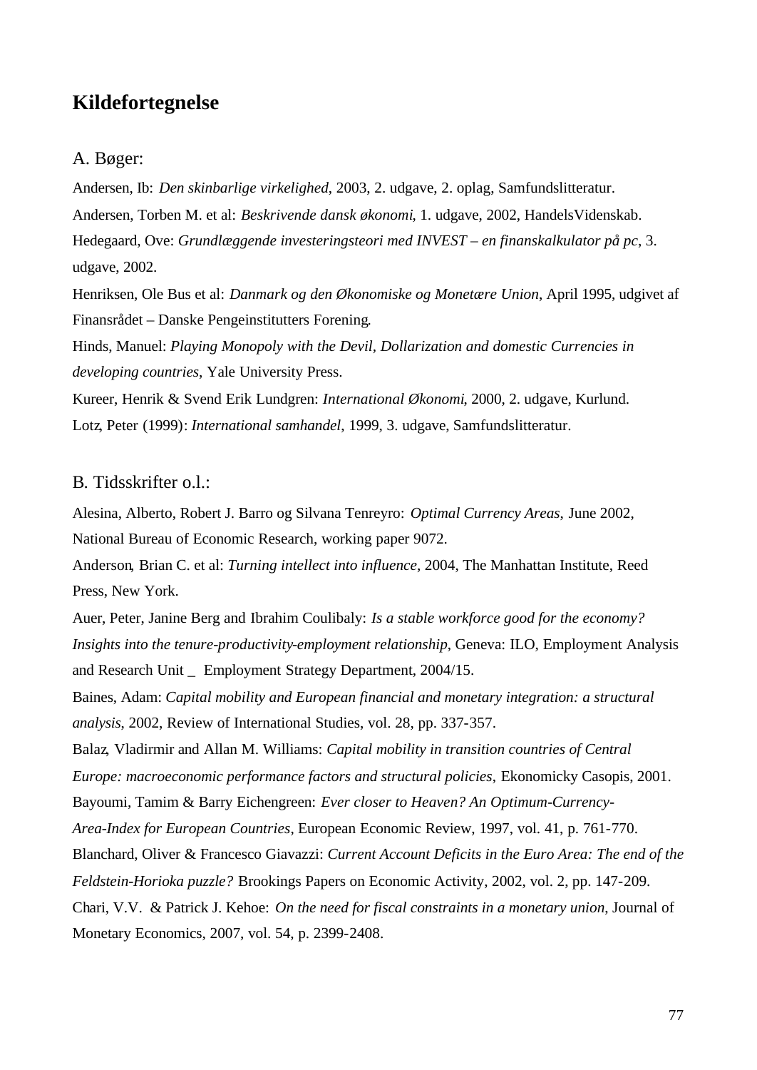## Kildefortegnelse

### A. Bøger:

Andersen, Ib: *Den skinbarlige virkelighed*, 2003, 2. udgave, 2. oplag, Samfundslitteratur.

Andersen, Torben M. et al: *Beskrivende dansk økonomi*, 1. udgave, 2002, HandelsVidenskab.

Hedegaard, Ove: *Grundlæggende investeringsteori med INVEST – en finanskalkulator på pc*, 3. udgave, 2002.

Henriksen, Ole Bus et al: *Danmark og den Økonomiske og Monetære Union*, April 1995, udgivet af Finansrådet – Danske Pengeinstitutters Forening.

Hinds, Manuel: *Playing Monopoly with the Devil, Dollarization and domestic Currencies in developing countries*, Yale University Press.

Kureer, Henrik & Svend Erik Lundgren: *International Økonomi*, 2000, 2. udgave, Kurlund.

Lotz, Peter (1999): *International samhandel*, 1999, 3. udgave, Samfundslitteratur.

### B. Tidsskrifter o.l.:

Alesina, Alberto, Robert J. Barro og Silvana Tenreyro: *Optimal Currency Areas*, June 2002, National Bureau of Economic Research, working paper 9072.

Anderson, Brian C. et al: *Turning intellect into influence*, 2004, The Manhattan Institute, Reed Press, New York.

Auer, Peter, Janine Berg and Ibrahim Coulibaly: *Is a stable workforce good for the economy? Insights into the tenure-productivity-employment relationship*, Geneva: ILO, Employment Analysis and Research Unit _ Employment Strategy Department, 2004/15.

Baines, Adam: *Capital mobility and European financial and monetary integration: a structural analysis*, 2002, Review of International Studies, vol. 28, pp. 337-357.

Balaz, Vladirmir and Allan M. Williams: *Capital mobility in transition countries of Central Europe: macroeconomic performance factors and structural policies*, Ekonomicky Casopis, 2001.

Bayoumi, Tamim & Barry Eichengreen: *Ever closer to Heaven? An Optimum-Currency-Area-Index for European Countries*, European Economic Review, 1997, vol. 41, p. 761-770.

Blanchard, Oliver & Francesco Giavazzi: *Current Account Deficits in the Euro Area: The end of the Feldstein-Horioka puzzle?* Brookings Papers on Economic Activity, 2002, vol. 2, pp. 147-209.

Chari, V.V. & Patrick J. Kehoe: *On the need for fiscal constraints in a monetary union*, Journal of Monetary Economics, 2007, vol. 54, p. 2399-2408.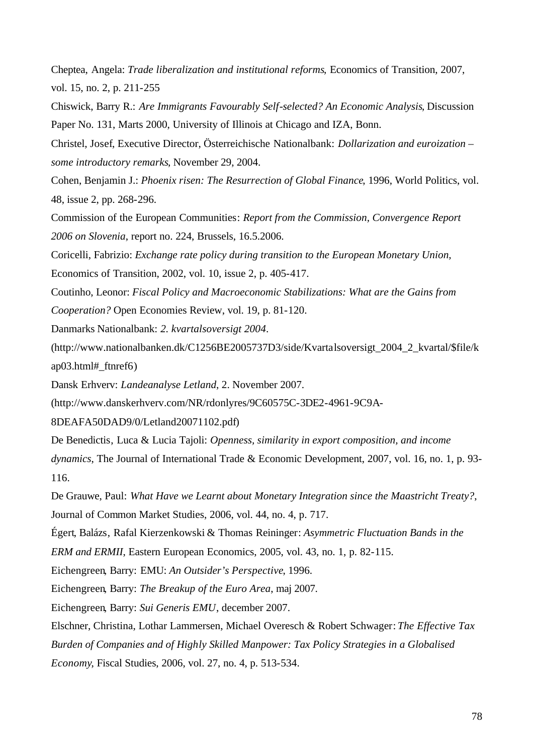Cheptea, Angela: *Trade liberalization and institutional reforms*, Economics of Transition, 2007, vol. 15, no. 2, p. 211-255

Chiswick, Barry R.: *Are Immigrants Favourably Self-selected? An Economic Analysis*, Discussion Paper No. 131, Marts 2000, University of Illinois at Chicago and IZA, Bonn.

Christel, Josef, Executive Director, Österreichische Nationalbank: *Dollarization and euroization – some introductory remarks*, November 29, 2004.

Cohen, Benjamin J.: *Phoenix risen: The Resurrection of Global Finance*, 1996, World Politics, vol. 48, issue 2, pp. 268-296.

Commission of the European Communities: *Report from the Commission, Convergence Report 2006 on Slovenia*, report no. 224, Brussels, 16.5.2006.

Coricelli, Fabrizio: *Exchange rate policy during transition to the European Monetary Union*, Economics of Transition, 2002, vol. 10, issue 2, p. 405-417.

Coutinho, Leonor: *Fiscal Policy and Macroeconomic Stabilizations: What are the Gains from Cooperation?* Open Economies Review, vol. 19, p. 81-120.

Danmarks Nationalbank: *2. kvartalsoversigt 2004*.
(http://www.nationalbanken.dk/C1256BE2005737D3/side/Kvartalsoversigt_2004_2_kvartal/$file/kap03.html#_ftnref6)

Dansk Erhverv: *Landeanalyse Letland*, 2. November 2007.
(http://www.danskerhverv.com/NR/rdonlyres/9C60575C-3DE2-4961-9C9A-8DEAFA50DAD9/0/Letland20071102.pdf)

De Benedictis, Luca & Lucia Tajoli: *Openness, similarity in export composition, and income dynamics*, The Journal of International Trade & Economic Development, 2007, vol. 16, no. 1, p. 93-116.

De Grauwe, Paul: *What Have we Learnt about Monetary Integration since the Maastricht Treaty?*, Journal of Common Market Studies, 2006, vol. 44, no. 4, p. 717.

Égert, Balázs, Rafal Kierzenkowski & Thomas Reininger: *Asymmetric Fluctuation Bands in the ERM and ERMII*, Eastern European Economics, 2005, vol. 43, no. 1, p. 82-115.

Eichengreen, Barry: EMU: *An Outsider's Perspective*, 1996.

Eichengreen, Barry: *The Breakup of the Euro Area*, maj 2007.

Eichengreen, Barry: *Sui Generis EMU*, december 2007.

Elschner, Christina, Lothar Lammersen, Michael Overesch & Robert Schwager: *The Effective Tax Burden of Companies and of Highly Skilled Manpower: Tax Policy Strategies in a Globalised Economy*, Fiscal Studies, 2006, vol. 27, no. 4, p. 513-534.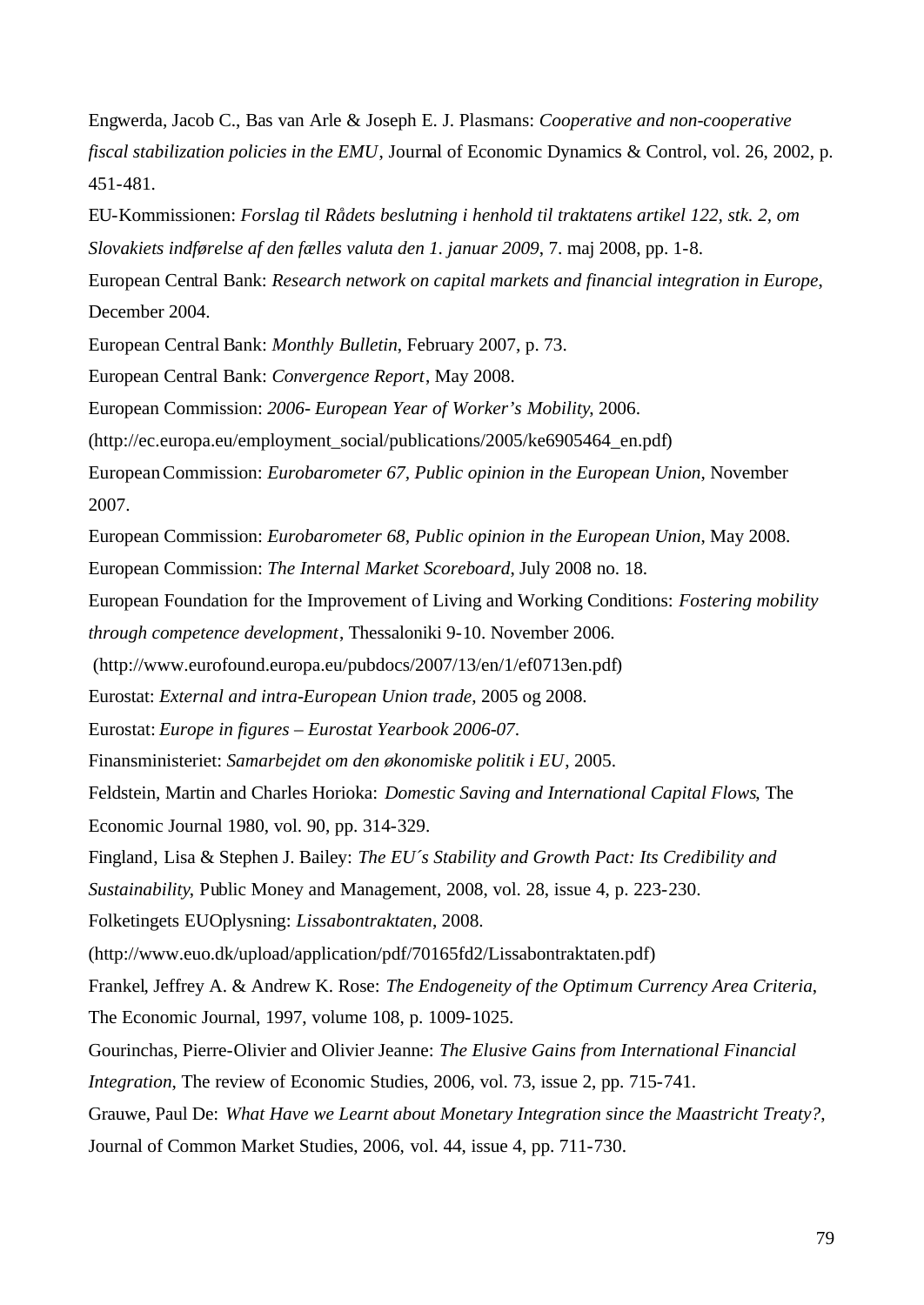Engwerda, Jacob C., Bas van Arle & Joseph E. J. Plasmans: *Cooperative and non-cooperative fiscal stabilization policies in the EMU*, Journal of Economic Dynamics & Control, vol. 26, 2002, p. 451-481.

EU-Kommissionen: *Forslag til Rådets beslutning i henhold til traktatens artikel 122, stk. 2, om Slovakiets indførelse af den fælles valuta den 1. januar 2009*, 7. maj 2008, pp. 1-8.

European Central Bank: *Research network on capital markets and financial integration in Europe*, December 2004.

European Central Bank: *Monthly Bulletin*, February 2007, p. 73.

European Central Bank: *Convergence Report*, May 2008.

European Commission: *2006- European Year of Worker's Mobility*, 2006. (http://ec.europa.eu/employment_social/publications/2005/ke6905464_en.pdf)

European Commission: *Eurobarometer 67, Public opinion in the European Union*, November 2007.

European Commission: *Eurobarometer 68, Public opinion in the European Union*, May 2008.

European Commission: *The Internal Market Scoreboard*, July 2008 no. 18.

European Foundation for the Improvement of Living and Working Conditions: *Fostering mobility through competence development*, Thessaloniki 9-10. November 2006. (http://www.eurofound.europa.eu/pubdocs/2007/13/en/1/ef0713en.pdf)

Eurostat: *External and intra-European Union trade*, 2005 og 2008.

Eurostat: *Europe in figures – Eurostat Yearbook 2006-07*.

Finansministeriet: *Samarbejdet om den økonomiske politik i EU*, 2005.

Feldstein, Martin and Charles Horioka: *Domestic Saving and International Capital Flows*, The Economic Journal 1980, vol. 90, pp. 314-329.

Fingland, Lisa & Stephen J. Bailey: *The EU´s Stability and Growth Pact: Its Credibility and Sustainability*, Public Money and Management, 2008, vol. 28, issue 4, p. 223-230.

Folketingets EUOplysning: *Lissabontraktaten*, 2008. (http://www.euo.dk/upload/application/pdf/70165fd2/Lissabontraktaten.pdf)

Frankel, Jeffrey A. & Andrew K. Rose: *The Endogeneity of the Optimum Currency Area Criteria*, The Economic Journal, 1997, volume 108, p. 1009-1025.

Gourinchas, Pierre-Olivier and Olivier Jeanne: *The Elusive Gains from International Financial Integration*, The review of Economic Studies, 2006, vol. 73, issue 2, pp. 715-741.

Grauwe, Paul De: *What Have we Learnt about Monetary Integration since the Maastricht Treaty?*, Journal of Common Market Studies, 2006, vol. 44, issue 4, pp. 711-730.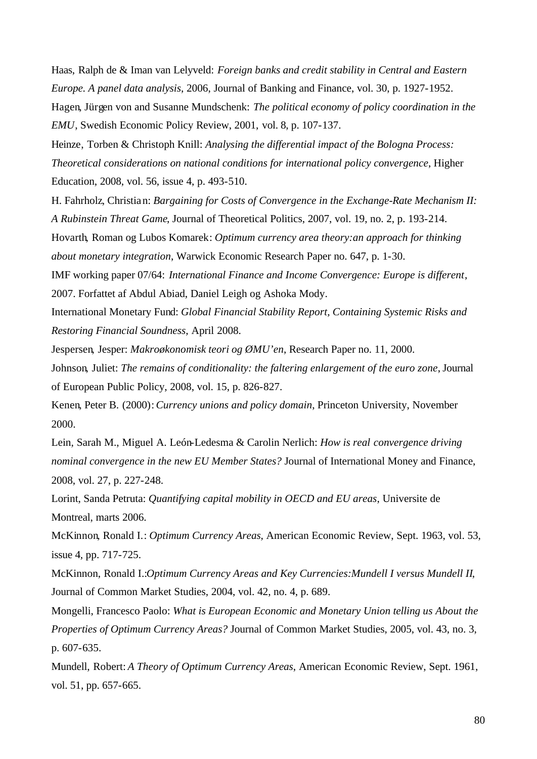Haas, Ralph de & Iman van Lelyveld: *Foreign banks and credit stability in Central and Eastern Europe. A panel data analysis*, 2006, Journal of Banking and Finance, vol. 30, p. 1927-1952.

Hagen, Jürgen von and Susanne Mundschenk: *The political economy of policy coordination in the EMU*, Swedish Economic Policy Review, 2001, vol. 8, p. 107-137.

Heinze, Torben & Christoph Knill: *Analysing the differential impact of the Bologna Process: Theoretical considerations on national conditions for international policy convergence*, Higher Education, 2008, vol. 56, issue 4, p. 493-510.

H. Fahrholz, Christian: *Bargaining for Costs of Convergence in the Exchange-Rate Mechanism II: A Rubinstein Threat Game*, Journal of Theoretical Politics, 2007, vol. 19, no. 2, p. 193-214.

Hovarth, Roman og Lubos Komarek: *Optimum currency area theory:an approach for thinking about monetary integration*, Warwick Economic Research Paper no. 647, p. 1-30.

IMF working paper 07/64: *International Finance and Income Convergence: Europe is different*, 2007. Forfattet af Abdul Abiad, Daniel Leigh og Ashoka Mody.

International Monetary Fund: *Global Financial Stability Report, Containing Systemic Risks and Restoring Financial Soundness*, April 2008.

Jespersen, Jesper: *Makroøkonomisk teori og ØMU'en*, Research Paper no. 11, 2000.

Johnson, Juliet: *The remains of conditionality: the faltering enlargement of the euro zone*, Journal of European Public Policy, 2008, vol. 15, p. 826-827.

Kenen, Peter B. (2000): *Currency unions and policy domain*, Princeton University, November 2000.

Lein, Sarah M., Miguel A. León-Ledesma & Carolin Nerlich: *How is real convergence driving nominal convergence in the new EU Member States?* Journal of International Money and Finance, 2008, vol. 27, p. 227-248.

Lorint, Sanda Petruta: *Quantifying capital mobility in OECD and EU areas*, Universite de Montreal, marts 2006.

McKinnon, Ronald I.: *Optimum Currency Areas*, American Economic Review, Sept. 1963, vol. 53, issue 4, pp. 717-725.

McKinnon, Ronald I.:*Optimum Currency Areas and Key Currencies:Mundell I versus Mundell II*, Journal of Common Market Studies, 2004, vol. 42, no. 4, p. 689.

Mongelli, Francesco Paolo: *What is European Economic and Monetary Union telling us About the Properties of Optimum Currency Areas?* Journal of Common Market Studies, 2005, vol. 43, no. 3, p. 607-635.

Mundell, Robert: *A Theory of Optimum Currency Areas*, American Economic Review, Sept. 1961, vol. 51, pp. 657-665.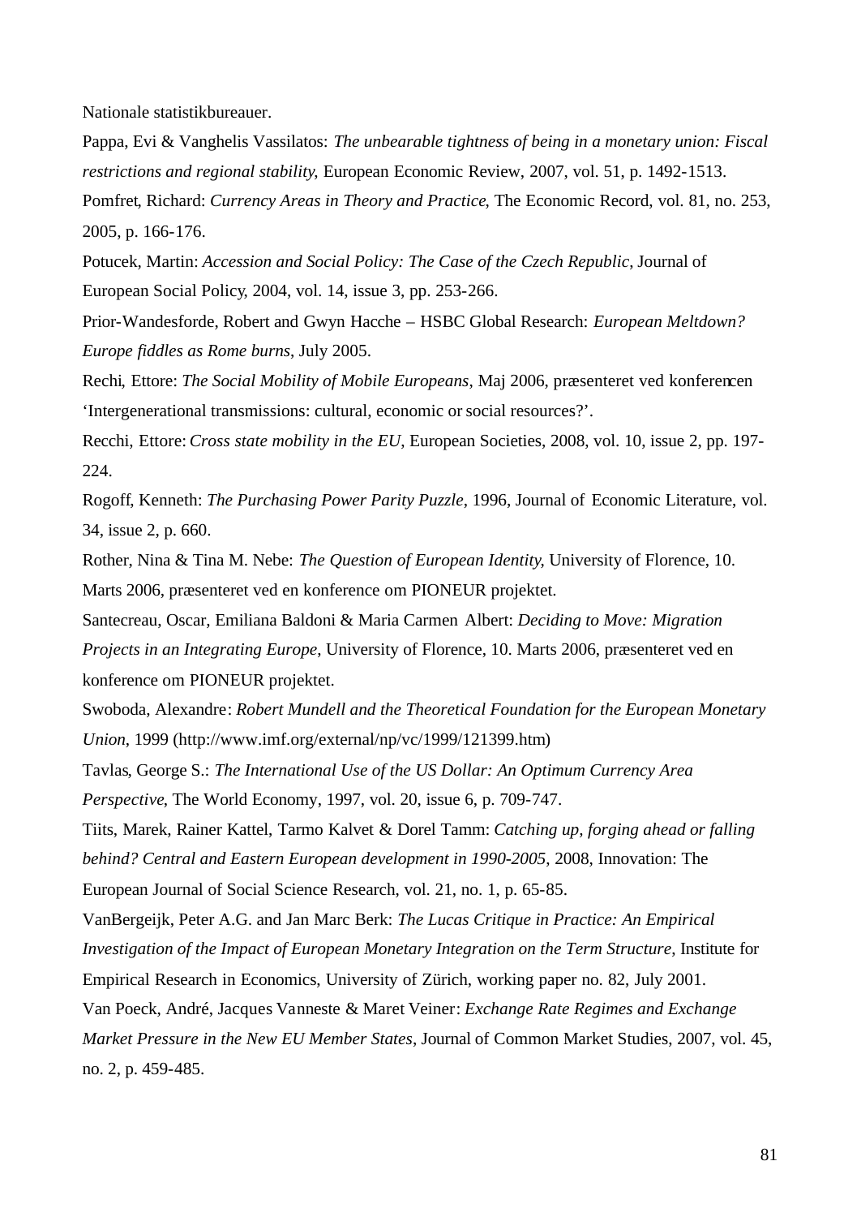Nationale statistikbureauer.

Pappa, Evi & Vanghelis Vassilatos: *The unbearable tightness of being in a monetary union: Fiscal restrictions and regional stability*, European Economic Review, 2007, vol. 51, p. 1492-1513.

Pomfret, Richard: *Currency Areas in Theory and Practice*, The Economic Record, vol. 81, no. 253, 2005, p. 166-176.

Potucek, Martin: *Accession and Social Policy: The Case of the Czech Republic*, Journal of European Social Policy, 2004, vol. 14, issue 3, pp. 253-266.

Prior-Wandesforde, Robert and Gwyn Hacche – HSBC Global Research: *European Meltdown? Europe fiddles as Rome burns*, July 2005.

Rechi, Ettore: *The Social Mobility of Mobile Europeans*, Maj 2006, præsenteret ved konferencen 'Intergenerational transmissions: cultural, economic or social resources?'.

Recchi, Ettore: *Cross state mobility in the EU*, European Societies, 2008, vol. 10, issue 2, pp. 197-224.

Rogoff, Kenneth: *The Purchasing Power Parity Puzzle*, 1996, Journal of Economic Literature, vol. 34, issue 2, p. 660.

Rother, Nina & Tina M. Nebe: *The Question of European Identity*, University of Florence, 10. Marts 2006, præsenteret ved en konference om PIONEUR projektet.

Santecreau, Oscar, Emiliana Baldoni & Maria Carmen Albert: *Deciding to Move: Migration Projects in an Integrating Europe*, University of Florence, 10. Marts 2006, præsenteret ved en konference om PIONEUR projektet.

Swoboda, Alexandre: *Robert Mundell and the Theoretical Foundation for the European Monetary Union*, 1999 (http://www.imf.org/external/np/vc/1999/121399.htm)

Tavlas, George S.: *The International Use of the US Dollar: An Optimum Currency Area Perspective*, The World Economy, 1997, vol. 20, issue 6, p. 709-747.

Tiits, Marek, Rainer Kattel, Tarmo Kalvet & Dorel Tamm: *Catching up, forging ahead or falling behind? Central and Eastern European development in 1990-2005*, 2008, Innovation: The European Journal of Social Science Research, vol. 21, no. 1, p. 65-85.

VanBergeijk, Peter A.G. and Jan Marc Berk: *The Lucas Critique in Practice: An Empirical Investigation of the Impact of European Monetary Integration on the Term Structure*, Institute for Empirical Research in Economics, University of Zürich, working paper no. 82, July 2001.

Van Poeck, André, Jacques Vanneste & Maret Veiner: *Exchange Rate Regimes and Exchange Market Pressure in the New EU Member States*, Journal of Common Market Studies, 2007, vol. 45, no. 2, p. 459-485.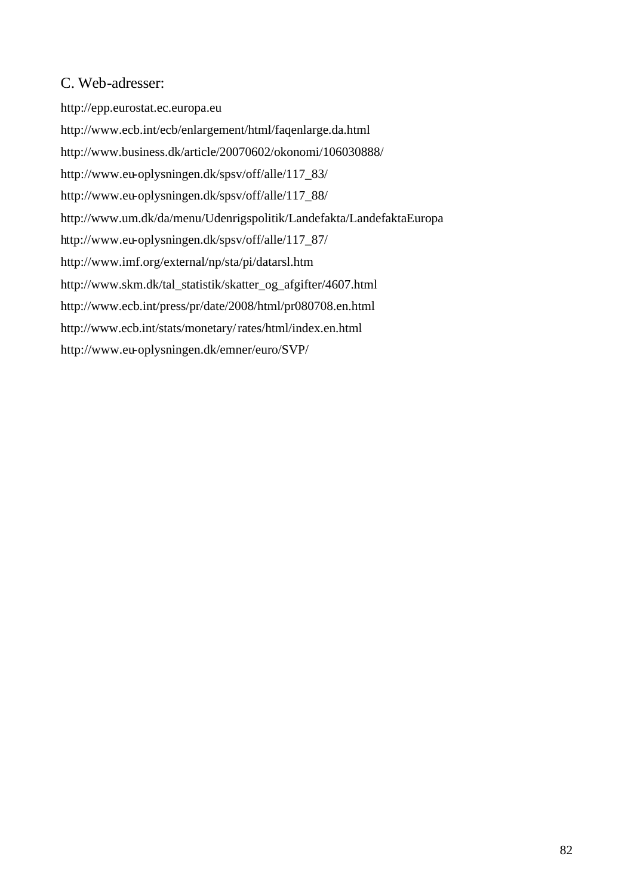## C. Web-adresser:

http://epp.eurostat.ec.europa.eu

http://www.ecb.int/ecb/enlargement/html/faqenlarge.da.html

http://www.business.dk/article/20070602/okonomi/106030888/

http://www.eu-oplysningen.dk/spsv/off/alle/117_83/

http://www.eu-oplysningen.dk/spsv/off/alle/117_88/

http://www.um.dk/da/menu/Udenrigspolitik/Landefakta/LandefaktaEuropa

http://www.eu-oplysningen.dk/spsv/off/alle/117_87/

http://www.imf.org/external/np/sta/pi/datarsl.htm

http://www.skm.dk/tal_statistik/skatter_og_afgifter/4607.html

http://www.ecb.int/press/pr/date/2008/html/pr080708.en.html

http://www.ecb.int/stats/monetary/rates/html/index.en.html

http://www.eu-oplysningen.dk/emner/euro/SVP/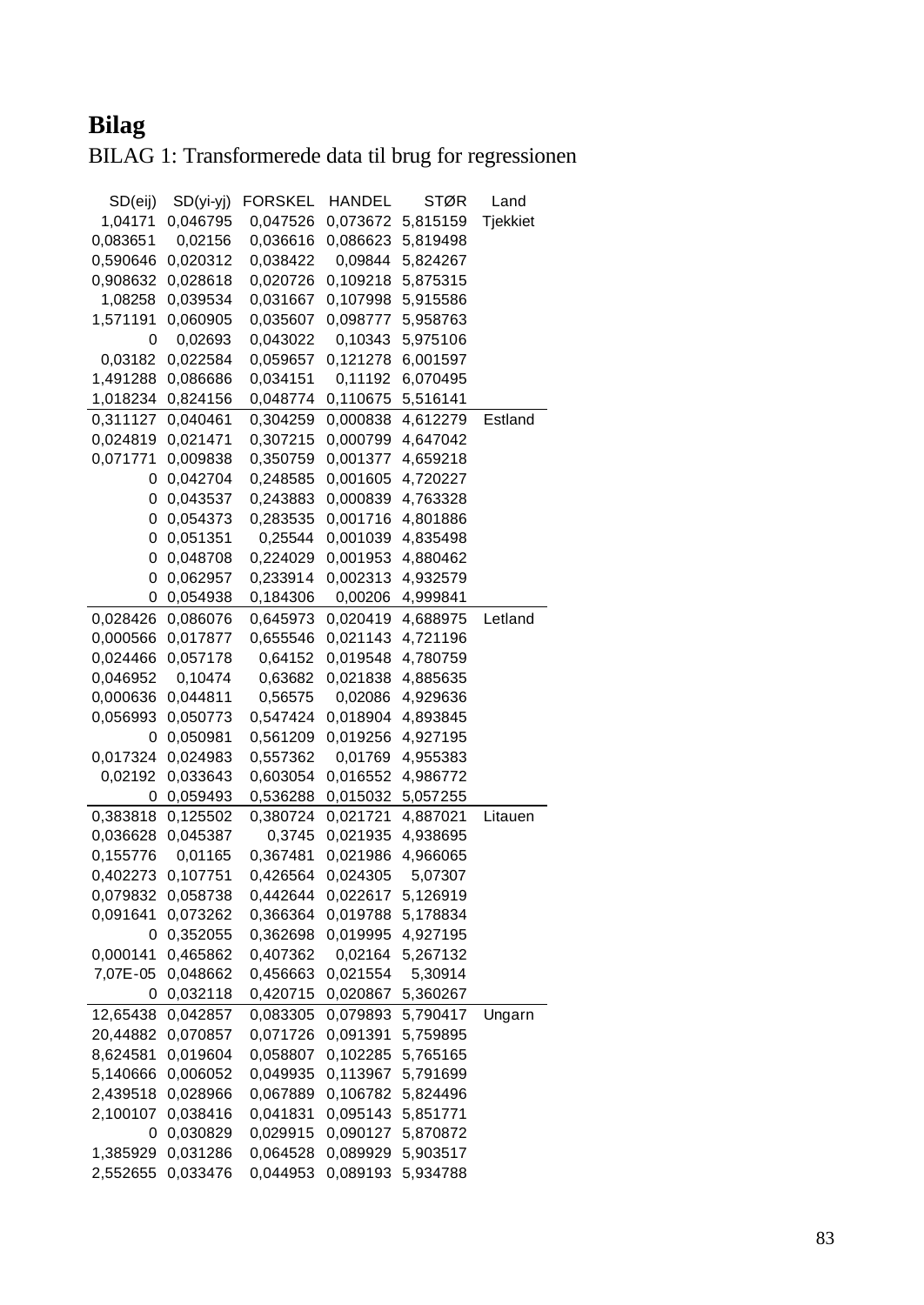# Bilag

BILAG 1: Transformerede data til brug for regressionen

| SD(eij) | SD(yi-yj) | FORSKEL | HANDEL | STØR | Land |
|---|---|---|---|---|---|
| 1,04171 | 0,046795 | 0,047526 | 0,073672 | 5,815159 | Tjekkiet |
| 0,083651 | 0,02156 | 0,036616 | 0,086623 | 5,819498 | |
| 0,590646 | 0,020312 | 0,038422 | 0,09844 | 5,824267 | |
| 0,908632 | 0,028618 | 0,020726 | 0,109218 | 5,875315 | |
| 1,08258 | 0,039534 | 0,031667 | 0,107998 | 5,915586 | |
| 1,571191 | 0,060905 | 0,035607 | 0,098777 | 5,958763 | |
| 0 | 0,02693 | 0,043022 | 0,10343 | 5,975106 | |
| 0,03182 | 0,022584 | 0,059657 | 0,121278 | 6,001597 | |
| 1,491288 | 0,086686 | 0,034151 | 0,11192 | 6,070495 | |
| 1,018234 | 0,824156 | 0,048774 | 0,110675 | 5,516141 | |
| 0,311127 | 0,040461 | 0,304259 | 0,000838 | 4,612279 | Estland |
| 0,024819 | 0,021471 | 0,307215 | 0,000799 | 4,647042 | |
| 0,071771 | 0,009838 | 0,350759 | 0,001377 | 4,659218 | |
| 0 | 0,042704 | 0,248585 | 0,001605 | 4,720227 | |
| 0 | 0,043537 | 0,243883 | 0,000839 | 4,763328 | |
| 0 | 0,054373 | 0,283535 | 0,001716 | 4,801886 | |
| 0 | 0,051351 | 0,25544 | 0,001039 | 4,835498 | |
| 0 | 0,048708 | 0,224029 | 0,001953 | 4,880462 | |
| 0 | 0,062957 | 0,233914 | 0,002313 | 4,932579 | |
| 0 | 0,054938 | 0,184306 | 0,00206 | 4,999841 | |
| 0,028426 | 0,086076 | 0,645973 | 0,020419 | 4,688975 | Letland |
| 0,000566 | 0,017877 | 0,655546 | 0,021143 | 4,721196 | |
| 0,024466 | 0,057178 | 0,64152 | 0,019548 | 4,780759 | |
| 0,046952 | 0,10474 | 0,63682 | 0,021838 | 4,885635 | |
| 0,000636 | 0,044811 | 0,56575 | 0,02086 | 4,929636 | |
| 0,056993 | 0,050773 | 0,547424 | 0,018904 | 4,893845 | |
| 0 | 0,050981 | 0,561209 | 0,019256 | 4,927195 | |
| 0,017324 | 0,024983 | 0,557362 | 0,01769 | 4,955383 | |
| 0,02192 | 0,033643 | 0,603054 | 0,016552 | 4,986772 | |
| 0 | 0,059493 | 0,536288 | 0,015032 | 5,057255 | |
| 0,383818 | 0,125502 | 0,380724 | 0,021721 | 4,887021 | Litauen |
| 0,036628 | 0,045387 | 0,3745 | 0,021935 | 4,938695 | |
| 0,155776 | 0,01165 | 0,367481 | 0,021986 | 4,966065 | |
| 0,402273 | 0,107751 | 0,426564 | 0,024305 | 5,07307 | |
| 0,079832 | 0,058738 | 0,442644 | 0,022617 | 5,126919 | |
| 0,091641 | 0,073262 | 0,366364 | 0,019788 | 5,178834 | |
| 0 | 0,352055 | 0,362698 | 0,019995 | 4,927195 | |
| 0,000141 | 0,465862 | 0,407362 | 0,02164 | 5,267132 | |
| 7,07E-05 | 0,048662 | 0,456663 | 0,021554 | 5,30914 | |
| 0 | 0,032118 | 0,420715 | 0,020867 | 5,360267 | |
| 12,65438 | 0,042857 | 0,083305 | 0,079893 | 5,790417 | Ungarn |
| 20,44882 | 0,070857 | 0,071726 | 0,091391 | 5,759895 | |
| 8,624581 | 0,019604 | 0,058807 | 0,102285 | 5,765165 | |
| 5,140666 | 0,006052 | 0,049935 | 0,113967 | 5,791699 | |
| 2,439518 | 0,028966 | 0,067889 | 0,106782 | 5,824496 | |
| 2,100107 | 0,038416 | 0,041831 | 0,095143 | 5,851771 | |
| 0 | 0,030829 | 0,029915 | 0,090127 | 5,870872 | |
| 1,385929 | 0,031286 | 0,064528 | 0,089929 | 5,903517 | |
| 2,552655 | 0,033476 | 0,044953 | 0,089193 | 5,934788 | |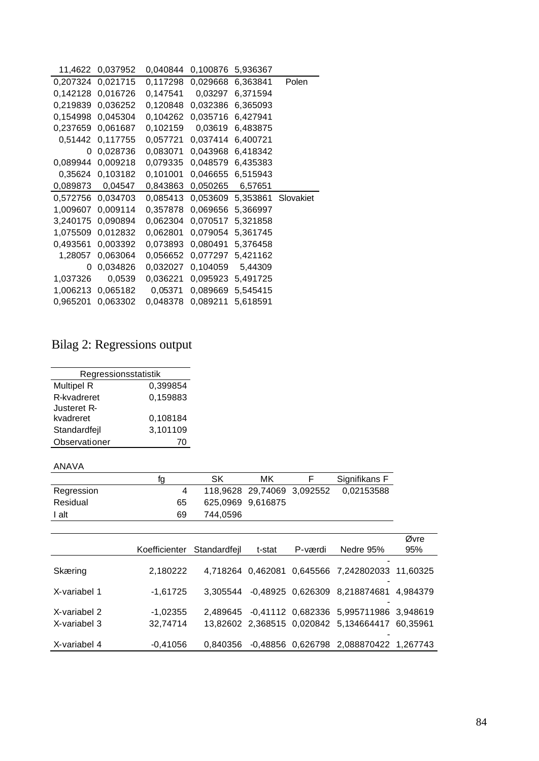| | | | | | |
|---|---|---|---|---|---|
| 11,4622 | 0,037952 | 0,040844 | 0,100876 | 5,936367 | |
| 0,207324 | 0,021715 | 0,117298 | 0,029668 | 6,363841 | Polen |
| 0,142128 | 0,016726 | 0,147541 | 0,03297 | 6,371594 | |
| 0,219839 | 0,036252 | 0,120848 | 0,032386 | 6,365093 | |
| 0,154998 | 0,045304 | 0,104262 | 0,035716 | 6,427941 | |
| 0,237659 | 0,061687 | 0,102159 | 0,03619 | 6,483875 | |
| 0,51442 | 0,117755 | 0,057721 | 0,037414 | 6,400721 | |
| 0 | 0,028736 | 0,083071 | 0,043968 | 6,418342 | |
| 0,089944 | 0,009218 | 0,079335 | 0,048579 | 6,435383 | |
| 0,35624 | 0,103182 | 0,101001 | 0,046655 | 6,515943 | |
| 0,089873 | 0,04547 | 0,843863 | 0,050265 | 6,57651 | |
| 0,572756 | 0,034703 | 0,085413 | 0,053609 | 5,353861 | Slovakiet |
| 1,009607 | 0,009114 | 0,357878 | 0,069656 | 5,366997 | |
| 3,240175 | 0,090894 | 0,062304 | 0,070517 | 5,321858 | |
| 1,075509 | 0,012832 | 0,062801 | 0,079054 | 5,361745 | |
| 0,493561 | 0,003392 | 0,073893 | 0,080491 | 5,376458 | |
| 1,28057 | 0,063064 | 0,056652 | 0,077297 | 5,421162 | |
| 0 | 0,034826 | 0,032027 | 0,104059 | 5,44309 | |
| 1,037326 | 0,0539 | 0,036221 | 0,095923 | 5,491725 | |
| 1,006213 | 0,065182 | 0,05371 | 0,089669 | 5,545415 | |
| 0,965201 | 0,063302 | 0,048378 | 0,089211 | 5,618591 | |

# Bilag 2: Regressions output

| Regressionsstatistik | |
|---|---|
| Multipel R | 0,399854 |
| R-kvadreret | 0,159883 |
| Justeret R-kvadreret | 0,108184 |
| Standardfejl | 3,101109 |
| Observationer | 70 |

ANAVA

| | fg | SK | MK | F | Signifikans F |
|---|---|---|---|---|---|
| Regression | 4 | 118,9628 | 29,74069 | 3,092552 | 0,02153588 |
| Residual | 65 | 625,0969 | 9,616875 | | |
| I alt | 69 | 744,0596 | | | |

| | Koefficienter | Standardfejl | t-stat | P-værdi | Nedre 95% | Øvre 95% |
|---|---|---|---|---|---|---|
| Skæring | 2,180222 | 4,718264 | 0,462081 | 0,645566 | -7,242802033 | 11,60325 |
| X-variabel 1 | -1,61725 | 3,305544 | -0,48925 | 0,626309 | -8,218874681 | 4,984379 |
| X-variabel 2 | -1,02355 | 2,489645 | -0,41112 | 0,682336 | -5,995711986 | 3,948619 |
| X-variabel 3 | 32,74714 | 13,82602 | 2,368515 | 0,020842 | 5,134664417 | 60,35961 |
| X-variabel 4 | -0,41056 | 0,840356 | -0,48856 | 0,626798 | -2,088870422 | 1,267743 |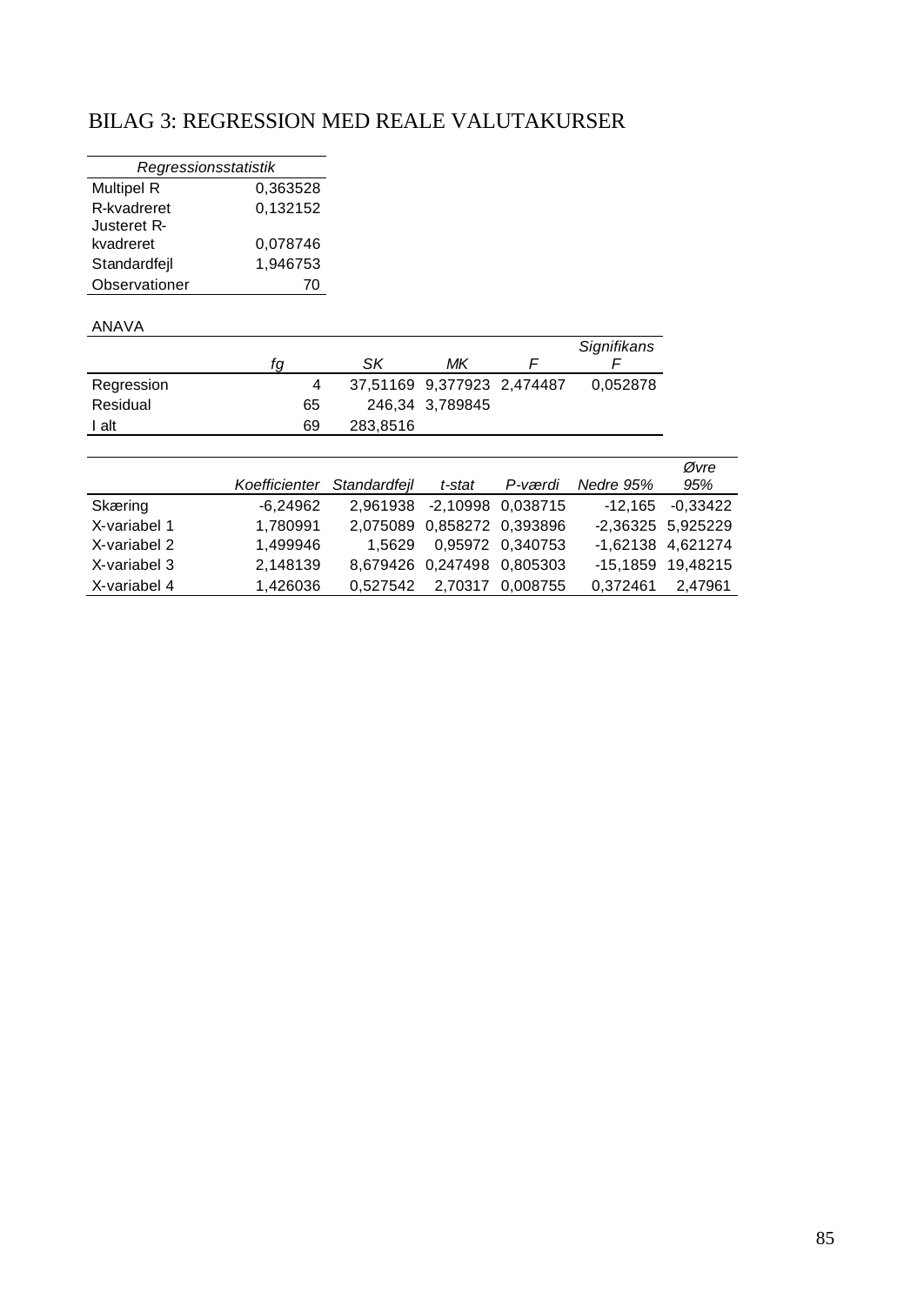# BILAG 3: REGRESSION MED REALE VALUTAKURSER

| *Regressionsstatistik* | |
|---|---|
| Multipel R | 0,363528 |
| R-kvadreret | 0,132152 |
| Justeret R-kvadreret | 0,078746 |
| Standardfejl | 1,946753 |
| Observationer | 70 |

ANAVA

| | *fg* | *SK* | *MK* | *F* | *Signifikans F* |
|---|---|---|---|---|---|
| Regression | 4 | 37,51169 | 9,377923 | 2,474487 | 0,052878 |
| Residual | 65 | 246,34 | 3,789845 | | |
| I alt | 69 | 283,8516 | | | |

| | *Koefficienter* | *Standardfejl* | *t-stat* | *P-værdi* | *Nedre 95%* | *Øvre 95%* |
|---|---|---|---|---|---|---|
| Skæring | -6,24962 | 2,961938 | -2,10998 | 0,038715 | -12,165 | -0,33422 |
| X-variabel 1 | 1,780991 | 2,075089 | 0,858272 | 0,393896 | -2,36325 | 5,925229 |
| X-variabel 2 | 1,499946 | 1,5629 | 0,95972 | 0,340753 | -1,62138 | 4,621274 |
| X-variabel 3 | 2,148139 | 8,679426 | 0,247498 | 0,805303 | -15,1859 | 19,48215 |
| X-variabel 4 | 1,426036 | 0,527542 | 2,70317 | 0,008755 | 0,372461 | 2,47961 |